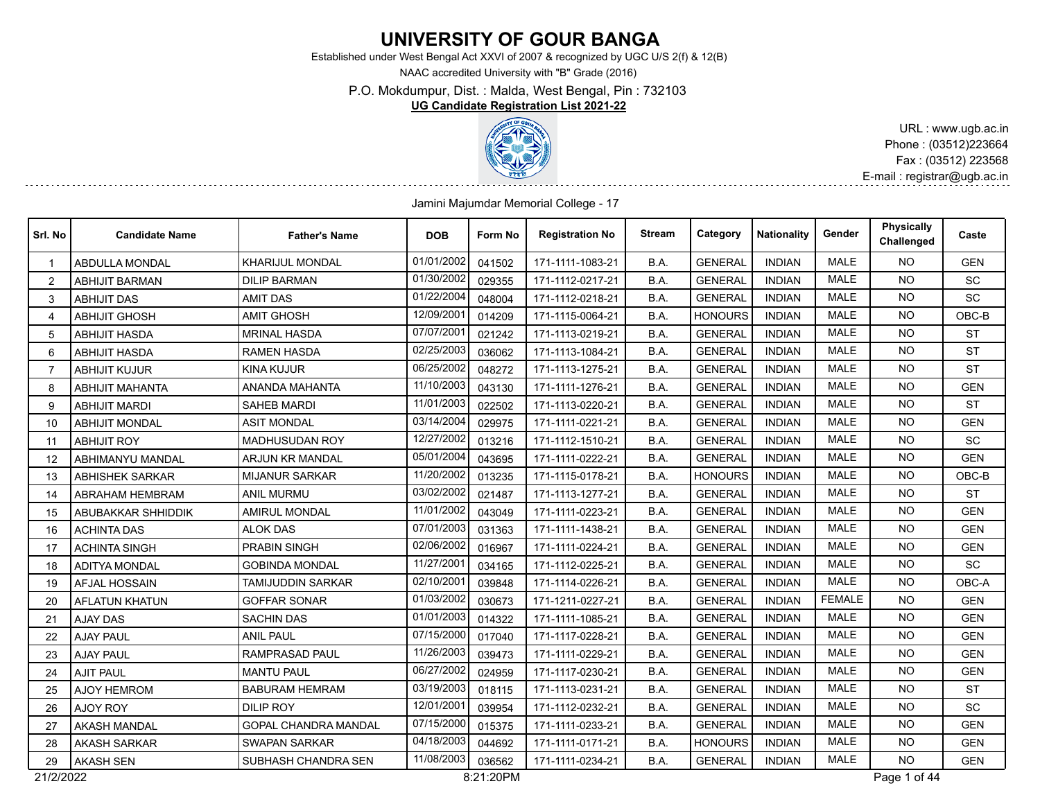# UNIVERSITY OF GOUR BANGA

Established under West Bengal Act XXVI of 2007 & recognized by UGC U/S 2(f) & 12(B)

NAAC accredited University with "B" Grade (2016)

P.O. Mokdumpur, Dist. : Malda, West Bengal, Pin : 732103

**UG Candidate Registration List 2021-22**

URL : www.ugb.ac.in
Phone : (03512)223664
Fax : (03512) 223568
E-mail : registrar@ugb.ac.in

Jamini Majumdar Memorial College - 17

| Srl. No | Candidate Name | Father's Name | DOB | Form No | Registration No | Stream | Category | Nationality | Gender | Physically Challenged | Caste |
|---|---|---|---|---|---|---|---|---|---|---|---|
| 1 | ABDULLA MONDAL | KHARIJUL MONDAL | 01/01/2002 | 041502 | 171-1111-1083-21 | B.A. | GENERAL | INDIAN | MALE | NO | GEN |
| 2 | ABHIJIT BARMAN | DILIP BARMAN | 01/30/2002 | 029355 | 171-1112-0217-21 | B.A. | GENERAL | INDIAN | MALE | NO | SC |
| 3 | ABHIJIT DAS | AMIT DAS | 01/22/2004 | 048004 | 171-1112-0218-21 | B.A. | GENERAL | INDIAN | MALE | NO | SC |
| 4 | ABHIJIT GHOSH | AMIT GHOSH | 12/09/2001 | 014209 | 171-1115-0064-21 | B.A. | HONOURS | INDIAN | MALE | NO | OBC-B |
| 5 | ABHIJIT HASDA | MRINAL HASDA | 07/07/2001 | 021242 | 171-1113-0219-21 | B.A. | GENERAL | INDIAN | MALE | NO | ST |
| 6 | ABHIJIT HASDA | RAMEN HASDA | 02/25/2003 | 036062 | 171-1113-1084-21 | B.A. | GENERAL | INDIAN | MALE | NO | ST |
| 7 | ABHIJIT KUJUR | KINA KUJUR | 06/25/2002 | 048272 | 171-1113-1275-21 | B.A. | GENERAL | INDIAN | MALE | NO | ST |
| 8 | ABHIJIT MAHANTA | ANANDA MAHANTA | 11/10/2003 | 043130 | 171-1111-1276-21 | B.A. | GENERAL | INDIAN | MALE | NO | GEN |
| 9 | ABHIJIT MARDI | SAHEB MARDI | 11/01/2003 | 022502 | 171-1113-0220-21 | B.A. | GENERAL | INDIAN | MALE | NO | ST |
| 10 | ABHIJIT MONDAL | ASIT MONDAL | 03/14/2004 | 029975 | 171-1111-0221-21 | B.A. | GENERAL | INDIAN | MALE | NO | GEN |
| 11 | ABHIJIT ROY | MADHUSUDAN ROY | 12/27/2002 | 013216 | 171-1112-1510-21 | B.A. | GENERAL | INDIAN | MALE | NO | SC |
| 12 | ABHIMANYU MANDAL | ARJUN KR MANDAL | 05/01/2004 | 043695 | 171-1111-0222-21 | B.A. | GENERAL | INDIAN | MALE | NO | GEN |
| 13 | ABHISHEK SARKAR | MIJANUR SARKAR | 11/20/2002 | 013235 | 171-1115-0178-21 | B.A. | HONOURS | INDIAN | MALE | NO | OBC-B |
| 14 | ABRAHAM HEMBRAM | ANIL MURMU | 03/02/2002 | 021487 | 171-1113-1277-21 | B.A. | GENERAL | INDIAN | MALE | NO | ST |
| 15 | ABUBAKKAR SHHIDDIK | AMIRUL MONDAL | 11/01/2002 | 043049 | 171-1111-0223-21 | B.A. | GENERAL | INDIAN | MALE | NO | GEN |
| 16 | ACHINTA DAS | ALOK DAS | 07/01/2003 | 031363 | 171-1111-1438-21 | B.A. | GENERAL | INDIAN | MALE | NO | GEN |
| 17 | ACHINTA SINGH | PRABIN SINGH | 02/06/2002 | 016967 | 171-1111-0224-21 | B.A. | GENERAL | INDIAN | MALE | NO | GEN |
| 18 | ADITYA MONDAL | GOBINDA MONDAL | 11/27/2001 | 034165 | 171-1112-0225-21 | B.A. | GENERAL | INDIAN | MALE | NO | SC |
| 19 | AFJAL HOSSAIN | TAMIJUDDIN SARKAR | 02/10/2001 | 039848 | 171-1114-0226-21 | B.A. | GENERAL | INDIAN | MALE | NO | OBC-A |
| 20 | AFLATUN KHATUN | GOFFAR SONAR | 01/03/2002 | 030673 | 171-1211-0227-21 | B.A. | GENERAL | INDIAN | FEMALE | NO | GEN |
| 21 | AJAY DAS | SACHIN DAS | 01/01/2003 | 014322 | 171-1111-1085-21 | B.A. | GENERAL | INDIAN | MALE | NO | GEN |
| 22 | AJAY PAUL | ANIL PAUL | 07/15/2000 | 017040 | 171-1117-0228-21 | B.A. | GENERAL | INDIAN | MALE | NO | GEN |
| 23 | AJAY PAUL | RAMPRASAD PAUL | 11/26/2003 | 039473 | 171-1111-0229-21 | B.A. | GENERAL | INDIAN | MALE | NO | GEN |
| 24 | AJIT PAUL | MANTU PAUL | 06/27/2002 | 024959 | 171-1117-0230-21 | B.A. | GENERAL | INDIAN | MALE | NO | GEN |
| 25 | AJOY HEMROM | BABURAM HEMRAM | 03/19/2003 | 018115 | 171-1113-0231-21 | B.A. | GENERAL | INDIAN | MALE | NO | ST |
| 26 | AJOY ROY | DILIP ROY | 12/01/2001 | 039954 | 171-1112-0232-21 | B.A. | GENERAL | INDIAN | MALE | NO | SC |
| 27 | AKASH MANDAL | GOPAL CHANDRA MANDAL | 07/15/2000 | 015375 | 171-1111-0233-21 | B.A. | GENERAL | INDIAN | MALE | NO | GEN |
| 28 | AKASH SARKAR | SWAPAN SARKAR | 04/18/2003 | 044692 | 171-1111-0171-21 | B.A. | HONOURS | INDIAN | MALE | NO | GEN |
| 29 | AKASH SEN | SUBHASH CHANDRA SEN | 11/08/2003 | 036562 | 171-1111-0234-21 | B.A. | GENERAL | INDIAN | MALE | NO | GEN |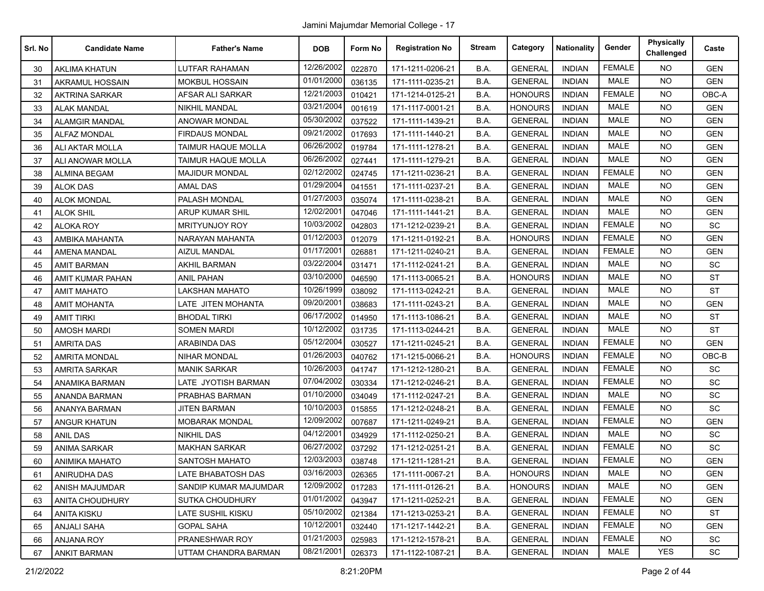Jamini Majumdar Memorial College - 17

| Srl. No | Candidate Name | Father's Name | DOB | Form No | Registration No | Stream | Category | Nationality | Gender | Physically Challenged | Caste |
|---|---|---|---|---|---|---|---|---|---|---|---|
| 30 | AKLIMA KHATUN | LUTFAR RAHAMAN | 12/26/2002 | 022870 | 171-1211-0206-21 | B.A. | GENERAL | INDIAN | FEMALE | NO | GEN |
| 31 | AKRAMUL HOSSAIN | MOKBUL HOSSAIN | 01/01/2000 | 036135 | 171-1111-0235-21 | B.A. | GENERAL | INDIAN | MALE | NO | GEN |
| 32 | AKTRINA SARKAR | AFSAR ALI SARKAR | 12/21/2003 | 010421 | 171-1214-0125-21 | B.A. | HONOURS | INDIAN | FEMALE | NO | OBC-A |
| 33 | ALAK MANDAL | NIKHIL MANDAL | 03/21/2004 | 001619 | 171-1117-0001-21 | B.A. | HONOURS | INDIAN | MALE | NO | GEN |
| 34 | ALAMGIR MANDAL | ANOWAR MONDAL | 05/30/2002 | 037522 | 171-1111-1439-21 | B.A. | GENERAL | INDIAN | MALE | NO | GEN |
| 35 | ALFAZ MONDAL | FIRDAUS MONDAL | 09/21/2002 | 017693 | 171-1111-1440-21 | B.A. | GENERAL | INDIAN | MALE | NO | GEN |
| 36 | ALI AKTAR MOLLA | TAIMUR HAQUE MOLLA | 06/26/2002 | 019784 | 171-1111-1278-21 | B.A. | GENERAL | INDIAN | MALE | NO | GEN |
| 37 | ALI ANOWAR MOLLA | TAIMUR HAQUE MOLLA | 06/26/2002 | 027441 | 171-1111-1279-21 | B.A. | GENERAL | INDIAN | MALE | NO | GEN |
| 38 | ALMINA BEGAM | MAJIDUR MONDAL | 02/12/2002 | 024745 | 171-1211-0236-21 | B.A. | GENERAL | INDIAN | FEMALE | NO | GEN |
| 39 | ALOK DAS | AMAL DAS | 01/29/2004 | 041551 | 171-1111-0237-21 | B.A. | GENERAL | INDIAN | MALE | NO | GEN |
| 40 | ALOK MONDAL | PALASH MONDAL | 01/27/2003 | 035074 | 171-1111-0238-21 | B.A. | GENERAL | INDIAN | MALE | NO | GEN |
| 41 | ALOK SHIL | ARUP KUMAR SHIL | 12/02/2001 | 047046 | 171-1111-1441-21 | B.A. | GENERAL | INDIAN | MALE | NO | GEN |
| 42 | ALOKA ROY | MRITYUNJOY ROY | 10/03/2002 | 042803 | 171-1212-0239-21 | B.A. | GENERAL | INDIAN | FEMALE | NO | SC |
| 43 | AMBIKA MAHANTA | NARAYAN MAHANTA | 01/12/2003 | 012079 | 171-1211-0192-21 | B.A. | HONOURS | INDIAN | FEMALE | NO | GEN |
| 44 | AMENA MANDAL | AIZUL MANDAL | 01/17/2001 | 026881 | 171-1211-0240-21 | B.A. | GENERAL | INDIAN | FEMALE | NO | GEN |
| 45 | AMIT BARMAN | AKHIL BARMAN | 03/22/2004 | 031471 | 171-1112-0241-21 | B.A. | GENERAL | INDIAN | MALE | NO | SC |
| 46 | AMIT KUMAR PAHAN | ANIL PAHAN | 03/10/2000 | 046590 | 171-1113-0065-21 | B.A. | HONOURS | INDIAN | MALE | NO | ST |
| 47 | AMIT MAHATO | LAKSHAN MAHATO | 10/26/1999 | 038092 | 171-1113-0242-21 | B.A. | GENERAL | INDIAN | MALE | NO | ST |
| 48 | AMIT MOHANTA | LATE JITEN MOHANTA | 09/20/2001 | 038683 | 171-1111-0243-21 | B.A. | GENERAL | INDIAN | MALE | NO | GEN |
| 49 | AMIT TIRKI | BHODAL TIRKI | 06/17/2002 | 014950 | 171-1113-1086-21 | B.A. | GENERAL | INDIAN | MALE | NO | ST |
| 50 | AMOSH MARDI | SOMEN MARDI | 10/12/2002 | 031735 | 171-1113-0244-21 | B.A. | GENERAL | INDIAN | MALE | NO | ST |
| 51 | AMRITA DAS | ARABINDA DAS | 05/12/2004 | 030527 | 171-1211-0245-21 | B.A. | GENERAL | INDIAN | FEMALE | NO | GEN |
| 52 | AMRITA MONDAL | NIHAR MONDAL | 01/26/2003 | 040762 | 171-1215-0066-21 | B.A. | HONOURS | INDIAN | FEMALE | NO | OBC-B |
| 53 | AMRITA SARKAR | MANIK SARKAR | 10/26/2003 | 041747 | 171-1212-1280-21 | B.A. | GENERAL | INDIAN | FEMALE | NO | SC |
| 54 | ANAMIKA BARMAN | LATE JYOTISH BARMAN | 07/04/2002 | 030334 | 171-1212-0246-21 | B.A. | GENERAL | INDIAN | FEMALE | NO | SC |
| 55 | ANANDA BARMAN | PRABHAS BARMAN | 01/10/2000 | 034049 | 171-1112-0247-21 | B.A. | GENERAL | INDIAN | MALE | NO | SC |
| 56 | ANANYA BARMAN | JITEN BARMAN | 10/10/2003 | 015855 | 171-1212-0248-21 | B.A. | GENERAL | INDIAN | FEMALE | NO | SC |
| 57 | ANGUR KHATUN | MOBARAK MONDAL | 12/09/2002 | 007687 | 171-1211-0249-21 | B.A. | GENERAL | INDIAN | FEMALE | NO | GEN |
| 58 | ANIL DAS | NIKHIL DAS | 04/12/2001 | 034929 | 171-1112-0250-21 | B.A. | GENERAL | INDIAN | MALE | NO | SC |
| 59 | ANIMA SARKAR | MAKHAN SARKAR | 06/27/2002 | 037292 | 171-1212-0251-21 | B.A. | GENERAL | INDIAN | FEMALE | NO | SC |
| 60 | ANIMIKA MAHATO | SANTOSH MAHATO | 12/03/2003 | 038748 | 171-1211-1281-21 | B.A. | GENERAL | INDIAN | FEMALE | NO | GEN |
| 61 | ANIRUDHA DAS | LATE BHABATOSH DAS | 03/16/2003 | 026365 | 171-1111-0067-21 | B.A. | HONOURS | INDIAN | MALE | NO | GEN |
| 62 | ANISH MAJUMDAR | SANDIP KUMAR MAJUMDAR | 12/09/2002 | 017283 | 171-1111-0126-21 | B.A. | HONOURS | INDIAN | MALE | NO | GEN |
| 63 | ANITA CHOUDHURY | SUTKA CHOUDHURY | 01/01/2002 | 043947 | 171-1211-0252-21 | B.A. | GENERAL | INDIAN | FEMALE | NO | GEN |
| 64 | ANITA KISKU | LATE SUSHIL KISKU | 05/10/2002 | 021384 | 171-1213-0253-21 | B.A. | GENERAL | INDIAN | FEMALE | NO | ST |
| 65 | ANJALI SAHA | GOPAL SAHA | 10/12/2001 | 032440 | 171-1217-1442-21 | B.A. | GENERAL | INDIAN | FEMALE | NO | GEN |
| 66 | ANJANA ROY | PRANESHWAR ROY | 01/21/2003 | 025983 | 171-1212-1578-21 | B.A. | GENERAL | INDIAN | FEMALE | NO | SC |
| 67 | ANKIT BARMAN | UTTAM CHANDRA BARMAN | 08/21/2001 | 026373 | 171-1122-1087-21 | B.A. | GENERAL | INDIAN | MALE | YES | SC |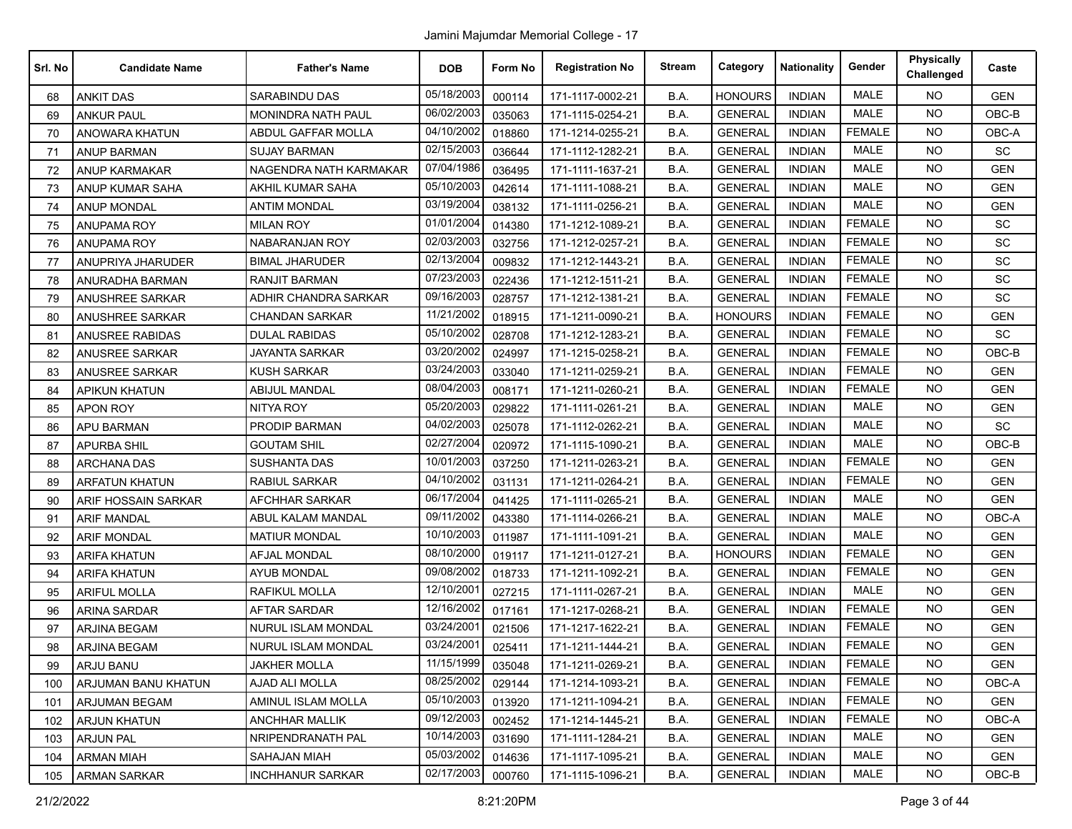Jamini Majumdar Memorial College - 17

| Srl. No | Candidate Name | Father's Name | DOB | Form No | Registration No | Stream | Category | Nationality | Gender | Physically Challenged | Caste |
|---|---|---|---|---|---|---|---|---|---|---|---|
| 68 | ANKIT DAS | SARABINDU DAS | 05/18/2003 | 000114 | 171-1117-0002-21 | B.A. | HONOURS | INDIAN | MALE | NO | GEN |
| 69 | ANKUR PAUL | MONINDRA NATH PAUL | 06/02/2003 | 035063 | 171-1115-0254-21 | B.A. | GENERAL | INDIAN | MALE | NO | OBC-B |
| 70 | ANOWARA KHATUN | ABDUL GAFFAR MOLLA | 04/10/2002 | 018860 | 171-1214-0255-21 | B.A. | GENERAL | INDIAN | FEMALE | NO | OBC-A |
| 71 | ANUP BARMAN | SUJAY BARMAN | 02/15/2003 | 036644 | 171-1112-1282-21 | B.A. | GENERAL | INDIAN | MALE | NO | SC |
| 72 | ANUP KARMAKAR | NAGENDRA NATH KARMAKAR | 07/04/1986 | 036495 | 171-1111-1637-21 | B.A. | GENERAL | INDIAN | MALE | NO | GEN |
| 73 | ANUP KUMAR SAHA | AKHIL KUMAR SAHA | 05/10/2003 | 042614 | 171-1111-1088-21 | B.A. | GENERAL | INDIAN | MALE | NO | GEN |
| 74 | ANUP MONDAL | ANTIM MONDAL | 03/19/2004 | 038132 | 171-1111-0256-21 | B.A. | GENERAL | INDIAN | MALE | NO | GEN |
| 75 | ANUPAMA ROY | MILAN ROY | 01/01/2004 | 014380 | 171-1212-1089-21 | B.A. | GENERAL | INDIAN | FEMALE | NO | SC |
| 76 | ANUPAMA ROY | NABARANJAN ROY | 02/03/2003 | 032756 | 171-1212-0257-21 | B.A. | GENERAL | INDIAN | FEMALE | NO | SC |
| 77 | ANUPRIYA JHARUDER | BIMAL JHARUDER | 02/13/2004 | 009832 | 171-1212-1443-21 | B.A. | GENERAL | INDIAN | FEMALE | NO | SC |
| 78 | ANURADHA BARMAN | RANJIT BARMAN | 07/23/2003 | 022436 | 171-1212-1511-21 | B.A. | GENERAL | INDIAN | FEMALE | NO | SC |
| 79 | ANUSHREE SARKAR | ADHIR CHANDRA SARKAR | 09/16/2003 | 028757 | 171-1212-1381-21 | B.A. | GENERAL | INDIAN | FEMALE | NO | SC |
| 80 | ANUSHREE SARKAR | CHANDAN SARKAR | 11/21/2002 | 018915 | 171-1211-0090-21 | B.A. | HONOURS | INDIAN | FEMALE | NO | GEN |
| 81 | ANUSREE RABIDAS | DULAL RABIDAS | 05/10/2002 | 028708 | 171-1212-1283-21 | B.A. | GENERAL | INDIAN | FEMALE | NO | SC |
| 82 | ANUSREE SARKAR | JAYANTA SARKAR | 03/20/2002 | 024997 | 171-1215-0258-21 | B.A. | GENERAL | INDIAN | FEMALE | NO | OBC-B |
| 83 | ANUSREE SARKAR | KUSH SARKAR | 03/24/2003 | 033040 | 171-1211-0259-21 | B.A. | GENERAL | INDIAN | FEMALE | NO | GEN |
| 84 | APIKUN KHATUN | ABIJUL MANDAL | 08/04/2003 | 008171 | 171-1211-0260-21 | B.A. | GENERAL | INDIAN | FEMALE | NO | GEN |
| 85 | APON ROY | NITYA ROY | 05/20/2003 | 029822 | 171-1111-0261-21 | B.A. | GENERAL | INDIAN | MALE | NO | GEN |
| 86 | APU BARMAN | PRODIP BARMAN | 04/02/2003 | 025078 | 171-1112-0262-21 | B.A. | GENERAL | INDIAN | MALE | NO | SC |
| 87 | APURBA SHIL | GOUTAM SHIL | 02/27/2004 | 020972 | 171-1115-1090-21 | B.A. | GENERAL | INDIAN | MALE | NO | OBC-B |
| 88 | ARCHANA DAS | SUSHANTA DAS | 10/01/2003 | 037250 | 171-1211-0263-21 | B.A. | GENERAL | INDIAN | FEMALE | NO | GEN |
| 89 | ARFATUN KHATUN | RABIUL SARKAR | 04/10/2002 | 031131 | 171-1211-0264-21 | B.A. | GENERAL | INDIAN | FEMALE | NO | GEN |
| 90 | ARIF HOSSAIN SARKAR | AFCHHAR SARKAR | 06/17/2004 | 041425 | 171-1111-0265-21 | B.A. | GENERAL | INDIAN | MALE | NO | GEN |
| 91 | ARIF MANDAL | ABUL KALAM MANDAL | 09/11/2002 | 043380 | 171-1114-0266-21 | B.A. | GENERAL | INDIAN | MALE | NO | OBC-A |
| 92 | ARIF MONDAL | MATIUR MONDAL | 10/10/2003 | 011987 | 171-1111-1091-21 | B.A. | GENERAL | INDIAN | MALE | NO | GEN |
| 93 | ARIFA KHATUN | AFJAL MONDAL | 08/10/2000 | 019117 | 171-1211-0127-21 | B.A. | HONOURS | INDIAN | FEMALE | NO | GEN |
| 94 | ARIFA KHATUN | AYUB MONDAL | 09/08/2002 | 018733 | 171-1211-1092-21 | B.A. | GENERAL | INDIAN | FEMALE | NO | GEN |
| 95 | ARIFUL MOLLA | RAFIKUL MOLLA | 12/10/2001 | 027215 | 171-1111-0267-21 | B.A. | GENERAL | INDIAN | MALE | NO | GEN |
| 96 | ARINA SARDAR | AFTAR SARDAR | 12/16/2002 | 017161 | 171-1217-0268-21 | B.A. | GENERAL | INDIAN | FEMALE | NO | GEN |
| 97 | ARJINA BEGAM | NURUL ISLAM MONDAL | 03/24/2001 | 021506 | 171-1217-1622-21 | B.A. | GENERAL | INDIAN | FEMALE | NO | GEN |
| 98 | ARJINA BEGAM | NURUL ISLAM MONDAL | 03/24/2001 | 025411 | 171-1211-1444-21 | B.A. | GENERAL | INDIAN | FEMALE | NO | GEN |
| 99 | ARJU BANU | JAKHER MOLLA | 11/15/1999 | 035048 | 171-1211-0269-21 | B.A. | GENERAL | INDIAN | FEMALE | NO | GEN |
| 100 | ARJUMAN BANU KHATUN | AJAD ALI MOLLA | 08/25/2002 | 029144 | 171-1214-1093-21 | B.A. | GENERAL | INDIAN | FEMALE | NO | OBC-A |
| 101 | ARJUMAN BEGAM | AMINUL ISLAM MOLLA | 05/10/2003 | 013920 | 171-1211-1094-21 | B.A. | GENERAL | INDIAN | FEMALE | NO | GEN |
| 102 | ARJUN KHATUN | ANCHHAR MALLIK | 09/12/2003 | 002452 | 171-1214-1445-21 | B.A. | GENERAL | INDIAN | FEMALE | NO | OBC-A |
| 103 | ARJUN PAL | NRIPENDRANATH PAL | 10/14/2003 | 031690 | 171-1111-1284-21 | B.A. | GENERAL | INDIAN | MALE | NO | GEN |
| 104 | ARMAN MIAH | SAHAJAN MIAH | 05/03/2002 | 014636 | 171-1117-1095-21 | B.A. | GENERAL | INDIAN | MALE | NO | GEN |
| 105 | ARMAN SARKAR | INCHHANUR SARKAR | 02/17/2003 | 000760 | 171-1115-1096-21 | B.A. | GENERAL | INDIAN | MALE | NO | OBC-B |

21/2/2022 8:21:20PM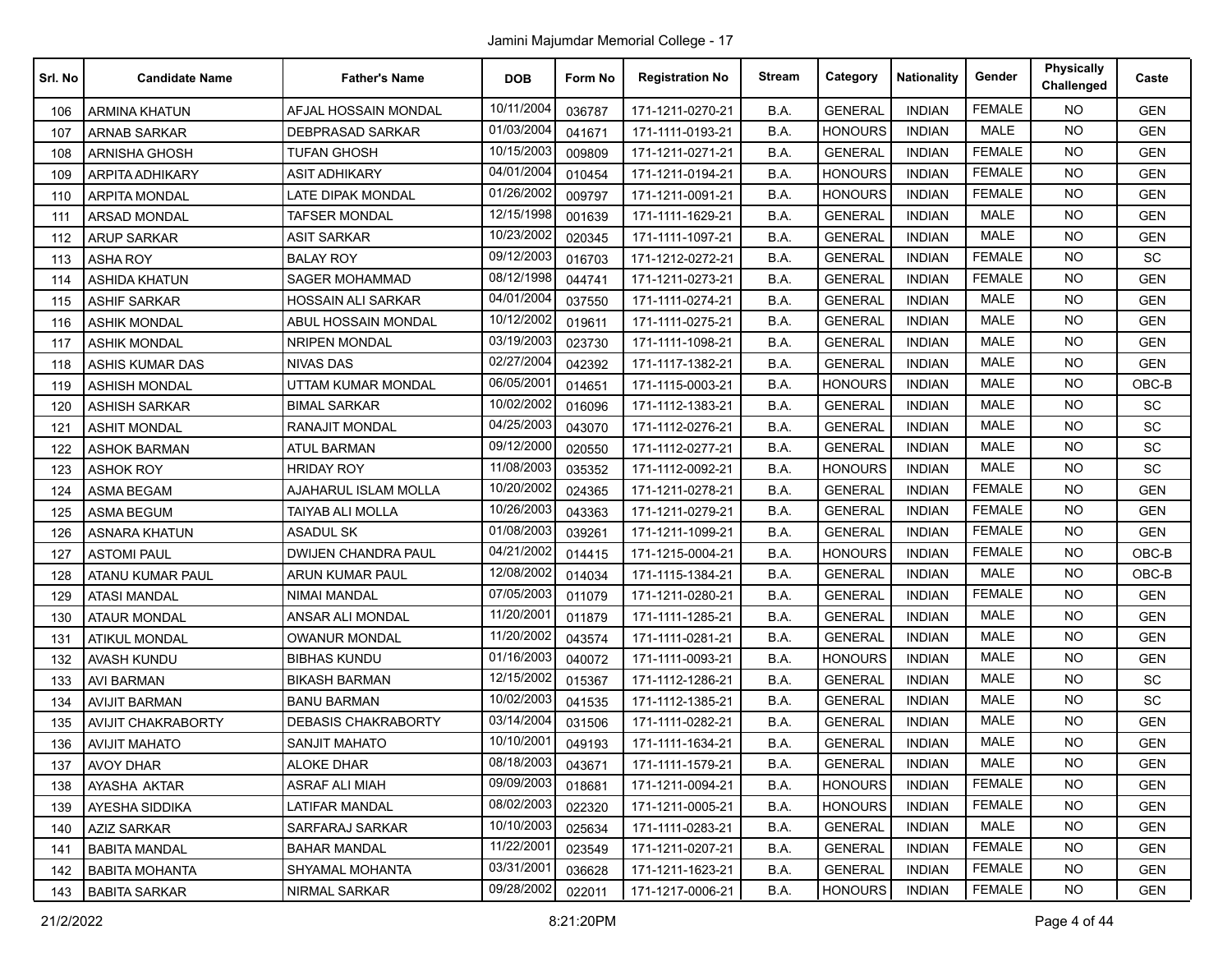Jamini Majumdar Memorial College - 17

| Srl. No | Candidate Name | Father's Name | DOB | Form No | Registration No | Stream | Category | Nationality | Gender | Physically Challenged | Caste |
|---|---|---|---|---|---|---|---|---|---|---|---|
| 106 | ARMINA KHATUN | AFJAL HOSSAIN MONDAL | 10/11/2004 | 036787 | 171-1211-0270-21 | B.A. | GENERAL | INDIAN | FEMALE | NO | GEN |
| 107 | ARNAB SARKAR | DEBPRASAD SARKAR | 01/03/2004 | 041671 | 171-1111-0193-21 | B.A. | HONOURS | INDIAN | MALE | NO | GEN |
| 108 | ARNISHA GHOSH | TUFAN GHOSH | 10/15/2003 | 009809 | 171-1211-0271-21 | B.A. | GENERAL | INDIAN | FEMALE | NO | GEN |
| 109 | ARPITA ADHIKARY | ASIT ADHIKARY | 04/01/2004 | 010454 | 171-1211-0194-21 | B.A. | HONOURS | INDIAN | FEMALE | NO | GEN |
| 110 | ARPITA MONDAL | LATE DIPAK MONDAL | 01/26/2002 | 009797 | 171-1211-0091-21 | B.A. | HONOURS | INDIAN | FEMALE | NO | GEN |
| 111 | ARSAD MONDAL | TAFSER MONDAL | 12/15/1998 | 001639 | 171-1111-1629-21 | B.A. | GENERAL | INDIAN | MALE | NO | GEN |
| 112 | ARUP SARKAR | ASIT SARKAR | 10/23/2002 | 020345 | 171-1111-1097-21 | B.A. | GENERAL | INDIAN | MALE | NO | GEN |
| 113 | ASHA ROY | BALAY ROY | 09/12/2003 | 016703 | 171-1212-0272-21 | B.A. | GENERAL | INDIAN | FEMALE | NO | SC |
| 114 | ASHIDA KHATUN | SAGER MOHAMMAD | 08/12/1998 | 044741 | 171-1211-0273-21 | B.A. | GENERAL | INDIAN | FEMALE | NO | GEN |
| 115 | ASHIF SARKAR | HOSSAIN ALI SARKAR | 04/01/2004 | 037550 | 171-1111-0274-21 | B.A. | GENERAL | INDIAN | MALE | NO | GEN |
| 116 | ASHIK MONDAL | ABUL HOSSAIN MONDAL | 10/12/2002 | 019611 | 171-1111-0275-21 | B.A. | GENERAL | INDIAN | MALE | NO | GEN |
| 117 | ASHIK MONDAL | NRIPEN MONDAL | 03/19/2003 | 023730 | 171-1111-1098-21 | B.A. | GENERAL | INDIAN | MALE | NO | GEN |
| 118 | ASHIS KUMAR DAS | NIVAS DAS | 02/27/2004 | 042392 | 171-1117-1382-21 | B.A. | GENERAL | INDIAN | MALE | NO | GEN |
| 119 | ASHISH MONDAL | UTTAM KUMAR MONDAL | 06/05/2001 | 014651 | 171-1115-0003-21 | B.A. | HONOURS | INDIAN | MALE | NO | OBC-B |
| 120 | ASHISH SARKAR | BIMAL SARKAR | 10/02/2002 | 016096 | 171-1112-1383-21 | B.A. | GENERAL | INDIAN | MALE | NO | SC |
| 121 | ASHIT MONDAL | RANAJIT MONDAL | 04/25/2003 | 043070 | 171-1112-0276-21 | B.A. | GENERAL | INDIAN | MALE | NO | SC |
| 122 | ASHOK BARMAN | ATUL BARMAN | 09/12/2000 | 020550 | 171-1112-0277-21 | B.A. | GENERAL | INDIAN | MALE | NO | SC |
| 123 | ASHOK ROY | HRIDAY ROY | 11/08/2003 | 035352 | 171-1112-0092-21 | B.A. | HONOURS | INDIAN | MALE | NO | SC |
| 124 | ASMA BEGAM | AJAHARUL ISLAM MOLLA | 10/20/2002 | 024365 | 171-1211-0278-21 | B.A. | GENERAL | INDIAN | FEMALE | NO | GEN |
| 125 | ASMA BEGUM | TAIYAB ALI MOLLA | 10/26/2003 | 043363 | 171-1211-0279-21 | B.A. | GENERAL | INDIAN | FEMALE | NO | GEN |
| 126 | ASNARA KHATUN | ASADUL SK | 01/08/2003 | 039261 | 171-1211-1099-21 | B.A. | GENERAL | INDIAN | FEMALE | NO | GEN |
| 127 | ASTOMI PAUL | DWIJEN CHANDRA PAUL | 04/21/2002 | 014415 | 171-1215-0004-21 | B.A. | HONOURS | INDIAN | FEMALE | NO | OBC-B |
| 128 | ATANU KUMAR PAUL | ARUN KUMAR PAUL | 12/08/2002 | 014034 | 171-1115-1384-21 | B.A. | GENERAL | INDIAN | MALE | NO | OBC-B |
| 129 | ATASI MANDAL | NIMAI MANDAL | 07/05/2003 | 011079 | 171-1211-0280-21 | B.A. | GENERAL | INDIAN | FEMALE | NO | GEN |
| 130 | ATAUR MONDAL | ANSAR ALI MONDAL | 11/20/2001 | 011879 | 171-1111-1285-21 | B.A. | GENERAL | INDIAN | MALE | NO | GEN |
| 131 | ATIKUL MONDAL | OWANUR MONDAL | 11/20/2002 | 043574 | 171-1111-0281-21 | B.A. | GENERAL | INDIAN | MALE | NO | GEN |
| 132 | AVASH KUNDU | BIBHAS KUNDU | 01/16/2003 | 040072 | 171-1111-0093-21 | B.A. | HONOURS | INDIAN | MALE | NO | GEN |
| 133 | AVI BARMAN | BIKASH BARMAN | 12/15/2002 | 015367 | 171-1112-1286-21 | B.A. | GENERAL | INDIAN | MALE | NO | SC |
| 134 | AVIJIT BARMAN | BANU BARMAN | 10/02/2003 | 041535 | 171-1112-1385-21 | B.A. | GENERAL | INDIAN | MALE | NO | SC |
| 135 | AVIJIT CHAKRABORTY | DEBASIS CHAKRABORTY | 03/14/2004 | 031506 | 171-1111-0282-21 | B.A. | GENERAL | INDIAN | MALE | NO | GEN |
| 136 | AVIJIT MAHATO | SANJIT MAHATO | 10/10/2001 | 049193 | 171-1111-1634-21 | B.A. | GENERAL | INDIAN | MALE | NO | GEN |
| 137 | AVOY DHAR | ALOKE DHAR | 08/18/2003 | 043671 | 171-1111-1579-21 | B.A. | GENERAL | INDIAN | MALE | NO | GEN |
| 138 | AYASHA AKTAR | ASRAF ALI MIAH | 09/09/2003 | 018681 | 171-1211-0094-21 | B.A. | HONOURS | INDIAN | FEMALE | NO | GEN |
| 139 | AYESHA SIDDIKA | LATIFAR MANDAL | 08/02/2003 | 022320 | 171-1211-0005-21 | B.A. | HONOURS | INDIAN | FEMALE | NO | GEN |
| 140 | AZIZ SARKAR | SARFARAJ SARKAR | 10/10/2003 | 025634 | 171-1111-0283-21 | B.A. | GENERAL | INDIAN | MALE | NO | GEN |
| 141 | BABITA MANDAL | BAHAR MANDAL | 11/22/2001 | 023549 | 171-1211-0207-21 | B.A. | GENERAL | INDIAN | FEMALE | NO | GEN |
| 142 | BABITA MOHANTA | SHYAMAL MOHANTA | 03/31/2001 | 036628 | 171-1211-1623-21 | B.A. | GENERAL | INDIAN | FEMALE | NO | GEN |
| 143 | BABITA SARKAR | NIRMAL SARKAR | 09/28/2002 | 022011 | 171-1217-0006-21 | B.A. | HONOURS | INDIAN | FEMALE | NO | GEN |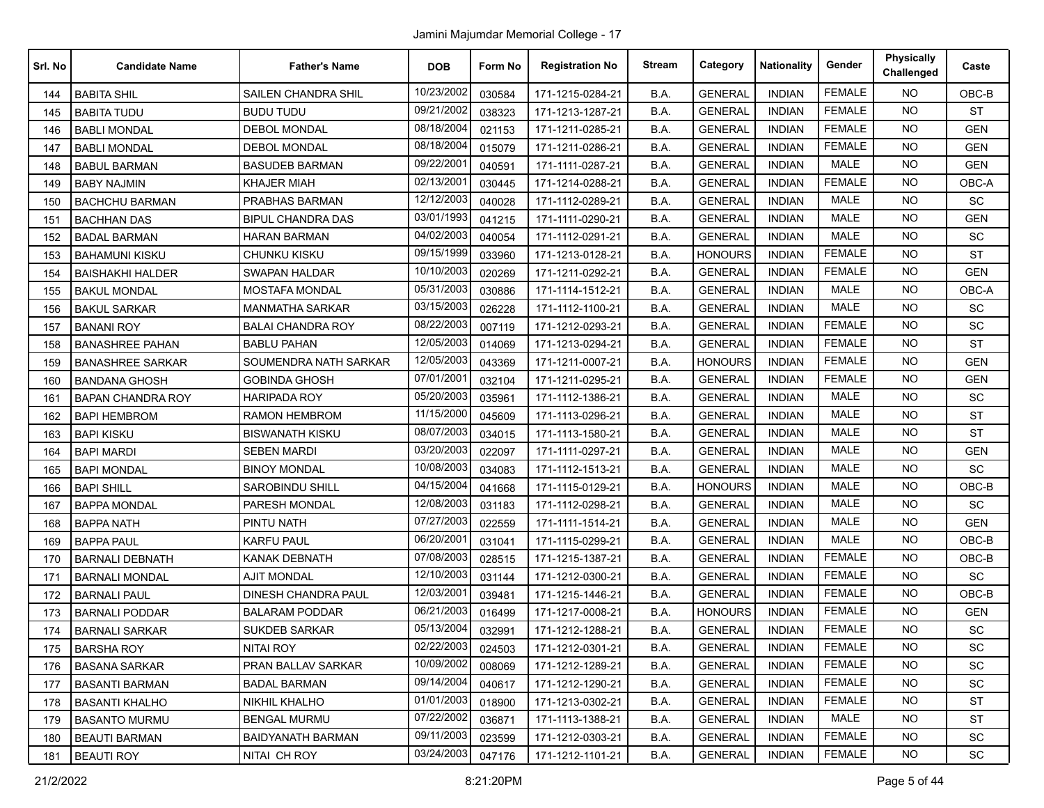Jamini Majumdar Memorial College - 17

| Srl. No | Candidate Name | Father's Name | DOB | Form No | Registration No | Stream | Category | Nationality | Gender | Physically Challenged | Caste |
|---|---|---|---|---|---|---|---|---|---|---|---|
| 144 | BABITA SHIL | SAILEN CHANDRA SHIL | 10/23/2002 | 030584 | 171-1215-0284-21 | B.A. | GENERAL | INDIAN | FEMALE | NO | OBC-B |
| 145 | BABITA TUDU | BUDU TUDU | 09/21/2002 | 038323 | 171-1213-1287-21 | B.A. | GENERAL | INDIAN | FEMALE | NO | ST |
| 146 | BABLI MONDAL | DEBOL MONDAL | 08/18/2004 | 021153 | 171-1211-0285-21 | B.A. | GENERAL | INDIAN | FEMALE | NO | GEN |
| 147 | BABLI MONDAL | DEBOL MONDAL | 08/18/2004 | 015079 | 171-1211-0286-21 | B.A. | GENERAL | INDIAN | FEMALE | NO | GEN |
| 148 | BABUL BARMAN | BASUDEB BARMAN | 09/22/2001 | 040591 | 171-1111-0287-21 | B.A. | GENERAL | INDIAN | MALE | NO | GEN |
| 149 | BABY NAJMIN | KHAJER MIAH | 02/13/2001 | 030445 | 171-1214-0288-21 | B.A. | GENERAL | INDIAN | FEMALE | NO | OBC-A |
| 150 | BACHCHU BARMAN | PRABHAS BARMAN | 12/12/2003 | 040028 | 171-1112-0289-21 | B.A. | GENERAL | INDIAN | MALE | NO | SC |
| 151 | BACHHAN DAS | BIPUL CHANDRA DAS | 03/01/1993 | 041215 | 171-1111-0290-21 | B.A. | GENERAL | INDIAN | MALE | NO | GEN |
| 152 | BADAL BARMAN | HARAN BARMAN | 04/02/2003 | 040054 | 171-1112-0291-21 | B.A. | GENERAL | INDIAN | MALE | NO | SC |
| 153 | BAHAMUNI KISKU | CHUNKU KISKU | 09/15/1999 | 033960 | 171-1213-0128-21 | B.A. | HONOURS | INDIAN | FEMALE | NO | ST |
| 154 | BAISHAKHI HALDER | SWAPAN HALDAR | 10/10/2003 | 020269 | 171-1211-0292-21 | B.A. | GENERAL | INDIAN | FEMALE | NO | GEN |
| 155 | BAKUL MONDAL | MOSTAFA MONDAL | 05/31/2003 | 030886 | 171-1114-1512-21 | B.A. | GENERAL | INDIAN | MALE | NO | OBC-A |
| 156 | BAKUL SARKAR | MANMATHA SARKAR | 03/15/2003 | 026228 | 171-1112-1100-21 | B.A. | GENERAL | INDIAN | MALE | NO | SC |
| 157 | BANANI ROY | BALAI CHANDRA ROY | 08/22/2003 | 007119 | 171-1212-0293-21 | B.A. | GENERAL | INDIAN | FEMALE | NO | SC |
| 158 | BANASHREE PAHAN | BABLU PAHAN | 12/05/2003 | 014069 | 171-1213-0294-21 | B.A. | GENERAL | INDIAN | FEMALE | NO | ST |
| 159 | BANASHREE SARKAR | SOUMENDRA NATH SARKAR | 12/05/2003 | 043369 | 171-1211-0007-21 | B.A. | HONOURS | INDIAN | FEMALE | NO | GEN |
| 160 | BANDANA GHOSH | GOBINDA GHOSH | 07/01/2001 | 032104 | 171-1211-0295-21 | B.A. | GENERAL | INDIAN | FEMALE | NO | GEN |
| 161 | BAPAN CHANDRA ROY | HARIPADA ROY | 05/20/2003 | 035961 | 171-1112-1386-21 | B.A. | GENERAL | INDIAN | MALE | NO | SC |
| 162 | BAPI HEMBROM | RAMON HEMBROM | 11/15/2000 | 045609 | 171-1113-0296-21 | B.A. | GENERAL | INDIAN | MALE | NO | ST |
| 163 | BAPI KISKU | BISWANATH KISKU | 08/07/2003 | 034015 | 171-1113-1580-21 | B.A. | GENERAL | INDIAN | MALE | NO | ST |
| 164 | BAPI MARDI | SEBEN MARDI | 03/20/2003 | 022097 | 171-1111-0297-21 | B.A. | GENERAL | INDIAN | MALE | NO | GEN |
| 165 | BAPI MONDAL | BINOY MONDAL | 10/08/2003 | 034083 | 171-1112-1513-21 | B.A. | GENERAL | INDIAN | MALE | NO | SC |
| 166 | BAPI SHILL | SAROBINDU SHILL | 04/15/2004 | 041668 | 171-1115-0129-21 | B.A. | HONOURS | INDIAN | MALE | NO | OBC-B |
| 167 | BAPPA MONDAL | PARESH MONDAL | 12/08/2003 | 031183 | 171-1112-0298-21 | B.A. | GENERAL | INDIAN | MALE | NO | SC |
| 168 | BAPPA NATH | PINTU NATH | 07/27/2003 | 022559 | 171-1111-1514-21 | B.A. | GENERAL | INDIAN | MALE | NO | GEN |
| 169 | BAPPA PAUL | KARFU PAUL | 06/20/2001 | 031041 | 171-1115-0299-21 | B.A. | GENERAL | INDIAN | MALE | NO | OBC-B |
| 170 | BARNALI DEBNATH | KANAK DEBNATH | 07/08/2003 | 028515 | 171-1215-1387-21 | B.A. | GENERAL | INDIAN | FEMALE | NO | OBC-B |
| 171 | BARNALI MONDAL | AJIT MONDAL | 12/10/2003 | 031144 | 171-1212-0300-21 | B.A. | GENERAL | INDIAN | FEMALE | NO | SC |
| 172 | BARNALI PAUL | DINESH CHANDRA PAUL | 12/03/2001 | 039481 | 171-1215-1446-21 | B.A. | GENERAL | INDIAN | FEMALE | NO | OBC-B |
| 173 | BARNALI PODDAR | BALARAM PODDAR | 06/21/2003 | 016499 | 171-1217-0008-21 | B.A. | HONOURS | INDIAN | FEMALE | NO | GEN |
| 174 | BARNALI SARKAR | SUKDEB SARKAR | 05/13/2004 | 032991 | 171-1212-1288-21 | B.A. | GENERAL | INDIAN | FEMALE | NO | SC |
| 175 | BARSHA ROY | NITAI ROY | 02/22/2003 | 024503 | 171-1212-0301-21 | B.A. | GENERAL | INDIAN | FEMALE | NO | SC |
| 176 | BASANA SARKAR | PRAN BALLAV SARKAR | 10/09/2002 | 008069 | 171-1212-1289-21 | B.A. | GENERAL | INDIAN | FEMALE | NO | SC |
| 177 | BASANTI BARMAN | BADAL BARMAN | 09/14/2004 | 040617 | 171-1212-1290-21 | B.A. | GENERAL | INDIAN | FEMALE | NO | SC |
| 178 | BASANTI KHALHO | NIKHIL KHALHO | 01/01/2003 | 018900 | 171-1213-0302-21 | B.A. | GENERAL | INDIAN | FEMALE | NO | ST |
| 179 | BASANTO MURMU | BENGAL MURMU | 07/22/2002 | 036871 | 171-1113-1388-21 | B.A. | GENERAL | INDIAN | MALE | NO | ST |
| 180 | BEAUTI BARMAN | BAIDYANATH BARMAN | 09/11/2003 | 023599 | 171-1212-0303-21 | B.A. | GENERAL | INDIAN | FEMALE | NO | SC |
| 181 | BEAUTI ROY | NITAI CH ROY | 03/24/2003 | 047176 | 171-1212-1101-21 | B.A. | GENERAL | INDIAN | FEMALE | NO | SC |

21/2/2022 8:21:20PM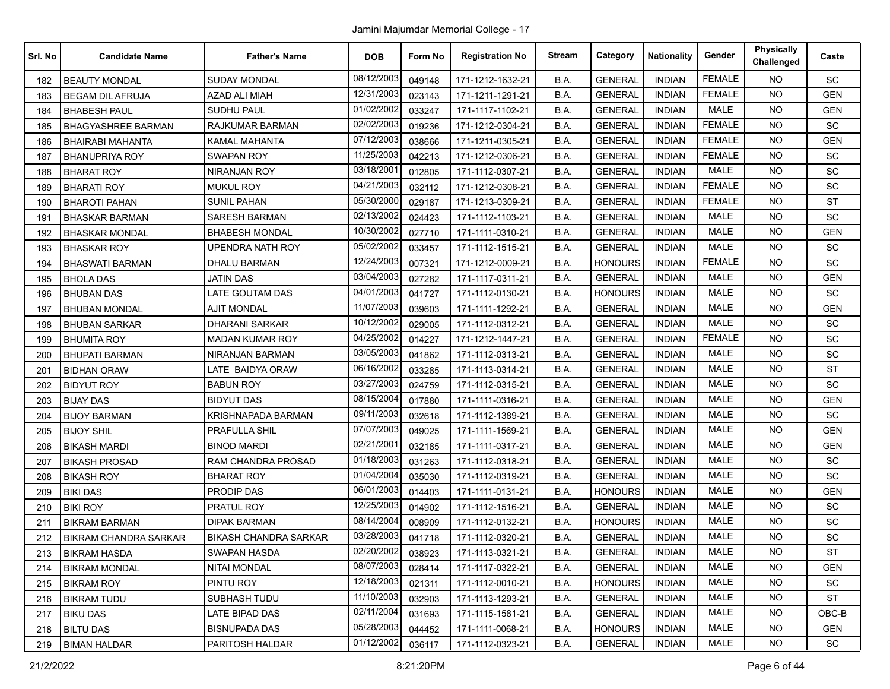Jamini Majumdar Memorial College - 17

| Srl. No | Candidate Name | Father's Name | DOB | Form No | Registration No | Stream | Category | Nationality | Gender | Physically Challenged | Caste |
|---|---|---|---|---|---|---|---|---|---|---|---|
| 182 | BEAUTY MONDAL | SUDAY MONDAL | 08/12/2003 | 049148 | 171-1212-1632-21 | B.A. | GENERAL | INDIAN | FEMALE | NO | SC |
| 183 | BEGAM DIL AFRUJA | AZAD ALI MIAH | 12/31/2003 | 023143 | 171-1211-1291-21 | B.A. | GENERAL | INDIAN | FEMALE | NO | GEN |
| 184 | BHABESH PAUL | SUDHU PAUL | 01/02/2002 | 033247 | 171-1117-1102-21 | B.A. | GENERAL | INDIAN | MALE | NO | GEN |
| 185 | BHAGYASHREE BARMAN | RAJKUMAR BARMAN | 02/02/2003 | 019236 | 171-1212-0304-21 | B.A. | GENERAL | INDIAN | FEMALE | NO | SC |
| 186 | BHAIRABI MAHANTA | KAMAL MAHANTA | 07/12/2003 | 038666 | 171-1211-0305-21 | B.A. | GENERAL | INDIAN | FEMALE | NO | GEN |
| 187 | BHANUPRIYA ROY | SWAPAN ROY | 11/25/2003 | 042213 | 171-1212-0306-21 | B.A. | GENERAL | INDIAN | FEMALE | NO | SC |
| 188 | BHARAT ROY | NIRANJAN ROY | 03/18/2001 | 012805 | 171-1112-0307-21 | B.A. | GENERAL | INDIAN | MALE | NO | SC |
| 189 | BHARATI ROY | MUKUL ROY | 04/21/2003 | 032112 | 171-1212-0308-21 | B.A. | GENERAL | INDIAN | FEMALE | NO | SC |
| 190 | BHAROTI PAHAN | SUNIL PAHAN | 05/30/2000 | 029187 | 171-1213-0309-21 | B.A. | GENERAL | INDIAN | FEMALE | NO | ST |
| 191 | BHASKAR BARMAN | SARESH BARMAN | 02/13/2002 | 024423 | 171-1112-1103-21 | B.A. | GENERAL | INDIAN | MALE | NO | SC |
| 192 | BHASKAR MONDAL | BHABESH MONDAL | 10/30/2002 | 027710 | 171-1111-0310-21 | B.A. | GENERAL | INDIAN | MALE | NO | GEN |
| 193 | BHASKAR ROY | UPENDRA NATH ROY | 05/02/2002 | 033457 | 171-1112-1515-21 | B.A. | GENERAL | INDIAN | MALE | NO | SC |
| 194 | BHASWATI BARMAN | DHALU BARMAN | 12/24/2003 | 007321 | 171-1212-0009-21 | B.A. | HONOURS | INDIAN | FEMALE | NO | SC |
| 195 | BHOLA DAS | JATIN DAS | 03/04/2003 | 027282 | 171-1117-0311-21 | B.A. | GENERAL | INDIAN | MALE | NO | GEN |
| 196 | BHUBAN DAS | LATE GOUTAM DAS | 04/01/2003 | 041727 | 171-1112-0130-21 | B.A. | HONOURS | INDIAN | MALE | NO | SC |
| 197 | BHUBAN MONDAL | AJIT MONDAL | 11/07/2003 | 039603 | 171-1111-1292-21 | B.A. | GENERAL | INDIAN | MALE | NO | GEN |
| 198 | BHUBAN SARKAR | DHARANI SARKAR | 10/12/2002 | 029005 | 171-1112-0312-21 | B.A. | GENERAL | INDIAN | MALE | NO | SC |
| 199 | BHUMITA ROY | MADAN KUMAR ROY | 04/25/2002 | 014227 | 171-1212-1447-21 | B.A. | GENERAL | INDIAN | FEMALE | NO | SC |
| 200 | BHUPATI BARMAN | NIRANJAN BARMAN | 03/05/2003 | 041862 | 171-1112-0313-21 | B.A. | GENERAL | INDIAN | MALE | NO | SC |
| 201 | BIDHAN ORAW | LATE BAIDYA ORAW | 06/16/2002 | 033285 | 171-1113-0314-21 | B.A. | GENERAL | INDIAN | MALE | NO | ST |
| 202 | BIDYUT ROY | BABUN ROY | 03/27/2003 | 024759 | 171-1112-0315-21 | B.A. | GENERAL | INDIAN | MALE | NO | SC |
| 203 | BIJAY DAS | BIDYUT DAS | 08/15/2004 | 017880 | 171-1111-0316-21 | B.A. | GENERAL | INDIAN | MALE | NO | GEN |
| 204 | BIJOY BARMAN | KRISHNAPADA BARMAN | 09/11/2003 | 032618 | 171-1112-1389-21 | B.A. | GENERAL | INDIAN | MALE | NO | SC |
| 205 | BIJOY SHIL | PRAFULLA SHIL | 07/07/2003 | 049025 | 171-1111-1569-21 | B.A. | GENERAL | INDIAN | MALE | NO | GEN |
| 206 | BIKASH MARDI | BINOD MARDI | 02/21/2001 | 032185 | 171-1111-0317-21 | B.A. | GENERAL | INDIAN | MALE | NO | GEN |
| 207 | BIKASH PROSAD | RAM CHANDRA PROSAD | 01/18/2003 | 031263 | 171-1112-0318-21 | B.A. | GENERAL | INDIAN | MALE | NO | SC |
| 208 | BIKASH ROY | BHARAT ROY | 01/04/2004 | 035030 | 171-1112-0319-21 | B.A. | GENERAL | INDIAN | MALE | NO | SC |
| 209 | BIKI DAS | PRODIP DAS | 06/01/2003 | 014403 | 171-1111-0131-21 | B.A. | HONOURS | INDIAN | MALE | NO | GEN |
| 210 | BIKI ROY | PRATUL ROY | 12/25/2003 | 014902 | 171-1112-1516-21 | B.A. | GENERAL | INDIAN | MALE | NO | SC |
| 211 | BIKRAM BARMAN | DIPAK BARMAN | 08/14/2004 | 008909 | 171-1112-0132-21 | B.A. | HONOURS | INDIAN | MALE | NO | SC |
| 212 | BIKRAM CHANDRA SARKAR | BIKASH CHANDRA SARKAR | 03/28/2003 | 041718 | 171-1112-0320-21 | B.A. | GENERAL | INDIAN | MALE | NO | SC |
| 213 | BIKRAM HASDA | SWAPAN HASDA | 02/20/2002 | 038923 | 171-1113-0321-21 | B.A. | GENERAL | INDIAN | MALE | NO | ST |
| 214 | BIKRAM MONDAL | NITAI MONDAL | 08/07/2003 | 028414 | 171-1117-0322-21 | B.A. | GENERAL | INDIAN | MALE | NO | GEN |
| 215 | BIKRAM ROY | PINTU ROY | 12/18/2003 | 021311 | 171-1112-0010-21 | B.A. | HONOURS | INDIAN | MALE | NO | SC |
| 216 | BIKRAM TUDU | SUBHASH TUDU | 11/10/2003 | 032903 | 171-1113-1293-21 | B.A. | GENERAL | INDIAN | MALE | NO | ST |
| 217 | BIKU DAS | LATE BIPAD DAS | 02/11/2004 | 031693 | 171-1115-1581-21 | B.A. | GENERAL | INDIAN | MALE | NO | OBC-B |
| 218 | BILTU DAS | BISNUPADA DAS | 05/28/2003 | 044452 | 171-1111-0068-21 | B.A. | HONOURS | INDIAN | MALE | NO | GEN |
| 219 | BIMAN HALDAR | PARITOSH HALDAR | 01/12/2002 | 036117 | 171-1112-0323-21 | B.A. | GENERAL | INDIAN | MALE | NO | SC |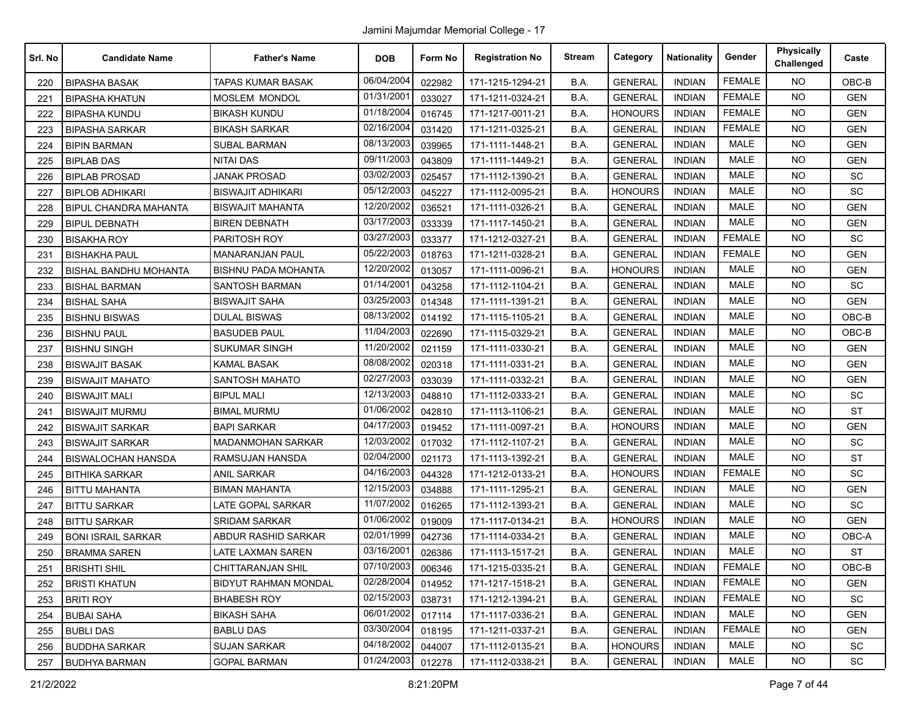Jamini Majumdar Memorial College - 17

| Srl. No | Candidate Name | Father's Name | DOB | Form No | Registration No | Stream | Category | Nationality | Gender | Physically Challenged | Caste |
|---|---|---|---|---|---|---|---|---|---|---|---|
| 220 | BIPASHA BASAK | TAPAS KUMAR BASAK | 06/04/2004 | 022982 | 171-1215-1294-21 | B.A. | GENERAL | INDIAN | FEMALE | NO | OBC-B |
| 221 | BIPASHA KHATUN | MOSLEM MONDOL | 01/31/2001 | 033027 | 171-1211-0324-21 | B.A. | GENERAL | INDIAN | FEMALE | NO | GEN |
| 222 | BIPASHA KUNDU | BIKASH KUNDU | 01/18/2004 | 016745 | 171-1217-0011-21 | B.A. | HONOURS | INDIAN | FEMALE | NO | GEN |
| 223 | BIPASHA SARKAR | BIKASH SARKAR | 02/16/2004 | 031420 | 171-1211-0325-21 | B.A. | GENERAL | INDIAN | FEMALE | NO | GEN |
| 224 | BIPIN BARMAN | SUBAL BARMAN | 08/13/2003 | 039965 | 171-1111-1448-21 | B.A. | GENERAL | INDIAN | MALE | NO | GEN |
| 225 | BIPLAB DAS | NITAI DAS | 09/11/2003 | 043809 | 171-1111-1449-21 | B.A. | GENERAL | INDIAN | MALE | NO | GEN |
| 226 | BIPLAB PROSAD | JANAK PROSAD | 03/02/2003 | 025457 | 171-1112-1390-21 | B.A. | GENERAL | INDIAN | MALE | NO | SC |
| 227 | BIPLOB ADHIKARI | BISWAJIT ADHIKARI | 05/12/2003 | 045227 | 171-1112-0095-21 | B.A. | HONOURS | INDIAN | MALE | NO | SC |
| 228 | BIPUL CHANDRA MAHANTA | BISWAJIT MAHANTA | 12/20/2002 | 036521 | 171-1111-0326-21 | B.A. | GENERAL | INDIAN | MALE | NO | GEN |
| 229 | BIPUL DEBNATH | BIREN DEBNATH | 03/17/2003 | 033339 | 171-1117-1450-21 | B.A. | GENERAL | INDIAN | MALE | NO | GEN |
| 230 | BISAKHA ROY | PARITOSH ROY | 03/27/2003 | 033377 | 171-1212-0327-21 | B.A. | GENERAL | INDIAN | FEMALE | NO | SC |
| 231 | BISHAKHA PAUL | MANARANJAN PAUL | 05/22/2003 | 018763 | 171-1211-0328-21 | B.A. | GENERAL | INDIAN | FEMALE | NO | GEN |
| 232 | BISHAL BANDHU MOHANTA | BISHNU PADA MOHANTA | 12/20/2002 | 013057 | 171-1111-0096-21 | B.A. | HONOURS | INDIAN | MALE | NO | GEN |
| 233 | BISHAL BARMAN | SANTOSH BARMAN | 01/14/2001 | 043258 | 171-1112-1104-21 | B.A. | GENERAL | INDIAN | MALE | NO | SC |
| 234 | BISHAL SAHA | BISWAJIT SAHA | 03/25/2003 | 014348 | 171-1111-1391-21 | B.A. | GENERAL | INDIAN | MALE | NO | GEN |
| 235 | BISHNU BISWAS | DULAL BISWAS | 08/13/2002 | 014192 | 171-1115-1105-21 | B.A. | GENERAL | INDIAN | MALE | NO | OBC-B |
| 236 | BISHNU PAUL | BASUDEB PAUL | 11/04/2003 | 022690 | 171-1115-0329-21 | B.A. | GENERAL | INDIAN | MALE | NO | OBC-B |
| 237 | BISHNU SINGH | SUKUMAR SINGH | 11/20/2002 | 021159 | 171-1111-0330-21 | B.A. | GENERAL | INDIAN | MALE | NO | GEN |
| 238 | BISWAJIT BASAK | KAMAL BASAK | 08/08/2002 | 020318 | 171-1111-0331-21 | B.A. | GENERAL | INDIAN | MALE | NO | GEN |
| 239 | BISWAJIT MAHATO | SANTOSH MAHATO | 02/27/2003 | 033039 | 171-1111-0332-21 | B.A. | GENERAL | INDIAN | MALE | NO | GEN |
| 240 | BISWAJIT MALI | BIPUL MALI | 12/13/2003 | 048810 | 171-1112-0333-21 | B.A. | GENERAL | INDIAN | MALE | NO | SC |
| 241 | BISWAJIT MURMU | BIMAL MURMU | 01/06/2002 | 042810 | 171-1113-1106-21 | B.A. | GENERAL | INDIAN | MALE | NO | ST |
| 242 | BISWAJIT SARKAR | BAPI SARKAR | 04/17/2003 | 019452 | 171-1111-0097-21 | B.A. | HONOURS | INDIAN | MALE | NO | GEN |
| 243 | BISWAJIT SARKAR | MADANMOHAN SARKAR | 12/03/2002 | 017032 | 171-1112-1107-21 | B.A. | GENERAL | INDIAN | MALE | NO | SC |
| 244 | BISWALOCHAN HANSDA | RAMSUJAN HANSDA | 02/04/2000 | 021173 | 171-1113-1392-21 | B.A. | GENERAL | INDIAN | MALE | NO | ST |
| 245 | BITHIKA SARKAR | ANIL SARKAR | 04/16/2003 | 044328 | 171-1212-0133-21 | B.A. | HONOURS | INDIAN | FEMALE | NO | SC |
| 246 | BITTU MAHANTA | BIMAN MAHANTA | 12/15/2003 | 034888 | 171-1111-1295-21 | B.A. | GENERAL | INDIAN | MALE | NO | GEN |
| 247 | BITTU SARKAR | LATE GOPAL SARKAR | 11/07/2002 | 016265 | 171-1112-1393-21 | B.A. | GENERAL | INDIAN | MALE | NO | SC |
| 248 | BITTU SARKAR | SRIDAM SARKAR | 01/06/2002 | 019009 | 171-1117-0134-21 | B.A. | HONOURS | INDIAN | MALE | NO | GEN |
| 249 | BONI ISRAIL SARKAR | ABDUR RASHID SARKAR | 02/01/1999 | 042736 | 171-1114-0334-21 | B.A. | GENERAL | INDIAN | MALE | NO | OBC-A |
| 250 | BRAMMA SAREN | LATE LAXMAN SAREN | 03/16/2001 | 026386 | 171-1113-1517-21 | B.A. | GENERAL | INDIAN | MALE | NO | ST |
| 251 | BRISHTI SHIL | CHITTARANJAN SHIL | 07/10/2003 | 006346 | 171-1215-0335-21 | B.A. | GENERAL | INDIAN | FEMALE | NO | OBC-B |
| 252 | BRISTI KHATUN | BIDYUT RAHMAN MONDAL | 02/28/2004 | 014952 | 171-1217-1518-21 | B.A. | GENERAL | INDIAN | FEMALE | NO | GEN |
| 253 | BRITI ROY | BHABESH ROY | 02/15/2003 | 038731 | 171-1212-1394-21 | B.A. | GENERAL | INDIAN | FEMALE | NO | SC |
| 254 | BUBAI SAHA | BIKASH SAHA | 06/01/2002 | 017114 | 171-1117-0336-21 | B.A. | GENERAL | INDIAN | MALE | NO | GEN |
| 255 | BUBLI DAS | BABLU DAS | 03/30/2004 | 018195 | 171-1211-0337-21 | B.A. | GENERAL | INDIAN | FEMALE | NO | GEN |
| 256 | BUDDHA SARKAR | SUJAN SARKAR | 04/18/2002 | 044007 | 171-1112-0135-21 | B.A. | HONOURS | INDIAN | MALE | NO | SC |
| 257 | BUDHYA BARMAN | GOPAL BARMAN | 01/24/2003 | 012278 | 171-1112-0338-21 | B.A. | GENERAL | INDIAN | MALE | NO | SC |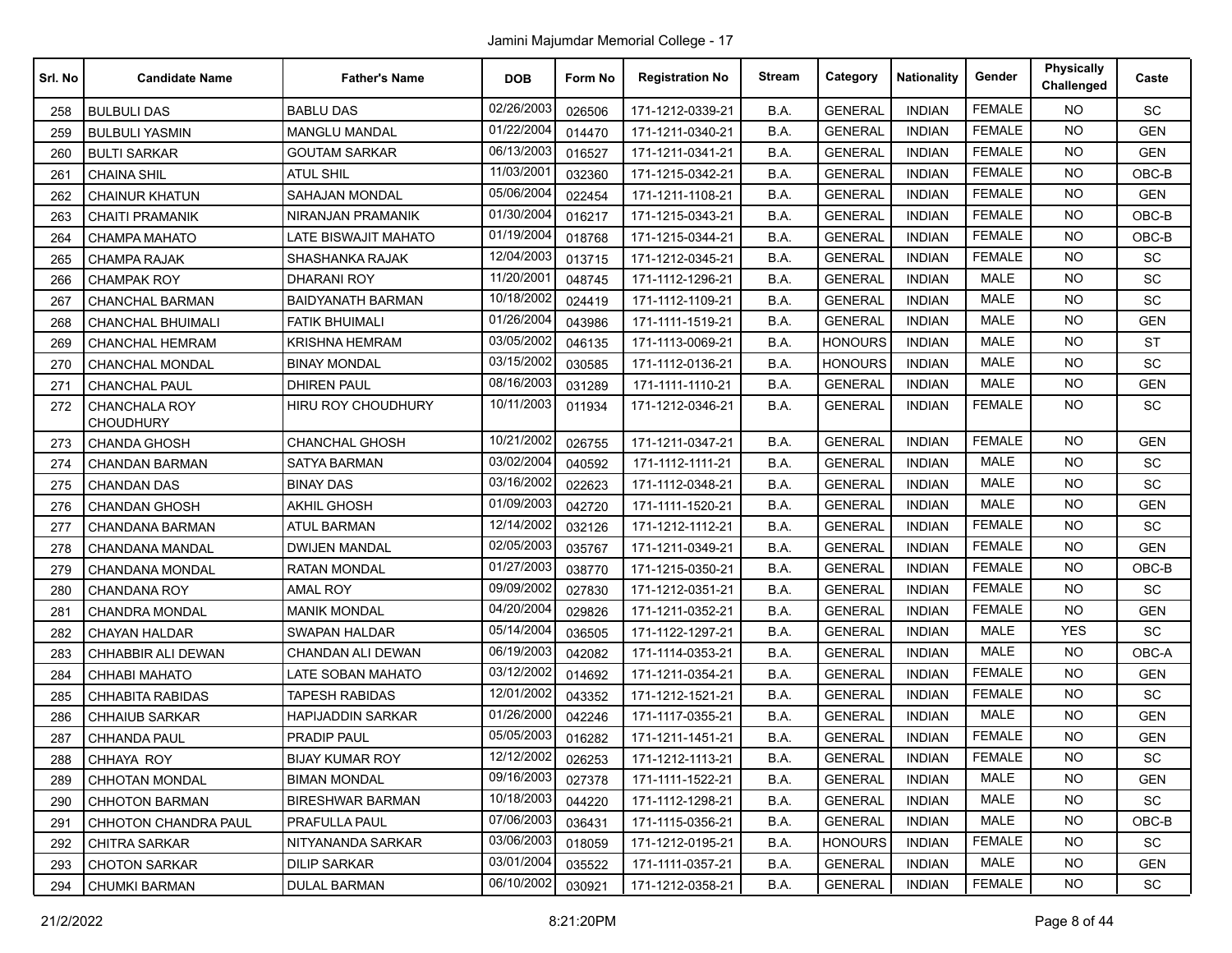Jamini Majumdar Memorial College - 17

| Srl. No | Candidate Name | Father's Name | DOB | Form No | Registration No | Stream | Category | Nationality | Gender | Physically Challenged | Caste |
|---|---|---|---|---|---|---|---|---|---|---|---|
| 258 | BULBULI DAS | BABLU DAS | 02/26/2003 | 026506 | 171-1212-0339-21 | B.A. | GENERAL | INDIAN | FEMALE | NO | SC |
| 259 | BULBULI YASMIN | MANGLU MANDAL | 01/22/2004 | 014470 | 171-1211-0340-21 | B.A. | GENERAL | INDIAN | FEMALE | NO | GEN |
| 260 | BULTI SARKAR | GOUTAM SARKAR | 06/13/2003 | 016527 | 171-1211-0341-21 | B.A. | GENERAL | INDIAN | FEMALE | NO | GEN |
| 261 | CHAINA SHIL | ATUL SHIL | 11/03/2001 | 032360 | 171-1215-0342-21 | B.A. | GENERAL | INDIAN | FEMALE | NO | OBC-B |
| 262 | CHAINUR KHATUN | SAHAJAN MONDAL | 05/06/2004 | 022454 | 171-1211-1108-21 | B.A. | GENERAL | INDIAN | FEMALE | NO | GEN |
| 263 | CHAITI PRAMANIK | NIRANJAN PRAMANIK | 01/30/2004 | 016217 | 171-1215-0343-21 | B.A. | GENERAL | INDIAN | FEMALE | NO | OBC-B |
| 264 | CHAMPA MAHATO | LATE BISWAJIT MAHATO | 01/19/2004 | 018768 | 171-1215-0344-21 | B.A. | GENERAL | INDIAN | FEMALE | NO | OBC-B |
| 265 | CHAMPA RAJAK | SHASHANKA RAJAK | 12/04/2003 | 013715 | 171-1212-0345-21 | B.A. | GENERAL | INDIAN | FEMALE | NO | SC |
| 266 | CHAMPAK ROY | DHARANI ROY | 11/20/2001 | 048745 | 171-1112-1296-21 | B.A. | GENERAL | INDIAN | MALE | NO | SC |
| 267 | CHANCHAL BARMAN | BAIDYANATH BARMAN | 10/18/2002 | 024419 | 171-1112-1109-21 | B.A. | GENERAL | INDIAN | MALE | NO | SC |
| 268 | CHANCHAL BHUIMALI | FATIK BHUIMALI | 01/26/2004 | 043986 | 171-1111-1519-21 | B.A. | GENERAL | INDIAN | MALE | NO | GEN |
| 269 | CHANCHAL HEMRAM | KRISHNA HEMRAM | 03/05/2002 | 046135 | 171-1113-0069-21 | B.A. | HONOURS | INDIAN | MALE | NO | ST |
| 270 | CHANCHAL MONDAL | BINAY MONDAL | 03/15/2002 | 030585 | 171-1112-0136-21 | B.A. | HONOURS | INDIAN | MALE | NO | SC |
| 271 | CHANCHAL PAUL | DHIREN PAUL | 08/16/2003 | 031289 | 171-1111-1110-21 | B.A. | GENERAL | INDIAN | MALE | NO | GEN |
| 272 | CHANCHALA ROY CHOUDHURY | HIRU ROY CHOUDHURY | 10/11/2003 | 011934 | 171-1212-0346-21 | B.A. | GENERAL | INDIAN | FEMALE | NO | SC |
| 273 | CHANDA GHOSH | CHANCHAL GHOSH | 10/21/2002 | 026755 | 171-1211-0347-21 | B.A. | GENERAL | INDIAN | FEMALE | NO | GEN |
| 274 | CHANDAN BARMAN | SATYA BARMAN | 03/02/2004 | 040592 | 171-1112-1111-21 | B.A. | GENERAL | INDIAN | MALE | NO | SC |
| 275 | CHANDAN DAS | BINAY DAS | 03/16/2002 | 022623 | 171-1112-0348-21 | B.A. | GENERAL | INDIAN | MALE | NO | SC |
| 276 | CHANDAN GHOSH | AKHIL GHOSH | 01/09/2003 | 042720 | 171-1111-1520-21 | B.A. | GENERAL | INDIAN | MALE | NO | GEN |
| 277 | CHANDANA BARMAN | ATUL BARMAN | 12/14/2002 | 032126 | 171-1212-1112-21 | B.A. | GENERAL | INDIAN | FEMALE | NO | SC |
| 278 | CHANDANA MANDAL | DWIJEN MANDAL | 02/05/2003 | 035767 | 171-1211-0349-21 | B.A. | GENERAL | INDIAN | FEMALE | NO | GEN |
| 279 | CHANDANA MONDAL | RATAN MONDAL | 01/27/2003 | 038770 | 171-1215-0350-21 | B.A. | GENERAL | INDIAN | FEMALE | NO | OBC-B |
| 280 | CHANDANA ROY | AMAL ROY | 09/09/2002 | 027830 | 171-1212-0351-21 | B.A. | GENERAL | INDIAN | FEMALE | NO | SC |
| 281 | CHANDRA MONDAL | MANIK MONDAL | 04/20/2004 | 029826 | 171-1211-0352-21 | B.A. | GENERAL | INDIAN | FEMALE | NO | GEN |
| 282 | CHAYAN HALDAR | SWAPAN HALDAR | 05/14/2004 | 036505 | 171-1122-1297-21 | B.A. | GENERAL | INDIAN | MALE | YES | SC |
| 283 | CHHABBIR ALI DEWAN | CHANDAN ALI DEWAN | 06/19/2003 | 042082 | 171-1114-0353-21 | B.A. | GENERAL | INDIAN | MALE | NO | OBC-A |
| 284 | CHHABI MAHATO | LATE SOBAN MAHATO | 03/12/2002 | 014692 | 171-1211-0354-21 | B.A. | GENERAL | INDIAN | FEMALE | NO | GEN |
| 285 | CHHABITA RABIDAS | TAPESH RABIDAS | 12/01/2002 | 043352 | 171-1212-1521-21 | B.A. | GENERAL | INDIAN | FEMALE | NO | SC |
| 286 | CHHAIUB SARKAR | HAPIJADDIN SARKAR | 01/26/2000 | 042246 | 171-1117-0355-21 | B.A. | GENERAL | INDIAN | MALE | NO | GEN |
| 287 | CHHANDA PAUL | PRADIP PAUL | 05/05/2003 | 016282 | 171-1211-1451-21 | B.A. | GENERAL | INDIAN | FEMALE | NO | GEN |
| 288 | CHHAYA ROY | BIJAY KUMAR ROY | 12/12/2002 | 026253 | 171-1212-1113-21 | B.A. | GENERAL | INDIAN | FEMALE | NO | SC |
| 289 | CHHOTAN MONDAL | BIMAN MONDAL | 09/16/2003 | 027378 | 171-1111-1522-21 | B.A. | GENERAL | INDIAN | MALE | NO | GEN |
| 290 | CHHOTON BARMAN | BIRESHWAR BARMAN | 10/18/2003 | 044220 | 171-1112-1298-21 | B.A. | GENERAL | INDIAN | MALE | NO | SC |
| 291 | CHHOTON CHANDRA PAUL | PRAFULLA PAUL | 07/06/2003 | 036431 | 171-1115-0356-21 | B.A. | GENERAL | INDIAN | MALE | NO | OBC-B |
| 292 | CHITRA SARKAR | NITYANANDA SARKAR | 03/06/2003 | 018059 | 171-1212-0195-21 | B.A. | HONOURS | INDIAN | FEMALE | NO | SC |
| 293 | CHOTON SARKAR | DILIP SARKAR | 03/01/2004 | 035522 | 171-1111-0357-21 | B.A. | GENERAL | INDIAN | MALE | NO | GEN |
| 294 | CHUMKI BARMAN | DULAL BARMAN | 06/10/2002 | 030921 | 171-1212-0358-21 | B.A. | GENERAL | INDIAN | FEMALE | NO | SC |

21/2/2022 8:21:20PM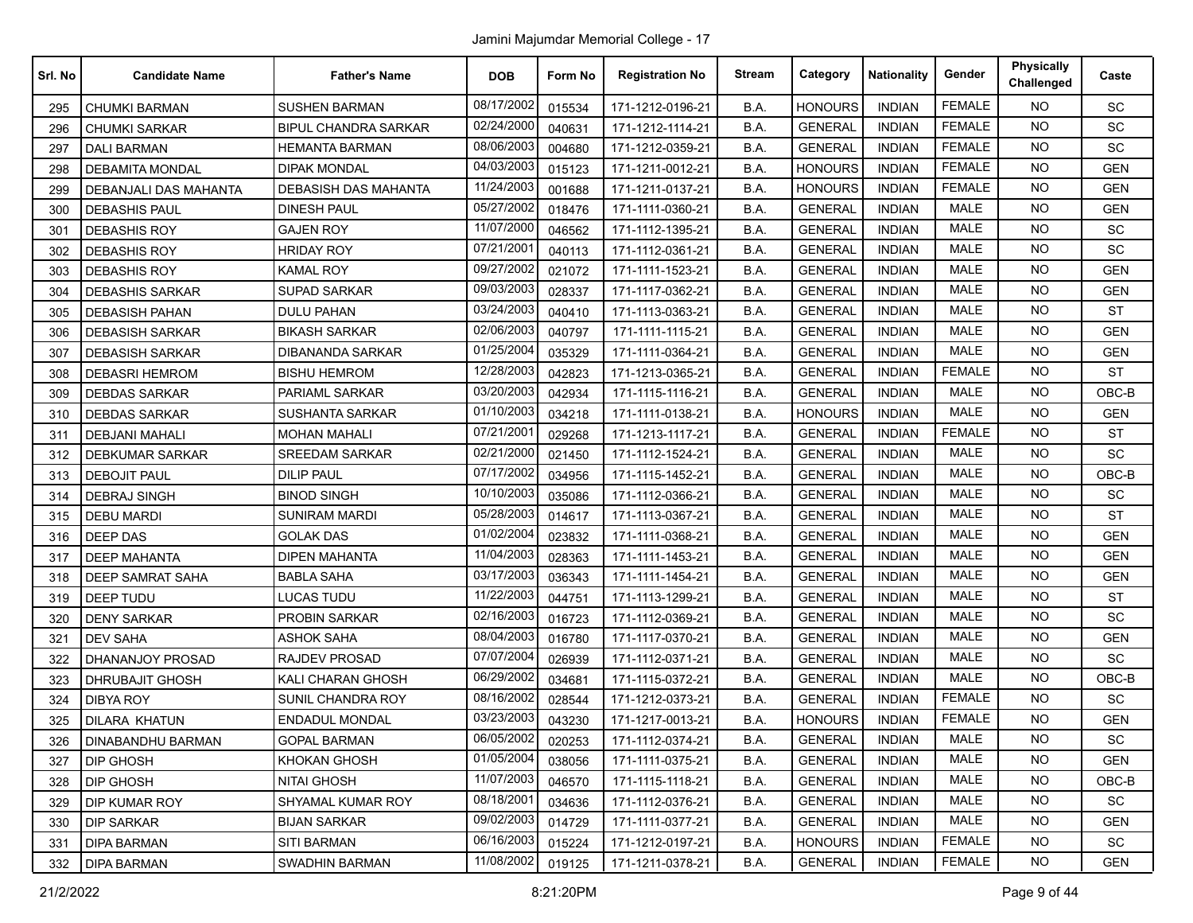Jamini Majumdar Memorial College - 17

| Srl. No | Candidate Name | Father's Name | DOB | Form No | Registration No | Stream | Category | Nationality | Gender | Physically Challenged | Caste |
|---|---|---|---|---|---|---|---|---|---|---|---|
| 295 | CHUMKI BARMAN | SUSHEN BARMAN | 08/17/2002 | 015534 | 171-1212-0196-21 | B.A. | HONOURS | INDIAN | FEMALE | NO | SC |
| 296 | CHUMKI SARKAR | BIPUL CHANDRA SARKAR | 02/24/2000 | 040631 | 171-1212-1114-21 | B.A. | GENERAL | INDIAN | FEMALE | NO | SC |
| 297 | DALI BARMAN | HEMANTA BARMAN | 08/06/2003 | 004680 | 171-1212-0359-21 | B.A. | GENERAL | INDIAN | FEMALE | NO | SC |
| 298 | DEBAMITA MONDAL | DIPAK MONDAL | 04/03/2003 | 015123 | 171-1211-0012-21 | B.A. | HONOURS | INDIAN | FEMALE | NO | GEN |
| 299 | DEBANJALI DAS MAHANTA | DEBASISH DAS MAHANTA | 11/24/2003 | 001688 | 171-1211-0137-21 | B.A. | HONOURS | INDIAN | FEMALE | NO | GEN |
| 300 | DEBASHIS PAUL | DINESH PAUL | 05/27/2002 | 018476 | 171-1111-0360-21 | B.A. | GENERAL | INDIAN | MALE | NO | GEN |
| 301 | DEBASHIS ROY | GAJEN ROY | 11/07/2000 | 046562 | 171-1112-1395-21 | B.A. | GENERAL | INDIAN | MALE | NO | SC |
| 302 | DEBASHIS ROY | HRIDAY ROY | 07/21/2001 | 040113 | 171-1112-0361-21 | B.A. | GENERAL | INDIAN | MALE | NO | SC |
| 303 | DEBASHIS ROY | KAMAL ROY | 09/27/2002 | 021072 | 171-1111-1523-21 | B.A. | GENERAL | INDIAN | MALE | NO | GEN |
| 304 | DEBASHIS SARKAR | SUPAD SARKAR | 09/03/2003 | 028337 | 171-1117-0362-21 | B.A. | GENERAL | INDIAN | MALE | NO | GEN |
| 305 | DEBASISH PAHAN | DULU PAHAN | 03/24/2003 | 040410 | 171-1113-0363-21 | B.A. | GENERAL | INDIAN | MALE | NO | ST |
| 306 | DEBASISH SARKAR | BIKASH SARKAR | 02/06/2003 | 040797 | 171-1111-1115-21 | B.A. | GENERAL | INDIAN | MALE | NO | GEN |
| 307 | DEBASISH SARKAR | DIBANANDA SARKAR | 01/25/2004 | 035329 | 171-1111-0364-21 | B.A. | GENERAL | INDIAN | MALE | NO | GEN |
| 308 | DEBASRI HEMROM | BISHU HEMROM | 12/28/2003 | 042823 | 171-1213-0365-21 | B.A. | GENERAL | INDIAN | FEMALE | NO | ST |
| 309 | DEBDAS SARKAR | PARIAML SARKAR | 03/20/2003 | 042934 | 171-1115-1116-21 | B.A. | GENERAL | INDIAN | MALE | NO | OBC-B |
| 310 | DEBDAS SARKAR | SUSHANTA SARKAR | 01/10/2003 | 034218 | 171-1111-0138-21 | B.A. | HONOURS | INDIAN | MALE | NO | GEN |
| 311 | DEBJANI MAHALI | MOHAN MAHALI | 07/21/2001 | 029268 | 171-1213-1117-21 | B.A. | GENERAL | INDIAN | FEMALE | NO | ST |
| 312 | DEBKUMAR SARKAR | SREEDAM SARKAR | 02/21/2000 | 021450 | 171-1112-1524-21 | B.A. | GENERAL | INDIAN | MALE | NO | SC |
| 313 | DEBOJIT PAUL | DILIP PAUL | 07/17/2002 | 034956 | 171-1115-1452-21 | B.A. | GENERAL | INDIAN | MALE | NO | OBC-B |
| 314 | DEBRAJ SINGH | BINOD SINGH | 10/10/2003 | 035086 | 171-1112-0366-21 | B.A. | GENERAL | INDIAN | MALE | NO | SC |
| 315 | DEBU MARDI | SUNIRAM MARDI | 05/28/2003 | 014617 | 171-1113-0367-21 | B.A. | GENERAL | INDIAN | MALE | NO | ST |
| 316 | DEEP DAS | GOLAK DAS | 01/02/2004 | 023832 | 171-1111-0368-21 | B.A. | GENERAL | INDIAN | MALE | NO | GEN |
| 317 | DEEP MAHANTA | DIPEN MAHANTA | 11/04/2003 | 028363 | 171-1111-1453-21 | B.A. | GENERAL | INDIAN | MALE | NO | GEN |
| 318 | DEEP SAMRAT SAHA | BABLA SAHA | 03/17/2003 | 036343 | 171-1111-1454-21 | B.A. | GENERAL | INDIAN | MALE | NO | GEN |
| 319 | DEEP TUDU | LUCAS TUDU | 11/22/2003 | 044751 | 171-1113-1299-21 | B.A. | GENERAL | INDIAN | MALE | NO | ST |
| 320 | DENY SARKAR | PROBIN SARKAR | 02/16/2003 | 016723 | 171-1112-0369-21 | B.A. | GENERAL | INDIAN | MALE | NO | SC |
| 321 | DEV SAHA | ASHOK SAHA | 08/04/2003 | 016780 | 171-1117-0370-21 | B.A. | GENERAL | INDIAN | MALE | NO | GEN |
| 322 | DHANANJOY PROSAD | RAJDEV PROSAD | 07/07/2004 | 026939 | 171-1112-0371-21 | B.A. | GENERAL | INDIAN | MALE | NO | SC |
| 323 | DHRUBAJIT GHOSH | KALI CHARAN GHOSH | 06/29/2002 | 034681 | 171-1115-0372-21 | B.A. | GENERAL | INDIAN | MALE | NO | OBC-B |
| 324 | DIBYA ROY | SUNIL CHANDRA ROY | 08/16/2002 | 028544 | 171-1212-0373-21 | B.A. | GENERAL | INDIAN | FEMALE | NO | SC |
| 325 | DILARA KHATUN | ENDADUL MONDAL | 03/23/2003 | 043230 | 171-1217-0013-21 | B.A. | HONOURS | INDIAN | FEMALE | NO | GEN |
| 326 | DINABANDHU BARMAN | GOPAL BARMAN | 06/05/2002 | 020253 | 171-1112-0374-21 | B.A. | GENERAL | INDIAN | MALE | NO | SC |
| 327 | DIP GHOSH | KHOKAN GHOSH | 01/05/2004 | 038056 | 171-1111-0375-21 | B.A. | GENERAL | INDIAN | MALE | NO | GEN |
| 328 | DIP GHOSH | NITAI GHOSH | 11/07/2003 | 046570 | 171-1115-1118-21 | B.A. | GENERAL | INDIAN | MALE | NO | OBC-B |
| 329 | DIP KUMAR ROY | SHYAMAL KUMAR ROY | 08/18/2001 | 034636 | 171-1112-0376-21 | B.A. | GENERAL | INDIAN | MALE | NO | SC |
| 330 | DIP SARKAR | BIJAN SARKAR | 09/02/2003 | 014729 | 171-1111-0377-21 | B.A. | GENERAL | INDIAN | MALE | NO | GEN |
| 331 | DIPA BARMAN | SITI BARMAN | 06/16/2003 | 015224 | 171-1212-0197-21 | B.A. | HONOURS | INDIAN | FEMALE | NO | SC |
| 332 | DIPA BARMAN | SWADHIN BARMAN | 11/08/2002 | 019125 | 171-1211-0378-21 | B.A. | GENERAL | INDIAN | FEMALE | NO | GEN |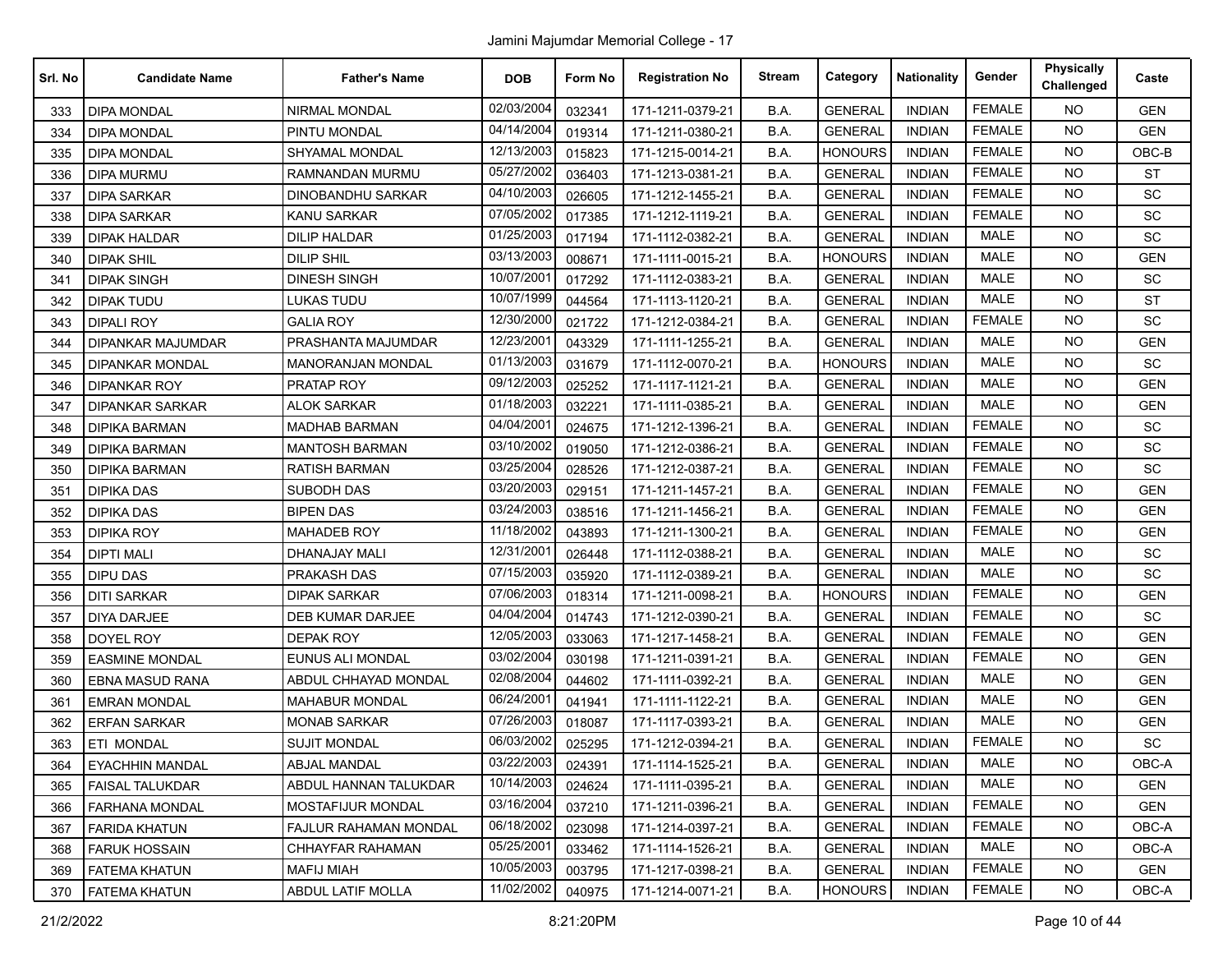Jamini Majumdar Memorial College - 17

| Srl. No | Candidate Name | Father's Name | DOB | Form No | Registration No | Stream | Category | Nationality | Gender | Physically Challenged | Caste |
|---|---|---|---|---|---|---|---|---|---|---|---|
| 333 | DIPA MONDAL | NIRMAL MONDAL | 02/03/2004 | 032341 | 171-1211-0379-21 | B.A. | GENERAL | INDIAN | FEMALE | NO | GEN |
| 334 | DIPA MONDAL | PINTU MONDAL | 04/14/2004 | 019314 | 171-1211-0380-21 | B.A. | GENERAL | INDIAN | FEMALE | NO | GEN |
| 335 | DIPA MONDAL | SHYAMAL MONDAL | 12/13/2003 | 015823 | 171-1215-0014-21 | B.A. | HONOURS | INDIAN | FEMALE | NO | OBC-B |
| 336 | DIPA MURMU | RAMNANDAN MURMU | 05/27/2002 | 036403 | 171-1213-0381-21 | B.A. | GENERAL | INDIAN | FEMALE | NO | ST |
| 337 | DIPA SARKAR | DINOBANDHU SARKAR | 04/10/2003 | 026605 | 171-1212-1455-21 | B.A. | GENERAL | INDIAN | FEMALE | NO | SC |
| 338 | DIPA SARKAR | KANU SARKAR | 07/05/2002 | 017385 | 171-1212-1119-21 | B.A. | GENERAL | INDIAN | FEMALE | NO | SC |
| 339 | DIPAK HALDAR | DILIP HALDAR | 01/25/2003 | 017194 | 171-1112-0382-21 | B.A. | GENERAL | INDIAN | MALE | NO | SC |
| 340 | DIPAK SHIL | DILIP SHIL | 03/13/2003 | 008671 | 171-1111-0015-21 | B.A. | HONOURS | INDIAN | MALE | NO | GEN |
| 341 | DIPAK SINGH | DINESH SINGH | 10/07/2001 | 017292 | 171-1112-0383-21 | B.A. | GENERAL | INDIAN | MALE | NO | SC |
| 342 | DIPAK TUDU | LUKAS TUDU | 10/07/1999 | 044564 | 171-1113-1120-21 | B.A. | GENERAL | INDIAN | MALE | NO | ST |
| 343 | DIPALI ROY | GALIA ROY | 12/30/2000 | 021722 | 171-1212-0384-21 | B.A. | GENERAL | INDIAN | FEMALE | NO | SC |
| 344 | DIPANKAR MAJUMDAR | PRASHANTA MAJUMDAR | 12/23/2001 | 043329 | 171-1111-1255-21 | B.A. | GENERAL | INDIAN | MALE | NO | GEN |
| 345 | DIPANKAR MONDAL | MANORANJAN MONDAL | 01/13/2003 | 031679 | 171-1112-0070-21 | B.A. | HONOURS | INDIAN | MALE | NO | SC |
| 346 | DIPANKAR ROY | PRATAP ROY | 09/12/2003 | 025252 | 171-1117-1121-21 | B.A. | GENERAL | INDIAN | MALE | NO | GEN |
| 347 | DIPANKAR SARKAR | ALOK SARKAR | 01/18/2003 | 032221 | 171-1111-0385-21 | B.A. | GENERAL | INDIAN | MALE | NO | GEN |
| 348 | DIPIKA BARMAN | MADHAB BARMAN | 04/04/2001 | 024675 | 171-1212-1396-21 | B.A. | GENERAL | INDIAN | FEMALE | NO | SC |
| 349 | DIPIKA BARMAN | MANTOSH BARMAN | 03/10/2002 | 019050 | 171-1212-0386-21 | B.A. | GENERAL | INDIAN | FEMALE | NO | SC |
| 350 | DIPIKA BARMAN | RATISH BARMAN | 03/25/2004 | 028526 | 171-1212-0387-21 | B.A. | GENERAL | INDIAN | FEMALE | NO | SC |
| 351 | DIPIKA DAS | SUBODH DAS | 03/20/2003 | 029151 | 171-1211-1457-21 | B.A. | GENERAL | INDIAN | FEMALE | NO | GEN |
| 352 | DIPIKA DAS | BIPEN DAS | 03/24/2003 | 038516 | 171-1211-1456-21 | B.A. | GENERAL | INDIAN | FEMALE | NO | GEN |
| 353 | DIPIKA ROY | MAHADEB ROY | 11/18/2002 | 043893 | 171-1211-1300-21 | B.A. | GENERAL | INDIAN | FEMALE | NO | GEN |
| 354 | DIPTI MALI | DHANAJAY MALI | 12/31/2001 | 026448 | 171-1112-0388-21 | B.A. | GENERAL | INDIAN | MALE | NO | SC |
| 355 | DIPU DAS | PRAKASH DAS | 07/15/2003 | 035920 | 171-1112-0389-21 | B.A. | GENERAL | INDIAN | MALE | NO | SC |
| 356 | DITI SARKAR | DIPAK SARKAR | 07/06/2003 | 018314 | 171-1211-0098-21 | B.A. | HONOURS | INDIAN | FEMALE | NO | GEN |
| 357 | DIYA DARJEE | DEB KUMAR DARJEE | 04/04/2004 | 014743 | 171-1212-0390-21 | B.A. | GENERAL | INDIAN | FEMALE | NO | SC |
| 358 | DOYEL ROY | DEPAK ROY | 12/05/2003 | 033063 | 171-1217-1458-21 | B.A. | GENERAL | INDIAN | FEMALE | NO | GEN |
| 359 | EASMINE MONDAL | EUNUS ALI MONDAL | 03/02/2004 | 030198 | 171-1211-0391-21 | B.A. | GENERAL | INDIAN | FEMALE | NO | GEN |
| 360 | EBNA MASUD RANA | ABDUL CHHAYAD MONDAL | 02/08/2004 | 044602 | 171-1111-0392-21 | B.A. | GENERAL | INDIAN | MALE | NO | GEN |
| 361 | EMRAN MONDAL | MAHABUR MONDAL | 06/24/2001 | 041941 | 171-1111-1122-21 | B.A. | GENERAL | INDIAN | MALE | NO | GEN |
| 362 | ERFAN SARKAR | MONAB SARKAR | 07/26/2003 | 018087 | 171-1117-0393-21 | B.A. | GENERAL | INDIAN | MALE | NO | GEN |
| 363 | ETI MONDAL | SUJIT MONDAL | 06/03/2002 | 025295 | 171-1212-0394-21 | B.A. | GENERAL | INDIAN | FEMALE | NO | SC |
| 364 | EYACHHIN MANDAL | ABJAL MANDAL | 03/22/2003 | 024391 | 171-1114-1525-21 | B.A. | GENERAL | INDIAN | MALE | NO | OBC-A |
| 365 | FAISAL TALUKDAR | ABDUL HANNAN TALUKDAR | 10/14/2003 | 024624 | 171-1111-0395-21 | B.A. | GENERAL | INDIAN | MALE | NO | GEN |
| 366 | FARHANA MONDAL | MOSTAFIJUR MONDAL | 03/16/2004 | 037210 | 171-1211-0396-21 | B.A. | GENERAL | INDIAN | FEMALE | NO | GEN |
| 367 | FARIDA KHATUN | FAJLUR RAHAMAN MONDAL | 06/18/2002 | 023098 | 171-1214-0397-21 | B.A. | GENERAL | INDIAN | FEMALE | NO | OBC-A |
| 368 | FARUK HOSSAIN | CHHAYFAR RAHAMAN | 05/25/2001 | 033462 | 171-1114-1526-21 | B.A. | GENERAL | INDIAN | MALE | NO | OBC-A |
| 369 | FATEMA KHATUN | MAFIJ MIAH | 10/05/2003 | 003795 | 171-1217-0398-21 | B.A. | GENERAL | INDIAN | FEMALE | NO | GEN |
| 370 | FATEMA KHATUN | ABDUL LATIF MOLLA | 11/02/2002 | 040975 | 171-1214-0071-21 | B.A. | HONOURS | INDIAN | FEMALE | NO | OBC-A |

21/2/2022 8:21:20PM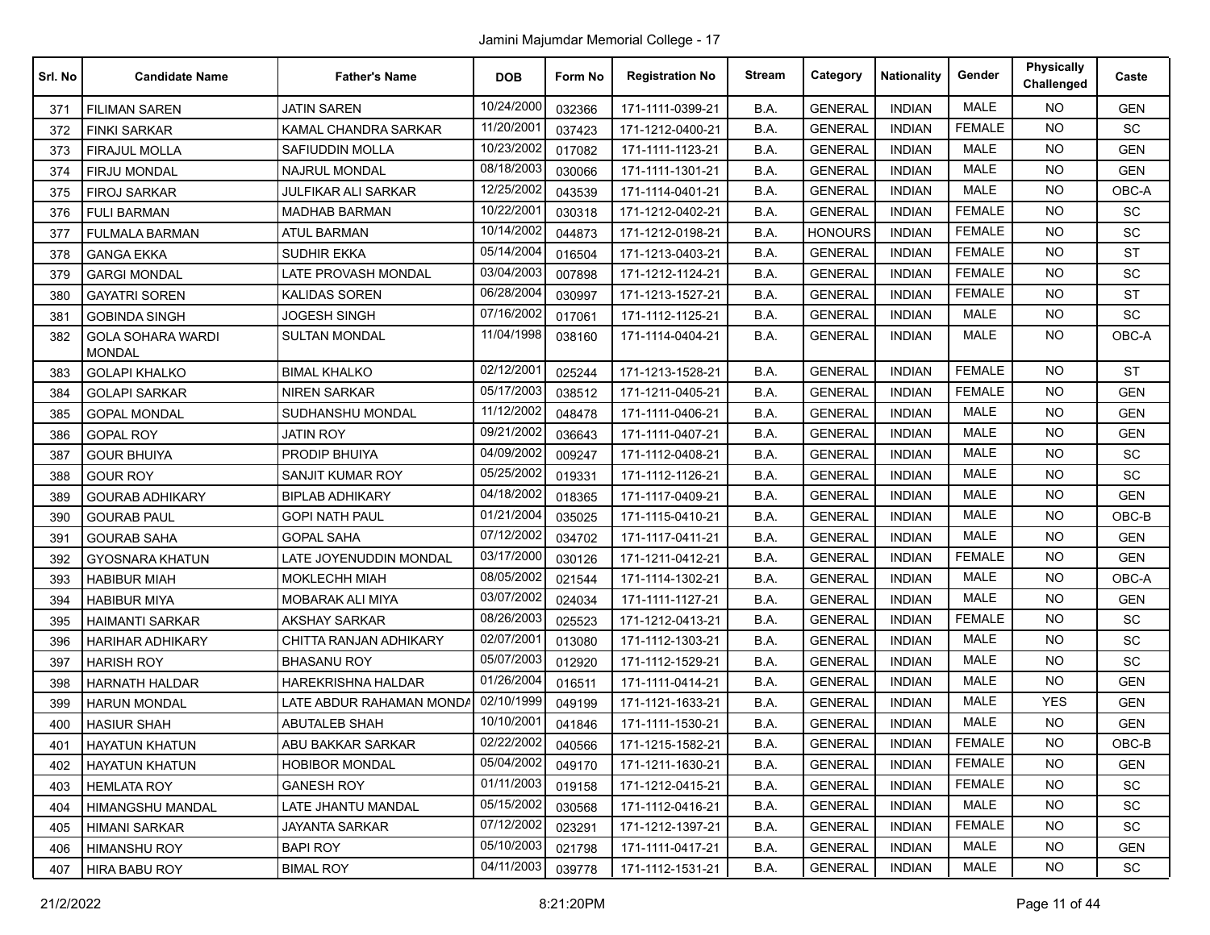Jamini Majumdar Memorial College - 17

| Srl. No | Candidate Name | Father's Name | DOB | Form No | Registration No | Stream | Category | Nationality | Gender | Physically Challenged | Caste |
|---|---|---|---|---|---|---|---|---|---|---|---|
| 371 | FILIMAN SAREN | JATIN SAREN | 10/24/2000 | 032366 | 171-1111-0399-21 | B.A. | GENERAL | INDIAN | MALE | NO | GEN |
| 372 | FINKI SARKAR | KAMAL CHANDRA SARKAR | 11/20/2001 | 037423 | 171-1212-0400-21 | B.A. | GENERAL | INDIAN | FEMALE | NO | SC |
| 373 | FIRAJUL MOLLA | SAFIUDDIN MOLLA | 10/23/2002 | 017082 | 171-1111-1123-21 | B.A. | GENERAL | INDIAN | MALE | NO | GEN |
| 374 | FIRJU MONDAL | NAJRUL MONDAL | 08/18/2003 | 030066 | 171-1111-1301-21 | B.A. | GENERAL | INDIAN | MALE | NO | GEN |
| 375 | FIROJ SARKAR | JULFIKAR ALI SARKAR | 12/25/2002 | 043539 | 171-1114-0401-21 | B.A. | GENERAL | INDIAN | MALE | NO | OBC-A |
| 376 | FULI BARMAN | MADHAB BARMAN | 10/22/2001 | 030318 | 171-1212-0402-21 | B.A. | GENERAL | INDIAN | FEMALE | NO | SC |
| 377 | FULMALA BARMAN | ATUL BARMAN | 10/14/2002 | 044873 | 171-1212-0198-21 | B.A. | HONOURS | INDIAN | FEMALE | NO | SC |
| 378 | GANGA EKKA | SUDHIR EKKA | 05/14/2004 | 016504 | 171-1213-0403-21 | B.A. | GENERAL | INDIAN | FEMALE | NO | ST |
| 379 | GARGI MONDAL | LATE PROVASH MONDAL | 03/04/2003 | 007898 | 171-1212-1124-21 | B.A. | GENERAL | INDIAN | FEMALE | NO | SC |
| 380 | GAYATRI SOREN | KALIDAS SOREN | 06/28/2004 | 030997 | 171-1213-1527-21 | B.A. | GENERAL | INDIAN | FEMALE | NO | ST |
| 381 | GOBINDA SINGH | JOGESH SINGH | 07/16/2002 | 017061 | 171-1112-1125-21 | B.A. | GENERAL | INDIAN | MALE | NO | SC |
| 382 | GOLA SOHARA WARDI MONDAL | SULTAN MONDAL | 11/04/1998 | 038160 | 171-1114-0404-21 | B.A. | GENERAL | INDIAN | MALE | NO | OBC-A |
| 383 | GOLAPI KHALKO | BIMAL KHALKO | 02/12/2001 | 025244 | 171-1213-1528-21 | B.A. | GENERAL | INDIAN | FEMALE | NO | ST |
| 384 | GOLAPI SARKAR | NIREN SARKAR | 05/17/2003 | 038512 | 171-1211-0405-21 | B.A. | GENERAL | INDIAN | FEMALE | NO | GEN |
| 385 | GOPAL MONDAL | SUDHANSHU MONDAL | 11/12/2002 | 048478 | 171-1111-0406-21 | B.A. | GENERAL | INDIAN | MALE | NO | GEN |
| 386 | GOPAL ROY | JATIN ROY | 09/21/2002 | 036643 | 171-1111-0407-21 | B.A. | GENERAL | INDIAN | MALE | NO | GEN |
| 387 | GOUR BHUIYA | PRODIP BHUIYA | 04/09/2002 | 009247 | 171-1112-0408-21 | B.A. | GENERAL | INDIAN | MALE | NO | SC |
| 388 | GOUR ROY | SANJIT KUMAR ROY | 05/25/2002 | 019331 | 171-1112-1126-21 | B.A. | GENERAL | INDIAN | MALE | NO | SC |
| 389 | GOURAB ADHIKARY | BIPLAB ADHIKARY | 04/18/2002 | 018365 | 171-1117-0409-21 | B.A. | GENERAL | INDIAN | MALE | NO | GEN |
| 390 | GOURAB PAUL | GOPI NATH PAUL | 01/21/2004 | 035025 | 171-1115-0410-21 | B.A. | GENERAL | INDIAN | MALE | NO | OBC-B |
| 391 | GOURAB SAHA | GOPAL SAHA | 07/12/2002 | 034702 | 171-1117-0411-21 | B.A. | GENERAL | INDIAN | MALE | NO | GEN |
| 392 | GYOSNARA KHATUN | LATE JOYENUDDIN MONDAL | 03/17/2000 | 030126 | 171-1211-0412-21 | B.A. | GENERAL | INDIAN | FEMALE | NO | GEN |
| 393 | HABIBUR MIAH | MOKLECHH MIAH | 08/05/2002 | 021544 | 171-1114-1302-21 | B.A. | GENERAL | INDIAN | MALE | NO | OBC-A |
| 394 | HABIBUR MIYA | MOBARAK ALI MIYA | 03/07/2002 | 024034 | 171-1111-1127-21 | B.A. | GENERAL | INDIAN | MALE | NO | GEN |
| 395 | HAIMANTI SARKAR | AKSHAY SARKAR | 08/26/2003 | 025523 | 171-1212-0413-21 | B.A. | GENERAL | INDIAN | FEMALE | NO | SC |
| 396 | HARIHAR ADHIKARY | CHITTA RANJAN ADHIKARY | 02/07/2001 | 013080 | 171-1112-1303-21 | B.A. | GENERAL | INDIAN | MALE | NO | SC |
| 397 | HARISH ROY | BHASANU ROY | 05/07/2003 | 012920 | 171-1112-1529-21 | B.A. | GENERAL | INDIAN | MALE | NO | SC |
| 398 | HARNATH HALDAR | HAREKRISHNA HALDAR | 01/26/2004 | 016511 | 171-1111-0414-21 | B.A. | GENERAL | INDIAN | MALE | NO | GEN |
| 399 | HARUN MONDAL | LATE ABDUR RAHAMAN MONDA | 02/10/1999 | 049199 | 171-1121-1633-21 | B.A. | GENERAL | INDIAN | MALE | YES | GEN |
| 400 | HASIUR SHAH | ABUTALEB SHAH | 10/10/2001 | 041846 | 171-1111-1530-21 | B.A. | GENERAL | INDIAN | MALE | NO | GEN |
| 401 | HAYATUN KHATUN | ABU BAKKAR SARKAR | 02/22/2002 | 040566 | 171-1215-1582-21 | B.A. | GENERAL | INDIAN | FEMALE | NO | OBC-B |
| 402 | HAYATUN KHATUN | HOBIBOR MONDAL | 05/04/2002 | 049170 | 171-1211-1630-21 | B.A. | GENERAL | INDIAN | FEMALE | NO | GEN |
| 403 | HEMLATA ROY | GANESH ROY | 01/11/2003 | 019158 | 171-1212-0415-21 | B.A. | GENERAL | INDIAN | FEMALE | NO | SC |
| 404 | HIMANGSHU MANDAL | LATE JHANTU MANDAL | 05/15/2002 | 030568 | 171-1112-0416-21 | B.A. | GENERAL | INDIAN | MALE | NO | SC |
| 405 | HIMANI SARKAR | JAYANTA SARKAR | 07/12/2002 | 023291 | 171-1212-1397-21 | B.A. | GENERAL | INDIAN | FEMALE | NO | SC |
| 406 | HIMANSHU ROY | BAPI ROY | 05/10/2003 | 021798 | 171-1111-0417-21 | B.A. | GENERAL | INDIAN | MALE | NO | GEN |
| 407 | HIRA BABU ROY | BIMAL ROY | 04/11/2003 | 039778 | 171-1112-1531-21 | B.A. | GENERAL | INDIAN | MALE | NO | SC |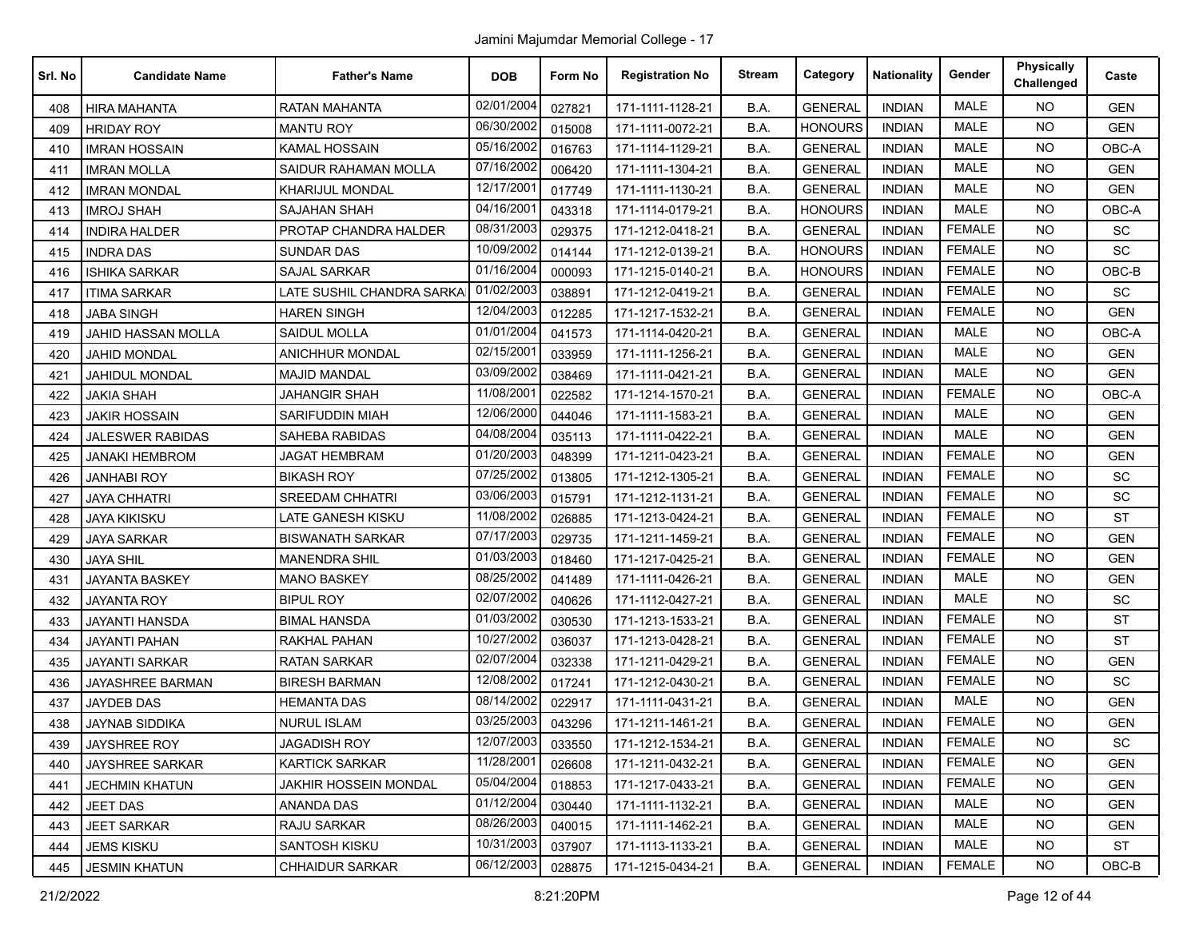Jamini Majumdar Memorial College - 17

| Srl. No | Candidate Name | Father's Name | DOB | Form No | Registration No | Stream | Category | Nationality | Gender | Physically Challenged | Caste |
|---|---|---|---|---|---|---|---|---|---|---|---|
| 408 | HIRA MAHANTA | RATAN MAHANTA | 02/01/2004 | 027821 | 171-1111-1128-21 | B.A. | GENERAL | INDIAN | MALE | NO | GEN |
| 409 | HRIDAY ROY | MANTU ROY | 06/30/2002 | 015008 | 171-1111-0072-21 | B.A. | HONOURS | INDIAN | MALE | NO | GEN |
| 410 | IMRAN HOSSAIN | KAMAL HOSSAIN | 05/16/2002 | 016763 | 171-1114-1129-21 | B.A. | GENERAL | INDIAN | MALE | NO | OBC-A |
| 411 | IMRAN MOLLA | SAIDUR RAHAMAN MOLLA | 07/16/2002 | 006420 | 171-1111-1304-21 | B.A. | GENERAL | INDIAN | MALE | NO | GEN |
| 412 | IMRAN MONDAL | KHARIJUL MONDAL | 12/17/2001 | 017749 | 171-1111-1130-21 | B.A. | GENERAL | INDIAN | MALE | NO | GEN |
| 413 | IMROJ SHAH | SAJAHAN SHAH | 04/16/2001 | 043318 | 171-1114-0179-21 | B.A. | HONOURS | INDIAN | MALE | NO | OBC-A |
| 414 | INDIRA HALDER | PROTAP CHANDRA HALDER | 08/31/2003 | 029375 | 171-1212-0418-21 | B.A. | GENERAL | INDIAN | FEMALE | NO | SC |
| 415 | INDRA DAS | SUNDAR DAS | 10/09/2002 | 014144 | 171-1212-0139-21 | B.A. | HONOURS | INDIAN | FEMALE | NO | SC |
| 416 | ISHIKA SARKAR | SAJAL SARKAR | 01/16/2004 | 000093 | 171-1215-0140-21 | B.A. | HONOURS | INDIAN | FEMALE | NO | OBC-B |
| 417 | ITIMA SARKAR | LATE SUSHIL CHANDRA SARKA | 01/02/2003 | 038891 | 171-1212-0419-21 | B.A. | GENERAL | INDIAN | FEMALE | NO | SC |
| 418 | JABA SINGH | HAREN SINGH | 12/04/2003 | 012285 | 171-1217-1532-21 | B.A. | GENERAL | INDIAN | FEMALE | NO | GEN |
| 419 | JAHID HASSAN MOLLA | SAIDUL MOLLA | 01/01/2004 | 041573 | 171-1114-0420-21 | B.A. | GENERAL | INDIAN | MALE | NO | OBC-A |
| 420 | JAHID MONDAL | ANICHHUR MONDAL | 02/15/2001 | 033959 | 171-1111-1256-21 | B.A. | GENERAL | INDIAN | MALE | NO | GEN |
| 421 | JAHIDUL MONDAL | MAJID MANDAL | 03/09/2002 | 038469 | 171-1111-0421-21 | B.A. | GENERAL | INDIAN | MALE | NO | GEN |
| 422 | JAKIA SHAH | JAHANGIR SHAH | 11/08/2001 | 022582 | 171-1214-1570-21 | B.A. | GENERAL | INDIAN | FEMALE | NO | OBC-A |
| 423 | JAKIR HOSSAIN | SARIFUDDIN MIAH | 12/06/2000 | 044046 | 171-1111-1583-21 | B.A. | GENERAL | INDIAN | MALE | NO | GEN |
| 424 | JALESWER RABIDAS | SAHEBA RABIDAS | 04/08/2004 | 035113 | 171-1111-0422-21 | B.A. | GENERAL | INDIAN | MALE | NO | GEN |
| 425 | JANAKI HEMBROM | JAGAT HEMBRAM | 01/20/2003 | 048399 | 171-1211-0423-21 | B.A. | GENERAL | INDIAN | FEMALE | NO | GEN |
| 426 | JANHABI ROY | BIKASH ROY | 07/25/2002 | 013805 | 171-1212-1305-21 | B.A. | GENERAL | INDIAN | FEMALE | NO | SC |
| 427 | JAYA CHHATRI | SREEDAM CHHATRI | 03/06/2003 | 015791 | 171-1212-1131-21 | B.A. | GENERAL | INDIAN | FEMALE | NO | SC |
| 428 | JAYA KIKISKU | LATE GANESH KISKU | 11/08/2002 | 026885 | 171-1213-0424-21 | B.A. | GENERAL | INDIAN | FEMALE | NO | ST |
| 429 | JAYA SARKAR | BISWANATH SARKAR | 07/17/2003 | 029735 | 171-1211-1459-21 | B.A. | GENERAL | INDIAN | FEMALE | NO | GEN |
| 430 | JAYA SHIL | MANENDRA SHIL | 01/03/2003 | 018460 | 171-1217-0425-21 | B.A. | GENERAL | INDIAN | FEMALE | NO | GEN |
| 431 | JAYANTA BASKEY | MANO BASKEY | 08/25/2002 | 041489 | 171-1111-0426-21 | B.A. | GENERAL | INDIAN | MALE | NO | GEN |
| 432 | JAYANTA ROY | BIPUL ROY | 02/07/2002 | 040626 | 171-1112-0427-21 | B.A. | GENERAL | INDIAN | MALE | NO | SC |
| 433 | JAYANTI HANSDA | BIMAL HANSDA | 01/03/2002 | 030530 | 171-1213-1533-21 | B.A. | GENERAL | INDIAN | FEMALE | NO | ST |
| 434 | JAYANTI PAHAN | RAKHAL PAHAN | 10/27/2002 | 036037 | 171-1213-0428-21 | B.A. | GENERAL | INDIAN | FEMALE | NO | ST |
| 435 | JAYANTI SARKAR | RATAN SARKAR | 02/07/2004 | 032338 | 171-1211-0429-21 | B.A. | GENERAL | INDIAN | FEMALE | NO | GEN |
| 436 | JAYASHREE BARMAN | BIRESH BARMAN | 12/08/2002 | 017241 | 171-1212-0430-21 | B.A. | GENERAL | INDIAN | FEMALE | NO | SC |
| 437 | JAYDEB DAS | HEMANTA DAS | 08/14/2002 | 022917 | 171-1111-0431-21 | B.A. | GENERAL | INDIAN | MALE | NO | GEN |
| 438 | JAYNAB SIDDIKA | NURUL ISLAM | 03/25/2003 | 043296 | 171-1211-1461-21 | B.A. | GENERAL | INDIAN | FEMALE | NO | GEN |
| 439 | JAYSHREE ROY | JAGADISH ROY | 12/07/2003 | 033550 | 171-1212-1534-21 | B.A. | GENERAL | INDIAN | FEMALE | NO | SC |
| 440 | JAYSHREE SARKAR | KARTICK SARKAR | 11/28/2001 | 026608 | 171-1211-0432-21 | B.A. | GENERAL | INDIAN | FEMALE | NO | GEN |
| 441 | JECHMIN KHATUN | JAKHIR HOSSEIN MONDAL | 05/04/2004 | 018853 | 171-1217-0433-21 | B.A. | GENERAL | INDIAN | FEMALE | NO | GEN |
| 442 | JEET DAS | ANANDA DAS | 01/12/2004 | 030440 | 171-1111-1132-21 | B.A. | GENERAL | INDIAN | MALE | NO | GEN |
| 443 | JEET SARKAR | RAJU SARKAR | 08/26/2003 | 040015 | 171-1111-1462-21 | B.A. | GENERAL | INDIAN | MALE | NO | GEN |
| 444 | JEMS KISKU | SANTOSH KISKU | 10/31/2003 | 037907 | 171-1113-1133-21 | B.A. | GENERAL | INDIAN | MALE | NO | ST |
| 445 | JESMIN KHATUN | CHHAIDUR SARKAR | 06/12/2003 | 028875 | 171-1215-0434-21 | B.A. | GENERAL | INDIAN | FEMALE | NO | OBC-B |

21/2/2022 8:21:20PM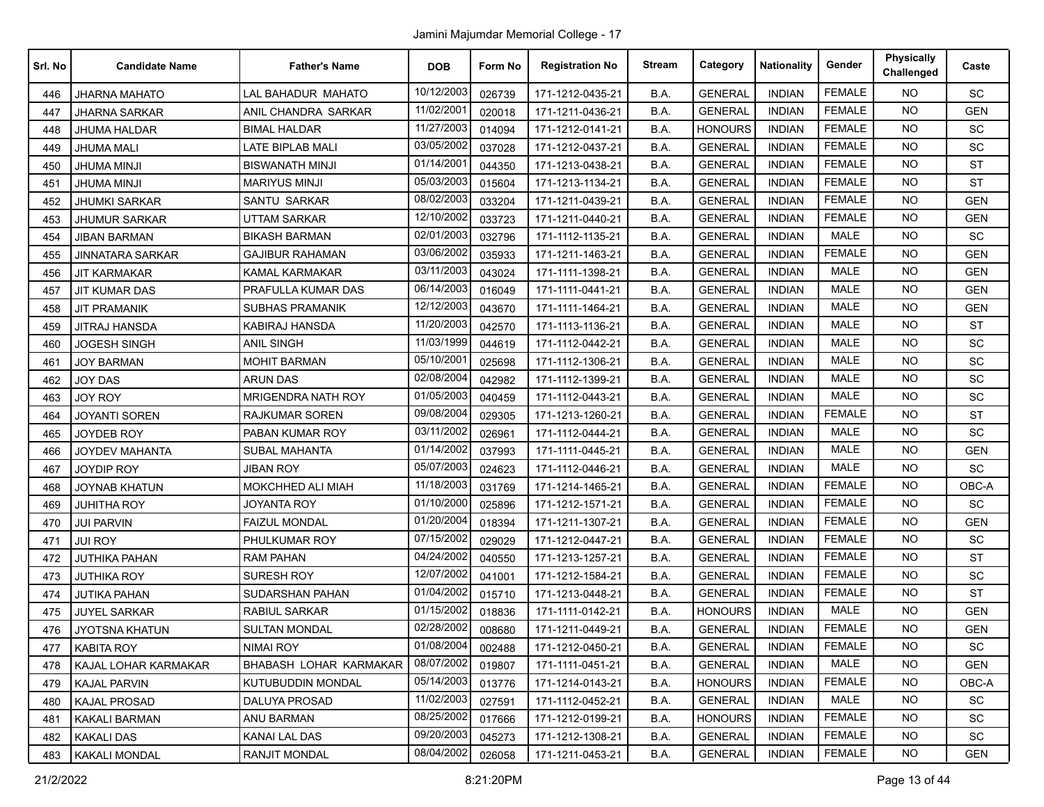Jamini Majumdar Memorial College - 17

| Srl. No | Candidate Name | Father's Name | DOB | Form No | Registration No | Stream | Category | Nationality | Gender | Physically Challenged | Caste |
|---|---|---|---|---|---|---|---|---|---|---|---|
| 446 | JHARNA MAHATO | LAL BAHADUR MAHATO | 10/12/2003 | 026739 | 171-1212-0435-21 | B.A. | GENERAL | INDIAN | FEMALE | NO | SC |
| 447 | JHARNA SARKAR | ANIL CHANDRA SARKAR | 11/02/2001 | 020018 | 171-1211-0436-21 | B.A. | GENERAL | INDIAN | FEMALE | NO | GEN |
| 448 | JHUMA HALDAR | BIMAL HALDAR | 11/27/2003 | 014094 | 171-1212-0141-21 | B.A. | HONOURS | INDIAN | FEMALE | NO | SC |
| 449 | JHUMA MALI | LATE BIPLAB MALI | 03/05/2002 | 037028 | 171-1212-0437-21 | B.A. | GENERAL | INDIAN | FEMALE | NO | SC |
| 450 | JHUMA MINJI | BISWANATH MINJI | 01/14/2001 | 044350 | 171-1213-0438-21 | B.A. | GENERAL | INDIAN | FEMALE | NO | ST |
| 451 | JHUMA MINJI | MARIYUS MINJI | 05/03/2003 | 015604 | 171-1213-1134-21 | B.A. | GENERAL | INDIAN | FEMALE | NO | ST |
| 452 | JHUMKI SARKAR | SANTU SARKAR | 08/02/2003 | 033204 | 171-1211-0439-21 | B.A. | GENERAL | INDIAN | FEMALE | NO | GEN |
| 453 | JHUMUR SARKAR | UTTAM SARKAR | 12/10/2002 | 033723 | 171-1211-0440-21 | B.A. | GENERAL | INDIAN | FEMALE | NO | GEN |
| 454 | JIBAN BARMAN | BIKASH BARMAN | 02/01/2003 | 032796 | 171-1112-1135-21 | B.A. | GENERAL | INDIAN | MALE | NO | SC |
| 455 | JINNATARA SARKAR | GAJIBUR RAHAMAN | 03/06/2002 | 035933 | 171-1211-1463-21 | B.A. | GENERAL | INDIAN | FEMALE | NO | GEN |
| 456 | JIT KARMAKAR | KAMAL KARMAKAR | 03/11/2003 | 043024 | 171-1111-1398-21 | B.A. | GENERAL | INDIAN | MALE | NO | GEN |
| 457 | JIT KUMAR DAS | PRAFULLA KUMAR DAS | 06/14/2003 | 016049 | 171-1111-0441-21 | B.A. | GENERAL | INDIAN | MALE | NO | GEN |
| 458 | JIT PRAMANIK | SUBHAS PRAMANIK | 12/12/2003 | 043670 | 171-1111-1464-21 | B.A. | GENERAL | INDIAN | MALE | NO | GEN |
| 459 | JITRAJ HANSDA | KABIRAJ HANSDA | 11/20/2003 | 042570 | 171-1113-1136-21 | B.A. | GENERAL | INDIAN | MALE | NO | ST |
| 460 | JOGESH SINGH | ANIL SINGH | 11/03/1999 | 044619 | 171-1112-0442-21 | B.A. | GENERAL | INDIAN | MALE | NO | SC |
| 461 | JOY BARMAN | MOHIT BARMAN | 05/10/2001 | 025698 | 171-1112-1306-21 | B.A. | GENERAL | INDIAN | MALE | NO | SC |
| 462 | JOY DAS | ARUN DAS | 02/08/2004 | 042982 | 171-1112-1399-21 | B.A. | GENERAL | INDIAN | MALE | NO | SC |
| 463 | JOY ROY | MRIGENDRA NATH ROY | 01/05/2003 | 040459 | 171-1112-0443-21 | B.A. | GENERAL | INDIAN | MALE | NO | SC |
| 464 | JOYANTI SOREN | RAJKUMAR SOREN | 09/08/2004 | 029305 | 171-1213-1260-21 | B.A. | GENERAL | INDIAN | FEMALE | NO | ST |
| 465 | JOYDEB ROY | PABAN KUMAR ROY | 03/11/2002 | 026961 | 171-1112-0444-21 | B.A. | GENERAL | INDIAN | MALE | NO | SC |
| 466 | JOYDEV MAHANTA | SUBAL MAHANTA | 01/14/2002 | 037993 | 171-1111-0445-21 | B.A. | GENERAL | INDIAN | MALE | NO | GEN |
| 467 | JOYDIP ROY | JIBAN ROY | 05/07/2003 | 024623 | 171-1112-0446-21 | B.A. | GENERAL | INDIAN | MALE | NO | SC |
| 468 | JOYNAB KHATUN | MOKCHHED ALI MIAH | 11/18/2003 | 031769 | 171-1214-1465-21 | B.A. | GENERAL | INDIAN | FEMALE | NO | OBC-A |
| 469 | JUHITHA ROY | JOYANTA ROY | 01/10/2000 | 025896 | 171-1212-1571-21 | B.A. | GENERAL | INDIAN | FEMALE | NO | SC |
| 470 | JUI PARVIN | FAIZUL MONDAL | 01/20/2004 | 018394 | 171-1211-1307-21 | B.A. | GENERAL | INDIAN | FEMALE | NO | GEN |
| 471 | JUI ROY | PHULKUMAR ROY | 07/15/2002 | 029029 | 171-1212-0447-21 | B.A. | GENERAL | INDIAN | FEMALE | NO | SC |
| 472 | JUTHIKA PAHAN | RAM PAHAN | 04/24/2002 | 040550 | 171-1213-1257-21 | B.A. | GENERAL | INDIAN | FEMALE | NO | ST |
| 473 | JUTHIKA ROY | SURESH ROY | 12/07/2002 | 041001 | 171-1212-1584-21 | B.A. | GENERAL | INDIAN | FEMALE | NO | SC |
| 474 | JUTIKA PAHAN | SUDARSHAN PAHAN | 01/04/2002 | 015710 | 171-1213-0448-21 | B.A. | GENERAL | INDIAN | FEMALE | NO | ST |
| 475 | JUYEL SARKAR | RABIUL SARKAR | 01/15/2002 | 018836 | 171-1111-0142-21 | B.A. | HONOURS | INDIAN | MALE | NO | GEN |
| 476 | JYOTSNA KHATUN | SULTAN MONDAL | 02/28/2002 | 008680 | 171-1211-0449-21 | B.A. | GENERAL | INDIAN | FEMALE | NO | GEN |
| 477 | KABITA ROY | NIMAI ROY | 01/08/2004 | 002488 | 171-1212-0450-21 | B.A. | GENERAL | INDIAN | FEMALE | NO | SC |
| 478 | KAJAL LOHAR KARMAKAR | BHABASH LOHAR KARMAKAR | 08/07/2002 | 019807 | 171-1111-0451-21 | B.A. | GENERAL | INDIAN | MALE | NO | GEN |
| 479 | KAJAL PARVIN | KUTUBUDDIN MONDAL | 05/14/2003 | 013776 | 171-1214-0143-21 | B.A. | HONOURS | INDIAN | FEMALE | NO | OBC-A |
| 480 | KAJAL PROSAD | DALUYA PROSAD | 11/02/2003 | 027591 | 171-1112-0452-21 | B.A. | GENERAL | INDIAN | MALE | NO | SC |
| 481 | KAKALI BARMAN | ANU BARMAN | 08/25/2002 | 017666 | 171-1212-0199-21 | B.A. | HONOURS | INDIAN | FEMALE | NO | SC |
| 482 | KAKALI DAS | KANAI LAL DAS | 09/20/2003 | 045273 | 171-1212-1308-21 | B.A. | GENERAL | INDIAN | FEMALE | NO | SC |
| 483 | KAKALI MONDAL | RANJIT MONDAL | 08/04/2002 | 026058 | 171-1211-0453-21 | B.A. | GENERAL | INDIAN | FEMALE | NO | GEN |

21/2/2022 8:21:20PM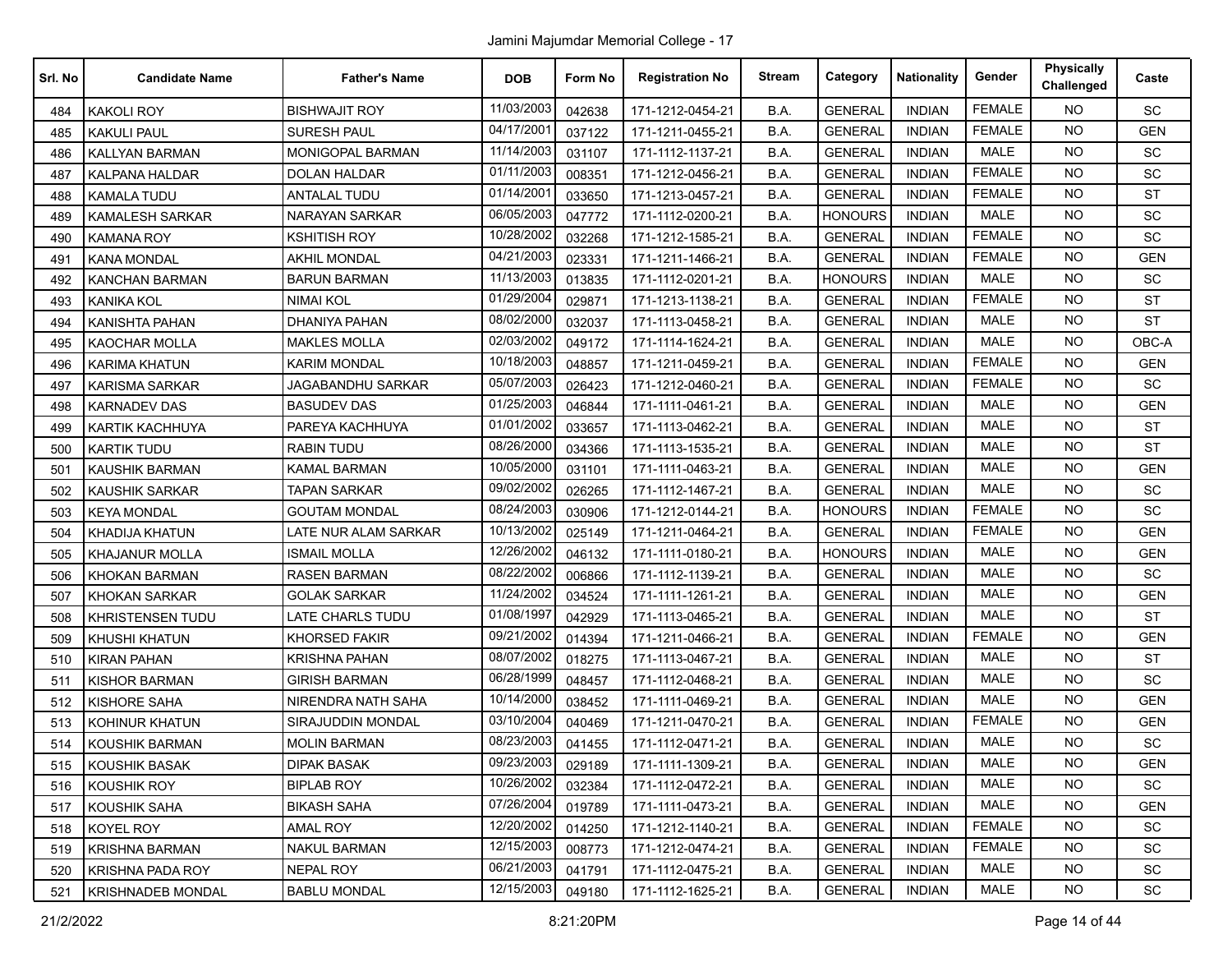Jamini Majumdar Memorial College - 17

| Srl. No | Candidate Name | Father's Name | DOB | Form No | Registration No | Stream | Category | Nationality | Gender | Physically Challenged | Caste |
|---|---|---|---|---|---|---|---|---|---|---|---|
| 484 | KAKOLI ROY | BISHWAJIT ROY | 11/03/2003 | 042638 | 171-1212-0454-21 | B.A. | GENERAL | INDIAN | FEMALE | NO | SC |
| 485 | KAKULI PAUL | SURESH PAUL | 04/17/2001 | 037122 | 171-1211-0455-21 | B.A. | GENERAL | INDIAN | FEMALE | NO | GEN |
| 486 | KALLYAN BARMAN | MONIGOPAL BARMAN | 11/14/2003 | 031107 | 171-1112-1137-21 | B.A. | GENERAL | INDIAN | MALE | NO | SC |
| 487 | KALPANA HALDAR | DOLAN HALDAR | 01/11/2003 | 008351 | 171-1212-0456-21 | B.A. | GENERAL | INDIAN | FEMALE | NO | SC |
| 488 | KAMALA TUDU | ANTALAL TUDU | 01/14/2001 | 033650 | 171-1213-0457-21 | B.A. | GENERAL | INDIAN | FEMALE | NO | ST |
| 489 | KAMALESH SARKAR | NARAYAN SARKAR | 06/05/2003 | 047772 | 171-1112-0200-21 | B.A. | HONOURS | INDIAN | MALE | NO | SC |
| 490 | KAMANA ROY | KSHITISH ROY | 10/28/2002 | 032268 | 171-1212-1585-21 | B.A. | GENERAL | INDIAN | FEMALE | NO | SC |
| 491 | KANA MONDAL | AKHIL MONDAL | 04/21/2003 | 023331 | 171-1211-1466-21 | B.A. | GENERAL | INDIAN | FEMALE | NO | GEN |
| 492 | KANCHAN BARMAN | BARUN BARMAN | 11/13/2003 | 013835 | 171-1112-0201-21 | B.A. | HONOURS | INDIAN | MALE | NO | SC |
| 493 | KANIKA KOL | NIMAI KOL | 01/29/2004 | 029871 | 171-1213-1138-21 | B.A. | GENERAL | INDIAN | FEMALE | NO | ST |
| 494 | KANISHTA PAHAN | DHANIYA PAHAN | 08/02/2000 | 032037 | 171-1113-0458-21 | B.A. | GENERAL | INDIAN | MALE | NO | ST |
| 495 | KAOCHAR MOLLA | MAKLES MOLLA | 02/03/2002 | 049172 | 171-1114-1624-21 | B.A. | GENERAL | INDIAN | MALE | NO | OBC-A |
| 496 | KARIMA KHATUN | KARIM MONDAL | 10/18/2003 | 048857 | 171-1211-0459-21 | B.A. | GENERAL | INDIAN | FEMALE | NO | GEN |
| 497 | KARISMA SARKAR | JAGABANDHU SARKAR | 05/07/2003 | 026423 | 171-1212-0460-21 | B.A. | GENERAL | INDIAN | FEMALE | NO | SC |
| 498 | KARNADEV DAS | BASUDEV DAS | 01/25/2003 | 046844 | 171-1111-0461-21 | B.A. | GENERAL | INDIAN | MALE | NO | GEN |
| 499 | KARTIK KACHHUYA | PAREYA KACHHUYA | 01/01/2002 | 033657 | 171-1113-0462-21 | B.A. | GENERAL | INDIAN | MALE | NO | ST |
| 500 | KARTIK TUDU | RABIN TUDU | 08/26/2000 | 034366 | 171-1113-1535-21 | B.A. | GENERAL | INDIAN | MALE | NO | ST |
| 501 | KAUSHIK BARMAN | KAMAL BARMAN | 10/05/2000 | 031101 | 171-1111-0463-21 | B.A. | GENERAL | INDIAN | MALE | NO | GEN |
| 502 | KAUSHIK SARKAR | TAPAN SARKAR | 09/02/2002 | 026265 | 171-1112-1467-21 | B.A. | GENERAL | INDIAN | MALE | NO | SC |
| 503 | KEYA MONDAL | GOUTAM MONDAL | 08/24/2003 | 030906 | 171-1212-0144-21 | B.A. | HONOURS | INDIAN | FEMALE | NO | SC |
| 504 | KHADIJA KHATUN | LATE NUR ALAM SARKAR | 10/13/2002 | 025149 | 171-1211-0464-21 | B.A. | GENERAL | INDIAN | FEMALE | NO | GEN |
| 505 | KHAJANUR MOLLA | ISMAIL MOLLA | 12/26/2002 | 046132 | 171-1111-0180-21 | B.A. | HONOURS | INDIAN | MALE | NO | GEN |
| 506 | KHOKAN BARMAN | RASEN BARMAN | 08/22/2002 | 006866 | 171-1112-1139-21 | B.A. | GENERAL | INDIAN | MALE | NO | SC |
| 507 | KHOKAN SARKAR | GOLAK SARKAR | 11/24/2002 | 034524 | 171-1111-1261-21 | B.A. | GENERAL | INDIAN | MALE | NO | GEN |
| 508 | KHRISTENSEN TUDU | LATE CHARLS TUDU | 01/08/1997 | 042929 | 171-1113-0465-21 | B.A. | GENERAL | INDIAN | MALE | NO | ST |
| 509 | KHUSHI KHATUN | KHORSED FAKIR | 09/21/2002 | 014394 | 171-1211-0466-21 | B.A. | GENERAL | INDIAN | FEMALE | NO | GEN |
| 510 | KIRAN PAHAN | KRISHNA PAHAN | 08/07/2002 | 018275 | 171-1113-0467-21 | B.A. | GENERAL | INDIAN | MALE | NO | ST |
| 511 | KISHOR BARMAN | GIRISH BARMAN | 06/28/1999 | 048457 | 171-1112-0468-21 | B.A. | GENERAL | INDIAN | MALE | NO | SC |
| 512 | KISHORE SAHA | NIRENDRA NATH SAHA | 10/14/2000 | 038452 | 171-1111-0469-21 | B.A. | GENERAL | INDIAN | MALE | NO | GEN |
| 513 | KOHINUR KHATUN | SIRAJUDDIN MONDAL | 03/10/2004 | 040469 | 171-1211-0470-21 | B.A. | GENERAL | INDIAN | FEMALE | NO | GEN |
| 514 | KOUSHIK BARMAN | MOLIN BARMAN | 08/23/2003 | 041455 | 171-1112-0471-21 | B.A. | GENERAL | INDIAN | MALE | NO | SC |
| 515 | KOUSHIK BASAK | DIPAK BASAK | 09/23/2003 | 029189 | 171-1111-1309-21 | B.A. | GENERAL | INDIAN | MALE | NO | GEN |
| 516 | KOUSHIK ROY | BIPLAB ROY | 10/26/2002 | 032384 | 171-1112-0472-21 | B.A. | GENERAL | INDIAN | MALE | NO | SC |
| 517 | KOUSHIK SAHA | BIKASH SAHA | 07/26/2004 | 019789 | 171-1111-0473-21 | B.A. | GENERAL | INDIAN | MALE | NO | GEN |
| 518 | KOYEL ROY | AMAL ROY | 12/20/2002 | 014250 | 171-1212-1140-21 | B.A. | GENERAL | INDIAN | FEMALE | NO | SC |
| 519 | KRISHNA BARMAN | NAKUL BARMAN | 12/15/2003 | 008773 | 171-1212-0474-21 | B.A. | GENERAL | INDIAN | FEMALE | NO | SC |
| 520 | KRISHNA PADA ROY | NEPAL ROY | 06/21/2003 | 041791 | 171-1112-0475-21 | B.A. | GENERAL | INDIAN | MALE | NO | SC |
| 521 | KRISHNADEB MONDAL | BABLU MONDAL | 12/15/2003 | 049180 | 171-1112-1625-21 | B.A. | GENERAL | INDIAN | MALE | NO | SC |

21/2/2022 8:21:20PM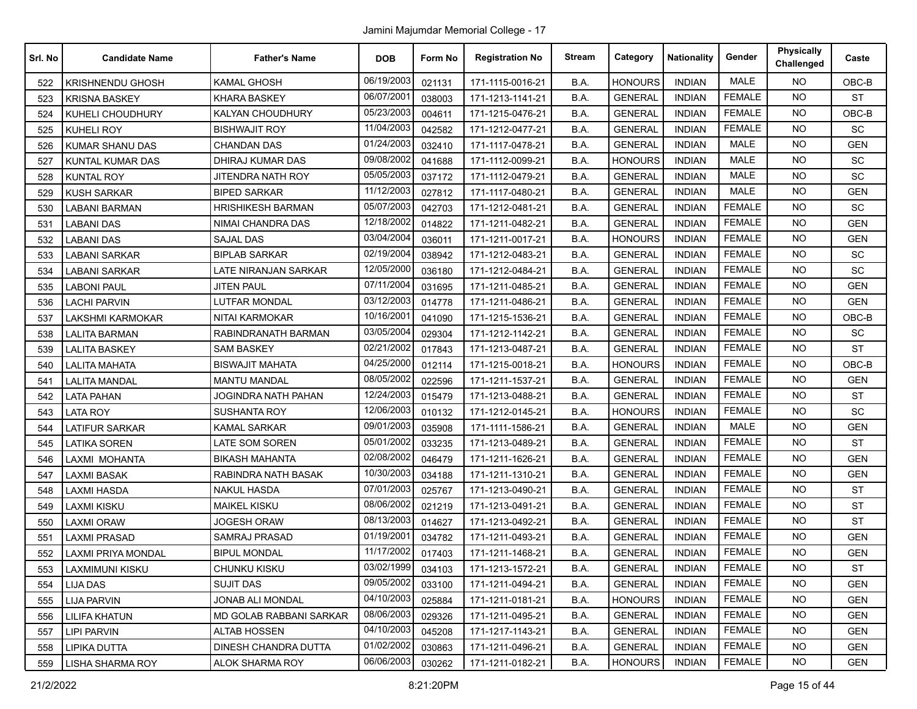Jamini Majumdar Memorial College - 17

| Srl. No | Candidate Name | Father's Name | DOB | Form No | Registration No | Stream | Category | Nationality | Gender | Physically Challenged | Caste |
|---|---|---|---|---|---|---|---|---|---|---|---|
| 522 | KRISHNENDU GHOSH | KAMAL GHOSH | 06/19/2003 | 021131 | 171-1115-0016-21 | B.A. | HONOURS | INDIAN | MALE | NO | OBC-B |
| 523 | KRISNA BASKEY | KHARA BASKEY | 06/07/2001 | 038003 | 171-1213-1141-21 | B.A. | GENERAL | INDIAN | FEMALE | NO | ST |
| 524 | KUHELI CHOUDHURY | KALYAN CHOUDHURY | 05/23/2003 | 004611 | 171-1215-0476-21 | B.A. | GENERAL | INDIAN | FEMALE | NO | OBC-B |
| 525 | KUHELI ROY | BISHWAJIT ROY | 11/04/2003 | 042582 | 171-1212-0477-21 | B.A. | GENERAL | INDIAN | FEMALE | NO | SC |
| 526 | KUMAR SHANU DAS | CHANDAN DAS | 01/24/2003 | 032410 | 171-1117-0478-21 | B.A. | GENERAL | INDIAN | MALE | NO | GEN |
| 527 | KUNTAL KUMAR DAS | DHIRAJ KUMAR DAS | 09/08/2002 | 041688 | 171-1112-0099-21 | B.A. | HONOURS | INDIAN | MALE | NO | SC |
| 528 | KUNTAL ROY | JITENDRA NATH ROY | 05/05/2003 | 037172 | 171-1112-0479-21 | B.A. | GENERAL | INDIAN | MALE | NO | SC |
| 529 | KUSH SARKAR | BIPED SARKAR | 11/12/2003 | 027812 | 171-1117-0480-21 | B.A. | GENERAL | INDIAN | MALE | NO | GEN |
| 530 | LABANI BARMAN | HRISHIKESH BARMAN | 05/07/2003 | 042703 | 171-1212-0481-21 | B.A. | GENERAL | INDIAN | FEMALE | NO | SC |
| 531 | LABANI DAS | NIMAI CHANDRA DAS | 12/18/2002 | 014822 | 171-1211-0482-21 | B.A. | GENERAL | INDIAN | FEMALE | NO | GEN |
| 532 | LABANI DAS | SAJAL DAS | 03/04/2004 | 036011 | 171-1211-0017-21 | B.A. | HONOURS | INDIAN | FEMALE | NO | GEN |
| 533 | LABANI SARKAR | BIPLAB SARKAR | 02/19/2004 | 038942 | 171-1212-0483-21 | B.A. | GENERAL | INDIAN | FEMALE | NO | SC |
| 534 | LABANI SARKAR | LATE NIRANJAN SARKAR | 12/05/2000 | 036180 | 171-1212-0484-21 | B.A. | GENERAL | INDIAN | FEMALE | NO | SC |
| 535 | LABONI PAUL | JITEN PAUL | 07/11/2004 | 031695 | 171-1211-0485-21 | B.A. | GENERAL | INDIAN | FEMALE | NO | GEN |
| 536 | LACHI PARVIN | LUTFAR MONDAL | 03/12/2003 | 014778 | 171-1211-0486-21 | B.A. | GENERAL | INDIAN | FEMALE | NO | GEN |
| 537 | LAKSHMI KARMOKAR | NITAI KARMOKAR | 10/16/2001 | 041090 | 171-1215-1536-21 | B.A. | GENERAL | INDIAN | FEMALE | NO | OBC-B |
| 538 | LALITA BARMAN | RABINDRANATH BARMAN | 03/05/2004 | 029304 | 171-1212-1142-21 | B.A. | GENERAL | INDIAN | FEMALE | NO | SC |
| 539 | LALITA BASKEY | SAM BASKEY | 02/21/2002 | 017843 | 171-1213-0487-21 | B.A. | GENERAL | INDIAN | FEMALE | NO | ST |
| 540 | LALITA MAHATA | BISWAJIT MAHATA | 04/25/2000 | 012114 | 171-1215-0018-21 | B.A. | HONOURS | INDIAN | FEMALE | NO | OBC-B |
| 541 | LALITA MANDAL | MANTU MANDAL | 08/05/2002 | 022596 | 171-1211-1537-21 | B.A. | GENERAL | INDIAN | FEMALE | NO | GEN |
| 542 | LATA PAHAN | JOGINDRA NATH PAHAN | 12/24/2003 | 015479 | 171-1213-0488-21 | B.A. | GENERAL | INDIAN | FEMALE | NO | ST |
| 543 | LATA ROY | SUSHANTA ROY | 12/06/2003 | 010132 | 171-1212-0145-21 | B.A. | HONOURS | INDIAN | FEMALE | NO | SC |
| 544 | LATIFUR SARKAR | KAMAL SARKAR | 09/01/2003 | 035908 | 171-1111-1586-21 | B.A. | GENERAL | INDIAN | MALE | NO | GEN |
| 545 | LATIKA SOREN | LATE SOM SOREN | 05/01/2002 | 033235 | 171-1213-0489-21 | B.A. | GENERAL | INDIAN | FEMALE | NO | ST |
| 546 | LAXMI MOHANTA | BIKASH MAHANTA | 02/08/2002 | 046479 | 171-1211-1626-21 | B.A. | GENERAL | INDIAN | FEMALE | NO | GEN |
| 547 | LAXMI BASAK | RABINDRA NATH BASAK | 10/30/2003 | 034188 | 171-1211-1310-21 | B.A. | GENERAL | INDIAN | FEMALE | NO | GEN |
| 548 | LAXMI HASDA | NAKUL HASDA | 07/01/2003 | 025767 | 171-1213-0490-21 | B.A. | GENERAL | INDIAN | FEMALE | NO | ST |
| 549 | LAXMI KISKU | MAIKEL KISKU | 08/06/2002 | 021219 | 171-1213-0491-21 | B.A. | GENERAL | INDIAN | FEMALE | NO | ST |
| 550 | LAXMI ORAW | JOGESH ORAW | 08/13/2003 | 014627 | 171-1213-0492-21 | B.A. | GENERAL | INDIAN | FEMALE | NO | ST |
| 551 | LAXMI PRASAD | SAMRAJ PRASAD | 01/19/2001 | 034782 | 171-1211-0493-21 | B.A. | GENERAL | INDIAN | FEMALE | NO | GEN |
| 552 | LAXMI PRIYA MONDAL | BIPUL MONDAL | 11/17/2002 | 017403 | 171-1211-1468-21 | B.A. | GENERAL | INDIAN | FEMALE | NO | GEN |
| 553 | LAXMIMUNI KISKU | CHUNKU KISKU | 03/02/1999 | 034103 | 171-1213-1572-21 | B.A. | GENERAL | INDIAN | FEMALE | NO | ST |
| 554 | LIJA DAS | SUJIT DAS | 09/05/2002 | 033100 | 171-1211-0494-21 | B.A. | GENERAL | INDIAN | FEMALE | NO | GEN |
| 555 | LIJA PARVIN | JONAB ALI MONDAL | 04/10/2003 | 025884 | 171-1211-0181-21 | B.A. | HONOURS | INDIAN | FEMALE | NO | GEN |
| 556 | LILIFA KHATUN | MD GOLAB RABBANI SARKAR | 08/06/2003 | 029326 | 171-1211-0495-21 | B.A. | GENERAL | INDIAN | FEMALE | NO | GEN |
| 557 | LIPI PARVIN | ALTAB HOSSEN | 04/10/2003 | 045208 | 171-1217-1143-21 | B.A. | GENERAL | INDIAN | FEMALE | NO | GEN |
| 558 | LIPIKA DUTTA | DINESH CHANDRA DUTTA | 01/02/2002 | 030863 | 171-1211-0496-21 | B.A. | GENERAL | INDIAN | FEMALE | NO | GEN |
| 559 | LISHA SHARMA ROY | ALOK SHARMA ROY | 06/06/2003 | 030262 | 171-1211-0182-21 | B.A. | HONOURS | INDIAN | FEMALE | NO | GEN |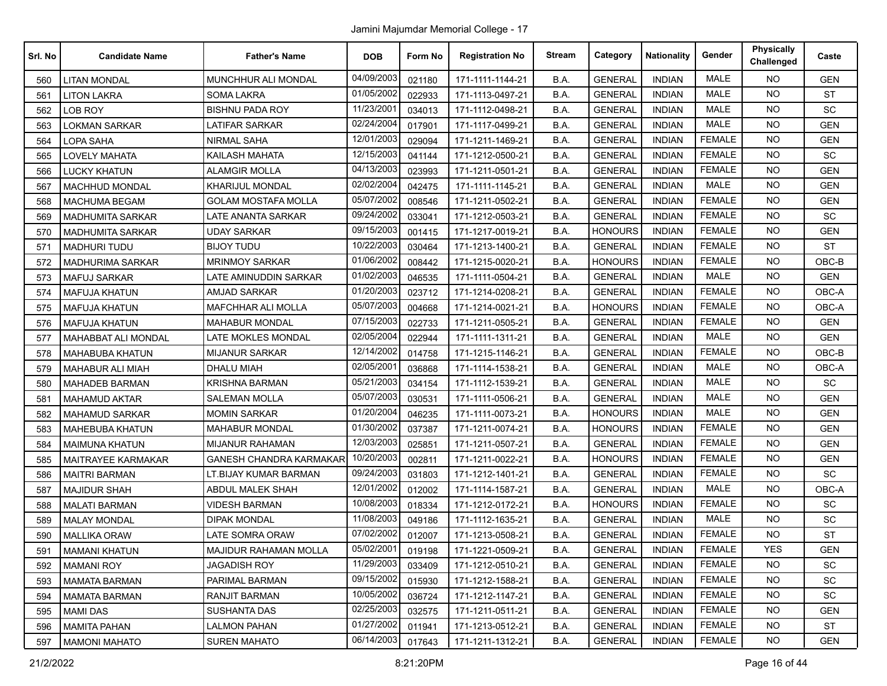Jamini Majumdar Memorial College - 17

| Srl. No | Candidate Name | Father's Name | DOB | Form No | Registration No | Stream | Category | Nationality | Gender | Physically Challenged | Caste |
|---|---|---|---|---|---|---|---|---|---|---|---|
| 560 | LITAN MONDAL | MUNCHHUR ALI MONDAL | 04/09/2003 | 021180 | 171-1111-1144-21 | B.A. | GENERAL | INDIAN | MALE | NO | GEN |
| 561 | LITON LAKRA | SOMA LAKRA | 01/05/2002 | 022933 | 171-1113-0497-21 | B.A. | GENERAL | INDIAN | MALE | NO | ST |
| 562 | LOB ROY | BISHNU PADA ROY | 11/23/2001 | 034013 | 171-1112-0498-21 | B.A. | GENERAL | INDIAN | MALE | NO | SC |
| 563 | LOKMAN SARKAR | LATIFAR SARKAR | 02/24/2004 | 017901 | 171-1117-0499-21 | B.A. | GENERAL | INDIAN | MALE | NO | GEN |
| 564 | LOPA SAHA | NIRMAL SAHA | 12/01/2003 | 029094 | 171-1211-1469-21 | B.A. | GENERAL | INDIAN | FEMALE | NO | GEN |
| 565 | LOVELY MAHATA | KAILASH MAHATA | 12/15/2003 | 041144 | 171-1212-0500-21 | B.A. | GENERAL | INDIAN | FEMALE | NO | SC |
| 566 | LUCKY KHATUN | ALAMGIR MOLLA | 04/13/2003 | 023993 | 171-1211-0501-21 | B.A. | GENERAL | INDIAN | FEMALE | NO | GEN |
| 567 | MACHHUD MONDAL | KHARIJUL MONDAL | 02/02/2004 | 042475 | 171-1111-1145-21 | B.A. | GENERAL | INDIAN | MALE | NO | GEN |
| 568 | MACHUMA BEGAM | GOLAM MOSTAFA MOLLA | 05/07/2002 | 008546 | 171-1211-0502-21 | B.A. | GENERAL | INDIAN | FEMALE | NO | GEN |
| 569 | MADHUMITA SARKAR | LATE ANANTA SARKAR | 09/24/2002 | 033041 | 171-1212-0503-21 | B.A. | GENERAL | INDIAN | FEMALE | NO | SC |
| 570 | MADHUMITA SARKAR | UDAY SARKAR | 09/15/2003 | 001415 | 171-1217-0019-21 | B.A. | HONOURS | INDIAN | FEMALE | NO | GEN |
| 571 | MADHURI TUDU | BIJOY TUDU | 10/22/2003 | 030464 | 171-1213-1400-21 | B.A. | GENERAL | INDIAN | FEMALE | NO | ST |
| 572 | MADHURIMA SARKAR | MRINMOY SARKAR | 01/06/2002 | 008442 | 171-1215-0020-21 | B.A. | HONOURS | INDIAN | FEMALE | NO | OBC-B |
| 573 | MAFUJ SARKAR | LATE AMINUDDIN SARKAR | 01/02/2003 | 046535 | 171-1111-0504-21 | B.A. | GENERAL | INDIAN | MALE | NO | GEN |
| 574 | MAFUJA KHATUN | AMJAD SARKAR | 01/20/2003 | 023712 | 171-1214-0208-21 | B.A. | GENERAL | INDIAN | FEMALE | NO | OBC-A |
| 575 | MAFUJA KHATUN | MAFCHHAR ALI MOLLA | 05/07/2003 | 004668 | 171-1214-0021-21 | B.A. | HONOURS | INDIAN | FEMALE | NO | OBC-A |
| 576 | MAFUJA KHATUN | MAHABUR MONDAL | 07/15/2003 | 022733 | 171-1211-0505-21 | B.A. | GENERAL | INDIAN | FEMALE | NO | GEN |
| 577 | MAHABBAT ALI MONDAL | LATE MOKLES MONDAL | 02/05/2004 | 022944 | 171-1111-1311-21 | B.A. | GENERAL | INDIAN | MALE | NO | GEN |
| 578 | MAHABUBA KHATUN | MIJANUR SARKAR | 12/14/2002 | 014758 | 171-1215-1146-21 | B.A. | GENERAL | INDIAN | FEMALE | NO | OBC-B |
| 579 | MAHABUR ALI MIAH | DHALU MIAH | 02/05/2001 | 036868 | 171-1114-1538-21 | B.A. | GENERAL | INDIAN | MALE | NO | OBC-A |
| 580 | MAHADEB BARMAN | KRISHNA BARMAN | 05/21/2003 | 034154 | 171-1112-1539-21 | B.A. | GENERAL | INDIAN | MALE | NO | SC |
| 581 | MAHAMUD AKTAR | SALEMAN MOLLA | 05/07/2003 | 030531 | 171-1111-0506-21 | B.A. | GENERAL | INDIAN | MALE | NO | GEN |
| 582 | MAHAMUD SARKAR | MOMIN SARKAR | 01/20/2004 | 046235 | 171-1111-0073-21 | B.A. | HONOURS | INDIAN | MALE | NO | GEN |
| 583 | MAHEBUBA KHATUN | MAHABUR MONDAL | 01/30/2002 | 037387 | 171-1211-0074-21 | B.A. | HONOURS | INDIAN | FEMALE | NO | GEN |
| 584 | MAIMUNA KHATUN | MIJANUR RAHAMAN | 12/03/2003 | 025851 | 171-1211-0507-21 | B.A. | GENERAL | INDIAN | FEMALE | NO | GEN |
| 585 | MAITRAYEE KARMAKAR | GANESH CHANDRA KARMAKAR | 10/20/2003 | 002811 | 171-1211-0022-21 | B.A. | HONOURS | INDIAN | FEMALE | NO | GEN |
| 586 | MAITRI BARMAN | LT.BIJAY KUMAR BARMAN | 09/24/2003 | 031803 | 171-1212-1401-21 | B.A. | GENERAL | INDIAN | FEMALE | NO | SC |
| 587 | MAJIDUR SHAH | ABDUL MALEK SHAH | 12/01/2002 | 012002 | 171-1114-1587-21 | B.A. | GENERAL | INDIAN | MALE | NO | OBC-A |
| 588 | MALATI BARMAN | VIDESH BARMAN | 10/08/2003 | 018334 | 171-1212-0172-21 | B.A. | HONOURS | INDIAN | FEMALE | NO | SC |
| 589 | MALAY MONDAL | DIPAK MONDAL | 11/08/2003 | 049186 | 171-1112-1635-21 | B.A. | GENERAL | INDIAN | MALE | NO | SC |
| 590 | MALLIKA ORAW | LATE SOMRA ORAW | 07/02/2002 | 012007 | 171-1213-0508-21 | B.A. | GENERAL | INDIAN | FEMALE | NO | ST |
| 591 | MAMANI KHATUN | MAJIDUR RAHAMAN MOLLA | 05/02/2001 | 019198 | 171-1221-0509-21 | B.A. | GENERAL | INDIAN | FEMALE | YES | GEN |
| 592 | MAMANI ROY | JAGADISH ROY | 11/29/2003 | 033409 | 171-1212-0510-21 | B.A. | GENERAL | INDIAN | FEMALE | NO | SC |
| 593 | MAMATA BARMAN | PARIMAL BARMAN | 09/15/2002 | 015930 | 171-1212-1588-21 | B.A. | GENERAL | INDIAN | FEMALE | NO | SC |
| 594 | MAMATA BARMAN | RANJIT BARMAN | 10/05/2002 | 036724 | 171-1212-1147-21 | B.A. | GENERAL | INDIAN | FEMALE | NO | SC |
| 595 | MAMI DAS | SUSHANTA DAS | 02/25/2003 | 032575 | 171-1211-0511-21 | B.A. | GENERAL | INDIAN | FEMALE | NO | GEN |
| 596 | MAMITA PAHAN | LALMON PAHAN | 01/27/2002 | 011941 | 171-1213-0512-21 | B.A. | GENERAL | INDIAN | FEMALE | NO | ST |
| 597 | MAMONI MAHATO | SUREN MAHATO | 06/14/2003 | 017643 | 171-1211-1312-21 | B.A. | GENERAL | INDIAN | FEMALE | NO | GEN |

21/2/2022 8:21:20PM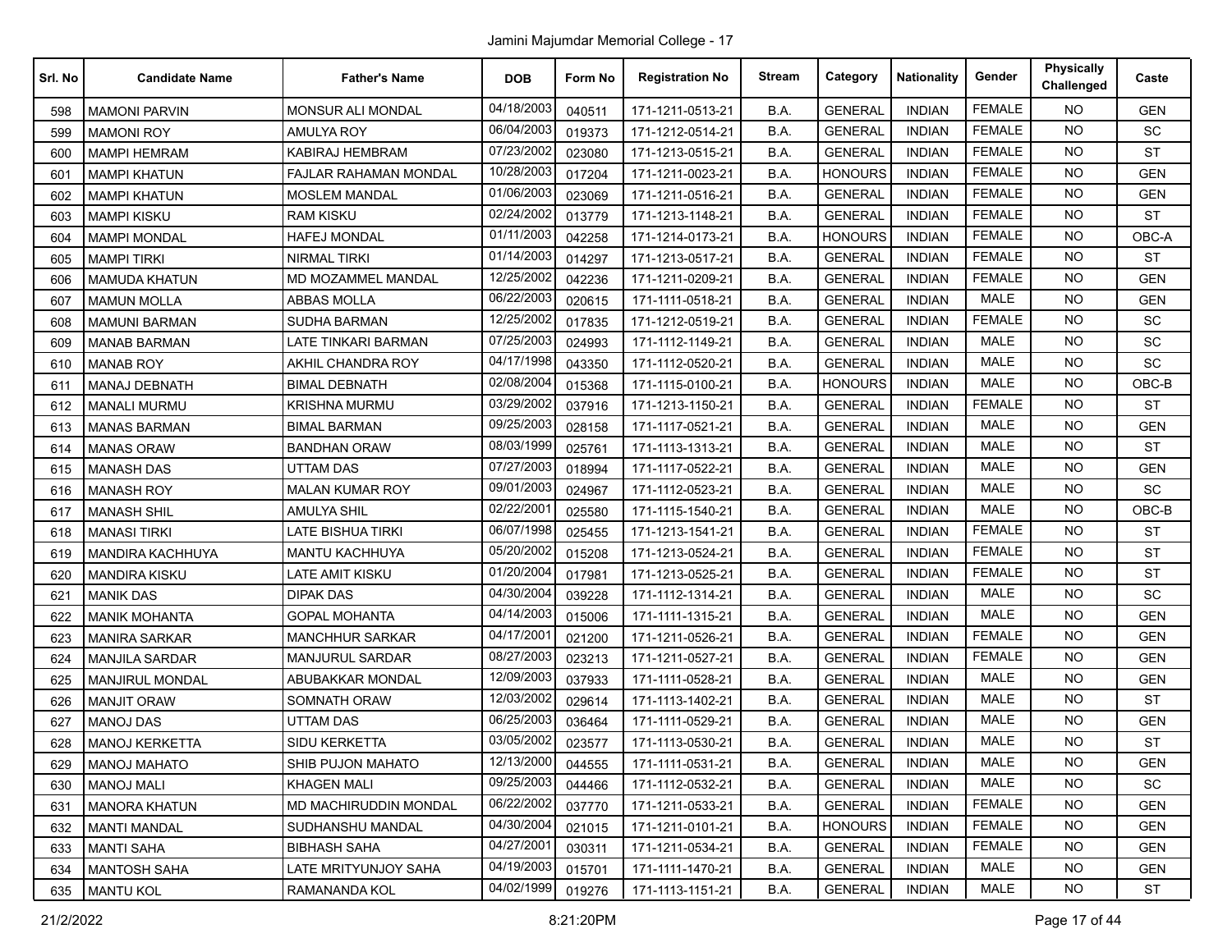Jamini Majumdar Memorial College - 17

| Srl. No | Candidate Name | Father's Name | DOB | Form No | Registration No | Stream | Category | Nationality | Gender | Physically Challenged | Caste |
|---|---|---|---|---|---|---|---|---|---|---|---|
| 598 | MAMONI PARVIN | MONSUR ALI MONDAL | 04/18/2003 | 040511 | 171-1211-0513-21 | B.A. | GENERAL | INDIAN | FEMALE | NO | GEN |
| 599 | MAMONI ROY | AMULYA ROY | 06/04/2003 | 019373 | 171-1212-0514-21 | B.A. | GENERAL | INDIAN | FEMALE | NO | SC |
| 600 | MAMPI HEMRAM | KABIRAJ HEMBRAM | 07/23/2002 | 023080 | 171-1213-0515-21 | B.A. | GENERAL | INDIAN | FEMALE | NO | ST |
| 601 | MAMPI KHATUN | FAJLAR RAHAMAN MONDAL | 10/28/2003 | 017204 | 171-1211-0023-21 | B.A. | HONOURS | INDIAN | FEMALE | NO | GEN |
| 602 | MAMPI KHATUN | MOSLEM MANDAL | 01/06/2003 | 023069 | 171-1211-0516-21 | B.A. | GENERAL | INDIAN | FEMALE | NO | GEN |
| 603 | MAMPI KISKU | RAM KISKU | 02/24/2002 | 013779 | 171-1213-1148-21 | B.A. | GENERAL | INDIAN | FEMALE | NO | ST |
| 604 | MAMPI MONDAL | HAFEJ MONDAL | 01/11/2003 | 042258 | 171-1214-0173-21 | B.A. | HONOURS | INDIAN | FEMALE | NO | OBC-A |
| 605 | MAMPI TIRKI | NIRMAL TIRKI | 01/14/2003 | 014297 | 171-1213-0517-21 | B.A. | GENERAL | INDIAN | FEMALE | NO | ST |
| 606 | MAMUDA KHATUN | MD MOZAMMEL MANDAL | 12/25/2002 | 042236 | 171-1211-0209-21 | B.A. | GENERAL | INDIAN | FEMALE | NO | GEN |
| 607 | MAMUN MOLLA | ABBAS MOLLA | 06/22/2003 | 020615 | 171-1111-0518-21 | B.A. | GENERAL | INDIAN | MALE | NO | GEN |
| 608 | MAMUNI BARMAN | SUDHA BARMAN | 12/25/2002 | 017835 | 171-1212-0519-21 | B.A. | GENERAL | INDIAN | FEMALE | NO | SC |
| 609 | MANAB BARMAN | LATE TINKARI BARMAN | 07/25/2003 | 024993 | 171-1112-1149-21 | B.A. | GENERAL | INDIAN | MALE | NO | SC |
| 610 | MANAB ROY | AKHIL CHANDRA ROY | 04/17/1998 | 043350 | 171-1112-0520-21 | B.A. | GENERAL | INDIAN | MALE | NO | SC |
| 611 | MANAJ DEBNATH | BIMAL DEBNATH | 02/08/2004 | 015368 | 171-1115-0100-21 | B.A. | HONOURS | INDIAN | MALE | NO | OBC-B |
| 612 | MANALI MURMU | KRISHNA MURMU | 03/29/2002 | 037916 | 171-1213-1150-21 | B.A. | GENERAL | INDIAN | FEMALE | NO | ST |
| 613 | MANAS BARMAN | BIMAL BARMAN | 09/25/2003 | 028158 | 171-1117-0521-21 | B.A. | GENERAL | INDIAN | MALE | NO | GEN |
| 614 | MANAS ORAW | BANDHAN ORAW | 08/03/1999 | 025761 | 171-1113-1313-21 | B.A. | GENERAL | INDIAN | MALE | NO | ST |
| 615 | MANASH DAS | UTTAM DAS | 07/27/2003 | 018994 | 171-1117-0522-21 | B.A. | GENERAL | INDIAN | MALE | NO | GEN |
| 616 | MANASH ROY | MALAN KUMAR ROY | 09/01/2003 | 024967 | 171-1112-0523-21 | B.A. | GENERAL | INDIAN | MALE | NO | SC |
| 617 | MANASH SHIL | AMULYA SHIL | 02/22/2001 | 025580 | 171-1115-1540-21 | B.A. | GENERAL | INDIAN | MALE | NO | OBC-B |
| 618 | MANASI TIRKI | LATE BISHUA TIRKI | 06/07/1998 | 025455 | 171-1213-1541-21 | B.A. | GENERAL | INDIAN | FEMALE | NO | ST |
| 619 | MANDIRA KACHHUYA | MANTU KACHHUYA | 05/20/2002 | 015208 | 171-1213-0524-21 | B.A. | GENERAL | INDIAN | FEMALE | NO | ST |
| 620 | MANDIRA KISKU | LATE AMIT KISKU | 01/20/2004 | 017981 | 171-1213-0525-21 | B.A. | GENERAL | INDIAN | FEMALE | NO | ST |
| 621 | MANIK DAS | DIPAK DAS | 04/30/2004 | 039228 | 171-1112-1314-21 | B.A. | GENERAL | INDIAN | MALE | NO | SC |
| 622 | MANIK MOHANTA | GOPAL MOHANTA | 04/14/2003 | 015006 | 171-1111-1315-21 | B.A. | GENERAL | INDIAN | MALE | NO | GEN |
| 623 | MANIRA SARKAR | MANCHHUR SARKAR | 04/17/2001 | 021200 | 171-1211-0526-21 | B.A. | GENERAL | INDIAN | FEMALE | NO | GEN |
| 624 | MANJILA SARDAR | MANJURUL SARDAR | 08/27/2003 | 023213 | 171-1211-0527-21 | B.A. | GENERAL | INDIAN | FEMALE | NO | GEN |
| 625 | MANJIRUL MONDAL | ABUBAKKAR MONDAL | 12/09/2003 | 037933 | 171-1111-0528-21 | B.A. | GENERAL | INDIAN | MALE | NO | GEN |
| 626 | MANJIT ORAW | SOMNATH ORAW | 12/03/2002 | 029614 | 171-1113-1402-21 | B.A. | GENERAL | INDIAN | MALE | NO | ST |
| 627 | MANOJ DAS | UTTAM DAS | 06/25/2003 | 036464 | 171-1111-0529-21 | B.A. | GENERAL | INDIAN | MALE | NO | GEN |
| 628 | MANOJ KERKETTA | SIDU KERKETTA | 03/05/2002 | 023577 | 171-1113-0530-21 | B.A. | GENERAL | INDIAN | MALE | NO | ST |
| 629 | MANOJ MAHATO | SHIB PUJON MAHATO | 12/13/2000 | 044555 | 171-1111-0531-21 | B.A. | GENERAL | INDIAN | MALE | NO | GEN |
| 630 | MANOJ MALI | KHAGEN MALI | 09/25/2003 | 044466 | 171-1112-0532-21 | B.A. | GENERAL | INDIAN | MALE | NO | SC |
| 631 | MANORA KHATUN | MD MACHIRUDDIN MONDAL | 06/22/2002 | 037770 | 171-1211-0533-21 | B.A. | GENERAL | INDIAN | FEMALE | NO | GEN |
| 632 | MANTI MANDAL | SUDHANSHU MANDAL | 04/30/2004 | 021015 | 171-1211-0101-21 | B.A. | HONOURS | INDIAN | FEMALE | NO | GEN |
| 633 | MANTI SAHA | BIBHASH SAHA | 04/27/2001 | 030311 | 171-1211-0534-21 | B.A. | GENERAL | INDIAN | FEMALE | NO | GEN |
| 634 | MANTOSH SAHA | LATE MRITYUNJOY SAHA | 04/19/2003 | 015701 | 171-1111-1470-21 | B.A. | GENERAL | INDIAN | MALE | NO | GEN |
| 635 | MANTU KOL | RAMANANDA KOL | 04/02/1999 | 019276 | 171-1113-1151-21 | B.A. | GENERAL | INDIAN | MALE | NO | ST |

21/2/2022 8:21:20PM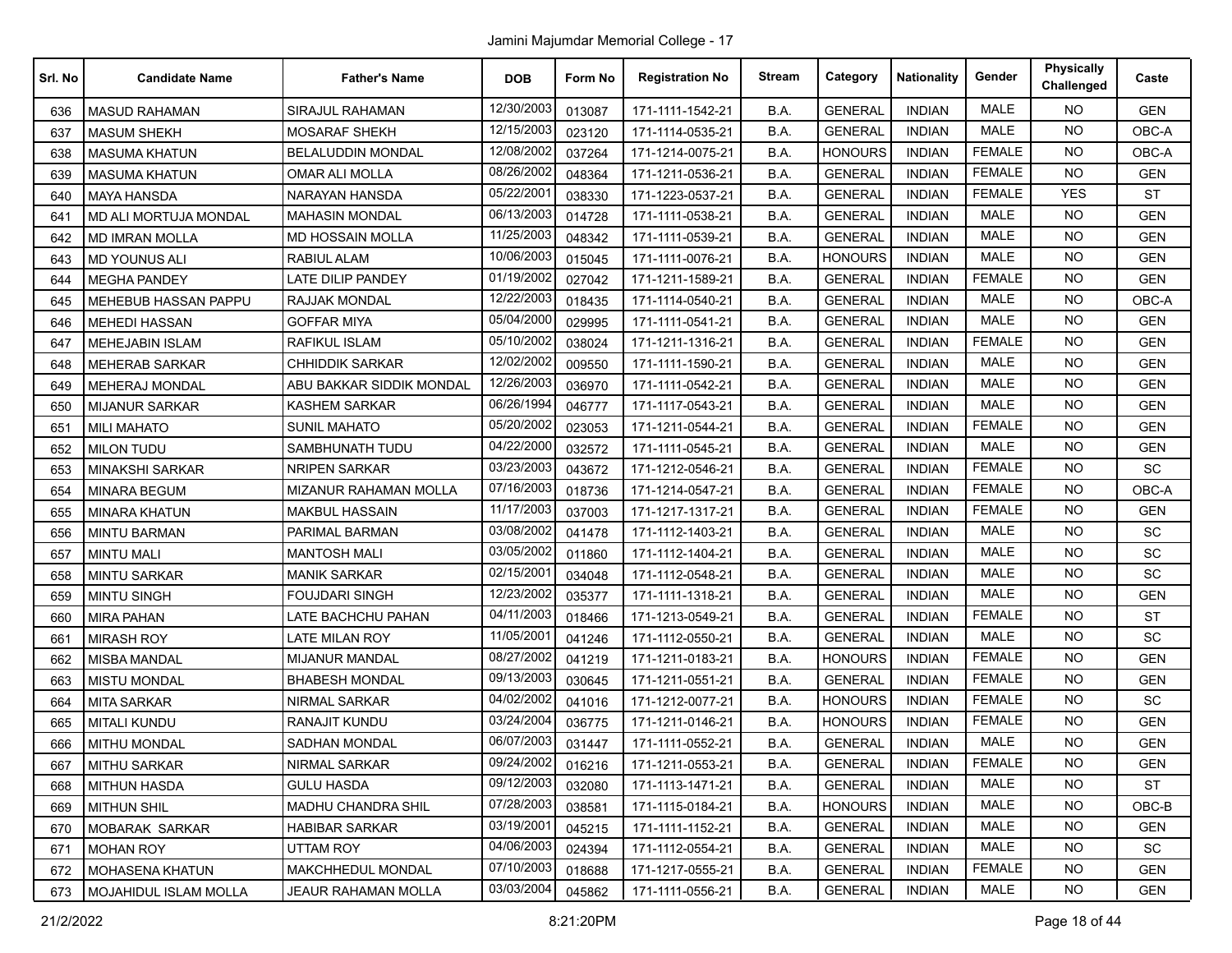Jamini Majumdar Memorial College - 17

| Srl. No | Candidate Name | Father's Name | DOB | Form No | Registration No | Stream | Category | Nationality | Gender | Physically Challenged | Caste |
|---|---|---|---|---|---|---|---|---|---|---|---|
| 636 | MASUD RAHAMAN | SIRAJUL RAHAMAN | 12/30/2003 | 013087 | 171-1111-1542-21 | B.A. | GENERAL | INDIAN | MALE | NO | GEN |
| 637 | MASUM SHEKH | MOSARAF SHEKH | 12/15/2003 | 023120 | 171-1114-0535-21 | B.A. | GENERAL | INDIAN | MALE | NO | OBC-A |
| 638 | MASUMA KHATUN | BELALUDDIN MONDAL | 12/08/2002 | 037264 | 171-1214-0075-21 | B.A. | HONOURS | INDIAN | FEMALE | NO | OBC-A |
| 639 | MASUMA KHATUN | OMAR ALI MOLLA | 08/26/2002 | 048364 | 171-1211-0536-21 | B.A. | GENERAL | INDIAN | FEMALE | NO | GEN |
| 640 | MAYA HANSDA | NARAYAN HANSDA | 05/22/2001 | 038330 | 171-1223-0537-21 | B.A. | GENERAL | INDIAN | FEMALE | YES | ST |
| 641 | MD ALI MORTUJA MONDAL | MAHASIN MONDAL | 06/13/2003 | 014728 | 171-1111-0538-21 | B.A. | GENERAL | INDIAN | MALE | NO | GEN |
| 642 | MD IMRAN MOLLA | MD HOSSAIN MOLLA | 11/25/2003 | 048342 | 171-1111-0539-21 | B.A. | GENERAL | INDIAN | MALE | NO | GEN |
| 643 | MD YOUNUS ALI | RABIUL ALAM | 10/06/2003 | 015045 | 171-1111-0076-21 | B.A. | HONOURS | INDIAN | MALE | NO | GEN |
| 644 | MEGHA PANDEY | LATE DILIP PANDEY | 01/19/2002 | 027042 | 171-1211-1589-21 | B.A. | GENERAL | INDIAN | FEMALE | NO | GEN |
| 645 | MEHEBUB HASSAN PAPPU | RAJJAK MONDAL | 12/22/2003 | 018435 | 171-1114-0540-21 | B.A. | GENERAL | INDIAN | MALE | NO | OBC-A |
| 646 | MEHEDI HASSAN | GOFFAR MIYA | 05/04/2000 | 029995 | 171-1111-0541-21 | B.A. | GENERAL | INDIAN | MALE | NO | GEN |
| 647 | MEHEJABIN ISLAM | RAFIKUL ISLAM | 05/10/2002 | 038024 | 171-1211-1316-21 | B.A. | GENERAL | INDIAN | FEMALE | NO | GEN |
| 648 | MEHERAB SARKAR | CHHIDDIK SARKAR | 12/02/2002 | 009550 | 171-1111-1590-21 | B.A. | GENERAL | INDIAN | MALE | NO | GEN |
| 649 | MEHERAJ MONDAL | ABU BAKKAR SIDDIK MONDAL | 12/26/2003 | 036970 | 171-1111-0542-21 | B.A. | GENERAL | INDIAN | MALE | NO | GEN |
| 650 | MIJANUR SARKAR | KASHEM SARKAR | 06/26/1994 | 046777 | 171-1117-0543-21 | B.A. | GENERAL | INDIAN | MALE | NO | GEN |
| 651 | MILI MAHATO | SUNIL MAHATO | 05/20/2002 | 023053 | 171-1211-0544-21 | B.A. | GENERAL | INDIAN | FEMALE | NO | GEN |
| 652 | MILON TUDU | SAMBHUNATH TUDU | 04/22/2000 | 032572 | 171-1111-0545-21 | B.A. | GENERAL | INDIAN | MALE | NO | GEN |
| 653 | MINAKSHI SARKAR | NRIPEN SARKAR | 03/23/2003 | 043672 | 171-1212-0546-21 | B.A. | GENERAL | INDIAN | FEMALE | NO | SC |
| 654 | MINARA BEGUM | MIZANUR RAHAMAN MOLLA | 07/16/2003 | 018736 | 171-1214-0547-21 | B.A. | GENERAL | INDIAN | FEMALE | NO | OBC-A |
| 655 | MINARA KHATUN | MAKBUL HASSAIN | 11/17/2003 | 037003 | 171-1217-1317-21 | B.A. | GENERAL | INDIAN | FEMALE | NO | GEN |
| 656 | MINTU BARMAN | PARIMAL BARMAN | 03/08/2002 | 041478 | 171-1112-1403-21 | B.A. | GENERAL | INDIAN | MALE | NO | SC |
| 657 | MINTU MALI | MANTOSH MALI | 03/05/2002 | 011860 | 171-1112-1404-21 | B.A. | GENERAL | INDIAN | MALE | NO | SC |
| 658 | MINTU SARKAR | MANIK SARKAR | 02/15/2001 | 034048 | 171-1112-0548-21 | B.A. | GENERAL | INDIAN | MALE | NO | SC |
| 659 | MINTU SINGH | FOUJDARI SINGH | 12/23/2002 | 035377 | 171-1111-1318-21 | B.A. | GENERAL | INDIAN | MALE | NO | GEN |
| 660 | MIRA PAHAN | LATE BACHCHU PAHAN | 04/11/2003 | 018466 | 171-1213-0549-21 | B.A. | GENERAL | INDIAN | FEMALE | NO | ST |
| 661 | MIRASH ROY | LATE MILAN ROY | 11/05/2001 | 041246 | 171-1112-0550-21 | B.A. | GENERAL | INDIAN | MALE | NO | SC |
| 662 | MISBA MANDAL | MIJANUR MANDAL | 08/27/2002 | 041219 | 171-1211-0183-21 | B.A. | HONOURS | INDIAN | FEMALE | NO | GEN |
| 663 | MISTU MONDAL | BHABESH MONDAL | 09/13/2003 | 030645 | 171-1211-0551-21 | B.A. | GENERAL | INDIAN | FEMALE | NO | GEN |
| 664 | MITA SARKAR | NIRMAL SARKAR | 04/02/2002 | 041016 | 171-1212-0077-21 | B.A. | HONOURS | INDIAN | FEMALE | NO | SC |
| 665 | MITALI KUNDU | RANAJIT KUNDU | 03/24/2004 | 036775 | 171-1211-0146-21 | B.A. | HONOURS | INDIAN | FEMALE | NO | GEN |
| 666 | MITHU MONDAL | SADHAN MONDAL | 06/07/2003 | 031447 | 171-1111-0552-21 | B.A. | GENERAL | INDIAN | MALE | NO | GEN |
| 667 | MITHU SARKAR | NIRMAL SARKAR | 09/24/2002 | 016216 | 171-1211-0553-21 | B.A. | GENERAL | INDIAN | FEMALE | NO | GEN |
| 668 | MITHUN HASDA | GULU HASDA | 09/12/2003 | 032080 | 171-1113-1471-21 | B.A. | GENERAL | INDIAN | MALE | NO | ST |
| 669 | MITHUN SHIL | MADHU CHANDRA SHIL | 07/28/2003 | 038581 | 171-1115-0184-21 | B.A. | HONOURS | INDIAN | MALE | NO | OBC-B |
| 670 | MOBARAK SARKAR | HABIBAR SARKAR | 03/19/2001 | 045215 | 171-1111-1152-21 | B.A. | GENERAL | INDIAN | MALE | NO | GEN |
| 671 | MOHAN ROY | UTTAM ROY | 04/06/2003 | 024394 | 171-1112-0554-21 | B.A. | GENERAL | INDIAN | MALE | NO | SC |
| 672 | MOHASENA KHATUN | MAKCHHEDUL MONDAL | 07/10/2003 | 018688 | 171-1217-0555-21 | B.A. | GENERAL | INDIAN | FEMALE | NO | GEN |
| 673 | MOJAHIDUL ISLAM MOLLA | JEAUR RAHAMAN MOLLA | 03/03/2004 | 045862 | 171-1111-0556-21 | B.A. | GENERAL | INDIAN | MALE | NO | GEN |

21/2/2022 8:21:20PM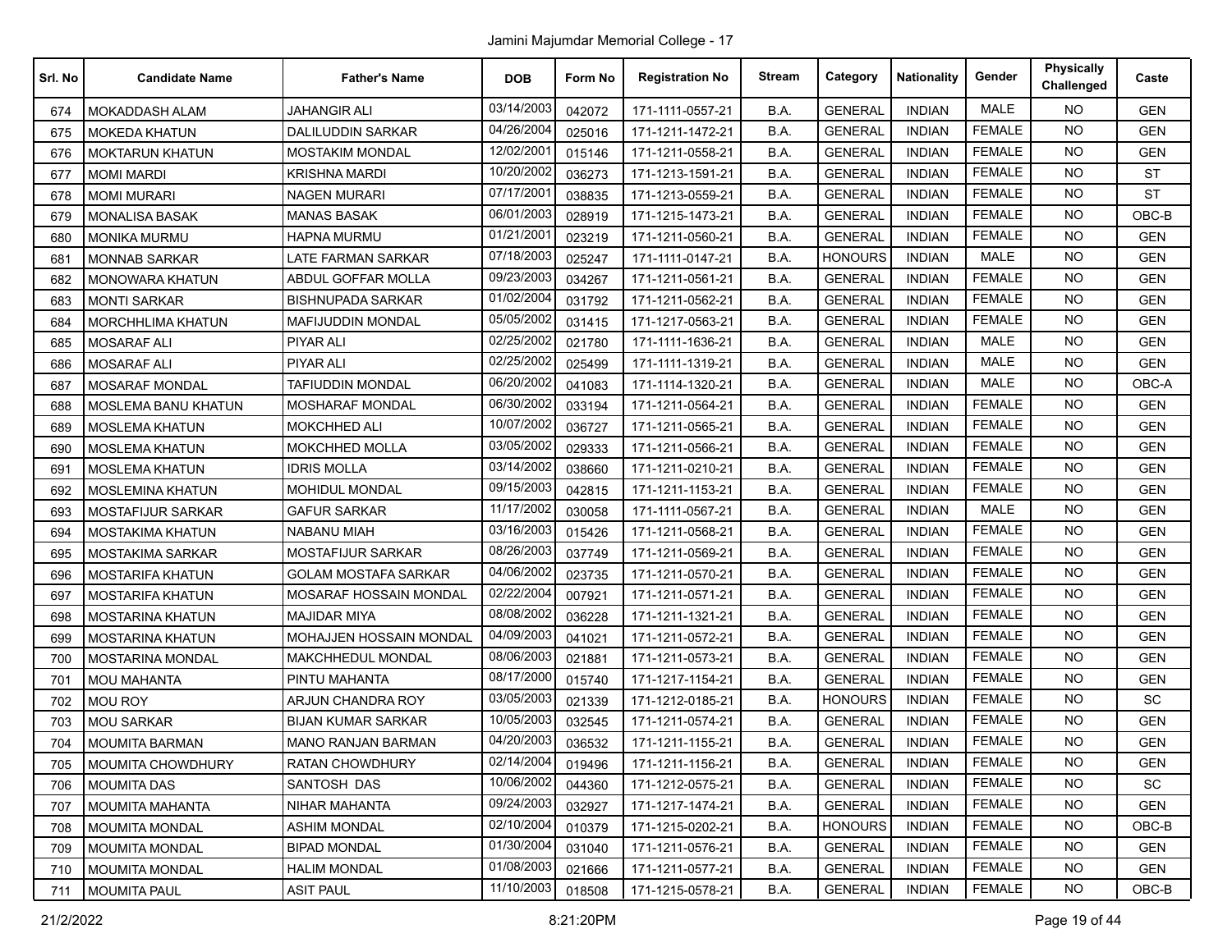Jamini Majumdar Memorial College - 17

| Srl. No | Candidate Name | Father's Name | DOB | Form No | Registration No | Stream | Category | Nationality | Gender | Physically Challenged | Caste |
|---|---|---|---|---|---|---|---|---|---|---|---|
| 674 | MOKADDASH ALAM | JAHANGIR ALI | 03/14/2003 | 042072 | 171-1111-0557-21 | B.A. | GENERAL | INDIAN | MALE | NO | GEN |
| 675 | MOKEDA KHATUN | DALILUDDIN SARKAR | 04/26/2004 | 025016 | 171-1211-1472-21 | B.A. | GENERAL | INDIAN | FEMALE | NO | GEN |
| 676 | MOKTARUN KHATUN | MOSTAKIM MONDAL | 12/02/2001 | 015146 | 171-1211-0558-21 | B.A. | GENERAL | INDIAN | FEMALE | NO | GEN |
| 677 | MOMI MARDI | KRISHNA MARDI | 10/20/2002 | 036273 | 171-1213-1591-21 | B.A. | GENERAL | INDIAN | FEMALE | NO | ST |
| 678 | MOMI MURARI | NAGEN MURARI | 07/17/2001 | 038835 | 171-1213-0559-21 | B.A. | GENERAL | INDIAN | FEMALE | NO | ST |
| 679 | MONALISA BASAK | MANAS BASAK | 06/01/2003 | 028919 | 171-1215-1473-21 | B.A. | GENERAL | INDIAN | FEMALE | NO | OBC-B |
| 680 | MONIKA MURMU | HAPNA MURMU | 01/21/2001 | 023219 | 171-1211-0560-21 | B.A. | GENERAL | INDIAN | FEMALE | NO | GEN |
| 681 | MONNAB SARKAR | LATE FARMAN SARKAR | 07/18/2003 | 025247 | 171-1111-0147-21 | B.A. | HONOURS | INDIAN | MALE | NO | GEN |
| 682 | MONOWARA KHATUN | ABDUL GOFFAR MOLLA | 09/23/2003 | 034267 | 171-1211-0561-21 | B.A. | GENERAL | INDIAN | FEMALE | NO | GEN |
| 683 | MONTI SARKAR | BISHNUPADA SARKAR | 01/02/2004 | 031792 | 171-1211-0562-21 | B.A. | GENERAL | INDIAN | FEMALE | NO | GEN |
| 684 | MORCHHLIMA KHATUN | MAFIJUDDIN MONDAL | 05/05/2002 | 031415 | 171-1217-0563-21 | B.A. | GENERAL | INDIAN | FEMALE | NO | GEN |
| 685 | MOSARAF ALI | PIYAR ALI | 02/25/2002 | 021780 | 171-1111-1636-21 | B.A. | GENERAL | INDIAN | MALE | NO | GEN |
| 686 | MOSARAF ALI | PIYAR ALI | 02/25/2002 | 025499 | 171-1111-1319-21 | B.A. | GENERAL | INDIAN | MALE | NO | GEN |
| 687 | MOSARAF MONDAL | TAFIUDDIN MONDAL | 06/20/2002 | 041083 | 171-1114-1320-21 | B.A. | GENERAL | INDIAN | MALE | NO | OBC-A |
| 688 | MOSLEMA BANU KHATUN | MOSHARAF MONDAL | 06/30/2002 | 033194 | 171-1211-0564-21 | B.A. | GENERAL | INDIAN | FEMALE | NO | GEN |
| 689 | MOSLEMA KHATUN | MOKCHHED ALI | 10/07/2002 | 036727 | 171-1211-0565-21 | B.A. | GENERAL | INDIAN | FEMALE | NO | GEN |
| 690 | MOSLEMA KHATUN | MOKCHHED MOLLA | 03/05/2002 | 029333 | 171-1211-0566-21 | B.A. | GENERAL | INDIAN | FEMALE | NO | GEN |
| 691 | MOSLEMA KHATUN | IDRIS MOLLA | 03/14/2002 | 038660 | 171-1211-0210-21 | B.A. | GENERAL | INDIAN | FEMALE | NO | GEN |
| 692 | MOSLEMINA KHATUN | MOHIDUL MONDAL | 09/15/2003 | 042815 | 171-1211-1153-21 | B.A. | GENERAL | INDIAN | FEMALE | NO | GEN |
| 693 | MOSTAFIJUR SARKAR | GAFUR SARKAR | 11/17/2002 | 030058 | 171-1111-0567-21 | B.A. | GENERAL | INDIAN | MALE | NO | GEN |
| 694 | MOSTAKIMA KHATUN | NABANU MIAH | 03/16/2003 | 015426 | 171-1211-0568-21 | B.A. | GENERAL | INDIAN | FEMALE | NO | GEN |
| 695 | MOSTAKIMA SARKAR | MOSTAFIJUR SARKAR | 08/26/2003 | 037749 | 171-1211-0569-21 | B.A. | GENERAL | INDIAN | FEMALE | NO | GEN |
| 696 | MOSTARIFA KHATUN | GOLAM MOSTAFA SARKAR | 04/06/2002 | 023735 | 171-1211-0570-21 | B.A. | GENERAL | INDIAN | FEMALE | NO | GEN |
| 697 | MOSTARIFA KHATUN | MOSARAF HOSSAIN MONDAL | 02/22/2004 | 007921 | 171-1211-0571-21 | B.A. | GENERAL | INDIAN | FEMALE | NO | GEN |
| 698 | MOSTARINA KHATUN | MAJIDAR MIYA | 08/08/2002 | 036228 | 171-1211-1321-21 | B.A. | GENERAL | INDIAN | FEMALE | NO | GEN |
| 699 | MOSTARINA KHATUN | MOHAJJEN HOSSAIN MONDAL | 04/09/2003 | 041021 | 171-1211-0572-21 | B.A. | GENERAL | INDIAN | FEMALE | NO | GEN |
| 700 | MOSTARINA MONDAL | MAKCHHEDUL MONDAL | 08/06/2003 | 021881 | 171-1211-0573-21 | B.A. | GENERAL | INDIAN | FEMALE | NO | GEN |
| 701 | MOU MAHANTA | PINTU MAHANTA | 08/17/2000 | 015740 | 171-1217-1154-21 | B.A. | GENERAL | INDIAN | FEMALE | NO | GEN |
| 702 | MOU ROY | ARJUN CHANDRA ROY | 03/05/2003 | 021339 | 171-1212-0185-21 | B.A. | HONOURS | INDIAN | FEMALE | NO | SC |
| 703 | MOU SARKAR | BIJAN KUMAR SARKAR | 10/05/2003 | 032545 | 171-1211-0574-21 | B.A. | GENERAL | INDIAN | FEMALE | NO | GEN |
| 704 | MOUMITA BARMAN | MANO RANJAN BARMAN | 04/20/2003 | 036532 | 171-1211-1155-21 | B.A. | GENERAL | INDIAN | FEMALE | NO | GEN |
| 705 | MOUMITA CHOWDHURY | RATAN CHOWDHURY | 02/14/2004 | 019496 | 171-1211-1156-21 | B.A. | GENERAL | INDIAN | FEMALE | NO | GEN |
| 706 | MOUMITA DAS | SANTOSH DAS | 10/06/2002 | 044360 | 171-1212-0575-21 | B.A. | GENERAL | INDIAN | FEMALE | NO | SC |
| 707 | MOUMITA MAHANTA | NIHAR MAHANTA | 09/24/2003 | 032927 | 171-1217-1474-21 | B.A. | GENERAL | INDIAN | FEMALE | NO | GEN |
| 708 | MOUMITA MONDAL | ASHIM MONDAL | 02/10/2004 | 010379 | 171-1215-0202-21 | B.A. | HONOURS | INDIAN | FEMALE | NO | OBC-B |
| 709 | MOUMITA MONDAL | BIPAD MONDAL | 01/30/2004 | 031040 | 171-1211-0576-21 | B.A. | GENERAL | INDIAN | FEMALE | NO | GEN |
| 710 | MOUMITA MONDAL | HALIM MONDAL | 01/08/2003 | 021666 | 171-1211-0577-21 | B.A. | GENERAL | INDIAN | FEMALE | NO | GEN |
| 711 | MOUMITA PAUL | ASIT PAUL | 11/10/2003 | 018508 | 171-1215-0578-21 | B.A. | GENERAL | INDIAN | FEMALE | NO | OBC-B |

21/2/2022 8:21:20PM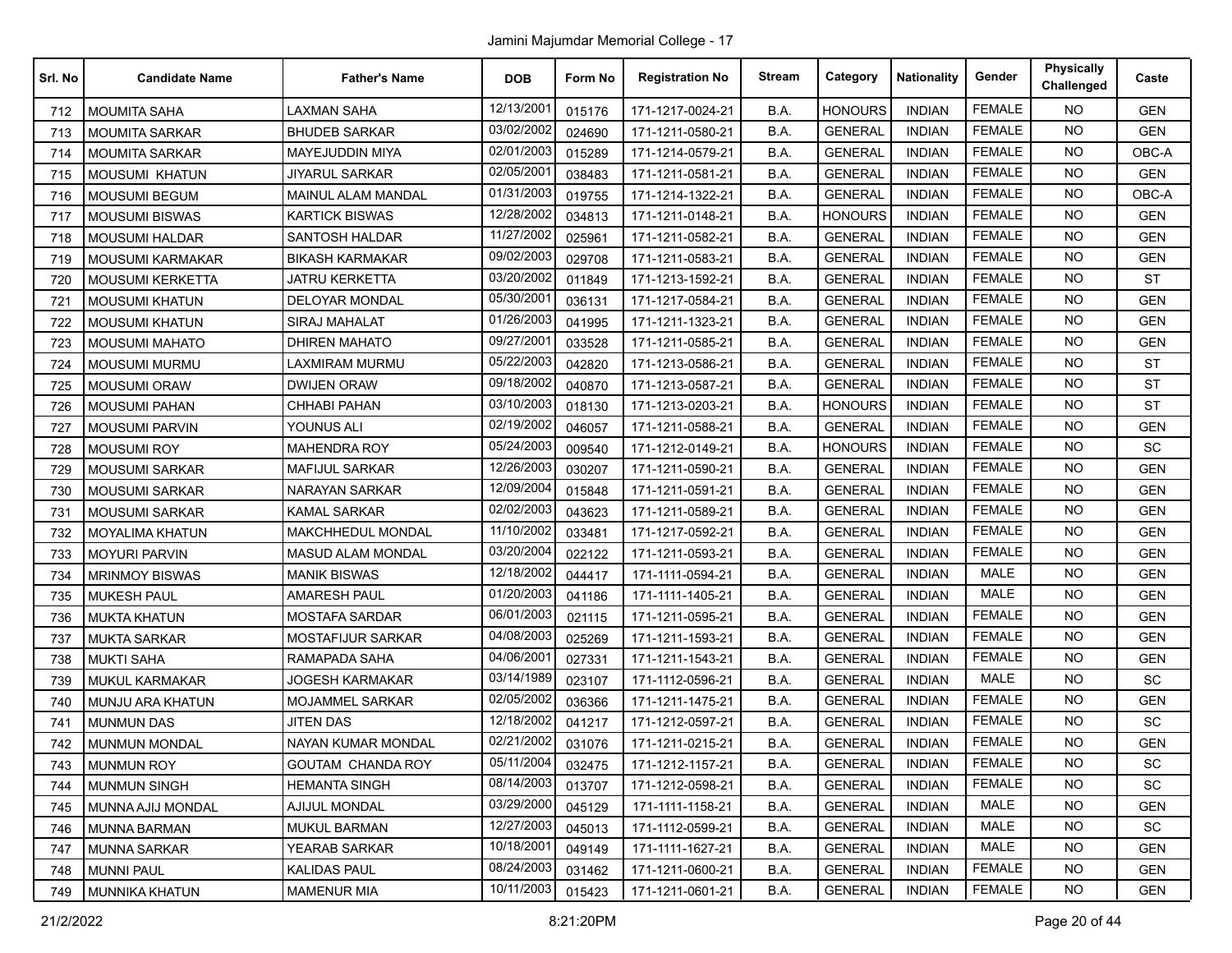Jamini Majumdar Memorial College - 17

| Srl. No | Candidate Name | Father's Name | DOB | Form No | Registration No | Stream | Category | Nationality | Gender | Physically Challenged | Caste |
|---|---|---|---|---|---|---|---|---|---|---|---|
| 712 | MOUMITA SAHA | LAXMAN SAHA | 12/13/2001 | 015176 | 171-1217-0024-21 | B.A. | HONOURS | INDIAN | FEMALE | NO | GEN |
| 713 | MOUMITA SARKAR | BHUDEB SARKAR | 03/02/2002 | 024690 | 171-1211-0580-21 | B.A. | GENERAL | INDIAN | FEMALE | NO | GEN |
| 714 | MOUMITA SARKAR | MAYEJUDDIN MIYA | 02/01/2003 | 015289 | 171-1214-0579-21 | B.A. | GENERAL | INDIAN | FEMALE | NO | OBC-A |
| 715 | MOUSUMI KHATUN | JIYARUL SARKAR | 02/05/2001 | 038483 | 171-1211-0581-21 | B.A. | GENERAL | INDIAN | FEMALE | NO | GEN |
| 716 | MOUSUMI BEGUM | MAINUL ALAM MANDAL | 01/31/2003 | 019755 | 171-1214-1322-21 | B.A. | GENERAL | INDIAN | FEMALE | NO | OBC-A |
| 717 | MOUSUMI BISWAS | KARTICK BISWAS | 12/28/2002 | 034813 | 171-1211-0148-21 | B.A. | HONOURS | INDIAN | FEMALE | NO | GEN |
| 718 | MOUSUMI HALDAR | SANTOSH HALDAR | 11/27/2002 | 025961 | 171-1211-0582-21 | B.A. | GENERAL | INDIAN | FEMALE | NO | GEN |
| 719 | MOUSUMI KARMAKAR | BIKASH KARMAKAR | 09/02/2003 | 029708 | 171-1211-0583-21 | B.A. | GENERAL | INDIAN | FEMALE | NO | GEN |
| 720 | MOUSUMI KERKETTA | JATRU KERKETTA | 03/20/2002 | 011849 | 171-1213-1592-21 | B.A. | GENERAL | INDIAN | FEMALE | NO | ST |
| 721 | MOUSUMI KHATUN | DELOYAR MONDAL | 05/30/2001 | 036131 | 171-1217-0584-21 | B.A. | GENERAL | INDIAN | FEMALE | NO | GEN |
| 722 | MOUSUMI KHATUN | SIRAJ MAHALAT | 01/26/2003 | 041995 | 171-1211-1323-21 | B.A. | GENERAL | INDIAN | FEMALE | NO | GEN |
| 723 | MOUSUMI MAHATO | DHIREN MAHATO | 09/27/2001 | 033528 | 171-1211-0585-21 | B.A. | GENERAL | INDIAN | FEMALE | NO | GEN |
| 724 | MOUSUMI MURMU | LAXMIRAM MURMU | 05/22/2003 | 042820 | 171-1213-0586-21 | B.A. | GENERAL | INDIAN | FEMALE | NO | ST |
| 725 | MOUSUMI ORAW | DWIJEN ORAW | 09/18/2002 | 040870 | 171-1213-0587-21 | B.A. | GENERAL | INDIAN | FEMALE | NO | ST |
| 726 | MOUSUMI PAHAN | CHHABI PAHAN | 03/10/2003 | 018130 | 171-1213-0203-21 | B.A. | HONOURS | INDIAN | FEMALE | NO | ST |
| 727 | MOUSUMI PARVIN | YOUNUS ALI | 02/19/2002 | 046057 | 171-1211-0588-21 | B.A. | GENERAL | INDIAN | FEMALE | NO | GEN |
| 728 | MOUSUMI ROY | MAHENDRA ROY | 05/24/2003 | 009540 | 171-1212-0149-21 | B.A. | HONOURS | INDIAN | FEMALE | NO | SC |
| 729 | MOUSUMI SARKAR | MAFIJUL SARKAR | 12/26/2003 | 030207 | 171-1211-0590-21 | B.A. | GENERAL | INDIAN | FEMALE | NO | GEN |
| 730 | MOUSUMI SARKAR | NARAYAN SARKAR | 12/09/2004 | 015848 | 171-1211-0591-21 | B.A. | GENERAL | INDIAN | FEMALE | NO | GEN |
| 731 | MOUSUMI SARKAR | KAMAL SARKAR | 02/02/2003 | 043623 | 171-1211-0589-21 | B.A. | GENERAL | INDIAN | FEMALE | NO | GEN |
| 732 | MOYALIMA KHATUN | MAKCHHEDUL MONDAL | 11/10/2002 | 033481 | 171-1217-0592-21 | B.A. | GENERAL | INDIAN | FEMALE | NO | GEN |
| 733 | MOYURI PARVIN | MASUD ALAM MONDAL | 03/20/2004 | 022122 | 171-1211-0593-21 | B.A. | GENERAL | INDIAN | FEMALE | NO | GEN |
| 734 | MRINMOY BISWAS | MANIK BISWAS | 12/18/2002 | 044417 | 171-1111-0594-21 | B.A. | GENERAL | INDIAN | MALE | NO | GEN |
| 735 | MUKESH PAUL | AMARESH PAUL | 01/20/2003 | 041186 | 171-1111-1405-21 | B.A. | GENERAL | INDIAN | MALE | NO | GEN |
| 736 | MUKTA KHATUN | MOSTAFA SARDAR | 06/01/2003 | 021115 | 171-1211-0595-21 | B.A. | GENERAL | INDIAN | FEMALE | NO | GEN |
| 737 | MUKTA SARKAR | MOSTAFIJUR SARKAR | 04/08/2003 | 025269 | 171-1211-1593-21 | B.A. | GENERAL | INDIAN | FEMALE | NO | GEN |
| 738 | MUKTI SAHA | RAMAPADA SAHA | 04/06/2001 | 027331 | 171-1211-1543-21 | B.A. | GENERAL | INDIAN | FEMALE | NO | GEN |
| 739 | MUKUL KARMAKAR | JOGESH KARMAKAR | 03/14/1989 | 023107 | 171-1112-0596-21 | B.A. | GENERAL | INDIAN | MALE | NO | SC |
| 740 | MUNJU ARA KHATUN | MOJAMMEL SARKAR | 02/05/2002 | 036366 | 171-1211-1475-21 | B.A. | GENERAL | INDIAN | FEMALE | NO | GEN |
| 741 | MUNMUN DAS | JITEN DAS | 12/18/2002 | 041217 | 171-1212-0597-21 | B.A. | GENERAL | INDIAN | FEMALE | NO | SC |
| 742 | MUNMUN MONDAL | NAYAN KUMAR MONDAL | 02/21/2002 | 031076 | 171-1211-0215-21 | B.A. | GENERAL | INDIAN | FEMALE | NO | GEN |
| 743 | MUNMUN ROY | GOUTAM CHANDA ROY | 05/11/2004 | 032475 | 171-1212-1157-21 | B.A. | GENERAL | INDIAN | FEMALE | NO | SC |
| 744 | MUNMUN SINGH | HEMANTA SINGH | 08/14/2003 | 013707 | 171-1212-0598-21 | B.A. | GENERAL | INDIAN | FEMALE | NO | SC |
| 745 | MUNNA AJIJ MONDAL | AJIJUL MONDAL | 03/29/2000 | 045129 | 171-1111-1158-21 | B.A. | GENERAL | INDIAN | MALE | NO | GEN |
| 746 | MUNNA BARMAN | MUKUL BARMAN | 12/27/2003 | 045013 | 171-1112-0599-21 | B.A. | GENERAL | INDIAN | MALE | NO | SC |
| 747 | MUNNA SARKAR | YEARAB SARKAR | 10/18/2001 | 049149 | 171-1111-1627-21 | B.A. | GENERAL | INDIAN | MALE | NO | GEN |
| 748 | MUNNI PAUL | KALIDAS PAUL | 08/24/2003 | 031462 | 171-1211-0600-21 | B.A. | GENERAL | INDIAN | FEMALE | NO | GEN |
| 749 | MUNNIKA KHATUN | MAMENUR MIA | 10/11/2003 | 015423 | 171-1211-0601-21 | B.A. | GENERAL | INDIAN | FEMALE | NO | GEN |

21/2/2022 8:21:20PM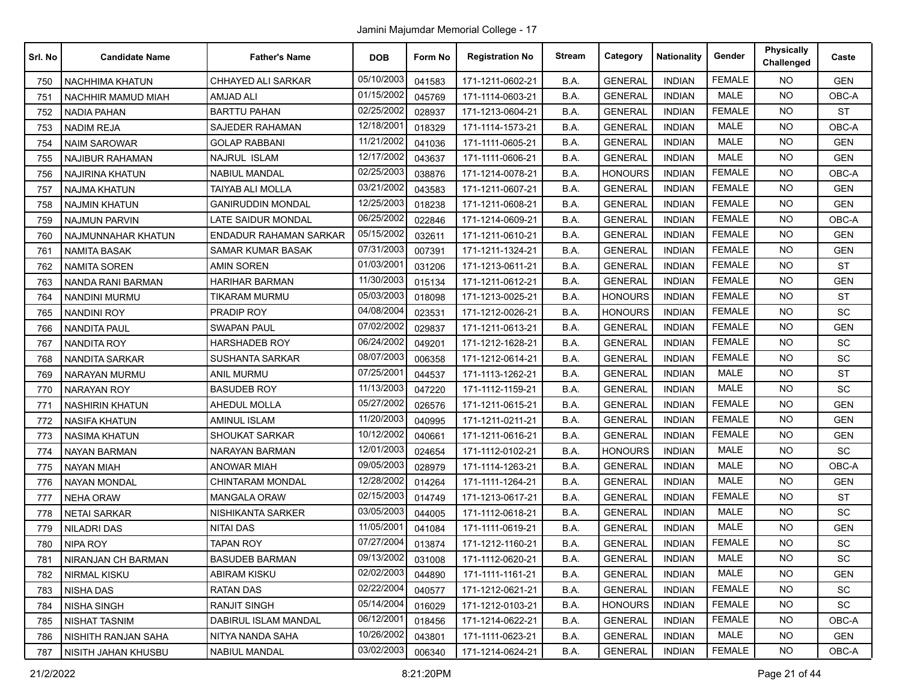Jamini Majumdar Memorial College - 17

| Srl. No | Candidate Name | Father's Name | DOB | Form No | Registration No | Stream | Category | Nationality | Gender | Physically Challenged | Caste |
|---|---|---|---|---|---|---|---|---|---|---|---|
| 750 | NACHHIMA KHATUN | CHHAYED ALI SARKAR | 05/10/2003 | 041583 | 171-1211-0602-21 | B.A. | GENERAL | INDIAN | FEMALE | NO | GEN |
| 751 | NACHHIR MAMUD MIAH | AMJAD ALI | 01/15/2002 | 045769 | 171-1114-0603-21 | B.A. | GENERAL | INDIAN | MALE | NO | OBC-A |
| 752 | NADIA PAHAN | BARTTU PAHAN | 02/25/2002 | 028937 | 171-1213-0604-21 | B.A. | GENERAL | INDIAN | FEMALE | NO | ST |
| 753 | NADIM REJA | SAJEDER RAHAMAN | 12/18/2001 | 018329 | 171-1114-1573-21 | B.A. | GENERAL | INDIAN | MALE | NO | OBC-A |
| 754 | NAIM SAROWAR | GOLAP RABBANI | 11/21/2002 | 041036 | 171-1111-0605-21 | B.A. | GENERAL | INDIAN | MALE | NO | GEN |
| 755 | NAJIBUR RAHAMAN | NAJRUL ISLAM | 12/17/2002 | 043637 | 171-1111-0606-21 | B.A. | GENERAL | INDIAN | MALE | NO | GEN |
| 756 | NAJIRINA KHATUN | NABIUL MANDAL | 02/25/2003 | 038876 | 171-1214-0078-21 | B.A. | HONOURS | INDIAN | FEMALE | NO | OBC-A |
| 757 | NAJMA KHATUN | TAIYAB ALI MOLLA | 03/21/2002 | 043583 | 171-1211-0607-21 | B.A. | GENERAL | INDIAN | FEMALE | NO | GEN |
| 758 | NAJMIN KHATUN | GANIRUDDIN MONDAL | 12/25/2003 | 018238 | 171-1211-0608-21 | B.A. | GENERAL | INDIAN | FEMALE | NO | GEN |
| 759 | NAJMUN PARVIN | LATE SAIDUR MONDAL | 06/25/2002 | 022846 | 171-1214-0609-21 | B.A. | GENERAL | INDIAN | FEMALE | NO | OBC-A |
| 760 | NAJMUNNAHAR KHATUN | ENDADUR RAHAMAN SARKAR | 05/15/2002 | 032611 | 171-1211-0610-21 | B.A. | GENERAL | INDIAN | FEMALE | NO | GEN |
| 761 | NAMITA BASAK | SAMAR KUMAR BASAK | 07/31/2003 | 007391 | 171-1211-1324-21 | B.A. | GENERAL | INDIAN | FEMALE | NO | GEN |
| 762 | NAMITA SOREN | AMIN SOREN | 01/03/2001 | 031206 | 171-1213-0611-21 | B.A. | GENERAL | INDIAN | FEMALE | NO | ST |
| 763 | NANDA RANI BARMAN | HARIHAR BARMAN | 11/30/2003 | 015134 | 171-1211-0612-21 | B.A. | GENERAL | INDIAN | FEMALE | NO | GEN |
| 764 | NANDINI MURMU | TIKARAM MURMU | 05/03/2003 | 018098 | 171-1213-0025-21 | B.A. | HONOURS | INDIAN | FEMALE | NO | ST |
| 765 | NANDINI ROY | PRADIP ROY | 04/08/2004 | 023531 | 171-1212-0026-21 | B.A. | HONOURS | INDIAN | FEMALE | NO | SC |
| 766 | NANDITA PAUL | SWAPAN PAUL | 07/02/2002 | 029837 | 171-1211-0613-21 | B.A. | GENERAL | INDIAN | FEMALE | NO | GEN |
| 767 | NANDITA ROY | HARSHADEB ROY | 06/24/2002 | 049201 | 171-1212-1628-21 | B.A. | GENERAL | INDIAN | FEMALE | NO | SC |
| 768 | NANDITA SARKAR | SUSHANTA SARKAR | 08/07/2003 | 006358 | 171-1212-0614-21 | B.A. | GENERAL | INDIAN | FEMALE | NO | SC |
| 769 | NARAYAN MURMU | ANIL MURMU | 07/25/2001 | 044537 | 171-1113-1262-21 | B.A. | GENERAL | INDIAN | MALE | NO | ST |
| 770 | NARAYAN ROY | BASUDEB ROY | 11/13/2003 | 047220 | 171-1112-1159-21 | B.A. | GENERAL | INDIAN | MALE | NO | SC |
| 771 | NASHIRIN KHATUN | AHEDUL MOLLA | 05/27/2002 | 026576 | 171-1211-0615-21 | B.A. | GENERAL | INDIAN | FEMALE | NO | GEN |
| 772 | NASIFA KHATUN | AMINUL ISLAM | 11/20/2003 | 040995 | 171-1211-0211-21 | B.A. | GENERAL | INDIAN | FEMALE | NO | GEN |
| 773 | NASIMA KHATUN | SHOUKAT SARKAR | 10/12/2002 | 040661 | 171-1211-0616-21 | B.A. | GENERAL | INDIAN | FEMALE | NO | GEN |
| 774 | NAYAN BARMAN | NARAYAN BARMAN | 12/01/2003 | 024654 | 171-1112-0102-21 | B.A. | HONOURS | INDIAN | MALE | NO | SC |
| 775 | NAYAN MIAH | ANOWAR MIAH | 09/05/2003 | 028979 | 171-1114-1263-21 | B.A. | GENERAL | INDIAN | MALE | NO | OBC-A |
| 776 | NAYAN MONDAL | CHINTARAM MONDAL | 12/28/2002 | 014264 | 171-1111-1264-21 | B.A. | GENERAL | INDIAN | MALE | NO | GEN |
| 777 | NEHA ORAW | MANGALA ORAW | 02/15/2003 | 014749 | 171-1213-0617-21 | B.A. | GENERAL | INDIAN | FEMALE | NO | ST |
| 778 | NETAI SARKAR | NISHIKANTA SARKER | 03/05/2003 | 044005 | 171-1112-0618-21 | B.A. | GENERAL | INDIAN | MALE | NO | SC |
| 779 | NILADRI DAS | NITAI DAS | 11/05/2001 | 041084 | 171-1111-0619-21 | B.A. | GENERAL | INDIAN | MALE | NO | GEN |
| 780 | NIPA ROY | TAPAN ROY | 07/27/2004 | 013874 | 171-1212-1160-21 | B.A. | GENERAL | INDIAN | FEMALE | NO | SC |
| 781 | NIRANJAN CH BARMAN | BASUDEB BARMAN | 09/13/2002 | 031008 | 171-1112-0620-21 | B.A. | GENERAL | INDIAN | MALE | NO | SC |
| 782 | NIRMAL KISKU | ABIRAM KISKU | 02/02/2003 | 044890 | 171-1111-1161-21 | B.A. | GENERAL | INDIAN | MALE | NO | GEN |
| 783 | NISHA DAS | RATAN DAS | 02/22/2004 | 040577 | 171-1212-0621-21 | B.A. | GENERAL | INDIAN | FEMALE | NO | SC |
| 784 | NISHA SINGH | RANJIT SINGH | 05/14/2004 | 016029 | 171-1212-0103-21 | B.A. | HONOURS | INDIAN | FEMALE | NO | SC |
| 785 | NISHAT TASNIM | DABIRUL ISLAM MANDAL | 06/12/2001 | 018456 | 171-1214-0622-21 | B.A. | GENERAL | INDIAN | FEMALE | NO | OBC-A |
| 786 | NISHITH RANJAN SAHA | NITYA NANDA SAHA | 10/26/2002 | 043801 | 171-1111-0623-21 | B.A. | GENERAL | INDIAN | MALE | NO | GEN |
| 787 | NISITH JAHAN KHUSBU | NABIUL MANDAL | 03/02/2003 | 006340 | 171-1214-0624-21 | B.A. | GENERAL | INDIAN | FEMALE | NO | OBC-A |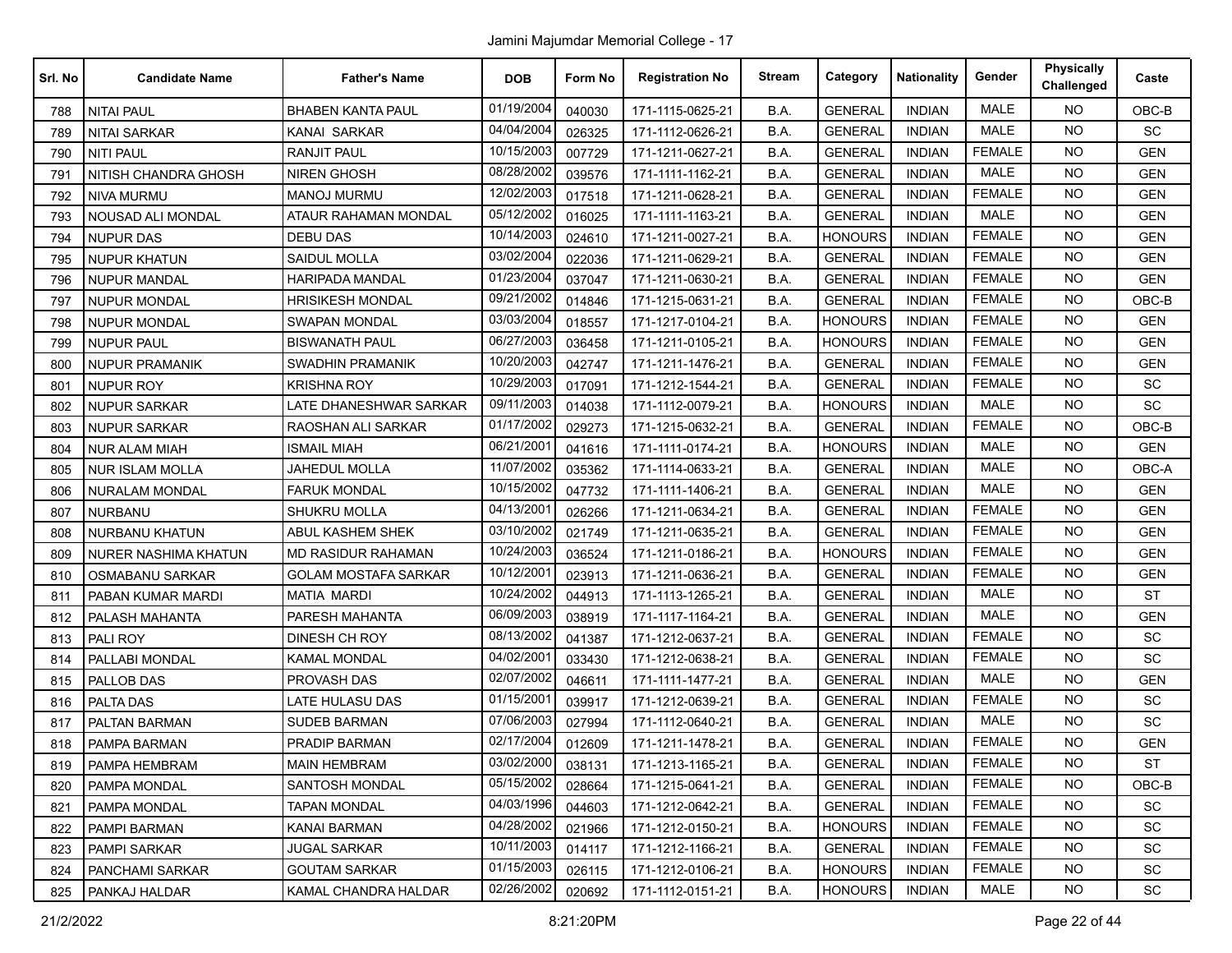Jamini Majumdar Memorial College - 17

| Srl. No | Candidate Name | Father's Name | DOB | Form No | Registration No | Stream | Category | Nationality | Gender | Physically Challenged | Caste |
|---|---|---|---|---|---|---|---|---|---|---|---|
| 788 | NITAI PAUL | BHABEN KANTA PAUL | 01/19/2004 | 040030 | 171-1115-0625-21 | B.A. | GENERAL | INDIAN | MALE | NO | OBC-B |
| 789 | NITAI SARKAR | KANAI SARKAR | 04/04/2004 | 026325 | 171-1112-0626-21 | B.A. | GENERAL | INDIAN | MALE | NO | SC |
| 790 | NITI PAUL | RANJIT PAUL | 10/15/2003 | 007729 | 171-1211-0627-21 | B.A. | GENERAL | INDIAN | FEMALE | NO | GEN |
| 791 | NITISH CHANDRA GHOSH | NIREN GHOSH | 08/28/2002 | 039576 | 171-1111-1162-21 | B.A. | GENERAL | INDIAN | MALE | NO | GEN |
| 792 | NIVA MURMU | MANOJ MURMU | 12/02/2003 | 017518 | 171-1211-0628-21 | B.A. | GENERAL | INDIAN | FEMALE | NO | GEN |
| 793 | NOUSAD ALI MONDAL | ATAUR RAHAMAN MONDAL | 05/12/2002 | 016025 | 171-1111-1163-21 | B.A. | GENERAL | INDIAN | MALE | NO | GEN |
| 794 | NUPUR DAS | DEBU DAS | 10/14/2003 | 024610 | 171-1211-0027-21 | B.A. | HONOURS | INDIAN | FEMALE | NO | GEN |
| 795 | NUPUR KHATUN | SAIDUL MOLLA | 03/02/2004 | 022036 | 171-1211-0629-21 | B.A. | GENERAL | INDIAN | FEMALE | NO | GEN |
| 796 | NUPUR MANDAL | HARIPADA MANDAL | 01/23/2004 | 037047 | 171-1211-0630-21 | B.A. | GENERAL | INDIAN | FEMALE | NO | GEN |
| 797 | NUPUR MONDAL | HRISIKESH MONDAL | 09/21/2002 | 014846 | 171-1215-0631-21 | B.A. | GENERAL | INDIAN | FEMALE | NO | OBC-B |
| 798 | NUPUR MONDAL | SWAPAN MONDAL | 03/03/2004 | 018557 | 171-1217-0104-21 | B.A. | HONOURS | INDIAN | FEMALE | NO | GEN |
| 799 | NUPUR PAUL | BISWANATH PAUL | 06/27/2003 | 036458 | 171-1211-0105-21 | B.A. | HONOURS | INDIAN | FEMALE | NO | GEN |
| 800 | NUPUR PRAMANIK | SWADHIN PRAMANIK | 10/20/2003 | 042747 | 171-1211-1476-21 | B.A. | GENERAL | INDIAN | FEMALE | NO | GEN |
| 801 | NUPUR ROY | KRISHNA ROY | 10/29/2003 | 017091 | 171-1212-1544-21 | B.A. | GENERAL | INDIAN | FEMALE | NO | SC |
| 802 | NUPUR SARKAR | LATE DHANESHWAR SARKAR | 09/11/2003 | 014038 | 171-1112-0079-21 | B.A. | HONOURS | INDIAN | MALE | NO | SC |
| 803 | NUPUR SARKAR | RAOSHAN ALI SARKAR | 01/17/2002 | 029273 | 171-1215-0632-21 | B.A. | GENERAL | INDIAN | FEMALE | NO | OBC-B |
| 804 | NUR ALAM MIAH | ISMAIL MIAH | 06/21/2001 | 041616 | 171-1111-0174-21 | B.A. | HONOURS | INDIAN | MALE | NO | GEN |
| 805 | NUR ISLAM MOLLA | JAHEDUL MOLLA | 11/07/2002 | 035362 | 171-1114-0633-21 | B.A. | GENERAL | INDIAN | MALE | NO | OBC-A |
| 806 | NURALAM MONDAL | FARUK MONDAL | 10/15/2002 | 047732 | 171-1111-1406-21 | B.A. | GENERAL | INDIAN | MALE | NO | GEN |
| 807 | NURBANU | SHUKRU MOLLA | 04/13/2001 | 026266 | 171-1211-0634-21 | B.A. | GENERAL | INDIAN | FEMALE | NO | GEN |
| 808 | NURBANU KHATUN | ABUL KASHEM SHEK | 03/10/2002 | 021749 | 171-1211-0635-21 | B.A. | GENERAL | INDIAN | FEMALE | NO | GEN |
| 809 | NURER NASHIMA KHATUN | MD RASIDUR RAHAMAN | 10/24/2003 | 036524 | 171-1211-0186-21 | B.A. | HONOURS | INDIAN | FEMALE | NO | GEN |
| 810 | OSMABANU SARKAR | GOLAM MOSTAFA SARKAR | 10/12/2001 | 023913 | 171-1211-0636-21 | B.A. | GENERAL | INDIAN | FEMALE | NO | GEN |
| 811 | PABAN KUMAR MARDI | MATIA MARDI | 10/24/2002 | 044913 | 171-1113-1265-21 | B.A. | GENERAL | INDIAN | MALE | NO | ST |
| 812 | PALASH MAHANTA | PARESH MAHANTA | 06/09/2003 | 038919 | 171-1117-1164-21 | B.A. | GENERAL | INDIAN | MALE | NO | GEN |
| 813 | PALI ROY | DINESH CH ROY | 08/13/2002 | 041387 | 171-1212-0637-21 | B.A. | GENERAL | INDIAN | FEMALE | NO | SC |
| 814 | PALLABI MONDAL | KAMAL MONDAL | 04/02/2001 | 033430 | 171-1212-0638-21 | B.A. | GENERAL | INDIAN | FEMALE | NO | SC |
| 815 | PALLOB DAS | PROVASH DAS | 02/07/2002 | 046611 | 171-1111-1477-21 | B.A. | GENERAL | INDIAN | MALE | NO | GEN |
| 816 | PALTA DAS | LATE HULASU DAS | 01/15/2001 | 039917 | 171-1212-0639-21 | B.A. | GENERAL | INDIAN | FEMALE | NO | SC |
| 817 | PALTAN BARMAN | SUDEB BARMAN | 07/06/2003 | 027994 | 171-1112-0640-21 | B.A. | GENERAL | INDIAN | MALE | NO | SC |
| 818 | PAMPA BARMAN | PRADIP BARMAN | 02/17/2004 | 012609 | 171-1211-1478-21 | B.A. | GENERAL | INDIAN | FEMALE | NO | GEN |
| 819 | PAMPA HEMBRAM | MAIN HEMBRAM | 03/02/2000 | 038131 | 171-1213-1165-21 | B.A. | GENERAL | INDIAN | FEMALE | NO | ST |
| 820 | PAMPA MONDAL | SANTOSH MONDAL | 05/15/2002 | 028664 | 171-1215-0641-21 | B.A. | GENERAL | INDIAN | FEMALE | NO | OBC-B |
| 821 | PAMPA MONDAL | TAPAN MONDAL | 04/03/1996 | 044603 | 171-1212-0642-21 | B.A. | GENERAL | INDIAN | FEMALE | NO | SC |
| 822 | PAMPI BARMAN | KANAI BARMAN | 04/28/2002 | 021966 | 171-1212-0150-21 | B.A. | HONOURS | INDIAN | FEMALE | NO | SC |
| 823 | PAMPI SARKAR | JUGAL SARKAR | 10/11/2003 | 014117 | 171-1212-1166-21 | B.A. | GENERAL | INDIAN | FEMALE | NO | SC |
| 824 | PANCHAMI SARKAR | GOUTAM SARKAR | 01/15/2003 | 026115 | 171-1212-0106-21 | B.A. | HONOURS | INDIAN | FEMALE | NO | SC |
| 825 | PANKAJ HALDAR | KAMAL CHANDRA HALDAR | 02/26/2002 | 020692 | 171-1112-0151-21 | B.A. | HONOURS | INDIAN | MALE | NO | SC |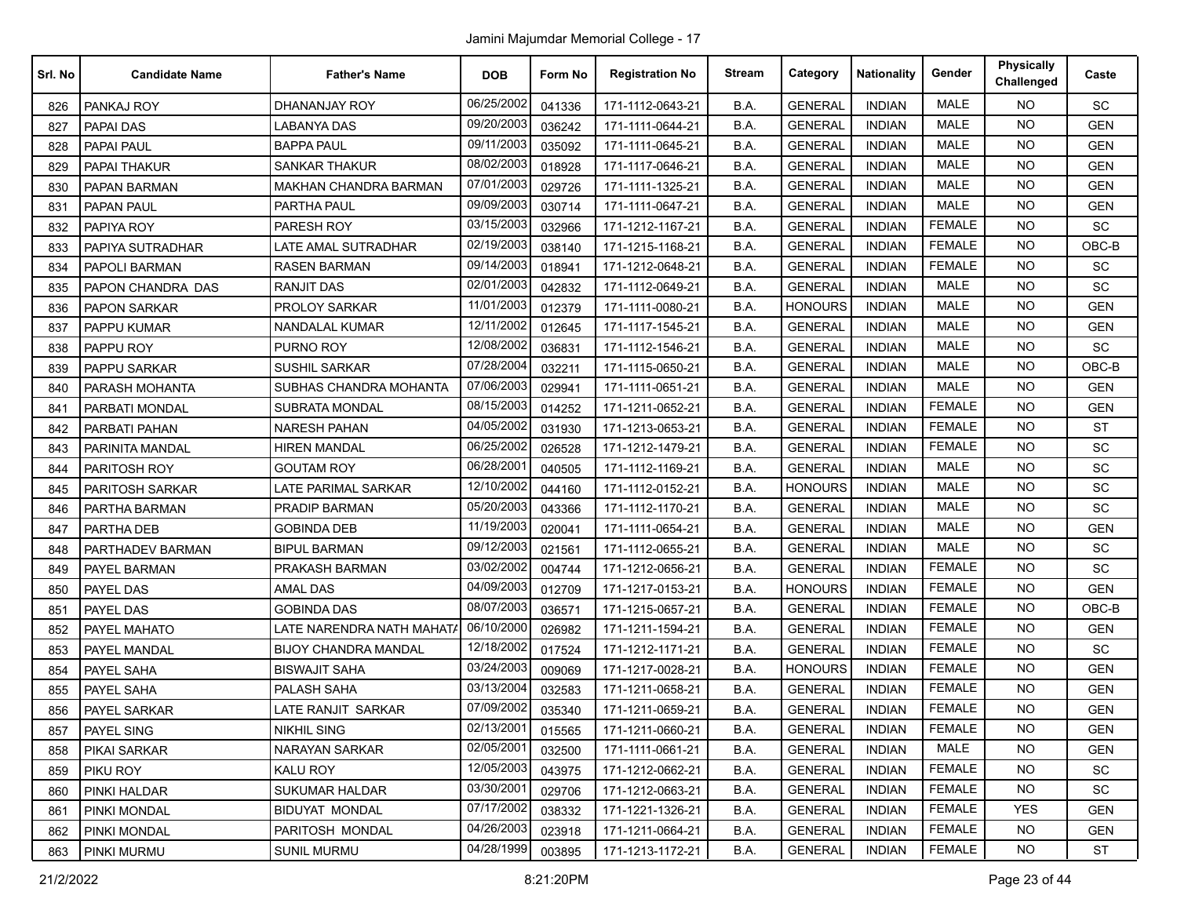Jamini Majumdar Memorial College - 17

| Srl. No | Candidate Name | Father's Name | DOB | Form No | Registration No | Stream | Category | Nationality | Gender | Physically Challenged | Caste |
|---|---|---|---|---|---|---|---|---|---|---|---|
| 826 | PANKAJ ROY | DHANANJAY ROY | 06/25/2002 | 041336 | 171-1112-0643-21 | B.A. | GENERAL | INDIAN | MALE | NO | SC |
| 827 | PAPAI DAS | LABANYA DAS | 09/20/2003 | 036242 | 171-1111-0644-21 | B.A. | GENERAL | INDIAN | MALE | NO | GEN |
| 828 | PAPAI PAUL | BAPPA PAUL | 09/11/2003 | 035092 | 171-1111-0645-21 | B.A. | GENERAL | INDIAN | MALE | NO | GEN |
| 829 | PAPAI THAKUR | SANKAR THAKUR | 08/02/2003 | 018928 | 171-1117-0646-21 | B.A. | GENERAL | INDIAN | MALE | NO | GEN |
| 830 | PAPAN BARMAN | MAKHAN CHANDRA BARMAN | 07/01/2003 | 029726 | 171-1111-1325-21 | B.A. | GENERAL | INDIAN | MALE | NO | GEN |
| 831 | PAPAN PAUL | PARTHA PAUL | 09/09/2003 | 030714 | 171-1111-0647-21 | B.A. | GENERAL | INDIAN | MALE | NO | GEN |
| 832 | PAPIYA ROY | PARESH ROY | 03/15/2003 | 032966 | 171-1212-1167-21 | B.A. | GENERAL | INDIAN | FEMALE | NO | SC |
| 833 | PAPIYA SUTRADHAR | LATE AMAL SUTRADHAR | 02/19/2003 | 038140 | 171-1215-1168-21 | B.A. | GENERAL | INDIAN | FEMALE | NO | OBC-B |
| 834 | PAPOLI BARMAN | RASEN BARMAN | 09/14/2003 | 018941 | 171-1212-0648-21 | B.A. | GENERAL | INDIAN | FEMALE | NO | SC |
| 835 | PAPON CHANDRA DAS | RANJIT DAS | 02/01/2003 | 042832 | 171-1112-0649-21 | B.A. | GENERAL | INDIAN | MALE | NO | SC |
| 836 | PAPON SARKAR | PROLOY SARKAR | 11/01/2003 | 012379 | 171-1111-0080-21 | B.A. | HONOURS | INDIAN | MALE | NO | GEN |
| 837 | PAPPU KUMAR | NANDALAL KUMAR | 12/11/2002 | 012645 | 171-1117-1545-21 | B.A. | GENERAL | INDIAN | MALE | NO | GEN |
| 838 | PAPPU ROY | PURNO ROY | 12/08/2002 | 036831 | 171-1112-1546-21 | B.A. | GENERAL | INDIAN | MALE | NO | SC |
| 839 | PAPPU SARKAR | SUSHIL SARKAR | 07/28/2004 | 032211 | 171-1115-0650-21 | B.A. | GENERAL | INDIAN | MALE | NO | OBC-B |
| 840 | PARASH MOHANTA | SUBHAS CHANDRA MOHANTA | 07/06/2003 | 029941 | 171-1111-0651-21 | B.A. | GENERAL | INDIAN | MALE | NO | GEN |
| 841 | PARBATI MONDAL | SUBRATA MONDAL | 08/15/2003 | 014252 | 171-1211-0652-21 | B.A. | GENERAL | INDIAN | FEMALE | NO | GEN |
| 842 | PARBATI PAHAN | NARESH PAHAN | 04/05/2002 | 031930 | 171-1213-0653-21 | B.A. | GENERAL | INDIAN | FEMALE | NO | ST |
| 843 | PARINITA MANDAL | HIREN MANDAL | 06/25/2002 | 026528 | 171-1212-1479-21 | B.A. | GENERAL | INDIAN | FEMALE | NO | SC |
| 844 | PARITOSH ROY | GOUTAM ROY | 06/28/2001 | 040505 | 171-1112-1169-21 | B.A. | GENERAL | INDIAN | MALE | NO | SC |
| 845 | PARITOSH SARKAR | LATE PARIMAL SARKAR | 12/10/2002 | 044160 | 171-1112-0152-21 | B.A. | HONOURS | INDIAN | MALE | NO | SC |
| 846 | PARTHA BARMAN | PRADIP BARMAN | 05/20/2003 | 043366 | 171-1112-1170-21 | B.A. | GENERAL | INDIAN | MALE | NO | SC |
| 847 | PARTHA DEB | GOBINDA DEB | 11/19/2003 | 020041 | 171-1111-0654-21 | B.A. | GENERAL | INDIAN | MALE | NO | GEN |
| 848 | PARTHADEV BARMAN | BIPUL BARMAN | 09/12/2003 | 021561 | 171-1112-0655-21 | B.A. | GENERAL | INDIAN | MALE | NO | SC |
| 849 | PAYEL BARMAN | PRAKASH BARMAN | 03/02/2002 | 004744 | 171-1212-0656-21 | B.A. | GENERAL | INDIAN | FEMALE | NO | SC |
| 850 | PAYEL DAS | AMAL DAS | 04/09/2003 | 012709 | 171-1217-0153-21 | B.A. | HONOURS | INDIAN | FEMALE | NO | GEN |
| 851 | PAYEL DAS | GOBINDA DAS | 08/07/2003 | 036571 | 171-1215-0657-21 | B.A. | GENERAL | INDIAN | FEMALE | NO | OBC-B |
| 852 | PAYEL MAHATO | LATE NARENDRA NATH MAHATA | 06/10/2000 | 026982 | 171-1211-1594-21 | B.A. | GENERAL | INDIAN | FEMALE | NO | GEN |
| 853 | PAYEL MANDAL | BIJOY CHANDRA MANDAL | 12/18/2002 | 017524 | 171-1212-1171-21 | B.A. | GENERAL | INDIAN | FEMALE | NO | SC |
| 854 | PAYEL SAHA | BISWAJIT SAHA | 03/24/2003 | 009069 | 171-1217-0028-21 | B.A. | HONOURS | INDIAN | FEMALE | NO | GEN |
| 855 | PAYEL SAHA | PALASH SAHA | 03/13/2004 | 032583 | 171-1211-0658-21 | B.A. | GENERAL | INDIAN | FEMALE | NO | GEN |
| 856 | PAYEL SARKAR | LATE RANJIT SARKAR | 07/09/2002 | 035340 | 171-1211-0659-21 | B.A. | GENERAL | INDIAN | FEMALE | NO | GEN |
| 857 | PAYEL SING | NIKHIL SING | 02/13/2001 | 015565 | 171-1211-0660-21 | B.A. | GENERAL | INDIAN | FEMALE | NO | GEN |
| 858 | PIKAI SARKAR | NARAYAN SARKAR | 02/05/2001 | 032500 | 171-1111-0661-21 | B.A. | GENERAL | INDIAN | MALE | NO | GEN |
| 859 | PIKU ROY | KALU ROY | 12/05/2003 | 043975 | 171-1212-0662-21 | B.A. | GENERAL | INDIAN | FEMALE | NO | SC |
| 860 | PINKI HALDAR | SUKUMAR HALDAR | 03/30/2001 | 029706 | 171-1212-0663-21 | B.A. | GENERAL | INDIAN | FEMALE | NO | SC |
| 861 | PINKI MONDAL | BIDUYAT MONDAL | 07/17/2002 | 038332 | 171-1221-1326-21 | B.A. | GENERAL | INDIAN | FEMALE | YES | GEN |
| 862 | PINKI MONDAL | PARITOSH MONDAL | 04/26/2003 | 023918 | 171-1211-0664-21 | B.A. | GENERAL | INDIAN | FEMALE | NO | GEN |
| 863 | PINKI MURMU | SUNIL MURMU | 04/28/1999 | 003895 | 171-1213-1172-21 | B.A. | GENERAL | INDIAN | FEMALE | NO | ST |

21/2/2022 8:21:20PM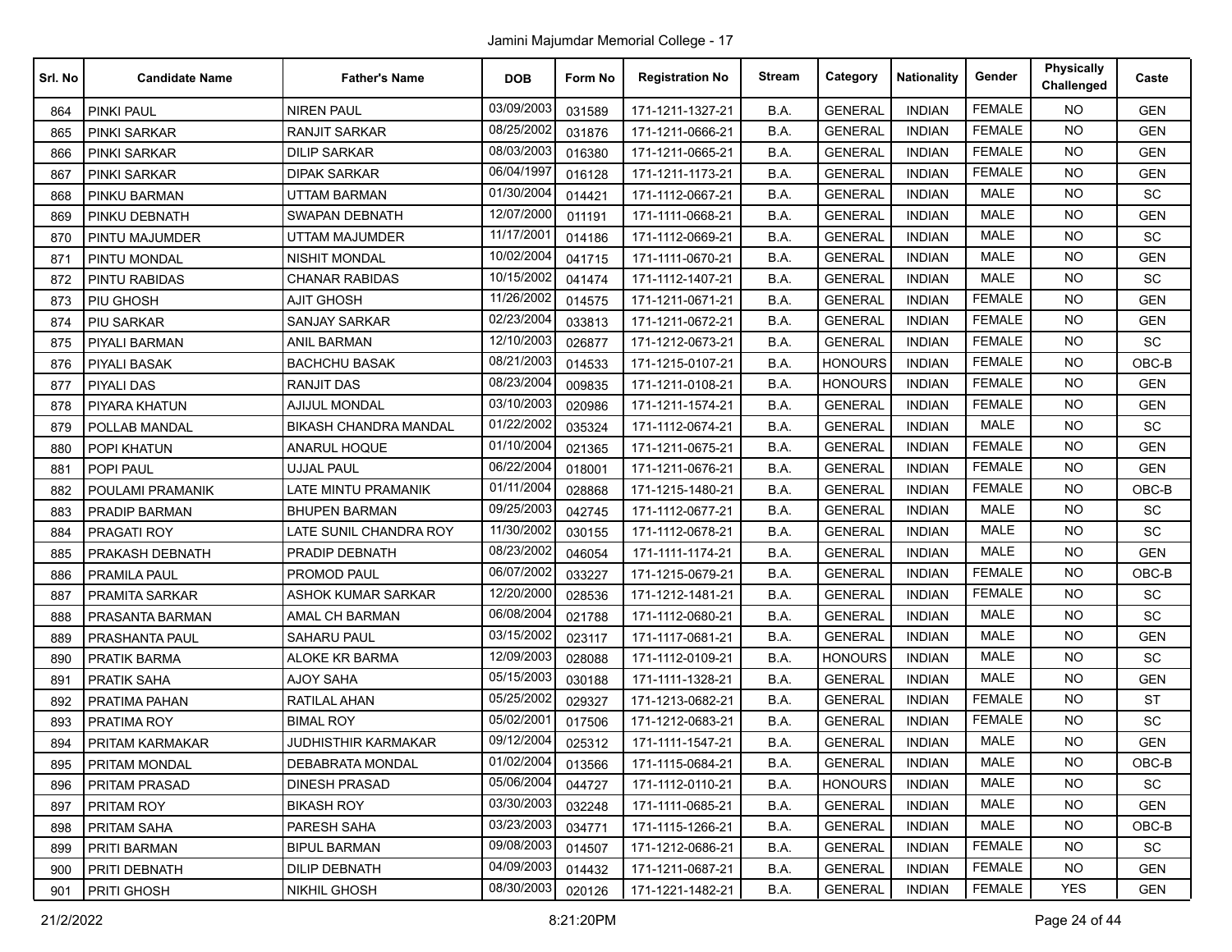Jamini Majumdar Memorial College - 17

| Srl. No | Candidate Name | Father's Name | DOB | Form No | Registration No | Stream | Category | Nationality | Gender | Physically Challenged | Caste |
|---|---|---|---|---|---|---|---|---|---|---|---|
| 864 | PINKI PAUL | NIREN PAUL | 03/09/2003 | 031589 | 171-1211-1327-21 | B.A. | GENERAL | INDIAN | FEMALE | NO | GEN |
| 865 | PINKI SARKAR | RANJIT SARKAR | 08/25/2002 | 031876 | 171-1211-0666-21 | B.A. | GENERAL | INDIAN | FEMALE | NO | GEN |
| 866 | PINKI SARKAR | DILIP SARKAR | 08/03/2003 | 016380 | 171-1211-0665-21 | B.A. | GENERAL | INDIAN | FEMALE | NO | GEN |
| 867 | PINKI SARKAR | DIPAK SARKAR | 06/04/1997 | 016128 | 171-1211-1173-21 | B.A. | GENERAL | INDIAN | FEMALE | NO | GEN |
| 868 | PINKU BARMAN | UTTAM BARMAN | 01/30/2004 | 014421 | 171-1112-0667-21 | B.A. | GENERAL | INDIAN | MALE | NO | SC |
| 869 | PINKU DEBNATH | SWAPAN DEBNATH | 12/07/2000 | 011191 | 171-1111-0668-21 | B.A. | GENERAL | INDIAN | MALE | NO | GEN |
| 870 | PINTU MAJUMDER | UTTAM MAJUMDER | 11/17/2001 | 014186 | 171-1112-0669-21 | B.A. | GENERAL | INDIAN | MALE | NO | SC |
| 871 | PINTU MONDAL | NISHIT MONDAL | 10/02/2004 | 041715 | 171-1111-0670-21 | B.A. | GENERAL | INDIAN | MALE | NO | GEN |
| 872 | PINTU RABIDAS | CHANAR RABIDAS | 10/15/2002 | 041474 | 171-1112-1407-21 | B.A. | GENERAL | INDIAN | MALE | NO | SC |
| 873 | PIU GHOSH | AJIT GHOSH | 11/26/2002 | 014575 | 171-1211-0671-21 | B.A. | GENERAL | INDIAN | FEMALE | NO | GEN |
| 874 | PIU SARKAR | SANJAY SARKAR | 02/23/2004 | 033813 | 171-1211-0672-21 | B.A. | GENERAL | INDIAN | FEMALE | NO | GEN |
| 875 | PIYALI BARMAN | ANIL BARMAN | 12/10/2003 | 026877 | 171-1212-0673-21 | B.A. | GENERAL | INDIAN | FEMALE | NO | SC |
| 876 | PIYALI BASAK | BACHCHU BASAK | 08/21/2003 | 014533 | 171-1215-0107-21 | B.A. | HONOURS | INDIAN | FEMALE | NO | OBC-B |
| 877 | PIYALI DAS | RANJIT DAS | 08/23/2004 | 009835 | 171-1211-0108-21 | B.A. | HONOURS | INDIAN | FEMALE | NO | GEN |
| 878 | PIYARA KHATUN | AJIJUL MONDAL | 03/10/2003 | 020986 | 171-1211-1574-21 | B.A. | GENERAL | INDIAN | FEMALE | NO | GEN |
| 879 | POLLAB MANDAL | BIKASH CHANDRA MANDAL | 01/22/2002 | 035324 | 171-1112-0674-21 | B.A. | GENERAL | INDIAN | MALE | NO | SC |
| 880 | POPI KHATUN | ANARUL HOQUE | 01/10/2004 | 021365 | 171-1211-0675-21 | B.A. | GENERAL | INDIAN | FEMALE | NO | GEN |
| 881 | POPI PAUL | UJJAL PAUL | 06/22/2004 | 018001 | 171-1211-0676-21 | B.A. | GENERAL | INDIAN | FEMALE | NO | GEN |
| 882 | POULAMI PRAMANIK | LATE MINTU PRAMANIK | 01/11/2004 | 028868 | 171-1215-1480-21 | B.A. | GENERAL | INDIAN | FEMALE | NO | OBC-B |
| 883 | PRADIP BARMAN | BHUPEN BARMAN | 09/25/2003 | 042745 | 171-1112-0677-21 | B.A. | GENERAL | INDIAN | MALE | NO | SC |
| 884 | PRAGATI ROY | LATE SUNIL CHANDRA ROY | 11/30/2002 | 030155 | 171-1112-0678-21 | B.A. | GENERAL | INDIAN | MALE | NO | SC |
| 885 | PRAKASH DEBNATH | PRADIP DEBNATH | 08/23/2002 | 046054 | 171-1111-1174-21 | B.A. | GENERAL | INDIAN | MALE | NO | GEN |
| 886 | PRAMILA PAUL | PROMOD PAUL | 06/07/2002 | 033227 | 171-1215-0679-21 | B.A. | GENERAL | INDIAN | FEMALE | NO | OBC-B |
| 887 | PRAMITA SARKAR | ASHOK KUMAR SARKAR | 12/20/2000 | 028536 | 171-1212-1481-21 | B.A. | GENERAL | INDIAN | FEMALE | NO | SC |
| 888 | PRASANTA BARMAN | AMAL CH BARMAN | 06/08/2004 | 021788 | 171-1112-0680-21 | B.A. | GENERAL | INDIAN | MALE | NO | SC |
| 889 | PRASHANTA PAUL | SAHARU PAUL | 03/15/2002 | 023117 | 171-1117-0681-21 | B.A. | GENERAL | INDIAN | MALE | NO | GEN |
| 890 | PRATIK BARMA | ALOKE KR BARMA | 12/09/2003 | 028088 | 171-1112-0109-21 | B.A. | HONOURS | INDIAN | MALE | NO | SC |
| 891 | PRATIK SAHA | AJOY SAHA | 05/15/2003 | 030188 | 171-1111-1328-21 | B.A. | GENERAL | INDIAN | MALE | NO | GEN |
| 892 | PRATIMA PAHAN | RATILAL AHAN | 05/25/2002 | 029327 | 171-1213-0682-21 | B.A. | GENERAL | INDIAN | FEMALE | NO | ST |
| 893 | PRATIMA ROY | BIMAL ROY | 05/02/2001 | 017506 | 171-1212-0683-21 | B.A. | GENERAL | INDIAN | FEMALE | NO | SC |
| 894 | PRITAM KARMAKAR | JUDHISTHIR KARMAKAR | 09/12/2004 | 025312 | 171-1111-1547-21 | B.A. | GENERAL | INDIAN | MALE | NO | GEN |
| 895 | PRITAM MONDAL | DEBABRATA MONDAL | 01/02/2004 | 013566 | 171-1115-0684-21 | B.A. | GENERAL | INDIAN | MALE | NO | OBC-B |
| 896 | PRITAM PRASAD | DINESH PRASAD | 05/06/2004 | 044727 | 171-1112-0110-21 | B.A. | HONOURS | INDIAN | MALE | NO | SC |
| 897 | PRITAM ROY | BIKASH ROY | 03/30/2003 | 032248 | 171-1111-0685-21 | B.A. | GENERAL | INDIAN | MALE | NO | GEN |
| 898 | PRITAM SAHA | PARESH SAHA | 03/23/2003 | 034771 | 171-1115-1266-21 | B.A. | GENERAL | INDIAN | MALE | NO | OBC-B |
| 899 | PRITI BARMAN | BIPUL BARMAN | 09/08/2003 | 014507 | 171-1212-0686-21 | B.A. | GENERAL | INDIAN | FEMALE | NO | SC |
| 900 | PRITI DEBNATH | DILIP DEBNATH | 04/09/2003 | 014432 | 171-1211-0687-21 | B.A. | GENERAL | INDIAN | FEMALE | NO | GEN |
| 901 | PRITI GHOSH | NIKHIL GHOSH | 08/30/2003 | 020126 | 171-1221-1482-21 | B.A. | GENERAL | INDIAN | FEMALE | YES | GEN |

21/2/2022 8:21:20PM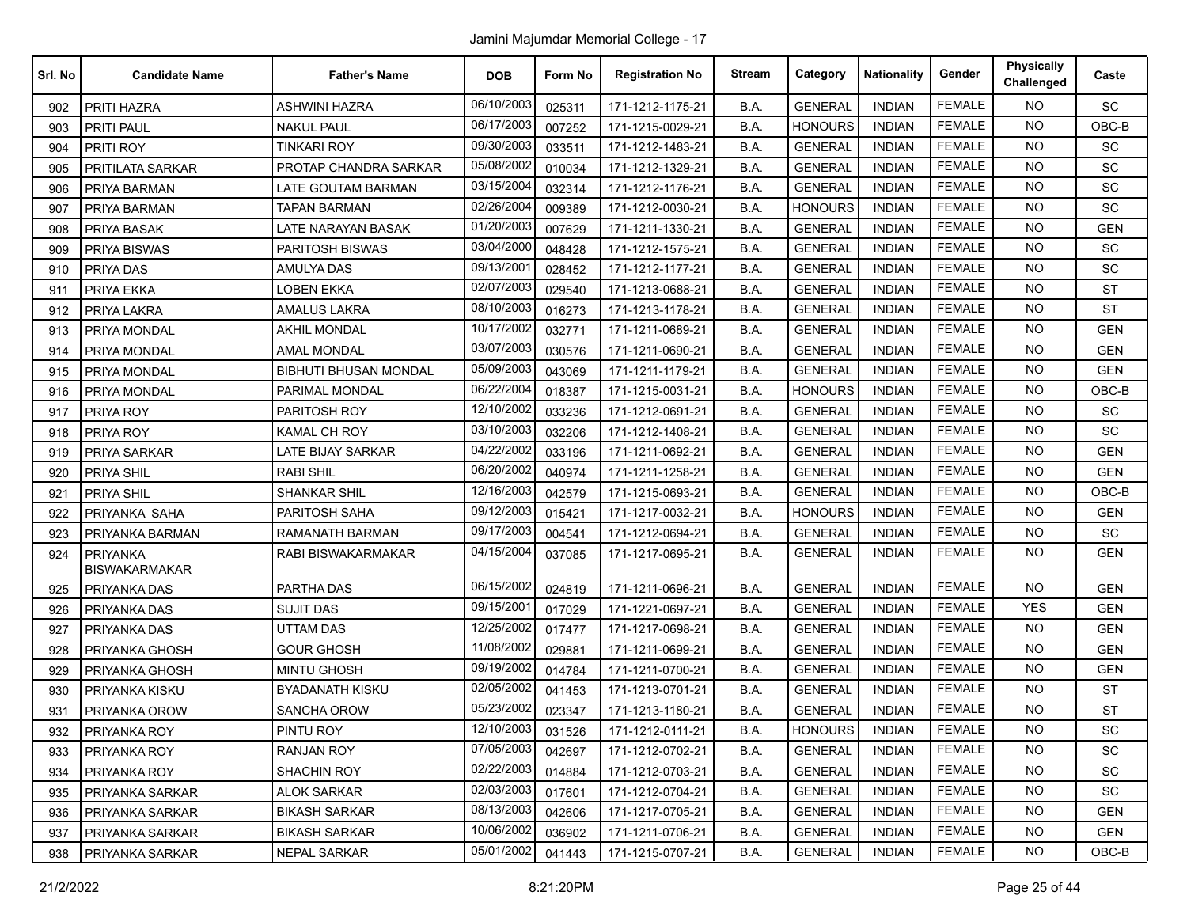Jamini Majumdar Memorial College - 17

| Srl. No | Candidate Name | Father's Name | DOB | Form No | Registration No | Stream | Category | Nationality | Gender | Physically Challenged | Caste |
|---|---|---|---|---|---|---|---|---|---|---|---|
| 902 | PRITI HAZRA | ASHWINI HAZRA | 06/10/2003 | 025311 | 171-1212-1175-21 | B.A. | GENERAL | INDIAN | FEMALE | NO | SC |
| 903 | PRITI PAUL | NAKUL PAUL | 06/17/2003 | 007252 | 171-1215-0029-21 | B.A. | HONOURS | INDIAN | FEMALE | NO | OBC-B |
| 904 | PRITI ROY | TINKARI ROY | 09/30/2003 | 033511 | 171-1212-1483-21 | B.A. | GENERAL | INDIAN | FEMALE | NO | SC |
| 905 | PRITILATA SARKAR | PROTAP CHANDRA SARKAR | 05/08/2002 | 010034 | 171-1212-1329-21 | B.A. | GENERAL | INDIAN | FEMALE | NO | SC |
| 906 | PRIYA BARMAN | LATE GOUTAM BARMAN | 03/15/2004 | 032314 | 171-1212-1176-21 | B.A. | GENERAL | INDIAN | FEMALE | NO | SC |
| 907 | PRIYA BARMAN | TAPAN BARMAN | 02/26/2004 | 009389 | 171-1212-0030-21 | B.A. | HONOURS | INDIAN | FEMALE | NO | SC |
| 908 | PRIYA BASAK | LATE NARAYAN BASAK | 01/20/2003 | 007629 | 171-1211-1330-21 | B.A. | GENERAL | INDIAN | FEMALE | NO | GEN |
| 909 | PRIYA BISWAS | PARITOSH BISWAS | 03/04/2000 | 048428 | 171-1212-1575-21 | B.A. | GENERAL | INDIAN | FEMALE | NO | SC |
| 910 | PRIYA DAS | AMULYA DAS | 09/13/2001 | 028452 | 171-1212-1177-21 | B.A. | GENERAL | INDIAN | FEMALE | NO | SC |
| 911 | PRIYA EKKA | LOBEN EKKA | 02/07/2003 | 029540 | 171-1213-0688-21 | B.A. | GENERAL | INDIAN | FEMALE | NO | ST |
| 912 | PRIYA LAKRA | AMALUS LAKRA | 08/10/2003 | 016273 | 171-1213-1178-21 | B.A. | GENERAL | INDIAN | FEMALE | NO | ST |
| 913 | PRIYA MONDAL | AKHIL MONDAL | 10/17/2002 | 032771 | 171-1211-0689-21 | B.A. | GENERAL | INDIAN | FEMALE | NO | GEN |
| 914 | PRIYA MONDAL | AMAL MONDAL | 03/07/2003 | 030576 | 171-1211-0690-21 | B.A. | GENERAL | INDIAN | FEMALE | NO | GEN |
| 915 | PRIYA MONDAL | BIBHUTI BHUSAN MONDAL | 05/09/2003 | 043069 | 171-1211-1179-21 | B.A. | GENERAL | INDIAN | FEMALE | NO | GEN |
| 916 | PRIYA MONDAL | PARIMAL MONDAL | 06/22/2004 | 018387 | 171-1215-0031-21 | B.A. | HONOURS | INDIAN | FEMALE | NO | OBC-B |
| 917 | PRIYA ROY | PARITOSH ROY | 12/10/2002 | 033236 | 171-1212-0691-21 | B.A. | GENERAL | INDIAN | FEMALE | NO | SC |
| 918 | PRIYA ROY | KAMAL CH ROY | 03/10/2003 | 032206 | 171-1212-1408-21 | B.A. | GENERAL | INDIAN | FEMALE | NO | SC |
| 919 | PRIYA SARKAR | LATE BIJAY SARKAR | 04/22/2002 | 033196 | 171-1211-0692-21 | B.A. | GENERAL | INDIAN | FEMALE | NO | GEN |
| 920 | PRIYA SHIL | RABI SHIL | 06/20/2002 | 040974 | 171-1211-1258-21 | B.A. | GENERAL | INDIAN | FEMALE | NO | GEN |
| 921 | PRIYA SHIL | SHANKAR SHIL | 12/16/2003 | 042579 | 171-1215-0693-21 | B.A. | GENERAL | INDIAN | FEMALE | NO | OBC-B |
| 922 | PRIYANKA SAHA | PARITOSH SAHA | 09/12/2003 | 015421 | 171-1217-0032-21 | B.A. | HONOURS | INDIAN | FEMALE | NO | GEN |
| 923 | PRIYANKA BARMAN | RAMANATH BARMAN | 09/17/2003 | 004541 | 171-1212-0694-21 | B.A. | GENERAL | INDIAN | FEMALE | NO | SC |
| 924 | PRIYANKA BISWAKARMAKAR | RABI BISWAKARMAKAR | 04/15/2004 | 037085 | 171-1217-0695-21 | B.A. | GENERAL | INDIAN | FEMALE | NO | GEN |
| 925 | PRIYANKA DAS | PARTHA DAS | 06/15/2002 | 024819 | 171-1211-0696-21 | B.A. | GENERAL | INDIAN | FEMALE | NO | GEN |
| 926 | PRIYANKA DAS | SUJIT DAS | 09/15/2001 | 017029 | 171-1221-0697-21 | B.A. | GENERAL | INDIAN | FEMALE | YES | GEN |
| 927 | PRIYANKA DAS | UTTAM DAS | 12/25/2002 | 017477 | 171-1217-0698-21 | B.A. | GENERAL | INDIAN | FEMALE | NO | GEN |
| 928 | PRIYANKA GHOSH | GOUR GHOSH | 11/08/2002 | 029881 | 171-1211-0699-21 | B.A. | GENERAL | INDIAN | FEMALE | NO | GEN |
| 929 | PRIYANKA GHOSH | MINTU GHOSH | 09/19/2002 | 014784 | 171-1211-0700-21 | B.A. | GENERAL | INDIAN | FEMALE | NO | GEN |
| 930 | PRIYANKA KISKU | BYADANATH KISKU | 02/05/2002 | 041453 | 171-1213-0701-21 | B.A. | GENERAL | INDIAN | FEMALE | NO | ST |
| 931 | PRIYANKA OROW | SANCHA OROW | 05/23/2002 | 023347 | 171-1213-1180-21 | B.A. | GENERAL | INDIAN | FEMALE | NO | ST |
| 932 | PRIYANKA ROY | PINTU ROY | 12/10/2003 | 031526 | 171-1212-0111-21 | B.A. | HONOURS | INDIAN | FEMALE | NO | SC |
| 933 | PRIYANKA ROY | RANJAN ROY | 07/05/2003 | 042697 | 171-1212-0702-21 | B.A. | GENERAL | INDIAN | FEMALE | NO | SC |
| 934 | PRIYANKA ROY | SHACHIN ROY | 02/22/2003 | 014884 | 171-1212-0703-21 | B.A. | GENERAL | INDIAN | FEMALE | NO | SC |
| 935 | PRIYANKA SARKAR | ALOK SARKAR | 02/03/2003 | 017601 | 171-1212-0704-21 | B.A. | GENERAL | INDIAN | FEMALE | NO | SC |
| 936 | PRIYANKA SARKAR | BIKASH SARKAR | 08/13/2003 | 042606 | 171-1217-0705-21 | B.A. | GENERAL | INDIAN | FEMALE | NO | GEN |
| 937 | PRIYANKA SARKAR | BIKASH SARKAR | 10/06/2002 | 036902 | 171-1211-0706-21 | B.A. | GENERAL | INDIAN | FEMALE | NO | GEN |
| 938 | PRIYANKA SARKAR | NEPAL SARKAR | 05/01/2002 | 041443 | 171-1215-0707-21 | B.A. | GENERAL | INDIAN | FEMALE | NO | OBC-B |

21/2/2022 8:21:20PM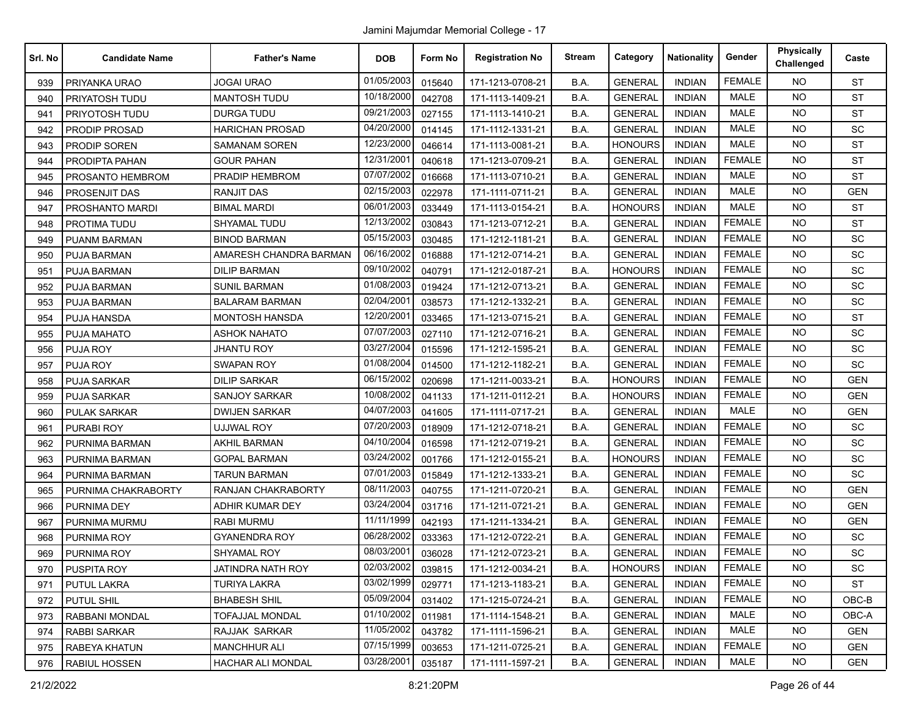Jamini Majumdar Memorial College - 17

| Srl. No | Candidate Name | Father's Name | DOB | Form No | Registration No | Stream | Category | Nationality | Gender | Physically Challenged | Caste |
|---|---|---|---|---|---|---|---|---|---|---|---|
| 939 | PRIYANKA URAO | JOGAI URAO | 01/05/2003 | 015640 | 171-1213-0708-21 | B.A. | GENERAL | INDIAN | FEMALE | NO | ST |
| 940 | PRIYATOSH TUDU | MANTOSH TUDU | 10/18/2000 | 042708 | 171-1113-1409-21 | B.A. | GENERAL | INDIAN | MALE | NO | ST |
| 941 | PRIYOTOSH TUDU | DURGA TUDU | 09/21/2003 | 027155 | 171-1113-1410-21 | B.A. | GENERAL | INDIAN | MALE | NO | ST |
| 942 | PRODIP PROSAD | HARICHAN PROSAD | 04/20/2000 | 014145 | 171-1112-1331-21 | B.A. | GENERAL | INDIAN | MALE | NO | SC |
| 943 | PRODIP SOREN | SAMANAM SOREN | 12/23/2000 | 046614 | 171-1113-0081-21 | B.A. | HONOURS | INDIAN | MALE | NO | ST |
| 944 | PRODIPTA PAHAN | GOUR PAHAN | 12/31/2001 | 040618 | 171-1213-0709-21 | B.A. | GENERAL | INDIAN | FEMALE | NO | ST |
| 945 | PROSANTO HEMBROM | PRADIP HEMBROM | 07/07/2002 | 016668 | 171-1113-0710-21 | B.A. | GENERAL | INDIAN | MALE | NO | ST |
| 946 | PROSENJIT DAS | RANJIT DAS | 02/15/2003 | 022978 | 171-1111-0711-21 | B.A. | GENERAL | INDIAN | MALE | NO | GEN |
| 947 | PROSHANTO MARDI | BIMAL MARDI | 06/01/2003 | 033449 | 171-1113-0154-21 | B.A. | HONOURS | INDIAN | MALE | NO | ST |
| 948 | PROTIMA TUDU | SHYAMAL TUDU | 12/13/2002 | 030843 | 171-1213-0712-21 | B.A. | GENERAL | INDIAN | FEMALE | NO | ST |
| 949 | PUANM BARMAN | BINOD BARMAN | 05/15/2003 | 030485 | 171-1212-1181-21 | B.A. | GENERAL | INDIAN | FEMALE | NO | SC |
| 950 | PUJA BARMAN | AMARESH CHANDRA BARMAN | 06/16/2002 | 016888 | 171-1212-0714-21 | B.A. | GENERAL | INDIAN | FEMALE | NO | SC |
| 951 | PUJA BARMAN | DILIP BARMAN | 09/10/2002 | 040791 | 171-1212-0187-21 | B.A. | HONOURS | INDIAN | FEMALE | NO | SC |
| 952 | PUJA BARMAN | SUNIL BARMAN | 01/08/2003 | 019424 | 171-1212-0713-21 | B.A. | GENERAL | INDIAN | FEMALE | NO | SC |
| 953 | PUJA BARMAN | BALARAM BARMAN | 02/04/2001 | 038573 | 171-1212-1332-21 | B.A. | GENERAL | INDIAN | FEMALE | NO | SC |
| 954 | PUJA HANSDA | MONTOSH HANSDA | 12/20/2001 | 033465 | 171-1213-0715-21 | B.A. | GENERAL | INDIAN | FEMALE | NO | ST |
| 955 | PUJA MAHATO | ASHOK NAHATO | 07/07/2003 | 027110 | 171-1212-0716-21 | B.A. | GENERAL | INDIAN | FEMALE | NO | SC |
| 956 | PUJA ROY | JHANTU ROY | 03/27/2004 | 015596 | 171-1212-1595-21 | B.A. | GENERAL | INDIAN | FEMALE | NO | SC |
| 957 | PUJA ROY | SWAPAN ROY | 01/08/2004 | 014500 | 171-1212-1182-21 | B.A. | GENERAL | INDIAN | FEMALE | NO | SC |
| 958 | PUJA SARKAR | DILIP SARKAR | 06/15/2002 | 020698 | 171-1211-0033-21 | B.A. | HONOURS | INDIAN | FEMALE | NO | GEN |
| 959 | PUJA SARKAR | SANJOY SARKAR | 10/08/2002 | 041133 | 171-1211-0112-21 | B.A. | HONOURS | INDIAN | FEMALE | NO | GEN |
| 960 | PULAK SARKAR | DWIJEN SARKAR | 04/07/2003 | 041605 | 171-1111-0717-21 | B.A. | GENERAL | INDIAN | MALE | NO | GEN |
| 961 | PURABI ROY | UJJWAL ROY | 07/20/2003 | 018909 | 171-1212-0718-21 | B.A. | GENERAL | INDIAN | FEMALE | NO | SC |
| 962 | PURNIMA BARMAN | AKHIL BARMAN | 04/10/2004 | 016598 | 171-1212-0719-21 | B.A. | GENERAL | INDIAN | FEMALE | NO | SC |
| 963 | PURNIMA BARMAN | GOPAL BARMAN | 03/24/2002 | 001766 | 171-1212-0155-21 | B.A. | HONOURS | INDIAN | FEMALE | NO | SC |
| 964 | PURNIMA BARMAN | TARUN BARMAN | 07/01/2003 | 015849 | 171-1212-1333-21 | B.A. | GENERAL | INDIAN | FEMALE | NO | SC |
| 965 | PURNIMA CHAKRABORTY | RANJAN CHAKRABORTY | 08/11/2003 | 040755 | 171-1211-0720-21 | B.A. | GENERAL | INDIAN | FEMALE | NO | GEN |
| 966 | PURNIMA DEY | ADHIR KUMAR DEY | 03/24/2004 | 031716 | 171-1211-0721-21 | B.A. | GENERAL | INDIAN | FEMALE | NO | GEN |
| 967 | PURNIMA MURMU | RABI MURMU | 11/11/1999 | 042193 | 171-1211-1334-21 | B.A. | GENERAL | INDIAN | FEMALE | NO | GEN |
| 968 | PURNIMA ROY | GYANENDRA ROY | 06/28/2002 | 033363 | 171-1212-0722-21 | B.A. | GENERAL | INDIAN | FEMALE | NO | SC |
| 969 | PURNIMA ROY | SHYAMAL ROY | 08/03/2001 | 036028 | 171-1212-0723-21 | B.A. | GENERAL | INDIAN | FEMALE | NO | SC |
| 970 | PUSPITA ROY | JATINDRA NATH ROY | 02/03/2002 | 039815 | 171-1212-0034-21 | B.A. | HONOURS | INDIAN | FEMALE | NO | SC |
| 971 | PUTUL LAKRA | TURIYA LAKRA | 03/02/1999 | 029771 | 171-1213-1183-21 | B.A. | GENERAL | INDIAN | FEMALE | NO | ST |
| 972 | PUTUL SHIL | BHABESH SHIL | 05/09/2004 | 031402 | 171-1215-0724-21 | B.A. | GENERAL | INDIAN | FEMALE | NO | OBC-B |
| 973 | RABBANI MONDAL | TOFAJJAL MONDAL | 01/10/2002 | 011981 | 171-1114-1548-21 | B.A. | GENERAL | INDIAN | MALE | NO | OBC-A |
| 974 | RABBI SARKAR | RAJJAK SARKAR | 11/05/2002 | 043782 | 171-1111-1596-21 | B.A. | GENERAL | INDIAN | MALE | NO | GEN |
| 975 | RABEYA KHATUN | MANCHHUR ALI | 07/15/1999 | 003653 | 171-1211-0725-21 | B.A. | GENERAL | INDIAN | FEMALE | NO | GEN |
| 976 | RABIUL HOSSEN | HACHAR ALI MONDAL | 03/28/2001 | 035187 | 171-1111-1597-21 | B.A. | GENERAL | INDIAN | MALE | NO | GEN |

21/2/2022 8:21:20PM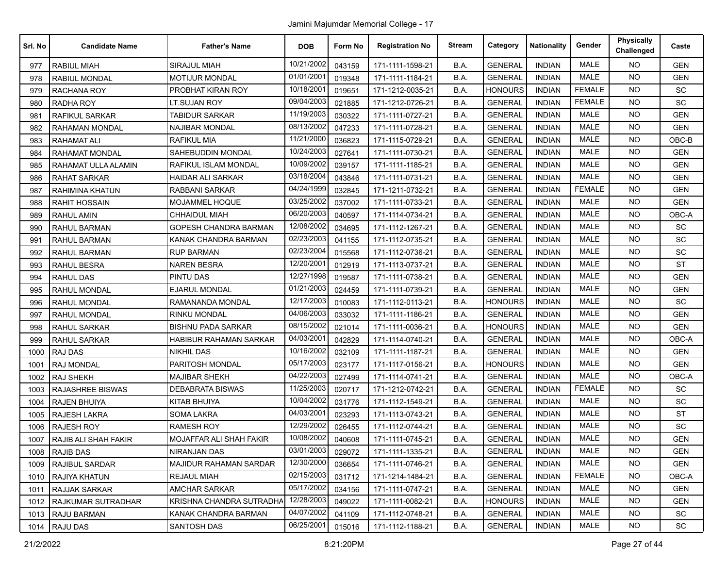Jamini Majumdar Memorial College - 17

| Srl. No | Candidate Name | Father's Name | DOB | Form No | Registration No | Stream | Category | Nationality | Gender | Physically Challenged | Caste |
|---|---|---|---|---|---|---|---|---|---|---|---|
| 977 | RABIUL MIAH | SIRAJUL MIAH | 10/21/2002 | 043159 | 171-1111-1598-21 | B.A. | GENERAL | INDIAN | MALE | NO | GEN |
| 978 | RABIUL MONDAL | MOTIJUR MONDAL | 01/01/2001 | 019348 | 171-1111-1184-21 | B.A. | GENERAL | INDIAN | MALE | NO | GEN |
| 979 | RACHANA ROY | PROBHAT KIRAN ROY | 10/18/2001 | 019651 | 171-1212-0035-21 | B.A. | HONOURS | INDIAN | FEMALE | NO | SC |
| 980 | RADHA ROY | LT.SUJAN ROY | 09/04/2003 | 021885 | 171-1212-0726-21 | B.A. | GENERAL | INDIAN | FEMALE | NO | SC |
| 981 | RAFIKUL SARKAR | TABIDUR SARKAR | 11/19/2003 | 030322 | 171-1111-0727-21 | B.A. | GENERAL | INDIAN | MALE | NO | GEN |
| 982 | RAHAMAN MONDAL | NAJIBAR MONDAL | 08/13/2002 | 047233 | 171-1111-0728-21 | B.A. | GENERAL | INDIAN | MALE | NO | GEN |
| 983 | RAHAMAT ALI | RAFIKUL MIA | 11/21/2000 | 036823 | 171-1115-0729-21 | B.A. | GENERAL | INDIAN | MALE | NO | OBC-B |
| 984 | RAHAMAT MONDAL | SAHEBUDDIN MONDAL | 10/24/2003 | 027641 | 171-1111-0730-21 | B.A. | GENERAL | INDIAN | MALE | NO | GEN |
| 985 | RAHAMAT ULLA ALAMIN | RAFIKUL ISLAM MONDAL | 10/09/2002 | 039157 | 171-1111-1185-21 | B.A. | GENERAL | INDIAN | MALE | NO | GEN |
| 986 | RAHAT SARKAR | HAIDAR ALI SARKAR | 03/18/2004 | 043846 | 171-1111-0731-21 | B.A. | GENERAL | INDIAN | MALE | NO | GEN |
| 987 | RAHIMINA KHATUN | RABBANI SARKAR | 04/24/1999 | 032845 | 171-1211-0732-21 | B.A. | GENERAL | INDIAN | FEMALE | NO | GEN |
| 988 | RAHIT HOSSAIN | MOJAMMEL HOQUE | 03/25/2002 | 037002 | 171-1111-0733-21 | B.A. | GENERAL | INDIAN | MALE | NO | GEN |
| 989 | RAHUL AMIN | CHHAIDUL MIAH | 06/20/2003 | 040597 | 171-1114-0734-21 | B.A. | GENERAL | INDIAN | MALE | NO | OBC-A |
| 990 | RAHUL BARMAN | GOPESH CHANDRA BARMAN | 12/08/2002 | 034695 | 171-1112-1267-21 | B.A. | GENERAL | INDIAN | MALE | NO | SC |
| 991 | RAHUL BARMAN | KANAK CHANDRA BARMAN | 02/23/2003 | 041155 | 171-1112-0735-21 | B.A. | GENERAL | INDIAN | MALE | NO | SC |
| 992 | RAHUL BARMAN | RUP BARMAN | 02/23/2004 | 015568 | 171-1112-0736-21 | B.A. | GENERAL | INDIAN | MALE | NO | SC |
| 993 | RAHUL BESRA | NAREN BESRA | 12/20/2001 | 012919 | 171-1113-0737-21 | B.A. | GENERAL | INDIAN | MALE | NO | ST |
| 994 | RAHUL DAS | PINTU DAS | 12/27/1998 | 019587 | 171-1111-0738-21 | B.A. | GENERAL | INDIAN | MALE | NO | GEN |
| 995 | RAHUL MONDAL | EJARUL MONDAL | 01/21/2003 | 024459 | 171-1111-0739-21 | B.A. | GENERAL | INDIAN | MALE | NO | GEN |
| 996 | RAHUL MONDAL | RAMANANDA MONDAL | 12/17/2003 | 010083 | 171-1112-0113-21 | B.A. | HONOURS | INDIAN | MALE | NO | SC |
| 997 | RAHUL MONDAL | RINKU MONDAL | 04/06/2003 | 033032 | 171-1111-1186-21 | B.A. | GENERAL | INDIAN | MALE | NO | GEN |
| 998 | RAHUL SARKAR | BISHNU PADA SARKAR | 08/15/2002 | 021014 | 171-1111-0036-21 | B.A. | HONOURS | INDIAN | MALE | NO | GEN |
| 999 | RAHUL SARKAR | HABIBUR RAHAMAN SARKAR | 04/03/2001 | 042829 | 171-1114-0740-21 | B.A. | GENERAL | INDIAN | MALE | NO | OBC-A |
| 1000 | RAJ DAS | NIKHIL DAS | 10/16/2002 | 032109 | 171-1111-1187-21 | B.A. | GENERAL | INDIAN | MALE | NO | GEN |
| 1001 | RAJ MONDAL | PARITOSH MONDAL | 05/17/2003 | 023177 | 171-1117-0156-21 | B.A. | HONOURS | INDIAN | MALE | NO | GEN |
| 1002 | RAJ SHEKH | MAJIBAR SHEKH | 04/22/2003 | 027499 | 171-1114-0741-21 | B.A. | GENERAL | INDIAN | MALE | NO | OBC-A |
| 1003 | RAJASHREE BISWAS | DEBABRATA BISWAS | 11/25/2003 | 020717 | 171-1212-0742-21 | B.A. | GENERAL | INDIAN | FEMALE | NO | SC |
| 1004 | RAJEN BHUIYA | KITAB BHUIYA | 10/04/2002 | 031776 | 171-1112-1549-21 | B.A. | GENERAL | INDIAN | MALE | NO | SC |
| 1005 | RAJESH LAKRA | SOMA LAKRA | 04/03/2001 | 023293 | 171-1113-0743-21 | B.A. | GENERAL | INDIAN | MALE | NO | ST |
| 1006 | RAJESH ROY | RAMESH ROY | 12/29/2002 | 026455 | 171-1112-0744-21 | B.A. | GENERAL | INDIAN | MALE | NO | SC |
| 1007 | RAJIB ALI SHAH FAKIR | MOJAFFAR ALI SHAH FAKIR | 10/08/2002 | 040608 | 171-1111-0745-21 | B.A. | GENERAL | INDIAN | MALE | NO | GEN |
| 1008 | RAJIB DAS | NIRANJAN DAS | 03/01/2003 | 029072 | 171-1111-1335-21 | B.A. | GENERAL | INDIAN | MALE | NO | GEN |
| 1009 | RAJIBUL SARDAR | MAJIDUR RAHAMAN SARDAR | 12/30/2000 | 036654 | 171-1111-0746-21 | B.A. | GENERAL | INDIAN | MALE | NO | GEN |
| 1010 | RAJIYA KHATUN | REJAUL MIAH | 02/15/2003 | 031712 | 171-1214-1484-21 | B.A. | GENERAL | INDIAN | FEMALE | NO | OBC-A |
| 1011 | RAJJAK SARKAR | AMCHAR SARKAR | 05/17/2002 | 034156 | 171-1111-0747-21 | B.A. | GENERAL | INDIAN | MALE | NO | GEN |
| 1012 | RAJKUMAR SUTRADHAR | KRISHNA CHANDRA SUTRADHA | 12/28/2003 | 049022 | 171-1111-0082-21 | B.A. | HONOURS | INDIAN | MALE | NO | GEN |
| 1013 | RAJU BARMAN | KANAK CHANDRA BARMAN | 04/07/2002 | 041109 | 171-1112-0748-21 | B.A. | GENERAL | INDIAN | MALE | NO | SC |
| 1014 | RAJU DAS | SANTOSH DAS | 06/25/2001 | 015016 | 171-1112-1188-21 | B.A. | GENERAL | INDIAN | MALE | NO | SC |

21/2/2022 8:21:20PM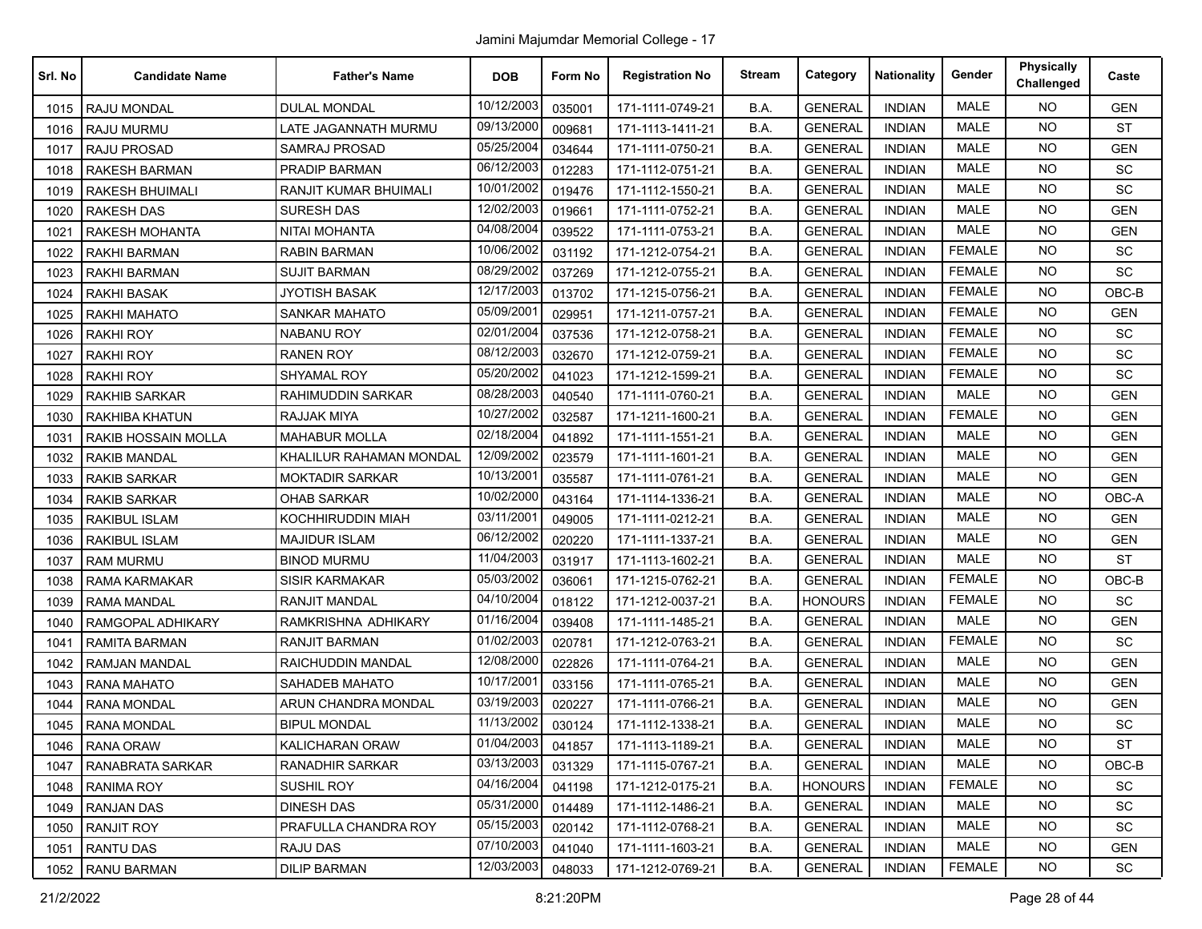Jamini Majumdar Memorial College - 17

| Srl. No | Candidate Name | Father's Name | DOB | Form No | Registration No | Stream | Category | Nationality | Gender | Physically Challenged | Caste |
|---|---|---|---|---|---|---|---|---|---|---|---|
| 1015 | RAJU MONDAL | DULAL MONDAL | 10/12/2003 | 035001 | 171-1111-0749-21 | B.A. | GENERAL | INDIAN | MALE | NO | GEN |
| 1016 | RAJU MURMU | LATE JAGANNATH MURMU | 09/13/2000 | 009681 | 171-1113-1411-21 | B.A. | GENERAL | INDIAN | MALE | NO | ST |
| 1017 | RAJU PROSAD | SAMRAJ PROSAD | 05/25/2004 | 034644 | 171-1111-0750-21 | B.A. | GENERAL | INDIAN | MALE | NO | GEN |
| 1018 | RAKESH BARMAN | PRADIP BARMAN | 06/12/2003 | 012283 | 171-1112-0751-21 | B.A. | GENERAL | INDIAN | MALE | NO | SC |
| 1019 | RAKESH BHUIMALI | RANJIT KUMAR BHUIMALI | 10/01/2002 | 019476 | 171-1112-1550-21 | B.A. | GENERAL | INDIAN | MALE | NO | SC |
| 1020 | RAKESH DAS | SURESH DAS | 12/02/2003 | 019661 | 171-1111-0752-21 | B.A. | GENERAL | INDIAN | MALE | NO | GEN |
| 1021 | RAKESH MOHANTA | NITAI MOHANTA | 04/08/2004 | 039522 | 171-1111-0753-21 | B.A. | GENERAL | INDIAN | MALE | NO | GEN |
| 1022 | RAKHI BARMAN | RABIN BARMAN | 10/06/2002 | 031192 | 171-1212-0754-21 | B.A. | GENERAL | INDIAN | FEMALE | NO | SC |
| 1023 | RAKHI BARMAN | SUJIT BARMAN | 08/29/2002 | 037269 | 171-1212-0755-21 | B.A. | GENERAL | INDIAN | FEMALE | NO | SC |
| 1024 | RAKHI BASAK | JYOTISH BASAK | 12/17/2003 | 013702 | 171-1215-0756-21 | B.A. | GENERAL | INDIAN | FEMALE | NO | OBC-B |
| 1025 | RAKHI MAHATO | SANKAR MAHATO | 05/09/2001 | 029951 | 171-1211-0757-21 | B.A. | GENERAL | INDIAN | FEMALE | NO | GEN |
| 1026 | RAKHI ROY | NABANU ROY | 02/01/2004 | 037536 | 171-1212-0758-21 | B.A. | GENERAL | INDIAN | FEMALE | NO | SC |
| 1027 | RAKHI ROY | RANEN ROY | 08/12/2003 | 032670 | 171-1212-0759-21 | B.A. | GENERAL | INDIAN | FEMALE | NO | SC |
| 1028 | RAKHI ROY | SHYAMAL ROY | 05/20/2002 | 041023 | 171-1212-1599-21 | B.A. | GENERAL | INDIAN | FEMALE | NO | SC |
| 1029 | RAKHIB SARKAR | RAHIMUDDIN SARKAR | 08/28/2003 | 040540 | 171-1111-0760-21 | B.A. | GENERAL | INDIAN | MALE | NO | GEN |
| 1030 | RAKHIBA KHATUN | RAJJAK MIYA | 10/27/2002 | 032587 | 171-1211-1600-21 | B.A. | GENERAL | INDIAN | FEMALE | NO | GEN |
| 1031 | RAKIB HOSSAIN MOLLA | MAHABUR MOLLA | 02/18/2004 | 041892 | 171-1111-1551-21 | B.A. | GENERAL | INDIAN | MALE | NO | GEN |
| 1032 | RAKIB MANDAL | KHALILUR RAHAMAN MONDAL | 12/09/2002 | 023579 | 171-1111-1601-21 | B.A. | GENERAL | INDIAN | MALE | NO | GEN |
| 1033 | RAKIB SARKAR | MOKTADIR SARKAR | 10/13/2001 | 035587 | 171-1111-0761-21 | B.A. | GENERAL | INDIAN | MALE | NO | GEN |
| 1034 | RAKIB SARKAR | OHAB SARKAR | 10/02/2000 | 043164 | 171-1114-1336-21 | B.A. | GENERAL | INDIAN | MALE | NO | OBC-A |
| 1035 | RAKIBUL ISLAM | KOCHHIRUDDIN MIAH | 03/11/2001 | 049005 | 171-1111-0212-21 | B.A. | GENERAL | INDIAN | MALE | NO | GEN |
| 1036 | RAKIBUL ISLAM | MAJIDUR ISLAM | 06/12/2002 | 020220 | 171-1111-1337-21 | B.A. | GENERAL | INDIAN | MALE | NO | GEN |
| 1037 | RAM MURMU | BINOD MURMU | 11/04/2003 | 031917 | 171-1113-1602-21 | B.A. | GENERAL | INDIAN | MALE | NO | ST |
| 1038 | RAMA KARMAKAR | SISIR KARMAKAR | 05/03/2002 | 036061 | 171-1215-0762-21 | B.A. | GENERAL | INDIAN | FEMALE | NO | OBC-B |
| 1039 | RAMA MANDAL | RANJIT MANDAL | 04/10/2004 | 018122 | 171-1212-0037-21 | B.A. | HONOURS | INDIAN | FEMALE | NO | SC |
| 1040 | RAMGOPAL ADHIKARY | RAMKRISHNA ADHIKARY | 01/16/2004 | 039408 | 171-1111-1485-21 | B.A. | GENERAL | INDIAN | MALE | NO | GEN |
| 1041 | RAMITA BARMAN | RANJIT BARMAN | 01/02/2003 | 020781 | 171-1212-0763-21 | B.A. | GENERAL | INDIAN | FEMALE | NO | SC |
| 1042 | RAMJAN MANDAL | RAICHUDDIN MANDAL | 12/08/2000 | 022826 | 171-1111-0764-21 | B.A. | GENERAL | INDIAN | MALE | NO | GEN |
| 1043 | RANA MAHATO | SAHADEB MAHATO | 10/17/2001 | 033156 | 171-1111-0765-21 | B.A. | GENERAL | INDIAN | MALE | NO | GEN |
| 1044 | RANA MONDAL | ARUN CHANDRA MONDAL | 03/19/2003 | 020227 | 171-1111-0766-21 | B.A. | GENERAL | INDIAN | MALE | NO | GEN |
| 1045 | RANA MONDAL | BIPUL MONDAL | 11/13/2002 | 030124 | 171-1112-1338-21 | B.A. | GENERAL | INDIAN | MALE | NO | SC |
| 1046 | RANA ORAW | KALICHARAN ORAW | 01/04/2003 | 041857 | 171-1113-1189-21 | B.A. | GENERAL | INDIAN | MALE | NO | ST |
| 1047 | RANABRATA SARKAR | RANADHIR SARKAR | 03/13/2003 | 031329 | 171-1115-0767-21 | B.A. | GENERAL | INDIAN | MALE | NO | OBC-B |
| 1048 | RANIMA ROY | SUSHIL ROY | 04/16/2004 | 041198 | 171-1212-0175-21 | B.A. | HONOURS | INDIAN | FEMALE | NO | SC |
| 1049 | RANJAN DAS | DINESH DAS | 05/31/2000 | 014489 | 171-1112-1486-21 | B.A. | GENERAL | INDIAN | MALE | NO | SC |
| 1050 | RANJIT ROY | PRAFULLA CHANDRA ROY | 05/15/2003 | 020142 | 171-1112-0768-21 | B.A. | GENERAL | INDIAN | MALE | NO | SC |
| 1051 | RANTU DAS | RAJU DAS | 07/10/2003 | 041040 | 171-1111-1603-21 | B.A. | GENERAL | INDIAN | MALE | NO | GEN |
| 1052 | RANU BARMAN | DILIP BARMAN | 12/03/2003 | 048033 | 171-1212-0769-21 | B.A. | GENERAL | INDIAN | FEMALE | NO | SC |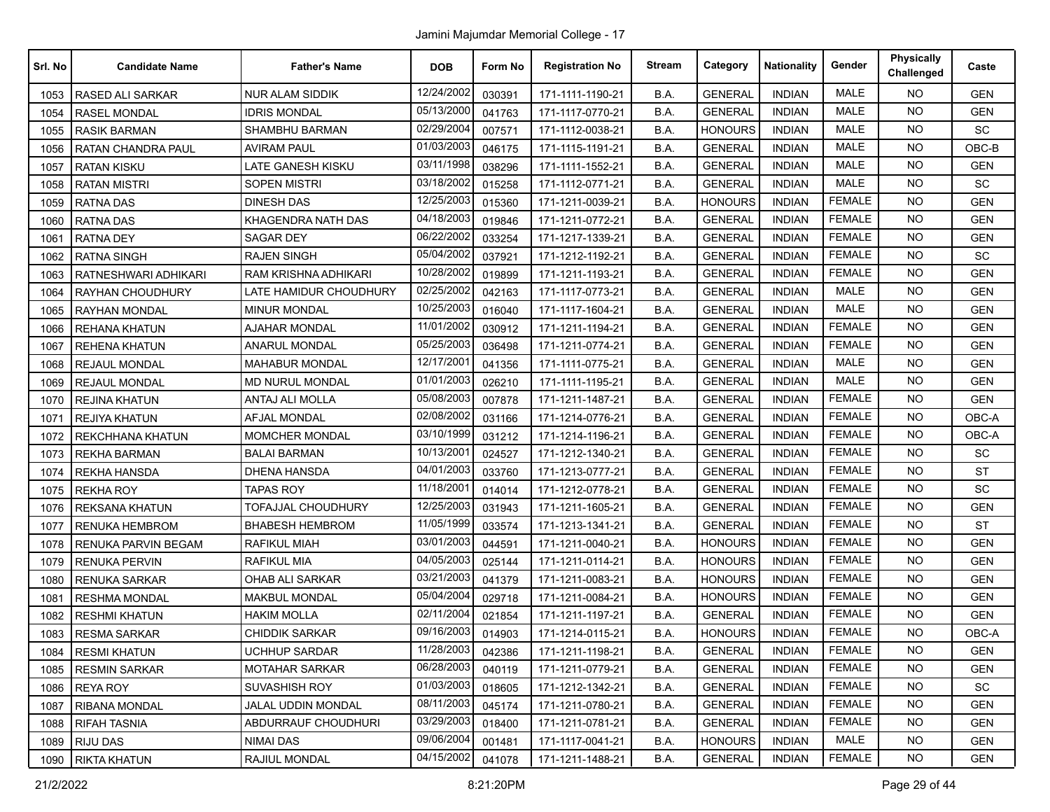Jamini Majumdar Memorial College - 17

| Srl. No | Candidate Name | Father's Name | DOB | Form No | Registration No | Stream | Category | Nationality | Gender | Physically Challenged | Caste |
|---|---|---|---|---|---|---|---|---|---|---|---|
| 1053 | RASED ALI SARKAR | NUR ALAM SIDDIK | 12/24/2002 | 030391 | 171-1111-1190-21 | B.A. | GENERAL | INDIAN | MALE | NO | GEN |
| 1054 | RASEL MONDAL | IDRIS MONDAL | 05/13/2000 | 041763 | 171-1117-0770-21 | B.A. | GENERAL | INDIAN | MALE | NO | GEN |
| 1055 | RASIK BARMAN | SHAMBHU BARMAN | 02/29/2004 | 007571 | 171-1112-0038-21 | B.A. | HONOURS | INDIAN | MALE | NO | SC |
| 1056 | RATAN CHANDRA PAUL | AVIRAM PAUL | 01/03/2003 | 046175 | 171-1115-1191-21 | B.A. | GENERAL | INDIAN | MALE | NO | OBC-B |
| 1057 | RATAN KISKU | LATE GANESH KISKU | 03/11/1998 | 038296 | 171-1111-1552-21 | B.A. | GENERAL | INDIAN | MALE | NO | GEN |
| 1058 | RATAN MISTRI | SOPEN MISTRI | 03/18/2002 | 015258 | 171-1112-0771-21 | B.A. | GENERAL | INDIAN | MALE | NO | SC |
| 1059 | RATNA DAS | DINESH DAS | 12/25/2003 | 015360 | 171-1211-0039-21 | B.A. | HONOURS | INDIAN | FEMALE | NO | GEN |
| 1060 | RATNA DAS | KHAGENDRA NATH DAS | 04/18/2003 | 019846 | 171-1211-0772-21 | B.A. | GENERAL | INDIAN | FEMALE | NO | GEN |
| 1061 | RATNA DEY | SAGAR DEY | 06/22/2002 | 033254 | 171-1217-1339-21 | B.A. | GENERAL | INDIAN | FEMALE | NO | GEN |
| 1062 | RATNA SINGH | RAJEN SINGH | 05/04/2002 | 037921 | 171-1212-1192-21 | B.A. | GENERAL | INDIAN | FEMALE | NO | SC |
| 1063 | RATNESHWARI ADHIKARI | RAM KRISHNA ADHIKARI | 10/28/2002 | 019899 | 171-1211-1193-21 | B.A. | GENERAL | INDIAN | FEMALE | NO | GEN |
| 1064 | RAYHAN CHOUDHURY | LATE HAMIDUR CHOUDHURY | 02/25/2002 | 042163 | 171-1117-0773-21 | B.A. | GENERAL | INDIAN | MALE | NO | GEN |
| 1065 | RAYHAN MONDAL | MINUR MONDAL | 10/25/2003 | 016040 | 171-1117-1604-21 | B.A. | GENERAL | INDIAN | MALE | NO | GEN |
| 1066 | REHANA KHATUN | AJAHAR MONDAL | 11/01/2002 | 030912 | 171-1211-1194-21 | B.A. | GENERAL | INDIAN | FEMALE | NO | GEN |
| 1067 | REHENA KHATUN | ANARUL MONDAL | 05/25/2003 | 036498 | 171-1211-0774-21 | B.A. | GENERAL | INDIAN | FEMALE | NO | GEN |
| 1068 | REJAUL MONDAL | MAHABUR MONDAL | 12/17/2001 | 041356 | 171-1111-0775-21 | B.A. | GENERAL | INDIAN | MALE | NO | GEN |
| 1069 | REJAUL MONDAL | MD NURUL MONDAL | 01/01/2003 | 026210 | 171-1111-1195-21 | B.A. | GENERAL | INDIAN | MALE | NO | GEN |
| 1070 | REJINA KHATUN | ANTAJ ALI MOLLA | 05/08/2003 | 007878 | 171-1211-1487-21 | B.A. | GENERAL | INDIAN | FEMALE | NO | GEN |
| 1071 | REJIYA KHATUN | AFJAL MONDAL | 02/08/2002 | 031166 | 171-1214-0776-21 | B.A. | GENERAL | INDIAN | FEMALE | NO | OBC-A |
| 1072 | REKCHHANA KHATUN | MOMCHER MONDAL | 03/10/1999 | 031212 | 171-1214-1196-21 | B.A. | GENERAL | INDIAN | FEMALE | NO | OBC-A |
| 1073 | REKHA BARMAN | BALAI BARMAN | 10/13/2001 | 024527 | 171-1212-1340-21 | B.A. | GENERAL | INDIAN | FEMALE | NO | SC |
| 1074 | REKHA HANSDA | DHENA HANSDA | 04/01/2003 | 033760 | 171-1213-0777-21 | B.A. | GENERAL | INDIAN | FEMALE | NO | ST |
| 1075 | REKHA ROY | TAPAS ROY | 11/18/2001 | 014014 | 171-1212-0778-21 | B.A. | GENERAL | INDIAN | FEMALE | NO | SC |
| 1076 | REKSANA KHATUN | TOFAJJAL CHOUDHURY | 12/25/2003 | 031943 | 171-1211-1605-21 | B.A. | GENERAL | INDIAN | FEMALE | NO | GEN |
| 1077 | RENUKA HEMBROM | BHABESH HEMBROM | 11/05/1999 | 033574 | 171-1213-1341-21 | B.A. | GENERAL | INDIAN | FEMALE | NO | ST |
| 1078 | RENUKA PARVIN BEGAM | RAFIKUL MIAH | 03/01/2003 | 044591 | 171-1211-0040-21 | B.A. | HONOURS | INDIAN | FEMALE | NO | GEN |
| 1079 | RENUKA PERVIN | RAFIKUL MIA | 04/05/2003 | 025144 | 171-1211-0114-21 | B.A. | HONOURS | INDIAN | FEMALE | NO | GEN |
| 1080 | RENUKA SARKAR | OHAB ALI SARKAR | 03/21/2003 | 041379 | 171-1211-0083-21 | B.A. | HONOURS | INDIAN | FEMALE | NO | GEN |
| 1081 | RESHMA MONDAL | MAKBUL MONDAL | 05/04/2004 | 029718 | 171-1211-0084-21 | B.A. | HONOURS | INDIAN | FEMALE | NO | GEN |
| 1082 | RESHMI KHATUN | HAKIM MOLLA | 02/11/2004 | 021854 | 171-1211-1197-21 | B.A. | GENERAL | INDIAN | FEMALE | NO | GEN |
| 1083 | RESMA SARKAR | CHIDDIK SARKAR | 09/16/2003 | 014903 | 171-1214-0115-21 | B.A. | HONOURS | INDIAN | FEMALE | NO | OBC-A |
| 1084 | RESMI KHATUN | UCHHUP SARDAR | 11/28/2003 | 042386 | 171-1211-1198-21 | B.A. | GENERAL | INDIAN | FEMALE | NO | GEN |
| 1085 | RESMIN SARKAR | MOTAHAR SARKAR | 06/28/2003 | 040119 | 171-1211-0779-21 | B.A. | GENERAL | INDIAN | FEMALE | NO | GEN |
| 1086 | REYA ROY | SUVASHISH ROY | 01/03/2003 | 018605 | 171-1212-1342-21 | B.A. | GENERAL | INDIAN | FEMALE | NO | SC |
| 1087 | RIBANA MONDAL | JALAL UDDIN MONDAL | 08/11/2003 | 045174 | 171-1211-0780-21 | B.A. | GENERAL | INDIAN | FEMALE | NO | GEN |
| 1088 | RIFAH TASNIA | ABDURRAUF CHOUDHURI | 03/29/2003 | 018400 | 171-1211-0781-21 | B.A. | GENERAL | INDIAN | FEMALE | NO | GEN |
| 1089 | RIJU DAS | NIMAI DAS | 09/06/2004 | 001481 | 171-1117-0041-21 | B.A. | HONOURS | INDIAN | MALE | NO | GEN |
| 1090 | RIKTA KHATUN | RAJIUL MONDAL | 04/15/2002 | 041078 | 171-1211-1488-21 | B.A. | GENERAL | INDIAN | FEMALE | NO | GEN |

21/2/2022 8:21:20PM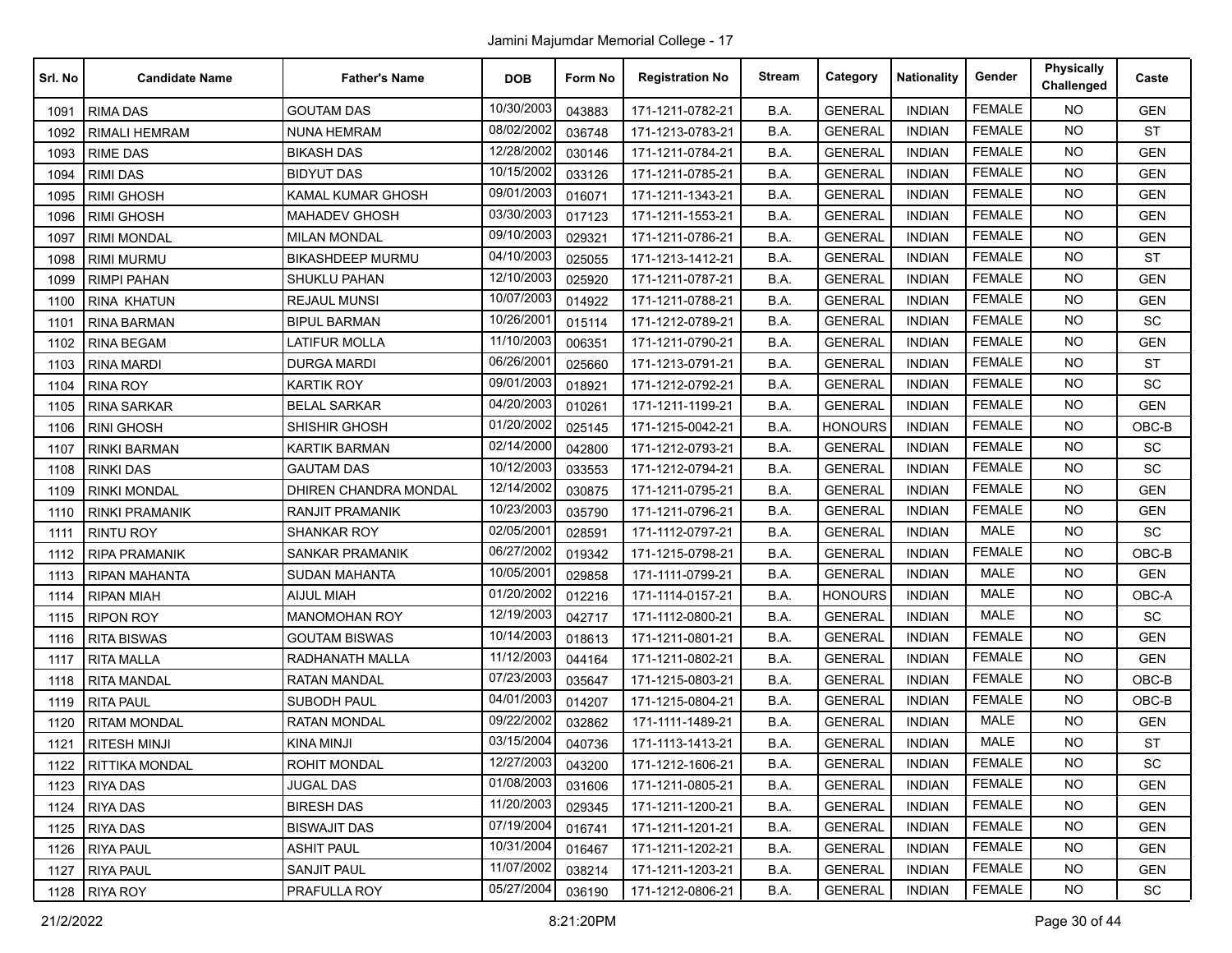Jamini Majumdar Memorial College - 17

| Srl. No | Candidate Name | Father's Name | DOB | Form No | Registration No | Stream | Category | Nationality | Gender | Physically Challenged | Caste |
|---|---|---|---|---|---|---|---|---|---|---|---|
| 1091 | RIMA DAS | GOUTAM DAS | 10/30/2003 | 043883 | 171-1211-0782-21 | B.A. | GENERAL | INDIAN | FEMALE | NO | GEN |
| 1092 | RIMALI HEMRAM | NUNA HEMRAM | 08/02/2002 | 036748 | 171-1213-0783-21 | B.A. | GENERAL | INDIAN | FEMALE | NO | ST |
| 1093 | RIME DAS | BIKASH DAS | 12/28/2002 | 030146 | 171-1211-0784-21 | B.A. | GENERAL | INDIAN | FEMALE | NO | GEN |
| 1094 | RIMI DAS | BIDYUT DAS | 10/15/2002 | 033126 | 171-1211-0785-21 | B.A. | GENERAL | INDIAN | FEMALE | NO | GEN |
| 1095 | RIMI GHOSH | KAMAL KUMAR GHOSH | 09/01/2003 | 016071 | 171-1211-1343-21 | B.A. | GENERAL | INDIAN | FEMALE | NO | GEN |
| 1096 | RIMI GHOSH | MAHADEV GHOSH | 03/30/2003 | 017123 | 171-1211-1553-21 | B.A. | GENERAL | INDIAN | FEMALE | NO | GEN |
| 1097 | RIMI MONDAL | MILAN MONDAL | 09/10/2003 | 029321 | 171-1211-0786-21 | B.A. | GENERAL | INDIAN | FEMALE | NO | GEN |
| 1098 | RIMI MURMU | BIKASHDEEP MURMU | 04/10/2003 | 025055 | 171-1213-1412-21 | B.A. | GENERAL | INDIAN | FEMALE | NO | ST |
| 1099 | RIMPI PAHAN | SHUKLU PAHAN | 12/10/2003 | 025920 | 171-1211-0787-21 | B.A. | GENERAL | INDIAN | FEMALE | NO | GEN |
| 1100 | RINA KHATUN | REJAUL MUNSI | 10/07/2003 | 014922 | 171-1211-0788-21 | B.A. | GENERAL | INDIAN | FEMALE | NO | GEN |
| 1101 | RINA BARMAN | BIPUL BARMAN | 10/26/2001 | 015114 | 171-1212-0789-21 | B.A. | GENERAL | INDIAN | FEMALE | NO | SC |
| 1102 | RINA BEGAM | LATIFUR MOLLA | 11/10/2003 | 006351 | 171-1211-0790-21 | B.A. | GENERAL | INDIAN | FEMALE | NO | GEN |
| 1103 | RINA MARDI | DURGA MARDI | 06/26/2001 | 025660 | 171-1213-0791-21 | B.A. | GENERAL | INDIAN | FEMALE | NO | ST |
| 1104 | RINA ROY | KARTIK ROY | 09/01/2003 | 018921 | 171-1212-0792-21 | B.A. | GENERAL | INDIAN | FEMALE | NO | SC |
| 1105 | RINA SARKAR | BELAL SARKAR | 04/20/2003 | 010261 | 171-1211-1199-21 | B.A. | GENERAL | INDIAN | FEMALE | NO | GEN |
| 1106 | RINI GHOSH | SHISHIR GHOSH | 01/20/2002 | 025145 | 171-1215-0042-21 | B.A. | HONOURS | INDIAN | FEMALE | NO | OBC-B |
| 1107 | RINKI BARMAN | KARTIK BARMAN | 02/14/2000 | 042800 | 171-1212-0793-21 | B.A. | GENERAL | INDIAN | FEMALE | NO | SC |
| 1108 | RINKI DAS | GAUTAM DAS | 10/12/2003 | 033553 | 171-1212-0794-21 | B.A. | GENERAL | INDIAN | FEMALE | NO | SC |
| 1109 | RINKI MONDAL | DHIREN CHANDRA MONDAL | 12/14/2002 | 030875 | 171-1211-0795-21 | B.A. | GENERAL | INDIAN | FEMALE | NO | GEN |
| 1110 | RINKI PRAMANIK | RANJIT PRAMANIK | 10/23/2003 | 035790 | 171-1211-0796-21 | B.A. | GENERAL | INDIAN | FEMALE | NO | GEN |
| 1111 | RINTU ROY | SHANKAR ROY | 02/05/2001 | 028591 | 171-1112-0797-21 | B.A. | GENERAL | INDIAN | MALE | NO | SC |
| 1112 | RIPA PRAMANIK | SANKAR PRAMANIK | 06/27/2002 | 019342 | 171-1215-0798-21 | B.A. | GENERAL | INDIAN | FEMALE | NO | OBC-B |
| 1113 | RIPAN MAHANTA | SUDAN MAHANTA | 10/05/2001 | 029858 | 171-1111-0799-21 | B.A. | GENERAL | INDIAN | MALE | NO | GEN |
| 1114 | RIPAN MIAH | AIJUL MIAH | 01/20/2002 | 012216 | 171-1114-0157-21 | B.A. | HONOURS | INDIAN | MALE | NO | OBC-A |
| 1115 | RIPON ROY | MANOMOHAN ROY | 12/19/2003 | 042717 | 171-1112-0800-21 | B.A. | GENERAL | INDIAN | MALE | NO | SC |
| 1116 | RITA BISWAS | GOUTAM BISWAS | 10/14/2003 | 018613 | 171-1211-0801-21 | B.A. | GENERAL | INDIAN | FEMALE | NO | GEN |
| 1117 | RITA MALLA | RADHANATH MALLA | 11/12/2003 | 044164 | 171-1211-0802-21 | B.A. | GENERAL | INDIAN | FEMALE | NO | GEN |
| 1118 | RITA MANDAL | RATAN MANDAL | 07/23/2003 | 035647 | 171-1215-0803-21 | B.A. | GENERAL | INDIAN | FEMALE | NO | OBC-B |
| 1119 | RITA PAUL | SUBODH PAUL | 04/01/2003 | 014207 | 171-1215-0804-21 | B.A. | GENERAL | INDIAN | FEMALE | NO | OBC-B |
| 1120 | RITAM MONDAL | RATAN MONDAL | 09/22/2002 | 032862 | 171-1111-1489-21 | B.A. | GENERAL | INDIAN | MALE | NO | GEN |
| 1121 | RITESH MINJI | KINA MINJI | 03/15/2004 | 040736 | 171-1113-1413-21 | B.A. | GENERAL | INDIAN | MALE | NO | ST |
| 1122 | RITTIKA MONDAL | ROHIT MONDAL | 12/27/2003 | 043200 | 171-1212-1606-21 | B.A. | GENERAL | INDIAN | FEMALE | NO | SC |
| 1123 | RIYA DAS | JUGAL DAS | 01/08/2003 | 031606 | 171-1211-0805-21 | B.A. | GENERAL | INDIAN | FEMALE | NO | GEN |
| 1124 | RIYA DAS | BIRESH DAS | 11/20/2003 | 029345 | 171-1211-1200-21 | B.A. | GENERAL | INDIAN | FEMALE | NO | GEN |
| 1125 | RIYA DAS | BISWAJIT DAS | 07/19/2004 | 016741 | 171-1211-1201-21 | B.A. | GENERAL | INDIAN | FEMALE | NO | GEN |
| 1126 | RIYA PAUL | ASHIT PAUL | 10/31/2004 | 016467 | 171-1211-1202-21 | B.A. | GENERAL | INDIAN | FEMALE | NO | GEN |
| 1127 | RIYA PAUL | SANJIT PAUL | 11/07/2002 | 038214 | 171-1211-1203-21 | B.A. | GENERAL | INDIAN | FEMALE | NO | GEN |
| 1128 | RIYA ROY | PRAFULLA ROY | 05/27/2004 | 036190 | 171-1212-0806-21 | B.A. | GENERAL | INDIAN | FEMALE | NO | SC |

21/2/2022 8:21:20PM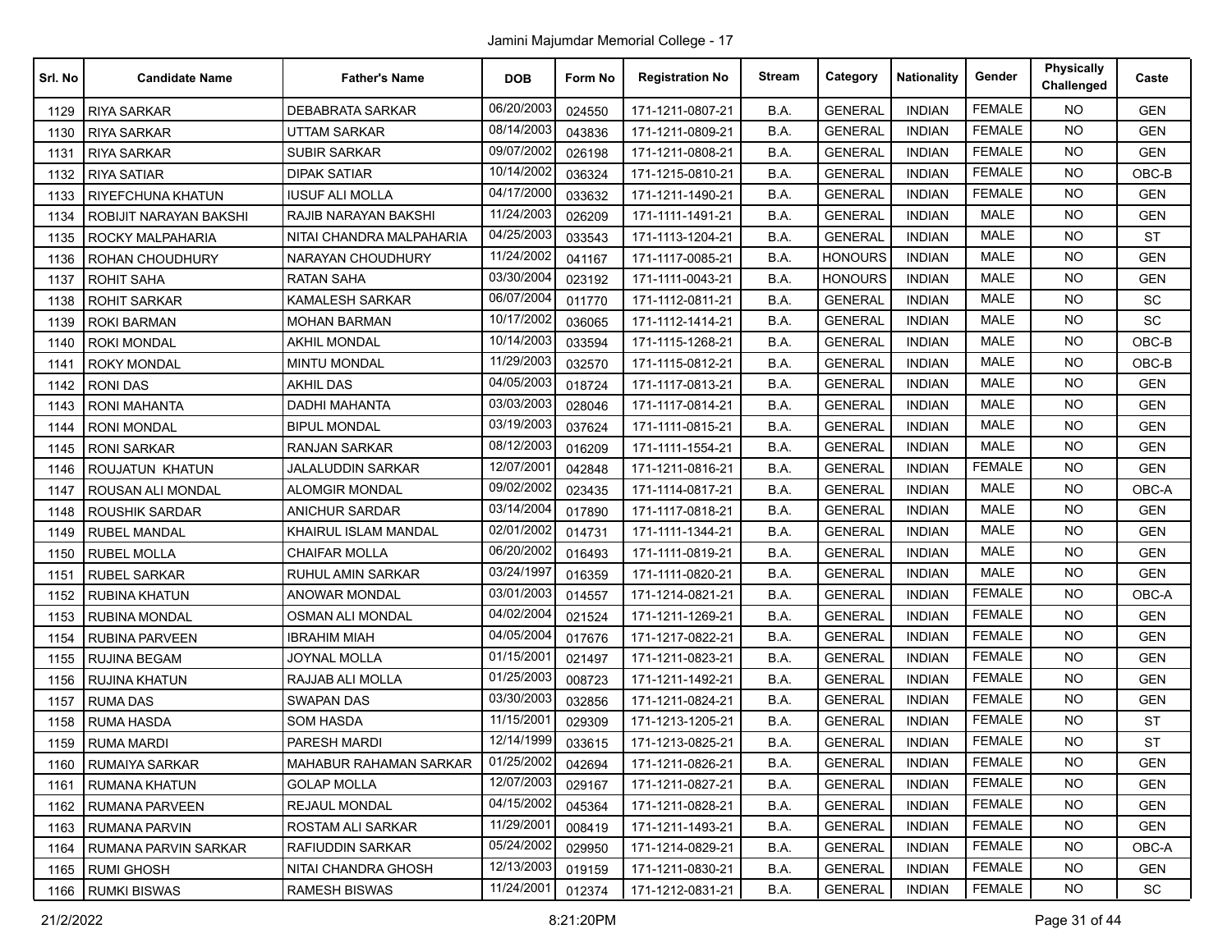Jamini Majumdar Memorial College - 17

| Srl. No | Candidate Name | Father's Name | DOB | Form No | Registration No | Stream | Category | Nationality | Gender | Physically Challenged | Caste |
|---|---|---|---|---|---|---|---|---|---|---|---|
| 1129 | RIYA SARKAR | DEBABRATA SARKAR | 06/20/2003 | 024550 | 171-1211-0807-21 | B.A. | GENERAL | INDIAN | FEMALE | NO | GEN |
| 1130 | RIYA SARKAR | UTTAM SARKAR | 08/14/2003 | 043836 | 171-1211-0809-21 | B.A. | GENERAL | INDIAN | FEMALE | NO | GEN |
| 1131 | RIYA SARKAR | SUBIR SARKAR | 09/07/2002 | 026198 | 171-1211-0808-21 | B.A. | GENERAL | INDIAN | FEMALE | NO | GEN |
| 1132 | RIYA SATIAR | DIPAK SATIAR | 10/14/2002 | 036324 | 171-1215-0810-21 | B.A. | GENERAL | INDIAN | FEMALE | NO | OBC-B |
| 1133 | RIYEFCHUNA KHATUN | IUSUF ALI MOLLA | 04/17/2000 | 033632 | 171-1211-1490-21 | B.A. | GENERAL | INDIAN | FEMALE | NO | GEN |
| 1134 | ROBIJIT NARAYAN BAKSHI | RAJIB NARAYAN BAKSHI | 11/24/2003 | 026209 | 171-1111-1491-21 | B.A. | GENERAL | INDIAN | MALE | NO | GEN |
| 1135 | ROCKY MALPAHARIA | NITAI CHANDRA MALPAHARIA | 04/25/2003 | 033543 | 171-1113-1204-21 | B.A. | GENERAL | INDIAN | MALE | NO | ST |
| 1136 | ROHAN CHOUDHURY | NARAYAN CHOUDHURY | 11/24/2002 | 041167 | 171-1117-0085-21 | B.A. | HONOURS | INDIAN | MALE | NO | GEN |
| 1137 | ROHIT SAHA | RATAN SAHA | 03/30/2004 | 023192 | 171-1111-0043-21 | B.A. | HONOURS | INDIAN | MALE | NO | GEN |
| 1138 | ROHIT SARKAR | KAMALESH SARKAR | 06/07/2004 | 011770 | 171-1112-0811-21 | B.A. | GENERAL | INDIAN | MALE | NO | SC |
| 1139 | ROKI BARMAN | MOHAN BARMAN | 10/17/2002 | 036065 | 171-1112-1414-21 | B.A. | GENERAL | INDIAN | MALE | NO | SC |
| 1140 | ROKI MONDAL | AKHIL MONDAL | 10/14/2003 | 033594 | 171-1115-1268-21 | B.A. | GENERAL | INDIAN | MALE | NO | OBC-B |
| 1141 | ROKY MONDAL | MINTU MONDAL | 11/29/2003 | 032570 | 171-1115-0812-21 | B.A. | GENERAL | INDIAN | MALE | NO | OBC-B |
| 1142 | RONI DAS | AKHIL DAS | 04/05/2003 | 018724 | 171-1117-0813-21 | B.A. | GENERAL | INDIAN | MALE | NO | GEN |
| 1143 | RONI MAHANTA | DADHI MAHANTA | 03/03/2003 | 028046 | 171-1117-0814-21 | B.A. | GENERAL | INDIAN | MALE | NO | GEN |
| 1144 | RONI MONDAL | BIPUL MONDAL | 03/19/2003 | 037624 | 171-1111-0815-21 | B.A. | GENERAL | INDIAN | MALE | NO | GEN |
| 1145 | RONI SARKAR | RANJAN SARKAR | 08/12/2003 | 016209 | 171-1111-1554-21 | B.A. | GENERAL | INDIAN | MALE | NO | GEN |
| 1146 | ROUJATUN KHATUN | JALALUDDIN SARKAR | 12/07/2001 | 042848 | 171-1211-0816-21 | B.A. | GENERAL | INDIAN | FEMALE | NO | GEN |
| 1147 | ROUSAN ALI MONDAL | ALOMGIR MONDAL | 09/02/2002 | 023435 | 171-1114-0817-21 | B.A. | GENERAL | INDIAN | MALE | NO | OBC-A |
| 1148 | ROUSHIK SARDAR | ANICHUR SARDAR | 03/14/2004 | 017890 | 171-1117-0818-21 | B.A. | GENERAL | INDIAN | MALE | NO | GEN |
| 1149 | RUBEL MANDAL | KHAIRUL ISLAM MANDAL | 02/01/2002 | 014731 | 171-1111-1344-21 | B.A. | GENERAL | INDIAN | MALE | NO | GEN |
| 1150 | RUBEL MOLLA | CHAIFAR MOLLA | 06/20/2002 | 016493 | 171-1111-0819-21 | B.A. | GENERAL | INDIAN | MALE | NO | GEN |
| 1151 | RUBEL SARKAR | RUHUL AMIN SARKAR | 03/24/1997 | 016359 | 171-1111-0820-21 | B.A. | GENERAL | INDIAN | MALE | NO | GEN |
| 1152 | RUBINA KHATUN | ANOWAR MONDAL | 03/01/2003 | 014557 | 171-1214-0821-21 | B.A. | GENERAL | INDIAN | FEMALE | NO | OBC-A |
| 1153 | RUBINA MONDAL | OSMAN ALI MONDAL | 04/02/2004 | 021524 | 171-1211-1269-21 | B.A. | GENERAL | INDIAN | FEMALE | NO | GEN |
| 1154 | RUBINA PARVEEN | IBRAHIM MIAH | 04/05/2004 | 017676 | 171-1217-0822-21 | B.A. | GENERAL | INDIAN | FEMALE | NO | GEN |
| 1155 | RUJINA BEGAM | JOYNAL MOLLA | 01/15/2001 | 021497 | 171-1211-0823-21 | B.A. | GENERAL | INDIAN | FEMALE | NO | GEN |
| 1156 | RUJINA KHATUN | RAJJAB ALI MOLLA | 01/25/2003 | 008723 | 171-1211-1492-21 | B.A. | GENERAL | INDIAN | FEMALE | NO | GEN |
| 1157 | RUMA DAS | SWAPAN DAS | 03/30/2003 | 032856 | 171-1211-0824-21 | B.A. | GENERAL | INDIAN | FEMALE | NO | GEN |
| 1158 | RUMA HASDA | SOM HASDA | 11/15/2001 | 029309 | 171-1213-1205-21 | B.A. | GENERAL | INDIAN | FEMALE | NO | ST |
| 1159 | RUMA MARDI | PARESH MARDI | 12/14/1999 | 033615 | 171-1213-0825-21 | B.A. | GENERAL | INDIAN | FEMALE | NO | ST |
| 1160 | RUMAIYA SARKAR | MAHABUR RAHAMAN SARKAR | 01/25/2002 | 042694 | 171-1211-0826-21 | B.A. | GENERAL | INDIAN | FEMALE | NO | GEN |
| 1161 | RUMANA KHATUN | GOLAP MOLLA | 12/07/2003 | 029167 | 171-1211-0827-21 | B.A. | GENERAL | INDIAN | FEMALE | NO | GEN |
| 1162 | RUMANA PARVEEN | REJAUL MONDAL | 04/15/2002 | 045364 | 171-1211-0828-21 | B.A. | GENERAL | INDIAN | FEMALE | NO | GEN |
| 1163 | RUMANA PARVIN | ROSTAM ALI SARKAR | 11/29/2001 | 008419 | 171-1211-1493-21 | B.A. | GENERAL | INDIAN | FEMALE | NO | GEN |
| 1164 | RUMANA PARVIN SARKAR | RAFIUDDIN SARKAR | 05/24/2002 | 029950 | 171-1214-0829-21 | B.A. | GENERAL | INDIAN | FEMALE | NO | OBC-A |
| 1165 | RUMI GHOSH | NITAI CHANDRA GHOSH | 12/13/2003 | 019159 | 171-1211-0830-21 | B.A. | GENERAL | INDIAN | FEMALE | NO | GEN |
| 1166 | RUMKI BISWAS | RAMESH BISWAS | 11/24/2001 | 012374 | 171-1212-0831-21 | B.A. | GENERAL | INDIAN | FEMALE | NO | SC |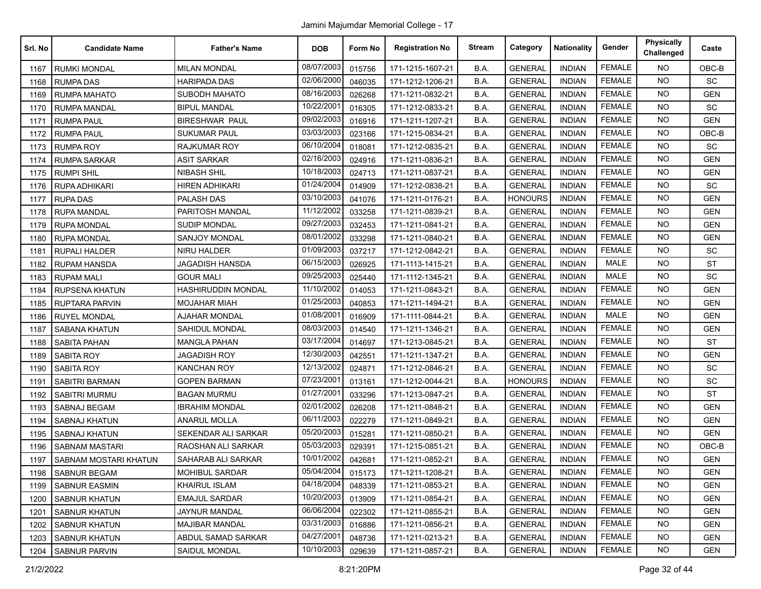Jamini Majumdar Memorial College - 17

| Srl. No | Candidate Name | Father's Name | DOB | Form No | Registration No | Stream | Category | Nationality | Gender | Physically Challenged | Caste |
|---|---|---|---|---|---|---|---|---|---|---|---|
| 1167 | RUMKI MONDAL | MILAN MONDAL | 08/07/2003 | 015756 | 171-1215-1607-21 | B.A. | GENERAL | INDIAN | FEMALE | NO | OBC-B |
| 1168 | RUMPA DAS | HARIPADA DAS | 02/06/2000 | 046035 | 171-1212-1206-21 | B.A. | GENERAL | INDIAN | FEMALE | NO | SC |
| 1169 | RUMPA MAHATO | SUBODH MAHATO | 08/16/2003 | 026268 | 171-1211-0832-21 | B.A. | GENERAL | INDIAN | FEMALE | NO | GEN |
| 1170 | RUMPA MANDAL | BIPUL MANDAL | 10/22/2001 | 016305 | 171-1212-0833-21 | B.A. | GENERAL | INDIAN | FEMALE | NO | SC |
| 1171 | RUMPA PAUL | BIRESHWAR PAUL | 09/02/2003 | 016916 | 171-1211-1207-21 | B.A. | GENERAL | INDIAN | FEMALE | NO | GEN |
| 1172 | RUMPA PAUL | SUKUMAR PAUL | 03/03/2003 | 023166 | 171-1215-0834-21 | B.A. | GENERAL | INDIAN | FEMALE | NO | OBC-B |
| 1173 | RUMPA ROY | RAJKUMAR ROY | 06/10/2004 | 018081 | 171-1212-0835-21 | B.A. | GENERAL | INDIAN | FEMALE | NO | SC |
| 1174 | RUMPA SARKAR | ASIT SARKAR | 02/16/2003 | 024916 | 171-1211-0836-21 | B.A. | GENERAL | INDIAN | FEMALE | NO | GEN |
| 1175 | RUMPI SHIL | NIBASH SHIL | 10/18/2003 | 024713 | 171-1211-0837-21 | B.A. | GENERAL | INDIAN | FEMALE | NO | GEN |
| 1176 | RUPA ADHIKARI | HIREN ADHIKARI | 01/24/2004 | 014909 | 171-1212-0838-21 | B.A. | GENERAL | INDIAN | FEMALE | NO | SC |
| 1177 | RUPA DAS | PALASH DAS | 03/10/2003 | 041076 | 171-1211-0176-21 | B.A. | HONOURS | INDIAN | FEMALE | NO | GEN |
| 1178 | RUPA MANDAL | PARITOSH MANDAL | 11/12/2002 | 033258 | 171-1211-0839-21 | B.A. | GENERAL | INDIAN | FEMALE | NO | GEN |
| 1179 | RUPA MONDAL | SUDIP MONDAL | 09/27/2003 | 032453 | 171-1211-0841-21 | B.A. | GENERAL | INDIAN | FEMALE | NO | GEN |
| 1180 | RUPA MONDAL | SANJOY MONDAL | 08/01/2002 | 033298 | 171-1211-0840-21 | B.A. | GENERAL | INDIAN | FEMALE | NO | GEN |
| 1181 | RUPALI HALDER | NIRU HALDER | 01/09/2003 | 037217 | 171-1212-0842-21 | B.A. | GENERAL | INDIAN | FEMALE | NO | SC |
| 1182 | RUPAM HANSDA | JAGADISH HANSDA | 06/15/2003 | 026925 | 171-1113-1415-21 | B.A. | GENERAL | INDIAN | MALE | NO | ST |
| 1183 | RUPAM MALI | GOUR MALI | 09/25/2003 | 025440 | 171-1112-1345-21 | B.A. | GENERAL | INDIAN | MALE | NO | SC |
| 1184 | RUPSENA KHATUN | HASHIRUDDIN MONDAL | 11/10/2002 | 014053 | 171-1211-0843-21 | B.A. | GENERAL | INDIAN | FEMALE | NO | GEN |
| 1185 | RUPTARA PARVIN | MOJAHAR MIAH | 01/25/2003 | 040853 | 171-1211-1494-21 | B.A. | GENERAL | INDIAN | FEMALE | NO | GEN |
| 1186 | RUYEL MONDAL | AJAHAR MONDAL | 01/08/2001 | 016909 | 171-1111-0844-21 | B.A. | GENERAL | INDIAN | MALE | NO | GEN |
| 1187 | SABANA KHATUN | SAHIDUL MONDAL | 08/03/2003 | 014540 | 171-1211-1346-21 | B.A. | GENERAL | INDIAN | FEMALE | NO | GEN |
| 1188 | SABITA PAHAN | MANGLA PAHAN | 03/17/2004 | 014697 | 171-1213-0845-21 | B.A. | GENERAL | INDIAN | FEMALE | NO | ST |
| 1189 | SABITA ROY | JAGADISH ROY | 12/30/2003 | 042551 | 171-1211-1347-21 | B.A. | GENERAL | INDIAN | FEMALE | NO | GEN |
| 1190 | SABITA ROY | KANCHAN ROY | 12/13/2002 | 024871 | 171-1212-0846-21 | B.A. | GENERAL | INDIAN | FEMALE | NO | SC |
| 1191 | SABITRI BARMAN | GOPEN BARMAN | 07/23/2001 | 013161 | 171-1212-0044-21 | B.A. | HONOURS | INDIAN | FEMALE | NO | SC |
| 1192 | SABITRI MURMU | BAGAN MURMU | 01/27/2001 | 033296 | 171-1213-0847-21 | B.A. | GENERAL | INDIAN | FEMALE | NO | ST |
| 1193 | SABNAJ BEGAM | IBRAHIM MONDAL | 02/01/2002 | 026208 | 171-1211-0848-21 | B.A. | GENERAL | INDIAN | FEMALE | NO | GEN |
| 1194 | SABNAJ KHATUN | ANARUL MOLLA | 06/11/2003 | 022279 | 171-1211-0849-21 | B.A. | GENERAL | INDIAN | FEMALE | NO | GEN |
| 1195 | SABNAJ KHATUN | SEKENDAR ALI SARKAR | 05/20/2003 | 015281 | 171-1211-0850-21 | B.A. | GENERAL | INDIAN | FEMALE | NO | GEN |
| 1196 | SABNAM MASTARI | RAOSHAN ALI SARKAR | 05/03/2003 | 029391 | 171-1215-0851-21 | B.A. | GENERAL | INDIAN | FEMALE | NO | OBC-B |
| 1197 | SABNAM MOSTARI KHATUN | SAHARAB ALI SARKAR | 10/01/2002 | 042681 | 171-1211-0852-21 | B.A. | GENERAL | INDIAN | FEMALE | NO | GEN |
| 1198 | SABNUR BEGAM | MOHIBUL SARDAR | 05/04/2004 | 015173 | 171-1211-1208-21 | B.A. | GENERAL | INDIAN | FEMALE | NO | GEN |
| 1199 | SABNUR EASMIN | KHAIRUL ISLAM | 04/18/2004 | 048339 | 171-1211-0853-21 | B.A. | GENERAL | INDIAN | FEMALE | NO | GEN |
| 1200 | SABNUR KHATUN | EMAJUL SARDAR | 10/20/2003 | 013909 | 171-1211-0854-21 | B.A. | GENERAL | INDIAN | FEMALE | NO | GEN |
| 1201 | SABNUR KHATUN | JAYNUR MANDAL | 06/06/2004 | 022302 | 171-1211-0855-21 | B.A. | GENERAL | INDIAN | FEMALE | NO | GEN |
| 1202 | SABNUR KHATUN | MAJIBAR MANDAL | 03/31/2003 | 016886 | 171-1211-0856-21 | B.A. | GENERAL | INDIAN | FEMALE | NO | GEN |
| 1203 | SABNUR KHATUN | ABDUL SAMAD SARKAR | 04/27/2001 | 048736 | 171-1211-0213-21 | B.A. | GENERAL | INDIAN | FEMALE | NO | GEN |
| 1204 | SABNUR PARVIN | SAIDUL MONDAL | 10/10/2003 | 029639 | 171-1211-0857-21 | B.A. | GENERAL | INDIAN | FEMALE | NO | GEN |

21/2/2022 8:21:20PM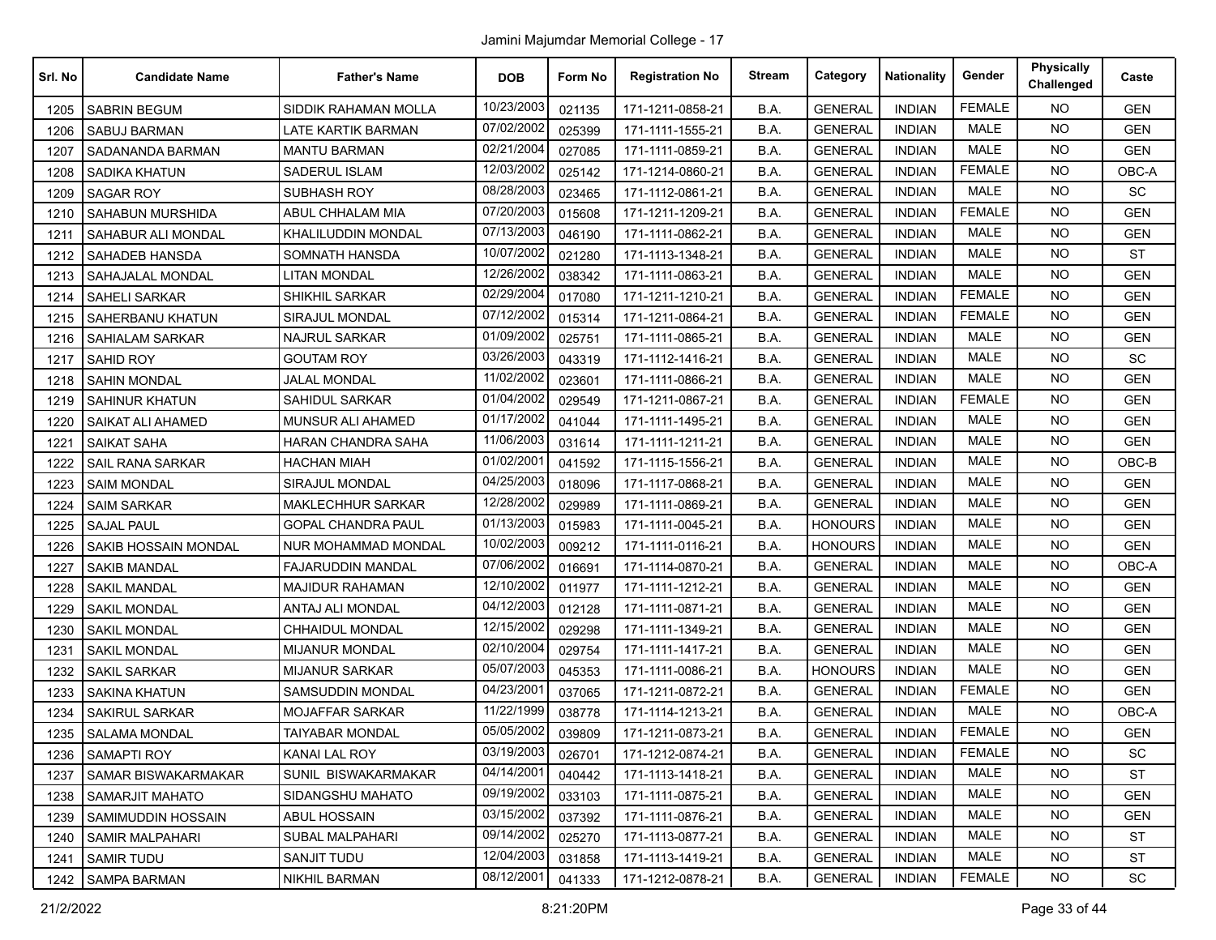Jamini Majumdar Memorial College - 17

| Srl. No | Candidate Name | Father's Name | DOB | Form No | Registration No | Stream | Category | Nationality | Gender | Physically Challenged | Caste |
|---|---|---|---|---|---|---|---|---|---|---|---|
| 1205 | SABRIN BEGUM | SIDDIK RAHAMAN MOLLA | 10/23/2003 | 021135 | 171-1211-0858-21 | B.A. | GENERAL | INDIAN | FEMALE | NO | GEN |
| 1206 | SABUJ BARMAN | LATE KARTIK BARMAN | 07/02/2002 | 025399 | 171-1111-1555-21 | B.A. | GENERAL | INDIAN | MALE | NO | GEN |
| 1207 | SADANANDA BARMAN | MANTU BARMAN | 02/21/2004 | 027085 | 171-1111-0859-21 | B.A. | GENERAL | INDIAN | MALE | NO | GEN |
| 1208 | SADIKA KHATUN | SADERUL ISLAM | 12/03/2002 | 025142 | 171-1214-0860-21 | B.A. | GENERAL | INDIAN | FEMALE | NO | OBC-A |
| 1209 | SAGAR ROY | SUBHASH ROY | 08/28/2003 | 023465 | 171-1112-0861-21 | B.A. | GENERAL | INDIAN | MALE | NO | SC |
| 1210 | SAHABUN MURSHIDA | ABUL CHHALAM MIA | 07/20/2003 | 015608 | 171-1211-1209-21 | B.A. | GENERAL | INDIAN | FEMALE | NO | GEN |
| 1211 | SAHABUR ALI MONDAL | KHALILUDDIN MONDAL | 07/13/2003 | 046190 | 171-1111-0862-21 | B.A. | GENERAL | INDIAN | MALE | NO | GEN |
| 1212 | SAHADEB HANSDA | SOMNATH HANSDA | 10/07/2002 | 021280 | 171-1113-1348-21 | B.A. | GENERAL | INDIAN | MALE | NO | ST |
| 1213 | SAHAJALAL MONDAL | LITAN MONDAL | 12/26/2002 | 038342 | 171-1111-0863-21 | B.A. | GENERAL | INDIAN | MALE | NO | GEN |
| 1214 | SAHELI SARKAR | SHIKHIL SARKAR | 02/29/2004 | 017080 | 171-1211-1210-21 | B.A. | GENERAL | INDIAN | FEMALE | NO | GEN |
| 1215 | SAHERBANU KHATUN | SIRAJUL MONDAL | 07/12/2002 | 015314 | 171-1211-0864-21 | B.A. | GENERAL | INDIAN | FEMALE | NO | GEN |
| 1216 | SAHIALAM SARKAR | NAJRUL SARKAR | 01/09/2002 | 025751 | 171-1111-0865-21 | B.A. | GENERAL | INDIAN | MALE | NO | GEN |
| 1217 | SAHID ROY | GOUTAM ROY | 03/26/2003 | 043319 | 171-1112-1416-21 | B.A. | GENERAL | INDIAN | MALE | NO | SC |
| 1218 | SAHIN MONDAL | JALAL MONDAL | 11/02/2002 | 023601 | 171-1111-0866-21 | B.A. | GENERAL | INDIAN | MALE | NO | GEN |
| 1219 | SAHINUR KHATUN | SAHIDUL SARKAR | 01/04/2002 | 029549 | 171-1211-0867-21 | B.A. | GENERAL | INDIAN | FEMALE | NO | GEN |
| 1220 | SAIKAT ALI AHAMED | MUNSUR ALI AHAMED | 01/17/2002 | 041044 | 171-1111-1495-21 | B.A. | GENERAL | INDIAN | MALE | NO | GEN |
| 1221 | SAIKAT SAHA | HARAN CHANDRA SAHA | 11/06/2003 | 031614 | 171-1111-1211-21 | B.A. | GENERAL | INDIAN | MALE | NO | GEN |
| 1222 | SAIL RANA SARKAR | HACHAN MIAH | 01/02/2001 | 041592 | 171-1115-1556-21 | B.A. | GENERAL | INDIAN | MALE | NO | OBC-B |
| 1223 | SAIM MONDAL | SIRAJUL MONDAL | 04/25/2003 | 018096 | 171-1117-0868-21 | B.A. | GENERAL | INDIAN | MALE | NO | GEN |
| 1224 | SAIM SARKAR | MAKLECHHUR SARKAR | 12/28/2002 | 029989 | 171-1111-0869-21 | B.A. | GENERAL | INDIAN | MALE | NO | GEN |
| 1225 | SAJAL PAUL | GOPAL CHANDRA PAUL | 01/13/2003 | 015983 | 171-1111-0045-21 | B.A. | HONOURS | INDIAN | MALE | NO | GEN |
| 1226 | SAKIB HOSSAIN MONDAL | NUR MOHAMMAD MONDAL | 10/02/2003 | 009212 | 171-1111-0116-21 | B.A. | HONOURS | INDIAN | MALE | NO | GEN |
| 1227 | SAKIB MANDAL | FAJARUDDIN MANDAL | 07/06/2002 | 016691 | 171-1114-0870-21 | B.A. | GENERAL | INDIAN | MALE | NO | OBC-A |
| 1228 | SAKIL MANDAL | MAJIDUR RAHAMAN | 12/10/2002 | 011977 | 171-1111-1212-21 | B.A. | GENERAL | INDIAN | MALE | NO | GEN |
| 1229 | SAKIL MONDAL | ANTAJ ALI MONDAL | 04/12/2003 | 012128 | 171-1111-0871-21 | B.A. | GENERAL | INDIAN | MALE | NO | GEN |
| 1230 | SAKIL MONDAL | CHHAIDUL MONDAL | 12/15/2002 | 029298 | 171-1111-1349-21 | B.A. | GENERAL | INDIAN | MALE | NO | GEN |
| 1231 | SAKIL MONDAL | MIJANUR MONDAL | 02/10/2004 | 029754 | 171-1111-1417-21 | B.A. | GENERAL | INDIAN | MALE | NO | GEN |
| 1232 | SAKIL SARKAR | MIJANUR SARKAR | 05/07/2003 | 045353 | 171-1111-0086-21 | B.A. | HONOURS | INDIAN | MALE | NO | GEN |
| 1233 | SAKINA KHATUN | SAMSUDDIN MONDAL | 04/23/2001 | 037065 | 171-1211-0872-21 | B.A. | GENERAL | INDIAN | FEMALE | NO | GEN |
| 1234 | SAKIRUL SARKAR | MOJAFFAR SARKAR | 11/22/1999 | 038778 | 171-1114-1213-21 | B.A. | GENERAL | INDIAN | MALE | NO | OBC-A |
| 1235 | SALAMA MONDAL | TAIYABAR MONDAL | 05/05/2002 | 039809 | 171-1211-0873-21 | B.A. | GENERAL | INDIAN | FEMALE | NO | GEN |
| 1236 | SAMAPTI ROY | KANAI LAL ROY | 03/19/2003 | 026701 | 171-1212-0874-21 | B.A. | GENERAL | INDIAN | FEMALE | NO | SC |
| 1237 | SAMAR BISWAKARMAKAR | SUNIL BISWAKARMAKAR | 04/14/2001 | 040442 | 171-1113-1418-21 | B.A. | GENERAL | INDIAN | MALE | NO | ST |
| 1238 | SAMARJIT MAHATO | SIDANGSHU MAHATO | 09/19/2002 | 033103 | 171-1111-0875-21 | B.A. | GENERAL | INDIAN | MALE | NO | GEN |
| 1239 | SAMIMUDDIN HOSSAIN | ABUL HOSSAIN | 03/15/2002 | 037392 | 171-1111-0876-21 | B.A. | GENERAL | INDIAN | MALE | NO | GEN |
| 1240 | SAMIR MALPAHARI | SUBAL MALPAHARI | 09/14/2002 | 025270 | 171-1113-0877-21 | B.A. | GENERAL | INDIAN | MALE | NO | ST |
| 1241 | SAMIR TUDU | SANJIT TUDU | 12/04/2003 | 031858 | 171-1113-1419-21 | B.A. | GENERAL | INDIAN | MALE | NO | ST |
| 1242 | SAMPA BARMAN | NIKHIL BARMAN | 08/12/2001 | 041333 | 171-1212-0878-21 | B.A. | GENERAL | INDIAN | FEMALE | NO | SC |

21/2/2022 8:21:20PM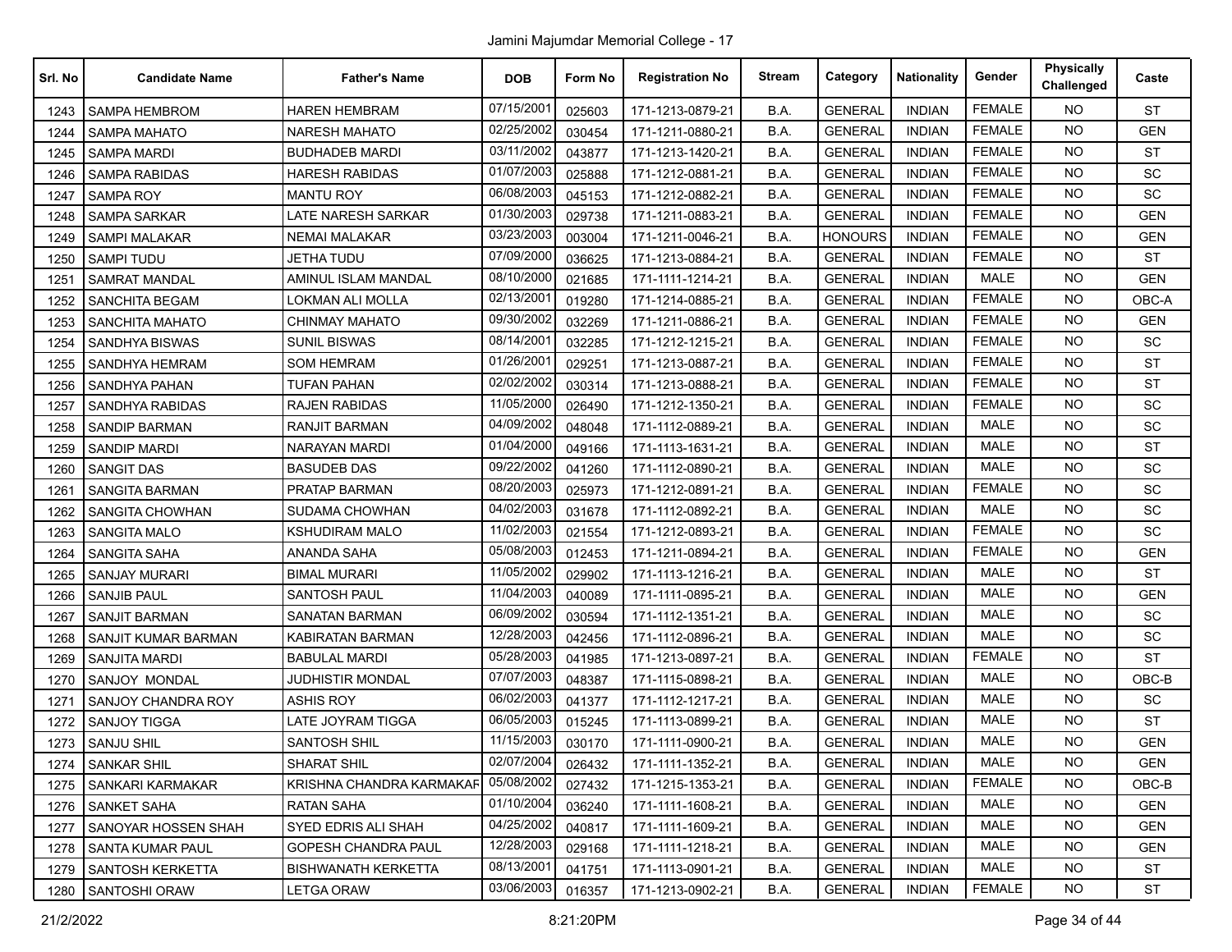Jamini Majumdar Memorial College - 17

| Srl. No | Candidate Name | Father's Name | DOB | Form No | Registration No | Stream | Category | Nationality | Gender | Physically Challenged | Caste |
|---|---|---|---|---|---|---|---|---|---|---|---|
| 1243 | SAMPA HEMBROM | HAREN HEMBRAM | 07/15/2001 | 025603 | 171-1213-0879-21 | B.A. | GENERAL | INDIAN | FEMALE | NO | ST |
| 1244 | SAMPA MAHATO | NARESH MAHATO | 02/25/2002 | 030454 | 171-1211-0880-21 | B.A. | GENERAL | INDIAN | FEMALE | NO | GEN |
| 1245 | SAMPA MARDI | BUDHADEB MARDI | 03/11/2002 | 043877 | 171-1213-1420-21 | B.A. | GENERAL | INDIAN | FEMALE | NO | ST |
| 1246 | SAMPA RABIDAS | HARESH RABIDAS | 01/07/2003 | 025888 | 171-1212-0881-21 | B.A. | GENERAL | INDIAN | FEMALE | NO | SC |
| 1247 | SAMPA ROY | MANTU ROY | 06/08/2003 | 045153 | 171-1212-0882-21 | B.A. | GENERAL | INDIAN | FEMALE | NO | SC |
| 1248 | SAMPA SARKAR | LATE NARESH SARKAR | 01/30/2003 | 029738 | 171-1211-0883-21 | B.A. | GENERAL | INDIAN | FEMALE | NO | GEN |
| 1249 | SAMPI MALAKAR | NEMAI MALAKAR | 03/23/2003 | 003004 | 171-1211-0046-21 | B.A. | HONOURS | INDIAN | FEMALE | NO | GEN |
| 1250 | SAMPI TUDU | JETHA TUDU | 07/09/2000 | 036625 | 171-1213-0884-21 | B.A. | GENERAL | INDIAN | FEMALE | NO | ST |
| 1251 | SAMRAT MANDAL | AMINUL ISLAM MANDAL | 08/10/2000 | 021685 | 171-1111-1214-21 | B.A. | GENERAL | INDIAN | MALE | NO | GEN |
| 1252 | SANCHITA BEGAM | LOKMAN ALI MOLLA | 02/13/2001 | 019280 | 171-1214-0885-21 | B.A. | GENERAL | INDIAN | FEMALE | NO | OBC-A |
| 1253 | SANCHITA MAHATO | CHINMAY MAHATO | 09/30/2002 | 032269 | 171-1211-0886-21 | B.A. | GENERAL | INDIAN | FEMALE | NO | GEN |
| 1254 | SANDHYA BISWAS | SUNIL BISWAS | 08/14/2001 | 032285 | 171-1212-1215-21 | B.A. | GENERAL | INDIAN | FEMALE | NO | SC |
| 1255 | SANDHYA HEMRAM | SOM HEMRAM | 01/26/2001 | 029251 | 171-1213-0887-21 | B.A. | GENERAL | INDIAN | FEMALE | NO | ST |
| 1256 | SANDHYA PAHAN | TUFAN PAHAN | 02/02/2002 | 030314 | 171-1213-0888-21 | B.A. | GENERAL | INDIAN | FEMALE | NO | ST |
| 1257 | SANDHYA RABIDAS | RAJEN RABIDAS | 11/05/2000 | 026490 | 171-1212-1350-21 | B.A. | GENERAL | INDIAN | FEMALE | NO | SC |
| 1258 | SANDIP BARMAN | RANJIT BARMAN | 04/09/2002 | 048048 | 171-1112-0889-21 | B.A. | GENERAL | INDIAN | MALE | NO | SC |
| 1259 | SANDIP MARDI | NARAYAN MARDI | 01/04/2000 | 049166 | 171-1113-1631-21 | B.A. | GENERAL | INDIAN | MALE | NO | ST |
| 1260 | SANGIT DAS | BASUDEB DAS | 09/22/2002 | 041260 | 171-1112-0890-21 | B.A. | GENERAL | INDIAN | MALE | NO | SC |
| 1261 | SANGITA BARMAN | PRATAP BARMAN | 08/20/2003 | 025973 | 171-1212-0891-21 | B.A. | GENERAL | INDIAN | FEMALE | NO | SC |
| 1262 | SANGITA CHOWHAN | SUDAMA CHOWHAN | 04/02/2003 | 031678 | 171-1112-0892-21 | B.A. | GENERAL | INDIAN | MALE | NO | SC |
| 1263 | SANGITA MALO | KSHUDIRAM MALO | 11/02/2003 | 021554 | 171-1212-0893-21 | B.A. | GENERAL | INDIAN | FEMALE | NO | SC |
| 1264 | SANGITA SAHA | ANANDA SAHA | 05/08/2003 | 012453 | 171-1211-0894-21 | B.A. | GENERAL | INDIAN | FEMALE | NO | GEN |
| 1265 | SANJAY MURARI | BIMAL MURARI | 11/05/2002 | 029902 | 171-1113-1216-21 | B.A. | GENERAL | INDIAN | MALE | NO | ST |
| 1266 | SANJIB PAUL | SANTOSH PAUL | 11/04/2003 | 040089 | 171-1111-0895-21 | B.A. | GENERAL | INDIAN | MALE | NO | GEN |
| 1267 | SANJIT BARMAN | SANATAN BARMAN | 06/09/2002 | 030594 | 171-1112-1351-21 | B.A. | GENERAL | INDIAN | MALE | NO | SC |
| 1268 | SANJIT KUMAR BARMAN | KABIRATAN BARMAN | 12/28/2003 | 042456 | 171-1112-0896-21 | B.A. | GENERAL | INDIAN | MALE | NO | SC |
| 1269 | SANJITA MARDI | BABULAL MARDI | 05/28/2003 | 041985 | 171-1213-0897-21 | B.A. | GENERAL | INDIAN | FEMALE | NO | ST |
| 1270 | SANJOY MONDAL | JUDHISTIR MONDAL | 07/07/2003 | 048387 | 171-1115-0898-21 | B.A. | GENERAL | INDIAN | MALE | NO | OBC-B |
| 1271 | SANJOY CHANDRA ROY | ASHIS ROY | 06/02/2003 | 041377 | 171-1112-1217-21 | B.A. | GENERAL | INDIAN | MALE | NO | SC |
| 1272 | SANJOY TIGGA | LATE JOYRAM TIGGA | 06/05/2003 | 015245 | 171-1113-0899-21 | B.A. | GENERAL | INDIAN | MALE | NO | ST |
| 1273 | SANJU SHIL | SANTOSH SHIL | 11/15/2003 | 030170 | 171-1111-0900-21 | B.A. | GENERAL | INDIAN | MALE | NO | GEN |
| 1274 | SANKAR SHIL | SHARAT SHIL | 02/07/2004 | 026432 | 171-1111-1352-21 | B.A. | GENERAL | INDIAN | MALE | NO | GEN |
| 1275 | SANKARI KARMAKAR | KRISHNA CHANDRA KARMAKAR | 05/08/2002 | 027432 | 171-1215-1353-21 | B.A. | GENERAL | INDIAN | FEMALE | NO | OBC-B |
| 1276 | SANKET SAHA | RATAN SAHA | 01/10/2004 | 036240 | 171-1111-1608-21 | B.A. | GENERAL | INDIAN | MALE | NO | GEN |
| 1277 | SANOYAR HOSSEN SHAH | SYED EDRIS ALI SHAH | 04/25/2002 | 040817 | 171-1111-1609-21 | B.A. | GENERAL | INDIAN | MALE | NO | GEN |
| 1278 | SANTA KUMAR PAUL | GOPESH CHANDRA PAUL | 12/28/2003 | 029168 | 171-1111-1218-21 | B.A. | GENERAL | INDIAN | MALE | NO | GEN |
| 1279 | SANTOSH KERKETTA | BISHWANATH KERKETTA | 08/13/2001 | 041751 | 171-1113-0901-21 | B.A. | GENERAL | INDIAN | MALE | NO | ST |
| 1280 | SANTOSHI ORAW | LETGA ORAW | 03/06/2003 | 016357 | 171-1213-0902-21 | B.A. | GENERAL | INDIAN | FEMALE | NO | ST |

21/2/2022 8:21:20PM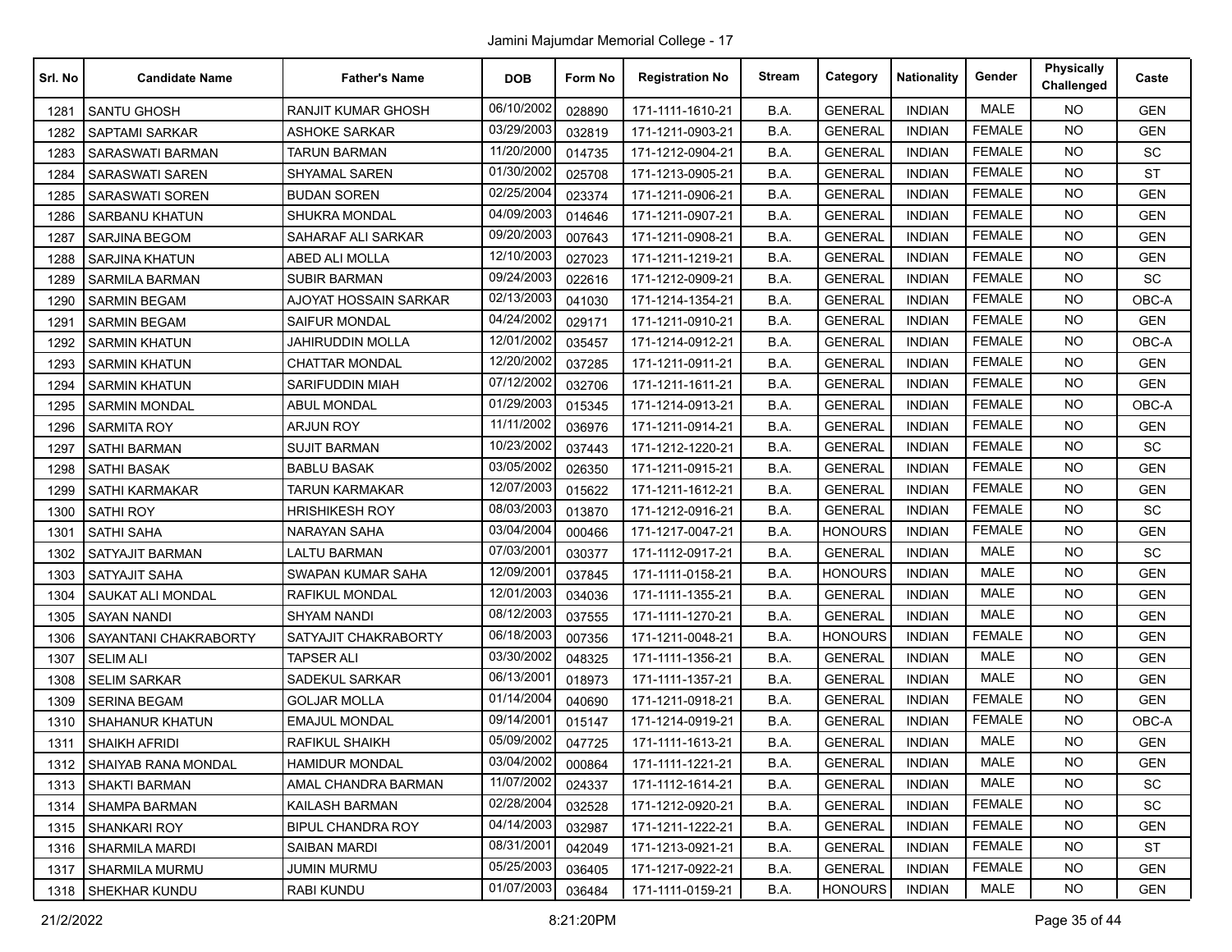Jamini Majumdar Memorial College - 17

| Srl. No | Candidate Name | Father's Name | DOB | Form No | Registration No | Stream | Category | Nationality | Gender | Physically Challenged | Caste |
|---|---|---|---|---|---|---|---|---|---|---|---|
| 1281 | SANTU GHOSH | RANJIT KUMAR GHOSH | 06/10/2002 | 028890 | 171-1111-1610-21 | B.A. | GENERAL | INDIAN | MALE | NO | GEN |
| 1282 | SAPTAMI SARKAR | ASHOKE SARKAR | 03/29/2003 | 032819 | 171-1211-0903-21 | B.A. | GENERAL | INDIAN | FEMALE | NO | GEN |
| 1283 | SARASWATI BARMAN | TARUN BARMAN | 11/20/2000 | 014735 | 171-1212-0904-21 | B.A. | GENERAL | INDIAN | FEMALE | NO | SC |
| 1284 | SARASWATI SAREN | SHYAMAL SAREN | 01/30/2002 | 025708 | 171-1213-0905-21 | B.A. | GENERAL | INDIAN | FEMALE | NO | ST |
| 1285 | SARASWATI SOREN | BUDAN SOREN | 02/25/2004 | 023374 | 171-1211-0906-21 | B.A. | GENERAL | INDIAN | FEMALE | NO | GEN |
| 1286 | SARBANU KHATUN | SHUKRA MONDAL | 04/09/2003 | 014646 | 171-1211-0907-21 | B.A. | GENERAL | INDIAN | FEMALE | NO | GEN |
| 1287 | SARJINA BEGOM | SAHARAF ALI SARKAR | 09/20/2003 | 007643 | 171-1211-0908-21 | B.A. | GENERAL | INDIAN | FEMALE | NO | GEN |
| 1288 | SARJINA KHATUN | ABED ALI MOLLA | 12/10/2003 | 027023 | 171-1211-1219-21 | B.A. | GENERAL | INDIAN | FEMALE | NO | GEN |
| 1289 | SARMILA BARMAN | SUBIR BARMAN | 09/24/2003 | 022616 | 171-1212-0909-21 | B.A. | GENERAL | INDIAN | FEMALE | NO | SC |
| 1290 | SARMIN BEGAM | AJOYAT HOSSAIN SARKAR | 02/13/2003 | 041030 | 171-1214-1354-21 | B.A. | GENERAL | INDIAN | FEMALE | NO | OBC-A |
| 1291 | SARMIN BEGAM | SAIFUR MONDAL | 04/24/2002 | 029171 | 171-1211-0910-21 | B.A. | GENERAL | INDIAN | FEMALE | NO | GEN |
| 1292 | SARMIN KHATUN | JAHIRUDDIN MOLLA | 12/01/2002 | 035457 | 171-1214-0912-21 | B.A. | GENERAL | INDIAN | FEMALE | NO | OBC-A |
| 1293 | SARMIN KHATUN | CHATTAR MONDAL | 12/20/2002 | 037285 | 171-1211-0911-21 | B.A. | GENERAL | INDIAN | FEMALE | NO | GEN |
| 1294 | SARMIN KHATUN | SARIFUDDIN MIAH | 07/12/2002 | 032706 | 171-1211-1611-21 | B.A. | GENERAL | INDIAN | FEMALE | NO | GEN |
| 1295 | SARMIN MONDAL | ABUL MONDAL | 01/29/2003 | 015345 | 171-1214-0913-21 | B.A. | GENERAL | INDIAN | FEMALE | NO | OBC-A |
| 1296 | SARMITA ROY | ARJUN ROY | 11/11/2002 | 036976 | 171-1211-0914-21 | B.A. | GENERAL | INDIAN | FEMALE | NO | GEN |
| 1297 | SATHI BARMAN | SUJIT BARMAN | 10/23/2002 | 037443 | 171-1212-1220-21 | B.A. | GENERAL | INDIAN | FEMALE | NO | SC |
| 1298 | SATHI BASAK | BABLU BASAK | 03/05/2002 | 026350 | 171-1211-0915-21 | B.A. | GENERAL | INDIAN | FEMALE | NO | GEN |
| 1299 | SATHI KARMAKAR | TARUN KARMAKAR | 12/07/2003 | 015622 | 171-1211-1612-21 | B.A. | GENERAL | INDIAN | FEMALE | NO | GEN |
| 1300 | SATHI ROY | HRISHIKESH ROY | 08/03/2003 | 013870 | 171-1212-0916-21 | B.A. | GENERAL | INDIAN | FEMALE | NO | SC |
| 1301 | SATHI SAHA | NARAYAN SAHA | 03/04/2004 | 000466 | 171-1217-0047-21 | B.A. | HONOURS | INDIAN | FEMALE | NO | GEN |
| 1302 | SATYAJIT BARMAN | LALTU BARMAN | 07/03/2001 | 030377 | 171-1112-0917-21 | B.A. | GENERAL | INDIAN | MALE | NO | SC |
| 1303 | SATYAJIT SAHA | SWAPAN KUMAR SAHA | 12/09/2001 | 037845 | 171-1111-0158-21 | B.A. | HONOURS | INDIAN | MALE | NO | GEN |
| 1304 | SAUKAT ALI MONDAL | RAFIKUL MONDAL | 12/01/2003 | 034036 | 171-1111-1355-21 | B.A. | GENERAL | INDIAN | MALE | NO | GEN |
| 1305 | SAYAN NANDI | SHYAM NANDI | 08/12/2003 | 037555 | 171-1111-1270-21 | B.A. | GENERAL | INDIAN | MALE | NO | GEN |
| 1306 | SAYANTANI CHAKRABORTY | SATYAJIT CHAKRABORTY | 06/18/2003 | 007356 | 171-1211-0048-21 | B.A. | HONOURS | INDIAN | FEMALE | NO | GEN |
| 1307 | SELIM ALI | TAPSER ALI | 03/30/2002 | 048325 | 171-1111-1356-21 | B.A. | GENERAL | INDIAN | MALE | NO | GEN |
| 1308 | SELIM SARKAR | SADEKUL SARKAR | 06/13/2001 | 018973 | 171-1111-1357-21 | B.A. | GENERAL | INDIAN | MALE | NO | GEN |
| 1309 | SERINA BEGAM | GOLJAR MOLLA | 01/14/2004 | 040690 | 171-1211-0918-21 | B.A. | GENERAL | INDIAN | FEMALE | NO | GEN |
| 1310 | SHAHANUR KHATUN | EMAJUL MONDAL | 09/14/2001 | 015147 | 171-1214-0919-21 | B.A. | GENERAL | INDIAN | FEMALE | NO | OBC-A |
| 1311 | SHAIKH AFRIDI | RAFIKUL SHAIKH | 05/09/2002 | 047725 | 171-1111-1613-21 | B.A. | GENERAL | INDIAN | MALE | NO | GEN |
| 1312 | SHAIYAB RANA MONDAL | HAMIDUR MONDAL | 03/04/2002 | 000864 | 171-1111-1221-21 | B.A. | GENERAL | INDIAN | MALE | NO | GEN |
| 1313 | SHAKTI BARMAN | AMAL CHANDRA BARMAN | 11/07/2002 | 024337 | 171-1112-1614-21 | B.A. | GENERAL | INDIAN | MALE | NO | SC |
| 1314 | SHAMPA BARMAN | KAILASH BARMAN | 02/28/2004 | 032528 | 171-1212-0920-21 | B.A. | GENERAL | INDIAN | FEMALE | NO | SC |
| 1315 | SHANKARI ROY | BIPUL CHANDRA ROY | 04/14/2003 | 032987 | 171-1211-1222-21 | B.A. | GENERAL | INDIAN | FEMALE | NO | GEN |
| 1316 | SHARMILA MARDI | SAIBAN MARDI | 08/31/2001 | 042049 | 171-1213-0921-21 | B.A. | GENERAL | INDIAN | FEMALE | NO | ST |
| 1317 | SHARMILA MURMU | JUMIN MURMU | 05/25/2003 | 036405 | 171-1217-0922-21 | B.A. | GENERAL | INDIAN | FEMALE | NO | GEN |
| 1318 | SHEKHAR KUNDU | RABI KUNDU | 01/07/2003 | 036484 | 171-1111-0159-21 | B.A. | HONOURS | INDIAN | MALE | NO | GEN |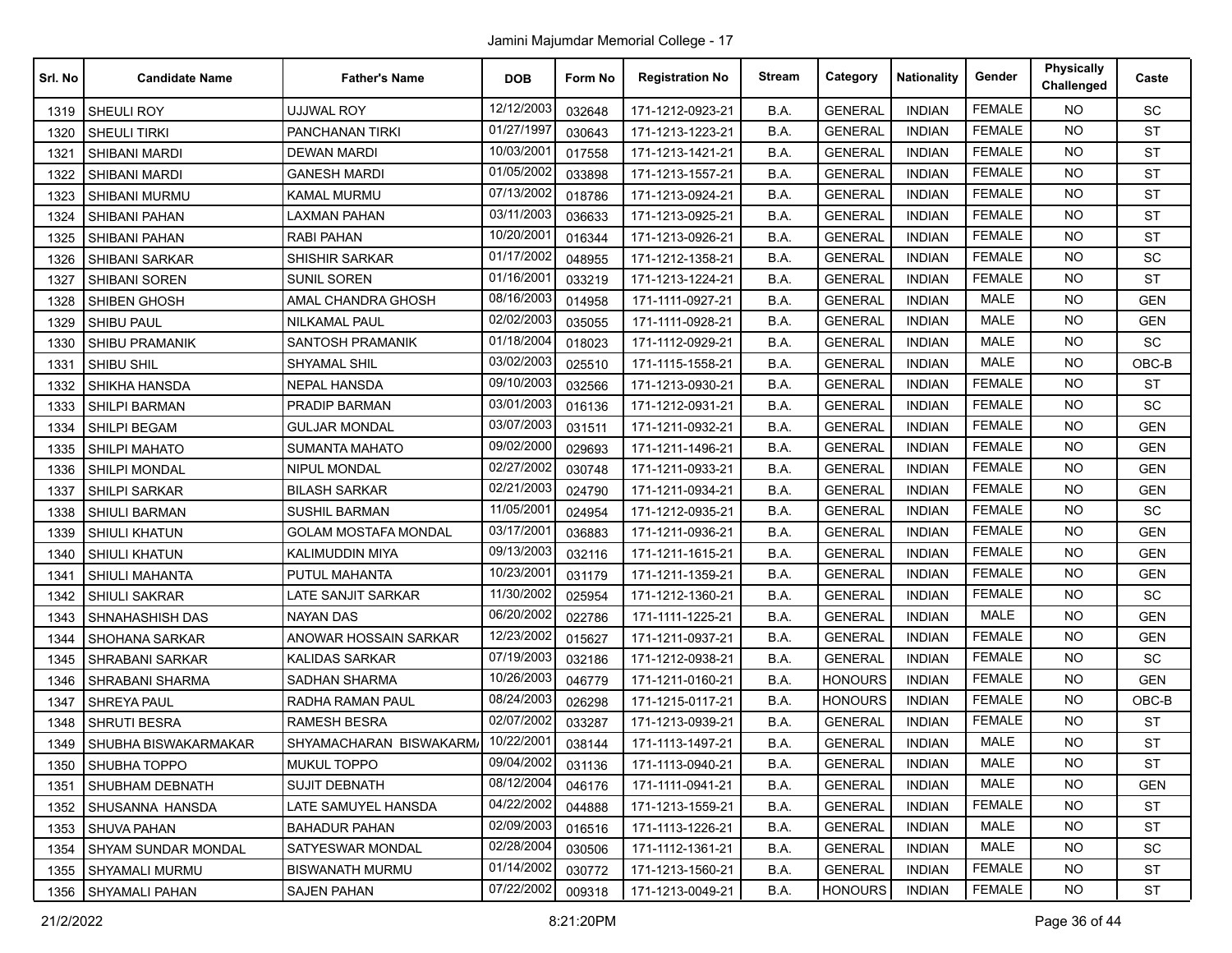Jamini Majumdar Memorial College - 17

| Srl. No | Candidate Name | Father's Name | DOB | Form No | Registration No | Stream | Category | Nationality | Gender | Physically Challenged | Caste |
|---|---|---|---|---|---|---|---|---|---|---|---|
| 1319 | SHEULI ROY | UJJWAL ROY | 12/12/2003 | 032648 | 171-1212-0923-21 | B.A. | GENERAL | INDIAN | FEMALE | NO | SC |
| 1320 | SHEULI TIRKI | PANCHANAN TIRKI | 01/27/1997 | 030643 | 171-1213-1223-21 | B.A. | GENERAL | INDIAN | FEMALE | NO | ST |
| 1321 | SHIBANI MARDI | DEWAN MARDI | 10/03/2001 | 017558 | 171-1213-1421-21 | B.A. | GENERAL | INDIAN | FEMALE | NO | ST |
| 1322 | SHIBANI MARDI | GANESH MARDI | 01/05/2002 | 033898 | 171-1213-1557-21 | B.A. | GENERAL | INDIAN | FEMALE | NO | ST |
| 1323 | SHIBANI MURMU | KAMAL MURMU | 07/13/2002 | 018786 | 171-1213-0924-21 | B.A. | GENERAL | INDIAN | FEMALE | NO | ST |
| 1324 | SHIBANI PAHAN | LAXMAN PAHAN | 03/11/2003 | 036633 | 171-1213-0925-21 | B.A. | GENERAL | INDIAN | FEMALE | NO | ST |
| 1325 | SHIBANI PAHAN | RABI PAHAN | 10/20/2001 | 016344 | 171-1213-0926-21 | B.A. | GENERAL | INDIAN | FEMALE | NO | ST |
| 1326 | SHIBANI SARKAR | SHISHIR SARKAR | 01/17/2002 | 048955 | 171-1212-1358-21 | B.A. | GENERAL | INDIAN | FEMALE | NO | SC |
| 1327 | SHIBANI SOREN | SUNIL SOREN | 01/16/2001 | 033219 | 171-1213-1224-21 | B.A. | GENERAL | INDIAN | FEMALE | NO | ST |
| 1328 | SHIBEN GHOSH | AMAL CHANDRA GHOSH | 08/16/2003 | 014958 | 171-1111-0927-21 | B.A. | GENERAL | INDIAN | MALE | NO | GEN |
| 1329 | SHIBU PAUL | NILKAMAL PAUL | 02/02/2003 | 035055 | 171-1111-0928-21 | B.A. | GENERAL | INDIAN | MALE | NO | GEN |
| 1330 | SHIBU PRAMANIK | SANTOSH PRAMANIK | 01/18/2004 | 018023 | 171-1112-0929-21 | B.A. | GENERAL | INDIAN | MALE | NO | SC |
| 1331 | SHIBU SHIL | SHYAMAL SHIL | 03/02/2003 | 025510 | 171-1115-1558-21 | B.A. | GENERAL | INDIAN | MALE | NO | OBC-B |
| 1332 | SHIKHA HANSDA | NEPAL HANSDA | 09/10/2003 | 032566 | 171-1213-0930-21 | B.A. | GENERAL | INDIAN | FEMALE | NO | ST |
| 1333 | SHILPI BARMAN | PRADIP BARMAN | 03/01/2003 | 016136 | 171-1212-0931-21 | B.A. | GENERAL | INDIAN | FEMALE | NO | SC |
| 1334 | SHILPI BEGAM | GULJAR MONDAL | 03/07/2003 | 031511 | 171-1211-0932-21 | B.A. | GENERAL | INDIAN | FEMALE | NO | GEN |
| 1335 | SHILPI MAHATO | SUMANTA MAHATO | 09/02/2000 | 029693 | 171-1211-1496-21 | B.A. | GENERAL | INDIAN | FEMALE | NO | GEN |
| 1336 | SHILPI MONDAL | NIPUL MONDAL | 02/27/2002 | 030748 | 171-1211-0933-21 | B.A. | GENERAL | INDIAN | FEMALE | NO | GEN |
| 1337 | SHILPI SARKAR | BILASH SARKAR | 02/21/2003 | 024790 | 171-1211-0934-21 | B.A. | GENERAL | INDIAN | FEMALE | NO | GEN |
| 1338 | SHIULI BARMAN | SUSHIL BARMAN | 11/05/2001 | 024954 | 171-1212-0935-21 | B.A. | GENERAL | INDIAN | FEMALE | NO | SC |
| 1339 | SHIULI KHATUN | GOLAM MOSTAFA MONDAL | 03/17/2001 | 036883 | 171-1211-0936-21 | B.A. | GENERAL | INDIAN | FEMALE | NO | GEN |
| 1340 | SHIULI KHATUN | KALIMUDDIN MIYA | 09/13/2003 | 032116 | 171-1211-1615-21 | B.A. | GENERAL | INDIAN | FEMALE | NO | GEN |
| 1341 | SHIULI MAHANTA | PUTUL MAHANTA | 10/23/2001 | 031179 | 171-1211-1359-21 | B.A. | GENERAL | INDIAN | FEMALE | NO | GEN |
| 1342 | SHIULI SAKRAR | LATE SANJIT SARKAR | 11/30/2002 | 025954 | 171-1212-1360-21 | B.A. | GENERAL | INDIAN | FEMALE | NO | SC |
| 1343 | SHNAHASHISH DAS | NAYAN DAS | 06/20/2002 | 022786 | 171-1111-1225-21 | B.A. | GENERAL | INDIAN | MALE | NO | GEN |
| 1344 | SHOHANA SARKAR | ANOWAR HOSSAIN SARKAR | 12/23/2002 | 015627 | 171-1211-0937-21 | B.A. | GENERAL | INDIAN | FEMALE | NO | GEN |
| 1345 | SHRABANI SARKAR | KALIDAS SARKAR | 07/19/2003 | 032186 | 171-1212-0938-21 | B.A. | GENERAL | INDIAN | FEMALE | NO | SC |
| 1346 | SHRABANI SHARMA | SADHAN SHARMA | 10/26/2003 | 046779 | 171-1211-0160-21 | B.A. | HONOURS | INDIAN | FEMALE | NO | GEN |
| 1347 | SHREYA PAUL | RADHA RAMAN PAUL | 08/24/2003 | 026298 | 171-1215-0117-21 | B.A. | HONOURS | INDIAN | FEMALE | NO | OBC-B |
| 1348 | SHRUTI BESRA | RAMESH BESRA | 02/07/2002 | 033287 | 171-1213-0939-21 | B.A. | GENERAL | INDIAN | FEMALE | NO | ST |
| 1349 | SHUBHA BISWAKARMAKAR | SHYAMACHARAN BISWAKARM/ | 10/22/2001 | 038144 | 171-1113-1497-21 | B.A. | GENERAL | INDIAN | MALE | NO | ST |
| 1350 | SHUBHA TOPPO | MUKUL TOPPO | 09/04/2002 | 031136 | 171-1113-0940-21 | B.A. | GENERAL | INDIAN | MALE | NO | ST |
| 1351 | SHUBHAM DEBNATH | SUJIT DEBNATH | 08/12/2004 | 046176 | 171-1111-0941-21 | B.A. | GENERAL | INDIAN | MALE | NO | GEN |
| 1352 | SHUSANNA HANSDA | LATE SAMUYEL HANSDA | 04/22/2002 | 044888 | 171-1213-1559-21 | B.A. | GENERAL | INDIAN | FEMALE | NO | ST |
| 1353 | SHUVA PAHAN | BAHADUR PAHAN | 02/09/2003 | 016516 | 171-1113-1226-21 | B.A. | GENERAL | INDIAN | MALE | NO | ST |
| 1354 | SHYAM SUNDAR MONDAL | SATYESWAR MONDAL | 02/28/2004 | 030506 | 171-1112-1361-21 | B.A. | GENERAL | INDIAN | MALE | NO | SC |
| 1355 | SHYAMALI MURMU | BISWANATH MURMU | 01/14/2002 | 030772 | 171-1213-1560-21 | B.A. | GENERAL | INDIAN | FEMALE | NO | ST |
| 1356 | SHYAMALI PAHAN | SAJEN PAHAN | 07/22/2002 | 009318 | 171-1213-0049-21 | B.A. | HONOURS | INDIAN | FEMALE | NO | ST |

21/2/2022 8:21:20PM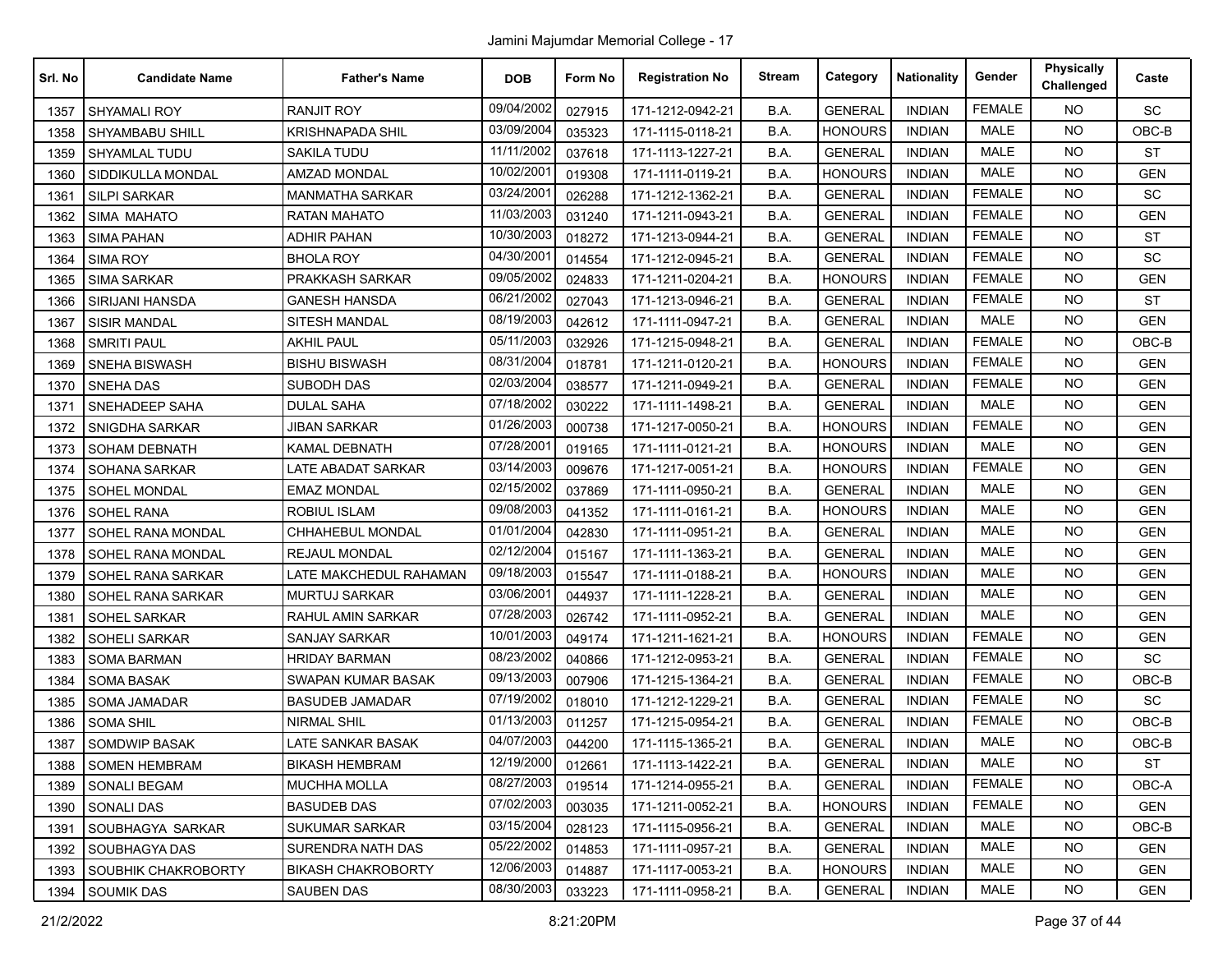Jamini Majumdar Memorial College - 17

| Srl. No | Candidate Name | Father's Name | DOB | Form No | Registration No | Stream | Category | Nationality | Gender | Physically Challenged | Caste |
|---|---|---|---|---|---|---|---|---|---|---|---|
| 1357 | SHYAMALI ROY | RANJIT ROY | 09/04/2002 | 027915 | 171-1212-0942-21 | B.A. | GENERAL | INDIAN | FEMALE | NO | SC |
| 1358 | SHYAMBABU SHILL | KRISHNAPADA SHIL | 03/09/2004 | 035323 | 171-1115-0118-21 | B.A. | HONOURS | INDIAN | MALE | NO | OBC-B |
| 1359 | SHYAMLAL TUDU | SAKILA TUDU | 11/11/2002 | 037618 | 171-1113-1227-21 | B.A. | GENERAL | INDIAN | MALE | NO | ST |
| 1360 | SIDDIKULLA MONDAL | AMZAD MONDAL | 10/02/2001 | 019308 | 171-1111-0119-21 | B.A. | HONOURS | INDIAN | MALE | NO | GEN |
| 1361 | SILPI SARKAR | MANMATHA SARKAR | 03/24/2001 | 026288 | 171-1212-1362-21 | B.A. | GENERAL | INDIAN | FEMALE | NO | SC |
| 1362 | SIMA MAHATO | RATAN MAHATO | 11/03/2003 | 031240 | 171-1211-0943-21 | B.A. | GENERAL | INDIAN | FEMALE | NO | GEN |
| 1363 | SIMA PAHAN | ADHIR PAHAN | 10/30/2003 | 018272 | 171-1213-0944-21 | B.A. | GENERAL | INDIAN | FEMALE | NO | ST |
| 1364 | SIMA ROY | BHOLA ROY | 04/30/2001 | 014554 | 171-1212-0945-21 | B.A. | GENERAL | INDIAN | FEMALE | NO | SC |
| 1365 | SIMA SARKAR | PRAKKASH SARKAR | 09/05/2002 | 024833 | 171-1211-0204-21 | B.A. | HONOURS | INDIAN | FEMALE | NO | GEN |
| 1366 | SIRIJANI HANSDA | GANESH HANSDA | 06/21/2002 | 027043 | 171-1213-0946-21 | B.A. | GENERAL | INDIAN | FEMALE | NO | ST |
| 1367 | SISIR MANDAL | SITESH MANDAL | 08/19/2003 | 042612 | 171-1111-0947-21 | B.A. | GENERAL | INDIAN | MALE | NO | GEN |
| 1368 | SMRITI PAUL | AKHIL PAUL | 05/11/2003 | 032926 | 171-1215-0948-21 | B.A. | GENERAL | INDIAN | FEMALE | NO | OBC-B |
| 1369 | SNEHA BISWASH | BISHU BISWASH | 08/31/2004 | 018781 | 171-1211-0120-21 | B.A. | HONOURS | INDIAN | FEMALE | NO | GEN |
| 1370 | SNEHA DAS | SUBODH DAS | 02/03/2004 | 038577 | 171-1211-0949-21 | B.A. | GENERAL | INDIAN | FEMALE | NO | GEN |
| 1371 | SNEHADEEP SAHA | DULAL SAHA | 07/18/2002 | 030222 | 171-1111-1498-21 | B.A. | GENERAL | INDIAN | MALE | NO | GEN |
| 1372 | SNIGDHA SARKAR | JIBAN SARKAR | 01/26/2003 | 000738 | 171-1217-0050-21 | B.A. | HONOURS | INDIAN | FEMALE | NO | GEN |
| 1373 | SOHAM DEBNATH | KAMAL DEBNATH | 07/28/2001 | 019165 | 171-1111-0121-21 | B.A. | HONOURS | INDIAN | MALE | NO | GEN |
| 1374 | SOHANA SARKAR | LATE ABADAT SARKAR | 03/14/2003 | 009676 | 171-1217-0051-21 | B.A. | HONOURS | INDIAN | FEMALE | NO | GEN |
| 1375 | SOHEL MONDAL | EMAZ MONDAL | 02/15/2002 | 037869 | 171-1111-0950-21 | B.A. | GENERAL | INDIAN | MALE | NO | GEN |
| 1376 | SOHEL RANA | ROBIUL ISLAM | 09/08/2003 | 041352 | 171-1111-0161-21 | B.A. | HONOURS | INDIAN | MALE | NO | GEN |
| 1377 | SOHEL RANA MONDAL | CHHAHEBUL MONDAL | 01/01/2004 | 042830 | 171-1111-0951-21 | B.A. | GENERAL | INDIAN | MALE | NO | GEN |
| 1378 | SOHEL RANA MONDAL | REJAUL MONDAL | 02/12/2004 | 015167 | 171-1111-1363-21 | B.A. | GENERAL | INDIAN | MALE | NO | GEN |
| 1379 | SOHEL RANA SARKAR | LATE MAKCHEDUL RAHAMAN | 09/18/2003 | 015547 | 171-1111-0188-21 | B.A. | HONOURS | INDIAN | MALE | NO | GEN |
| 1380 | SOHEL RANA SARKAR | MURTUJ SARKAR | 03/06/2001 | 044937 | 171-1111-1228-21 | B.A. | GENERAL | INDIAN | MALE | NO | GEN |
| 1381 | SOHEL SARKAR | RAHUL AMIN SARKAR | 07/28/2003 | 026742 | 171-1111-0952-21 | B.A. | GENERAL | INDIAN | MALE | NO | GEN |
| 1382 | SOHELI SARKAR | SANJAY SARKAR | 10/01/2003 | 049174 | 171-1211-1621-21 | B.A. | HONOURS | INDIAN | FEMALE | NO | GEN |
| 1383 | SOMA BARMAN | HRIDAY BARMAN | 08/23/2002 | 040866 | 171-1212-0953-21 | B.A. | GENERAL | INDIAN | FEMALE | NO | SC |
| 1384 | SOMA BASAK | SWAPAN KUMAR BASAK | 09/13/2003 | 007906 | 171-1215-1364-21 | B.A. | GENERAL | INDIAN | FEMALE | NO | OBC-B |
| 1385 | SOMA JAMADAR | BASUDEB JAMADAR | 07/19/2002 | 018010 | 171-1212-1229-21 | B.A. | GENERAL | INDIAN | FEMALE | NO | SC |
| 1386 | SOMA SHIL | NIRMAL SHIL | 01/13/2003 | 011257 | 171-1215-0954-21 | B.A. | GENERAL | INDIAN | FEMALE | NO | OBC-B |
| 1387 | SOMDWIP BASAK | LATE SANKAR BASAK | 04/07/2003 | 044200 | 171-1115-1365-21 | B.A. | GENERAL | INDIAN | MALE | NO | OBC-B |
| 1388 | SOMEN HEMBRAM | BIKASH HEMBRAM | 12/19/2000 | 012661 | 171-1113-1422-21 | B.A. | GENERAL | INDIAN | MALE | NO | ST |
| 1389 | SONALI BEGAM | MUCHHA MOLLA | 08/27/2003 | 019514 | 171-1214-0955-21 | B.A. | GENERAL | INDIAN | FEMALE | NO | OBC-A |
| 1390 | SONALI DAS | BASUDEB DAS | 07/02/2003 | 003035 | 171-1211-0052-21 | B.A. | HONOURS | INDIAN | FEMALE | NO | GEN |
| 1391 | SOUBHAGYA SARKAR | SUKUMAR SARKAR | 03/15/2004 | 028123 | 171-1115-0956-21 | B.A. | GENERAL | INDIAN | MALE | NO | OBC-B |
| 1392 | SOUBHAGYA DAS | SURENDRA NATH DAS | 05/22/2002 | 014853 | 171-1111-0957-21 | B.A. | GENERAL | INDIAN | MALE | NO | GEN |
| 1393 | SOUBHIK CHAKROBORTY | BIKASH CHAKROBORTY | 12/06/2003 | 014887 | 171-1117-0053-21 | B.A. | HONOURS | INDIAN | MALE | NO | GEN |
| 1394 | SOUMIK DAS | SAUBEN DAS | 08/30/2003 | 033223 | 171-1111-0958-21 | B.A. | GENERAL | INDIAN | MALE | NO | GEN |

21/2/2022 8:21:20PM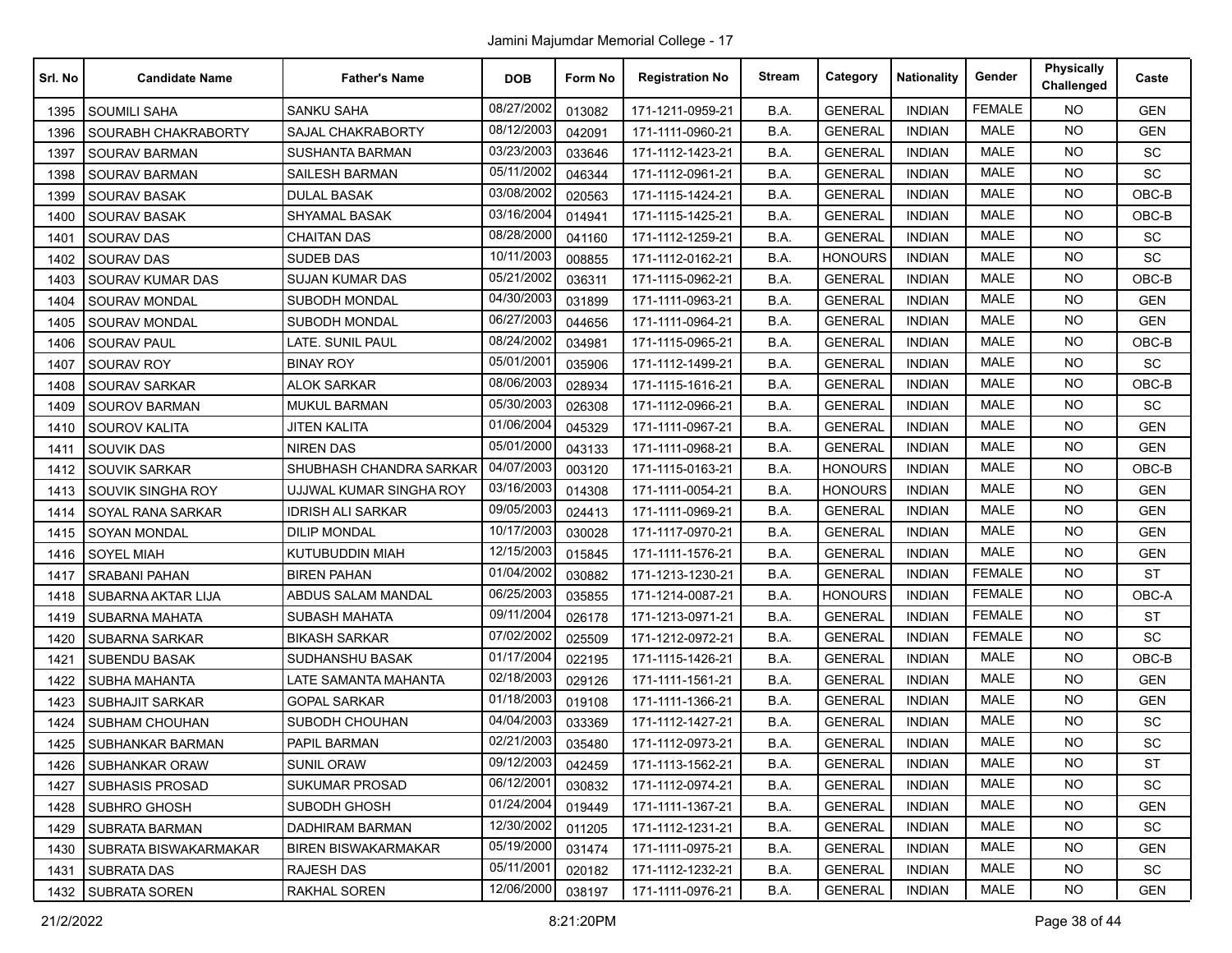Jamini Majumdar Memorial College - 17

| Srl. No | Candidate Name | Father's Name | DOB | Form No | Registration No | Stream | Category | Nationality | Gender | Physically Challenged | Caste |
|---|---|---|---|---|---|---|---|---|---|---|---|
| 1395 | SOUMILI SAHA | SANKU SAHA | 08/27/2002 | 013082 | 171-1211-0959-21 | B.A. | GENERAL | INDIAN | FEMALE | NO | GEN |
| 1396 | SOURABH CHAKRABORTY | SAJAL CHAKRABORTY | 08/12/2003 | 042091 | 171-1111-0960-21 | B.A. | GENERAL | INDIAN | MALE | NO | GEN |
| 1397 | SOURAV BARMAN | SUSHANTA BARMAN | 03/23/2003 | 033646 | 171-1112-1423-21 | B.A. | GENERAL | INDIAN | MALE | NO | SC |
| 1398 | SOURAV BARMAN | SAILESH BARMAN | 05/11/2002 | 046344 | 171-1112-0961-21 | B.A. | GENERAL | INDIAN | MALE | NO | SC |
| 1399 | SOURAV BASAK | DULAL BASAK | 03/08/2002 | 020563 | 171-1115-1424-21 | B.A. | GENERAL | INDIAN | MALE | NO | OBC-B |
| 1400 | SOURAV BASAK | SHYAMAL BASAK | 03/16/2004 | 014941 | 171-1115-1425-21 | B.A. | GENERAL | INDIAN | MALE | NO | OBC-B |
| 1401 | SOURAV DAS | CHAITAN DAS | 08/28/2000 | 041160 | 171-1112-1259-21 | B.A. | GENERAL | INDIAN | MALE | NO | SC |
| 1402 | SOURAV DAS | SUDEB DAS | 10/11/2003 | 008855 | 171-1112-0162-21 | B.A. | HONOURS | INDIAN | MALE | NO | SC |
| 1403 | SOURAV KUMAR DAS | SUJAN KUMAR DAS | 05/21/2002 | 036311 | 171-1115-0962-21 | B.A. | GENERAL | INDIAN | MALE | NO | OBC-B |
| 1404 | SOURAV MONDAL | SUBODH MONDAL | 04/30/2003 | 031899 | 171-1111-0963-21 | B.A. | GENERAL | INDIAN | MALE | NO | GEN |
| 1405 | SOURAV MONDAL | SUBODH MONDAL | 06/27/2003 | 044656 | 171-1111-0964-21 | B.A. | GENERAL | INDIAN | MALE | NO | GEN |
| 1406 | SOURAV PAUL | LATE. SUNIL PAUL | 08/24/2002 | 034981 | 171-1115-0965-21 | B.A. | GENERAL | INDIAN | MALE | NO | OBC-B |
| 1407 | SOURAV ROY | BINAY ROY | 05/01/2001 | 035906 | 171-1112-1499-21 | B.A. | GENERAL | INDIAN | MALE | NO | SC |
| 1408 | SOURAV SARKAR | ALOK SARKAR | 08/06/2003 | 028934 | 171-1115-1616-21 | B.A. | GENERAL | INDIAN | MALE | NO | OBC-B |
| 1409 | SOUROV BARMAN | MUKUL BARMAN | 05/30/2003 | 026308 | 171-1112-0966-21 | B.A. | GENERAL | INDIAN | MALE | NO | SC |
| 1410 | SOUROV KALITA | JITEN KALITA | 01/06/2004 | 045329 | 171-1111-0967-21 | B.A. | GENERAL | INDIAN | MALE | NO | GEN |
| 1411 | SOUVIK DAS | NIREN DAS | 05/01/2000 | 043133 | 171-1111-0968-21 | B.A. | GENERAL | INDIAN | MALE | NO | GEN |
| 1412 | SOUVIK SARKAR | SHUBHASH CHANDRA SARKAR | 04/07/2003 | 003120 | 171-1115-0163-21 | B.A. | HONOURS | INDIAN | MALE | NO | OBC-B |
| 1413 | SOUVIK SINGHA ROY | UJJWAL KUMAR SINGHA ROY | 03/16/2003 | 014308 | 171-1111-0054-21 | B.A. | HONOURS | INDIAN | MALE | NO | GEN |
| 1414 | SOYAL RANA SARKAR | IDRISH ALI SARKAR | 09/05/2003 | 024413 | 171-1111-0969-21 | B.A. | GENERAL | INDIAN | MALE | NO | GEN |
| 1415 | SOYAN MONDAL | DILIP MONDAL | 10/17/2003 | 030028 | 171-1117-0970-21 | B.A. | GENERAL | INDIAN | MALE | NO | GEN |
| 1416 | SOYEL MIAH | KUTUBUDDIN MIAH | 12/15/2003 | 015845 | 171-1111-1576-21 | B.A. | GENERAL | INDIAN | MALE | NO | GEN |
| 1417 | SRABANI PAHAN | BIREN PAHAN | 01/04/2002 | 030882 | 171-1213-1230-21 | B.A. | GENERAL | INDIAN | FEMALE | NO | ST |
| 1418 | SUBARNA AKTAR LIJA | ABDUS SALAM MANDAL | 06/25/2003 | 035855 | 171-1214-0087-21 | B.A. | HONOURS | INDIAN | FEMALE | NO | OBC-A |
| 1419 | SUBARNA MAHATA | SUBASH MAHATA | 09/11/2004 | 026178 | 171-1213-0971-21 | B.A. | GENERAL | INDIAN | FEMALE | NO | ST |
| 1420 | SUBARNA SARKAR | BIKASH SARKAR | 07/02/2002 | 025509 | 171-1212-0972-21 | B.A. | GENERAL | INDIAN | FEMALE | NO | SC |
| 1421 | SUBENDU BASAK | SUDHANSHU BASAK | 01/17/2004 | 022195 | 171-1115-1426-21 | B.A. | GENERAL | INDIAN | MALE | NO | OBC-B |
| 1422 | SUBHA MAHANTA | LATE SAMANTA MAHANTA | 02/18/2003 | 029126 | 171-1111-1561-21 | B.A. | GENERAL | INDIAN | MALE | NO | GEN |
| 1423 | SUBHAJIT SARKAR | GOPAL SARKAR | 01/18/2003 | 019108 | 171-1111-1366-21 | B.A. | GENERAL | INDIAN | MALE | NO | GEN |
| 1424 | SUBHAM CHOUHAN | SUBODH CHOUHAN | 04/04/2003 | 033369 | 171-1112-1427-21 | B.A. | GENERAL | INDIAN | MALE | NO | SC |
| 1425 | SUBHANKAR BARMAN | PAPIL BARMAN | 02/21/2003 | 035480 | 171-1112-0973-21 | B.A. | GENERAL | INDIAN | MALE | NO | SC |
| 1426 | SUBHANKAR ORAW | SUNIL ORAW | 09/12/2003 | 042459 | 171-1113-1562-21 | B.A. | GENERAL | INDIAN | MALE | NO | ST |
| 1427 | SUBHASIS PROSAD | SUKUMAR PROSAD | 06/12/2001 | 030832 | 171-1112-0974-21 | B.A. | GENERAL | INDIAN | MALE | NO | SC |
| 1428 | SUBHRO GHOSH | SUBODH GHOSH | 01/24/2004 | 019449 | 171-1111-1367-21 | B.A. | GENERAL | INDIAN | MALE | NO | GEN |
| 1429 | SUBRATA BARMAN | DADHIRAM BARMAN | 12/30/2002 | 011205 | 171-1112-1231-21 | B.A. | GENERAL | INDIAN | MALE | NO | SC |
| 1430 | SUBRATA BISWAKARMAKAR | BIREN BISWAKARMAKAR | 05/19/2000 | 031474 | 171-1111-0975-21 | B.A. | GENERAL | INDIAN | MALE | NO | GEN |
| 1431 | SUBRATA DAS | RAJESH DAS | 05/11/2001 | 020182 | 171-1112-1232-21 | B.A. | GENERAL | INDIAN | MALE | NO | SC |
| 1432 | SUBRATA SOREN | RAKHAL SOREN | 12/06/2000 | 038197 | 171-1111-0976-21 | B.A. | GENERAL | INDIAN | MALE | NO | GEN |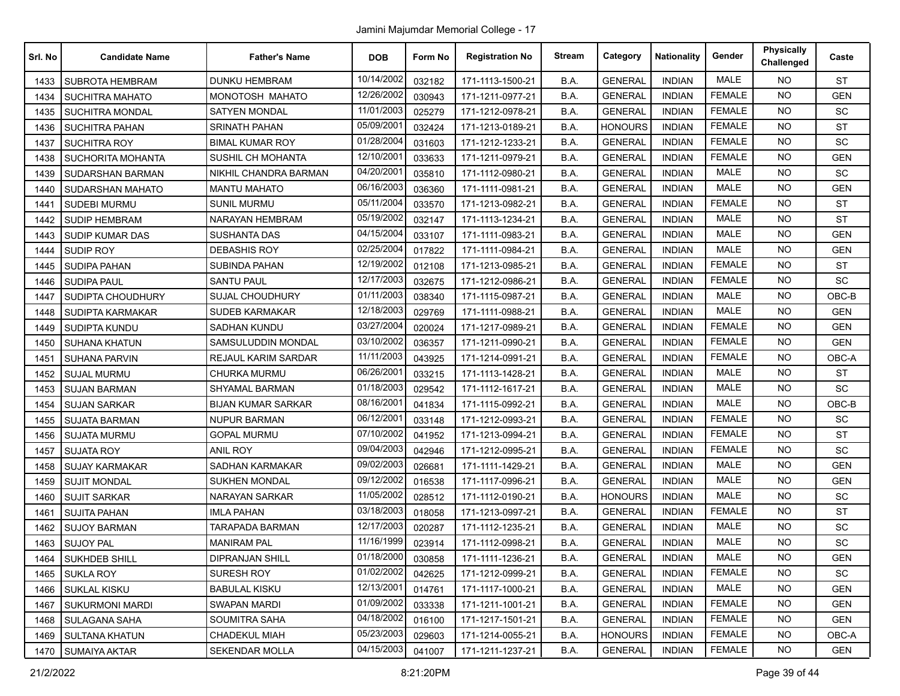Jamini Majumdar Memorial College - 17

| Srl. No | Candidate Name | Father's Name | DOB | Form No | Registration No | Stream | Category | Nationality | Gender | Physically Challenged | Caste |
|---|---|---|---|---|---|---|---|---|---|---|---|
| 1433 | SUBROTA HEMBRAM | DUNKU HEMBRAM | 10/14/2002 | 032182 | 171-1113-1500-21 | B.A. | GENERAL | INDIAN | MALE | NO | ST |
| 1434 | SUCHITRA MAHATO | MONOTOSH MAHATO | 12/26/2002 | 030943 | 171-1211-0977-21 | B.A. | GENERAL | INDIAN | FEMALE | NO | GEN |
| 1435 | SUCHITRA MONDAL | SATYEN MONDAL | 11/01/2003 | 025279 | 171-1212-0978-21 | B.A. | GENERAL | INDIAN | FEMALE | NO | SC |
| 1436 | SUCHITRA PAHAN | SRINATH PAHAN | 05/09/2001 | 032424 | 171-1213-0189-21 | B.A. | HONOURS | INDIAN | FEMALE | NO | ST |
| 1437 | SUCHITRA ROY | BIMAL KUMAR ROY | 01/28/2004 | 031603 | 171-1212-1233-21 | B.A. | GENERAL | INDIAN | FEMALE | NO | SC |
| 1438 | SUCHORITA MOHANTA | SUSHIL CH MOHANTA | 12/10/2001 | 033633 | 171-1211-0979-21 | B.A. | GENERAL | INDIAN | FEMALE | NO | GEN |
| 1439 | SUDARSHAN BARMAN | NIKHIL CHANDRA BARMAN | 04/20/2001 | 035810 | 171-1112-0980-21 | B.A. | GENERAL | INDIAN | MALE | NO | SC |
| 1440 | SUDARSHAN MAHATO | MANTU MAHATO | 06/16/2003 | 036360 | 171-1111-0981-21 | B.A. | GENERAL | INDIAN | MALE | NO | GEN |
| 1441 | SUDEBI MURMU | SUNIL MURMU | 05/11/2004 | 033570 | 171-1213-0982-21 | B.A. | GENERAL | INDIAN | FEMALE | NO | ST |
| 1442 | SUDIP HEMBRAM | NARAYAN HEMBRAM | 05/19/2002 | 032147 | 171-1113-1234-21 | B.A. | GENERAL | INDIAN | MALE | NO | ST |
| 1443 | SUDIP KUMAR DAS | SUSHANTA DAS | 04/15/2004 | 033107 | 171-1111-0983-21 | B.A. | GENERAL | INDIAN | MALE | NO | GEN |
| 1444 | SUDIP ROY | DEBASHIS ROY | 02/25/2004 | 017822 | 171-1111-0984-21 | B.A. | GENERAL | INDIAN | MALE | NO | GEN |
| 1445 | SUDIPA PAHAN | SUBINDA PAHAN | 12/19/2002 | 012108 | 171-1213-0985-21 | B.A. | GENERAL | INDIAN | FEMALE | NO | ST |
| 1446 | SUDIPA PAUL | SANTU PAUL | 12/17/2003 | 032675 | 171-1212-0986-21 | B.A. | GENERAL | INDIAN | FEMALE | NO | SC |
| 1447 | SUDIPTA CHOUDHURY | SUJAL CHOUDHURY | 01/11/2003 | 038340 | 171-1115-0987-21 | B.A. | GENERAL | INDIAN | MALE | NO | OBC-B |
| 1448 | SUDIPTA KARMAKAR | SUDEB KARMAKAR | 12/18/2003 | 029769 | 171-1111-0988-21 | B.A. | GENERAL | INDIAN | MALE | NO | GEN |
| 1449 | SUDIPTA KUNDU | SADHAN KUNDU | 03/27/2004 | 020024 | 171-1217-0989-21 | B.A. | GENERAL | INDIAN | FEMALE | NO | GEN |
| 1450 | SUHANA KHATUN | SAMSULUDDIN MONDAL | 03/10/2002 | 036357 | 171-1211-0990-21 | B.A. | GENERAL | INDIAN | FEMALE | NO | GEN |
| 1451 | SUHANA PARVIN | REJAUL KARIM SARDAR | 11/11/2003 | 043925 | 171-1214-0991-21 | B.A. | GENERAL | INDIAN | FEMALE | NO | OBC-A |
| 1452 | SUJAL MURMU | CHURKA MURMU | 06/26/2001 | 033215 | 171-1113-1428-21 | B.A. | GENERAL | INDIAN | MALE | NO | ST |
| 1453 | SUJAN BARMAN | SHYAMAL BARMAN | 01/18/2003 | 029542 | 171-1112-1617-21 | B.A. | GENERAL | INDIAN | MALE | NO | SC |
| 1454 | SUJAN SARKAR | BIJAN KUMAR SARKAR | 08/16/2001 | 041834 | 171-1115-0992-21 | B.A. | GENERAL | INDIAN | MALE | NO | OBC-B |
| 1455 | SUJATA BARMAN | NUPUR BARMAN | 06/12/2001 | 033148 | 171-1212-0993-21 | B.A. | GENERAL | INDIAN | FEMALE | NO | SC |
| 1456 | SUJATA MURMU | GOPAL MURMU | 07/10/2002 | 041952 | 171-1213-0994-21 | B.A. | GENERAL | INDIAN | FEMALE | NO | ST |
| 1457 | SUJATA ROY | ANIL ROY | 09/04/2003 | 042946 | 171-1212-0995-21 | B.A. | GENERAL | INDIAN | FEMALE | NO | SC |
| 1458 | SUJAY KARMAKAR | SADHAN KARMAKAR | 09/02/2003 | 026681 | 171-1111-1429-21 | B.A. | GENERAL | INDIAN | MALE | NO | GEN |
| 1459 | SUJIT MONDAL | SUKHEN MONDAL | 09/12/2002 | 016538 | 171-1117-0996-21 | B.A. | GENERAL | INDIAN | MALE | NO | GEN |
| 1460 | SUJIT SARKAR | NARAYAN SARKAR | 11/05/2002 | 028512 | 171-1112-0190-21 | B.A. | HONOURS | INDIAN | MALE | NO | SC |
| 1461 | SUJITA PAHAN | IMLA PAHAN | 03/18/2003 | 018058 | 171-1213-0997-21 | B.A. | GENERAL | INDIAN | FEMALE | NO | ST |
| 1462 | SUJOY BARMAN | TARAPADA BARMAN | 12/17/2003 | 020287 | 171-1112-1235-21 | B.A. | GENERAL | INDIAN | MALE | NO | SC |
| 1463 | SUJOY PAL | MANIRAM PAL | 11/16/1999 | 023914 | 171-1112-0998-21 | B.A. | GENERAL | INDIAN | MALE | NO | SC |
| 1464 | SUKHDEB SHILL | DIPRANJAN SHILL | 01/18/2000 | 030858 | 171-1111-1236-21 | B.A. | GENERAL | INDIAN | MALE | NO | GEN |
| 1465 | SUKLA ROY | SURESH ROY | 01/02/2002 | 042625 | 171-1212-0999-21 | B.A. | GENERAL | INDIAN | FEMALE | NO | SC |
| 1466 | SUKLAL KISKU | BABULAL KISKU | 12/13/2001 | 014761 | 171-1117-1000-21 | B.A. | GENERAL | INDIAN | MALE | NO | GEN |
| 1467 | SUKURMONI MARDI | SWAPAN MARDI | 01/09/2002 | 033338 | 171-1211-1001-21 | B.A. | GENERAL | INDIAN | FEMALE | NO | GEN |
| 1468 | SULAGANA SAHA | SOUMITRA SAHA | 04/18/2002 | 016100 | 171-1217-1501-21 | B.A. | GENERAL | INDIAN | FEMALE | NO | GEN |
| 1469 | SULTANA KHATUN | CHADEKUL MIAH | 05/23/2003 | 029603 | 171-1214-0055-21 | B.A. | HONOURS | INDIAN | FEMALE | NO | OBC-A |
| 1470 | SUMAIYA AKTAR | SEKENDAR MOLLA | 04/15/2003 | 041007 | 171-1211-1237-21 | B.A. | GENERAL | INDIAN | FEMALE | NO | GEN |

21/2/2022 8:21:20PM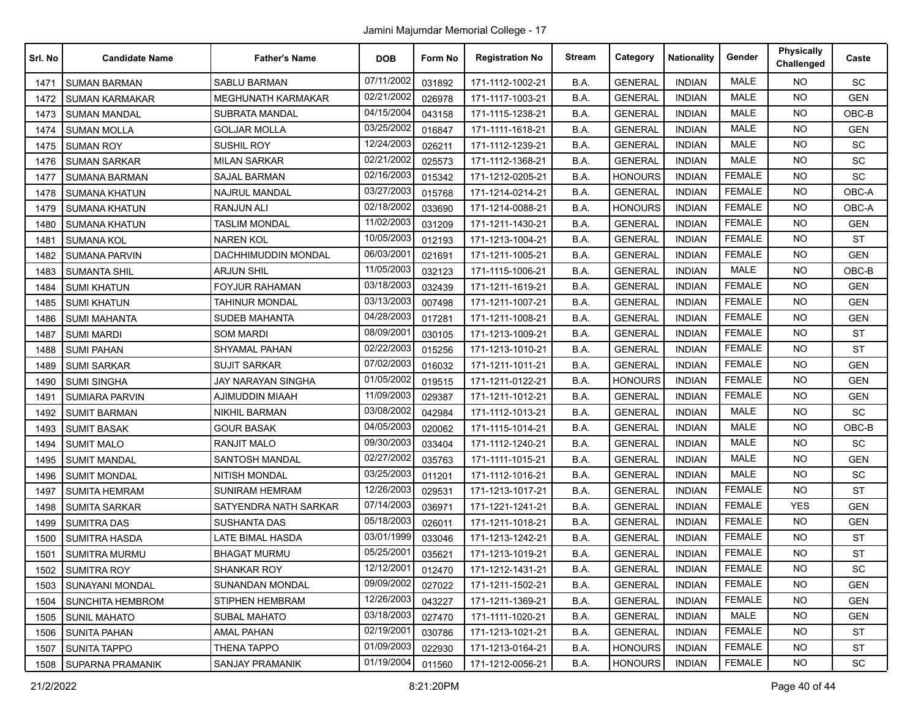Jamini Majumdar Memorial College - 17

| Srl. No | Candidate Name | Father's Name | DOB | Form No | Registration No | Stream | Category | Nationality | Gender | Physically Challenged | Caste |
|---|---|---|---|---|---|---|---|---|---|---|---|
| 1471 | SUMAN BARMAN | SABLU BARMAN | 07/11/2002 | 031892 | 171-1112-1002-21 | B.A. | GENERAL | INDIAN | MALE | NO | SC |
| 1472 | SUMAN KARMAKAR | MEGHUNATH KARMAKAR | 02/21/2002 | 026978 | 171-1117-1003-21 | B.A. | GENERAL | INDIAN | MALE | NO | GEN |
| 1473 | SUMAN MANDAL | SUBRATA MANDAL | 04/15/2004 | 043158 | 171-1115-1238-21 | B.A. | GENERAL | INDIAN | MALE | NO | OBC-B |
| 1474 | SUMAN MOLLA | GOLJAR MOLLA | 03/25/2002 | 016847 | 171-1111-1618-21 | B.A. | GENERAL | INDIAN | MALE | NO | GEN |
| 1475 | SUMAN ROY | SUSHIL ROY | 12/24/2003 | 026211 | 171-1112-1239-21 | B.A. | GENERAL | INDIAN | MALE | NO | SC |
| 1476 | SUMAN SARKAR | MILAN SARKAR | 02/21/2002 | 025573 | 171-1112-1368-21 | B.A. | GENERAL | INDIAN | MALE | NO | SC |
| 1477 | SUMANA BARMAN | SAJAL BARMAN | 02/16/2003 | 015342 | 171-1212-0205-21 | B.A. | HONOURS | INDIAN | FEMALE | NO | SC |
| 1478 | SUMANA KHATUN | NAJRUL MANDAL | 03/27/2003 | 015768 | 171-1214-0214-21 | B.A. | GENERAL | INDIAN | FEMALE | NO | OBC-A |
| 1479 | SUMANA KHATUN | RANJUN ALI | 02/18/2002 | 033690 | 171-1214-0088-21 | B.A. | HONOURS | INDIAN | FEMALE | NO | OBC-A |
| 1480 | SUMANA KHATUN | TASLIM MONDAL | 11/02/2003 | 031209 | 171-1211-1430-21 | B.A. | GENERAL | INDIAN | FEMALE | NO | GEN |
| 1481 | SUMANA KOL | NAREN KOL | 10/05/2003 | 012193 | 171-1213-1004-21 | B.A. | GENERAL | INDIAN | FEMALE | NO | ST |
| 1482 | SUMANA PARVIN | DACHHIMUDDIN MONDAL | 06/03/2001 | 021691 | 171-1211-1005-21 | B.A. | GENERAL | INDIAN | FEMALE | NO | GEN |
| 1483 | SUMANTA SHIL | ARJUN SHIL | 11/05/2003 | 032123 | 171-1115-1006-21 | B.A. | GENERAL | INDIAN | MALE | NO | OBC-B |
| 1484 | SUMI KHATUN | FOYJUR RAHAMAN | 03/18/2003 | 032439 | 171-1211-1619-21 | B.A. | GENERAL | INDIAN | FEMALE | NO | GEN |
| 1485 | SUMI KHATUN | TAHINUR MONDAL | 03/13/2003 | 007498 | 171-1211-1007-21 | B.A. | GENERAL | INDIAN | FEMALE | NO | GEN |
| 1486 | SUMI MAHANTA | SUDEB MAHANTA | 04/28/2003 | 017281 | 171-1211-1008-21 | B.A. | GENERAL | INDIAN | FEMALE | NO | GEN |
| 1487 | SUMI MARDI | SOM MARDI | 08/09/2001 | 030105 | 171-1213-1009-21 | B.A. | GENERAL | INDIAN | FEMALE | NO | ST |
| 1488 | SUMI PAHAN | SHYAMAL PAHAN | 02/22/2003 | 015256 | 171-1213-1010-21 | B.A. | GENERAL | INDIAN | FEMALE | NO | ST |
| 1489 | SUMI SARKAR | SUJIT SARKAR | 07/02/2003 | 016032 | 171-1211-1011-21 | B.A. | GENERAL | INDIAN | FEMALE | NO | GEN |
| 1490 | SUMI SINGHA | JAY NARAYAN SINGHA | 01/05/2002 | 019515 | 171-1211-0122-21 | B.A. | HONOURS | INDIAN | FEMALE | NO | GEN |
| 1491 | SUMIARA PARVIN | AJIMUDDIN MIAAH | 11/09/2003 | 029387 | 171-1211-1012-21 | B.A. | GENERAL | INDIAN | FEMALE | NO | GEN |
| 1492 | SUMIT BARMAN | NIKHIL BARMAN | 03/08/2002 | 042984 | 171-1112-1013-21 | B.A. | GENERAL | INDIAN | MALE | NO | SC |
| 1493 | SUMIT BASAK | GOUR BASAK | 04/05/2003 | 020062 | 171-1115-1014-21 | B.A. | GENERAL | INDIAN | MALE | NO | OBC-B |
| 1494 | SUMIT MALO | RANJIT MALO | 09/30/2003 | 033404 | 171-1112-1240-21 | B.A. | GENERAL | INDIAN | MALE | NO | SC |
| 1495 | SUMIT MANDAL | SANTOSH MANDAL | 02/27/2002 | 035763 | 171-1111-1015-21 | B.A. | GENERAL | INDIAN | MALE | NO | GEN |
| 1496 | SUMIT MONDAL | NITISH MONDAL | 03/25/2003 | 011201 | 171-1112-1016-21 | B.A. | GENERAL | INDIAN | MALE | NO | SC |
| 1497 | SUMITA HEMRAM | SUNIRAM HEMRAM | 12/26/2003 | 029531 | 171-1213-1017-21 | B.A. | GENERAL | INDIAN | FEMALE | NO | ST |
| 1498 | SUMITA SARKAR | SATYENDRA NATH SARKAR | 07/14/2003 | 036971 | 171-1221-1241-21 | B.A. | GENERAL | INDIAN | FEMALE | YES | GEN |
| 1499 | SUMITRA DAS | SUSHANTA DAS | 05/18/2003 | 026011 | 171-1211-1018-21 | B.A. | GENERAL | INDIAN | FEMALE | NO | GEN |
| 1500 | SUMITRA HASDA | LATE BIMAL HASDA | 03/01/1999 | 033046 | 171-1213-1242-21 | B.A. | GENERAL | INDIAN | FEMALE | NO | ST |
| 1501 | SUMITRA MURMU | BHAGAT MURMU | 05/25/2001 | 035621 | 171-1213-1019-21 | B.A. | GENERAL | INDIAN | FEMALE | NO | ST |
| 1502 | SUMITRA ROY | SHANKAR ROY | 12/12/2001 | 012470 | 171-1212-1431-21 | B.A. | GENERAL | INDIAN | FEMALE | NO | SC |
| 1503 | SUNAYANI MONDAL | SUNANDAN MONDAL | 09/09/2002 | 027022 | 171-1211-1502-21 | B.A. | GENERAL | INDIAN | FEMALE | NO | GEN |
| 1504 | SUNCHITA HEMBROM | STIPHEN HEMBRAM | 12/26/2003 | 043227 | 171-1211-1369-21 | B.A. | GENERAL | INDIAN | FEMALE | NO | GEN |
| 1505 | SUNIL MAHATO | SUBAL MAHATO | 03/18/2003 | 027470 | 171-1111-1020-21 | B.A. | GENERAL | INDIAN | MALE | NO | GEN |
| 1506 | SUNITA PAHAN | AMAL PAHAN | 02/19/2001 | 030786 | 171-1213-1021-21 | B.A. | GENERAL | INDIAN | FEMALE | NO | ST |
| 1507 | SUNITA TAPPO | THENA TAPPO | 01/09/2003 | 022930 | 171-1213-0164-21 | B.A. | HONOURS | INDIAN | FEMALE | NO | ST |
| 1508 | SUPARNA PRAMANIK | SANJAY PRAMANIK | 01/19/2004 | 011560 | 171-1212-0056-21 | B.A. | HONOURS | INDIAN | FEMALE | NO | SC |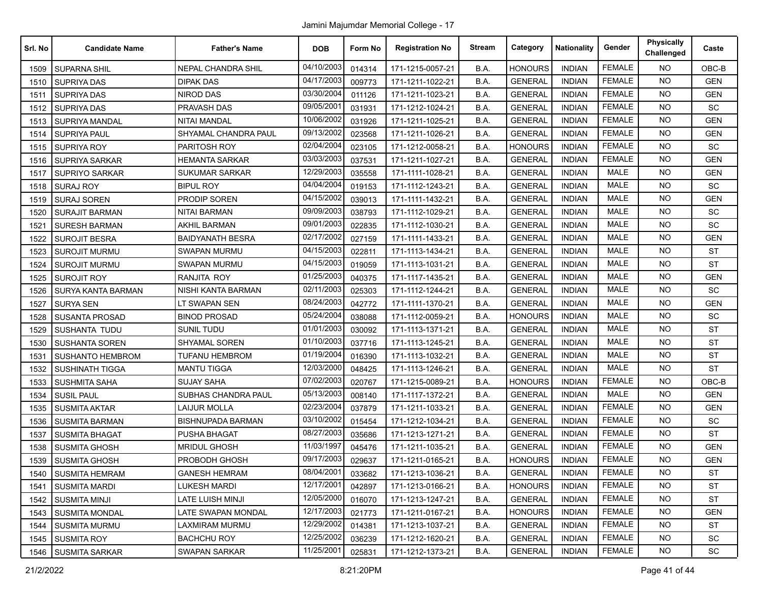Jamini Majumdar Memorial College - 17

| Srl. No | Candidate Name | Father's Name | DOB | Form No | Registration No | Stream | Category | Nationality | Gender | Physically Challenged | Caste |
|---|---|---|---|---|---|---|---|---|---|---|---|
| 1509 | SUPARNA SHIL | NEPAL CHANDRA SHIL | 04/10/2003 | 014314 | 171-1215-0057-21 | B.A. | HONOURS | INDIAN | FEMALE | NO | OBC-B |
| 1510 | SUPRIYA DAS | DIPAK DAS | 04/17/2003 | 009773 | 171-1211-1022-21 | B.A. | GENERAL | INDIAN | FEMALE | NO | GEN |
| 1511 | SUPRIYA DAS | NIROD DAS | 03/30/2004 | 011126 | 171-1211-1023-21 | B.A. | GENERAL | INDIAN | FEMALE | NO | GEN |
| 1512 | SUPRIYA DAS | PRAVASH DAS | 09/05/2001 | 031931 | 171-1212-1024-21 | B.A. | GENERAL | INDIAN | FEMALE | NO | SC |
| 1513 | SUPRIYA MANDAL | NITAI MANDAL | 10/06/2002 | 031926 | 171-1211-1025-21 | B.A. | GENERAL | INDIAN | FEMALE | NO | GEN |
| 1514 | SUPRIYA PAUL | SHYAMAL CHANDRA PAUL | 09/13/2002 | 023568 | 171-1211-1026-21 | B.A. | GENERAL | INDIAN | FEMALE | NO | GEN |
| 1515 | SUPRIYA ROY | PARITOSH ROY | 02/04/2004 | 023105 | 171-1212-0058-21 | B.A. | HONOURS | INDIAN | FEMALE | NO | SC |
| 1516 | SUPRIYA SARKAR | HEMANTA SARKAR | 03/03/2003 | 037531 | 171-1211-1027-21 | B.A. | GENERAL | INDIAN | FEMALE | NO | GEN |
| 1517 | SUPRIYO SARKAR | SUKUMAR SARKAR | 12/29/2003 | 035558 | 171-1111-1028-21 | B.A. | GENERAL | INDIAN | MALE | NO | GEN |
| 1518 | SURAJ ROY | BIPUL ROY | 04/04/2004 | 019153 | 171-1112-1243-21 | B.A. | GENERAL | INDIAN | MALE | NO | SC |
| 1519 | SURAJ SOREN | PRODIP SOREN | 04/15/2002 | 039013 | 171-1111-1432-21 | B.A. | GENERAL | INDIAN | MALE | NO | GEN |
| 1520 | SURAJIT BARMAN | NITAI BARMAN | 09/09/2003 | 038793 | 171-1112-1029-21 | B.A. | GENERAL | INDIAN | MALE | NO | SC |
| 1521 | SURESH BARMAN | AKHIL BARMAN | 09/01/2003 | 022835 | 171-1112-1030-21 | B.A. | GENERAL | INDIAN | MALE | NO | SC |
| 1522 | SUROJIT BESRA | BAIDYANATH BESRA | 02/17/2002 | 027159 | 171-1111-1433-21 | B.A. | GENERAL | INDIAN | MALE | NO | GEN |
| 1523 | SUROJIT MURMU | SWAPAN MURMU | 04/15/2003 | 022811 | 171-1113-1434-21 | B.A. | GENERAL | INDIAN | MALE | NO | ST |
| 1524 | SUROJIT MURMU | SWAPAN MURMU | 04/15/2003 | 019059 | 171-1113-1031-21 | B.A. | GENERAL | INDIAN | MALE | NO | ST |
| 1525 | SUROJIT ROY | RANJITA ROY | 01/25/2003 | 040375 | 171-1117-1435-21 | B.A. | GENERAL | INDIAN | MALE | NO | GEN |
| 1526 | SURYA KANTA BARMAN | NISHI KANTA BARMAN | 02/11/2003 | 025303 | 171-1112-1244-21 | B.A. | GENERAL | INDIAN | MALE | NO | SC |
| 1527 | SURYA SEN | LT SWAPAN SEN | 08/24/2003 | 042772 | 171-1111-1370-21 | B.A. | GENERAL | INDIAN | MALE | NO | GEN |
| 1528 | SUSANTA PROSAD | BINOD PROSAD | 05/24/2004 | 038088 | 171-1112-0059-21 | B.A. | HONOURS | INDIAN | MALE | NO | SC |
| 1529 | SUSHANTA TUDU | SUNIL TUDU | 01/01/2003 | 030092 | 171-1113-1371-21 | B.A. | GENERAL | INDIAN | MALE | NO | ST |
| 1530 | SUSHANTA SOREN | SHYAMAL SOREN | 01/10/2003 | 037716 | 171-1113-1245-21 | B.A. | GENERAL | INDIAN | MALE | NO | ST |
| 1531 | SUSHANTO HEMBROM | TUFANU HEMBROM | 01/19/2004 | 016390 | 171-1113-1032-21 | B.A. | GENERAL | INDIAN | MALE | NO | ST |
| 1532 | SUSHINATH TIGGA | MANTU TIGGA | 12/03/2000 | 048425 | 171-1113-1246-21 | B.A. | GENERAL | INDIAN | MALE | NO | ST |
| 1533 | SUSHMITA SAHA | SUJAY SAHA | 07/02/2003 | 020767 | 171-1215-0089-21 | B.A. | HONOURS | INDIAN | FEMALE | NO | OBC-B |
| 1534 | SUSIL PAUL | SUBHAS CHANDRA PAUL | 05/13/2003 | 008140 | 171-1117-1372-21 | B.A. | GENERAL | INDIAN | MALE | NO | GEN |
| 1535 | SUSMITA AKTAR | LAIJUR MOLLA | 02/23/2004 | 037879 | 171-1211-1033-21 | B.A. | GENERAL | INDIAN | FEMALE | NO | GEN |
| 1536 | SUSMITA BARMAN | BISHNUPADA BARMAN | 03/10/2002 | 015454 | 171-1212-1034-21 | B.A. | GENERAL | INDIAN | FEMALE | NO | SC |
| 1537 | SUSMITA BHAGAT | PUSHA BHAGAT | 08/27/2003 | 035686 | 171-1213-1271-21 | B.A. | GENERAL | INDIAN | FEMALE | NO | ST |
| 1538 | SUSMITA GHOSH | MRIDUL GHOSH | 11/03/1997 | 045476 | 171-1211-1035-21 | B.A. | GENERAL | INDIAN | FEMALE | NO | GEN |
| 1539 | SUSMITA GHOSH | PROBODH GHOSH | 09/17/2003 | 029637 | 171-1211-0165-21 | B.A. | HONOURS | INDIAN | FEMALE | NO | GEN |
| 1540 | SUSMITA HEMRAM | GANESH HEMRAM | 08/04/2001 | 033682 | 171-1213-1036-21 | B.A. | GENERAL | INDIAN | FEMALE | NO | ST |
| 1541 | SUSMITA MARDI | LUKESH MARDI | 12/17/2001 | 042897 | 171-1213-0166-21 | B.A. | HONOURS | INDIAN | FEMALE | NO | ST |
| 1542 | SUSMITA MINJI | LATE LUISH MINJI | 12/05/2000 | 016070 | 171-1213-1247-21 | B.A. | GENERAL | INDIAN | FEMALE | NO | ST |
| 1543 | SUSMITA MONDAL | LATE SWAPAN MONDAL | 12/17/2003 | 021773 | 171-1211-0167-21 | B.A. | HONOURS | INDIAN | FEMALE | NO | GEN |
| 1544 | SUSMITA MURMU | LAXMIRAM MURMU | 12/29/2002 | 014381 | 171-1213-1037-21 | B.A. | GENERAL | INDIAN | FEMALE | NO | ST |
| 1545 | SUSMITA ROY | BACHCHU ROY | 12/25/2002 | 036239 | 171-1212-1620-21 | B.A. | GENERAL | INDIAN | FEMALE | NO | SC |
| 1546 | SUSMITA SARKAR | SWAPAN SARKAR | 11/25/2001 | 025831 | 171-1212-1373-21 | B.A. | GENERAL | INDIAN | FEMALE | NO | SC |

21/2/2022 8:21:20PM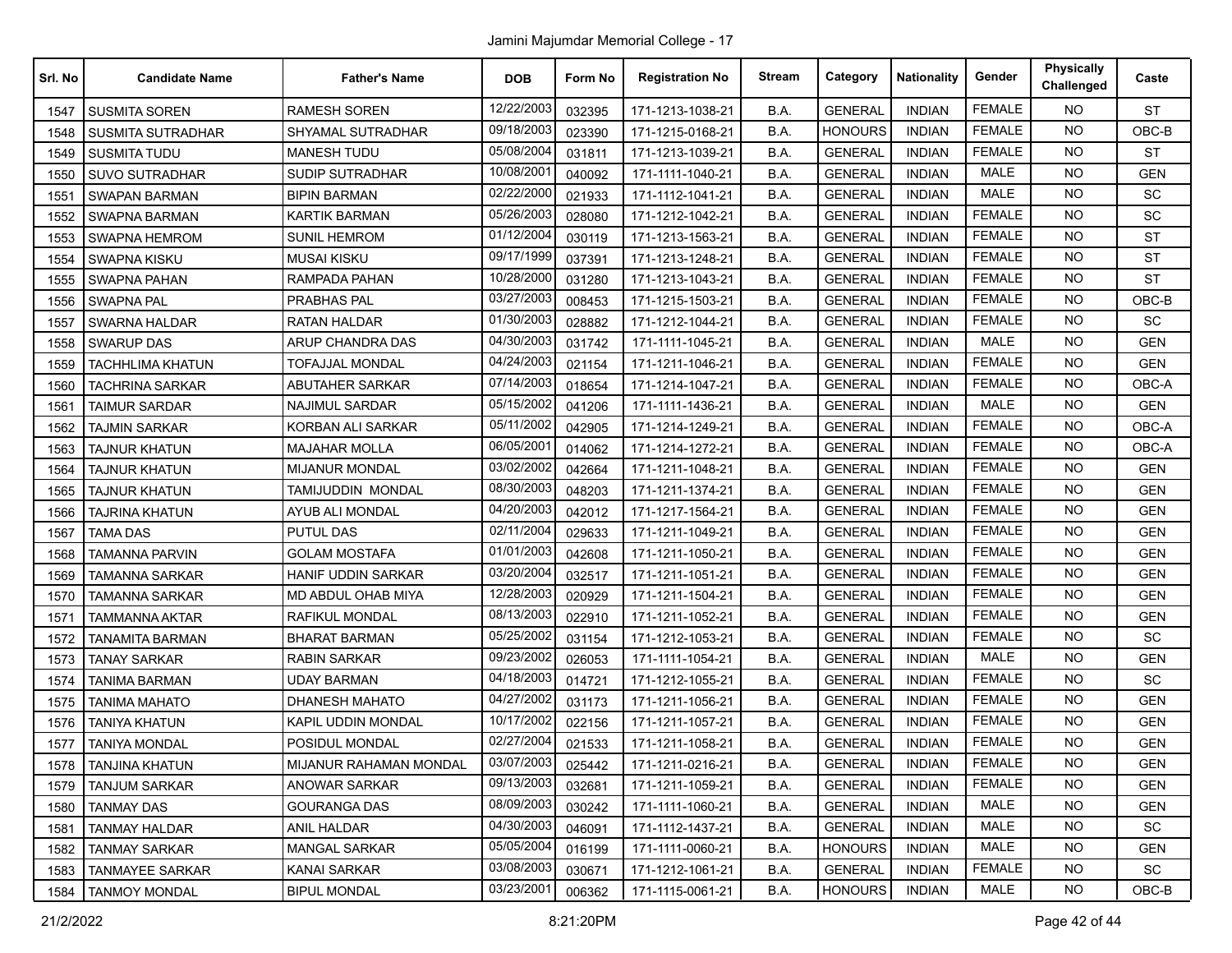# Jamini Majumdar Memorial College - 17

| Srl. No | Candidate Name | Father's Name | DOB | Form No | Registration No | Stream | Category | Nationality | Gender | Physically Challenged | Caste |
|---|---|---|---|---|---|---|---|---|---|---|---|
| 1547 | SUSMITA SOREN | RAMESH SOREN | 12/22/2003 | 032395 | 171-1213-1038-21 | B.A. | GENERAL | INDIAN | FEMALE | NO | ST |
| 1548 | SUSMITA SUTRADHAR | SHYAMAL SUTRADHAR | 09/18/2003 | 023390 | 171-1215-0168-21 | B.A. | HONOURS | INDIAN | FEMALE | NO | OBC-B |
| 1549 | SUSMITA TUDU | MANESH TUDU | 05/08/2004 | 031811 | 171-1213-1039-21 | B.A. | GENERAL | INDIAN | FEMALE | NO | ST |
| 1550 | SUVO SUTRADHAR | SUDIP SUTRADHAR | 10/08/2001 | 040092 | 171-1111-1040-21 | B.A. | GENERAL | INDIAN | MALE | NO | GEN |
| 1551 | SWAPAN BARMAN | BIPIN BARMAN | 02/22/2000 | 021933 | 171-1112-1041-21 | B.A. | GENERAL | INDIAN | MALE | NO | SC |
| 1552 | SWAPNA BARMAN | KARTIK BARMAN | 05/26/2003 | 028080 | 171-1212-1042-21 | B.A. | GENERAL | INDIAN | FEMALE | NO | SC |
| 1553 | SWAPNA HEMROM | SUNIL HEMROM | 01/12/2004 | 030119 | 171-1213-1563-21 | B.A. | GENERAL | INDIAN | FEMALE | NO | ST |
| 1554 | SWAPNA KISKU | MUSAI KISKU | 09/17/1999 | 037391 | 171-1213-1248-21 | B.A. | GENERAL | INDIAN | FEMALE | NO | ST |
| 1555 | SWAPNA PAHAN | RAMPADA PAHAN | 10/28/2000 | 031280 | 171-1213-1043-21 | B.A. | GENERAL | INDIAN | FEMALE | NO | ST |
| 1556 | SWAPNA PAL | PRABHAS PAL | 03/27/2003 | 008453 | 171-1215-1503-21 | B.A. | GENERAL | INDIAN | FEMALE | NO | OBC-B |
| 1557 | SWARNA HALDAR | RATAN HALDAR | 01/30/2003 | 028882 | 171-1212-1044-21 | B.A. | GENERAL | INDIAN | FEMALE | NO | SC |
| 1558 | SWARUP DAS | ARUP CHANDRA DAS | 04/30/2003 | 031742 | 171-1111-1045-21 | B.A. | GENERAL | INDIAN | MALE | NO | GEN |
| 1559 | TACHHLIMA KHATUN | TOFAJJAL MONDAL | 04/24/2003 | 021154 | 171-1211-1046-21 | B.A. | GENERAL | INDIAN | FEMALE | NO | GEN |
| 1560 | TACHRINA SARKAR | ABUTAHER SARKAR | 07/14/2003 | 018654 | 171-1214-1047-21 | B.A. | GENERAL | INDIAN | FEMALE | NO | OBC-A |
| 1561 | TAIMUR SARDAR | NAJIMUL SARDAR | 05/15/2002 | 041206 | 171-1111-1436-21 | B.A. | GENERAL | INDIAN | MALE | NO | GEN |
| 1562 | TAJMIN SARKAR | KORBAN ALI SARKAR | 05/11/2002 | 042905 | 171-1214-1249-21 | B.A. | GENERAL | INDIAN | FEMALE | NO | OBC-A |
| 1563 | TAJNUR KHATUN | MAJAHAR MOLLA | 06/05/2001 | 014062 | 171-1214-1272-21 | B.A. | GENERAL | INDIAN | FEMALE | NO | OBC-A |
| 1564 | TAJNUR KHATUN | MIJANUR MONDAL | 03/02/2002 | 042664 | 171-1211-1048-21 | B.A. | GENERAL | INDIAN | FEMALE | NO | GEN |
| 1565 | TAJNUR KHATUN | TAMIJUDDIN MONDAL | 08/30/2003 | 048203 | 171-1211-1374-21 | B.A. | GENERAL | INDIAN | FEMALE | NO | GEN |
| 1566 | TAJRINA KHATUN | AYUB ALI MONDAL | 04/20/2003 | 042012 | 171-1217-1564-21 | B.A. | GENERAL | INDIAN | FEMALE | NO | GEN |
| 1567 | TAMA DAS | PUTUL DAS | 02/11/2004 | 029633 | 171-1211-1049-21 | B.A. | GENERAL | INDIAN | FEMALE | NO | GEN |
| 1568 | TAMANNA PARVIN | GOLAM MOSTAFA | 01/01/2003 | 042608 | 171-1211-1050-21 | B.A. | GENERAL | INDIAN | FEMALE | NO | GEN |
| 1569 | TAMANNA SARKAR | HANIF UDDIN SARKAR | 03/20/2004 | 032517 | 171-1211-1051-21 | B.A. | GENERAL | INDIAN | FEMALE | NO | GEN |
| 1570 | TAMANNA SARKAR | MD ABDUL OHAB MIYA | 12/28/2003 | 020929 | 171-1211-1504-21 | B.A. | GENERAL | INDIAN | FEMALE | NO | GEN |
| 1571 | TAMMANNA AKTAR | RAFIKUL MONDAL | 08/13/2003 | 022910 | 171-1211-1052-21 | B.A. | GENERAL | INDIAN | FEMALE | NO | GEN |
| 1572 | TANAMITA BARMAN | BHARAT BARMAN | 05/25/2002 | 031154 | 171-1212-1053-21 | B.A. | GENERAL | INDIAN | FEMALE | NO | SC |
| 1573 | TANAY SARKAR | RABIN SARKAR | 09/23/2002 | 026053 | 171-1111-1054-21 | B.A. | GENERAL | INDIAN | MALE | NO | GEN |
| 1574 | TANIMA BARMAN | UDAY BARMAN | 04/18/2003 | 014721 | 171-1212-1055-21 | B.A. | GENERAL | INDIAN | FEMALE | NO | SC |
| 1575 | TANIMA MAHATO | DHANESH MAHATO | 04/27/2002 | 031173 | 171-1211-1056-21 | B.A. | GENERAL | INDIAN | FEMALE | NO | GEN |
| 1576 | TANIYA KHATUN | KAPIL UDDIN MONDAL | 10/17/2002 | 022156 | 171-1211-1057-21 | B.A. | GENERAL | INDIAN | FEMALE | NO | GEN |
| 1577 | TANIYA MONDAL | POSIDUL MONDAL | 02/27/2004 | 021533 | 171-1211-1058-21 | B.A. | GENERAL | INDIAN | FEMALE | NO | GEN |
| 1578 | TANJINA KHATUN | MIJANUR RAHAMAN MONDAL | 03/07/2003 | 025442 | 171-1211-0216-21 | B.A. | GENERAL | INDIAN | FEMALE | NO | GEN |
| 1579 | TANJUM SARKAR | ANOWAR SARKAR | 09/13/2003 | 032681 | 171-1211-1059-21 | B.A. | GENERAL | INDIAN | FEMALE | NO | GEN |
| 1580 | TANMAY DAS | GOURANGA DAS | 08/09/2003 | 030242 | 171-1111-1060-21 | B.A. | GENERAL | INDIAN | MALE | NO | GEN |
| 1581 | TANMAY HALDAR | ANIL HALDAR | 04/30/2003 | 046091 | 171-1112-1437-21 | B.A. | GENERAL | INDIAN | MALE | NO | SC |
| 1582 | TANMAY SARKAR | MANGAL SARKAR | 05/05/2004 | 016199 | 171-1111-0060-21 | B.A. | HONOURS | INDIAN | MALE | NO | GEN |
| 1583 | TANMAYEE SARKAR | KANAI SARKAR | 03/08/2003 | 030671 | 171-1212-1061-21 | B.A. | GENERAL | INDIAN | FEMALE | NO | SC |
| 1584 | TANMOY MONDAL | BIPUL MONDAL | 03/23/2001 | 006362 | 171-1115-0061-21 | B.A. | HONOURS | INDIAN | MALE | NO | OBC-B |

21/2/2022 8:21:20PM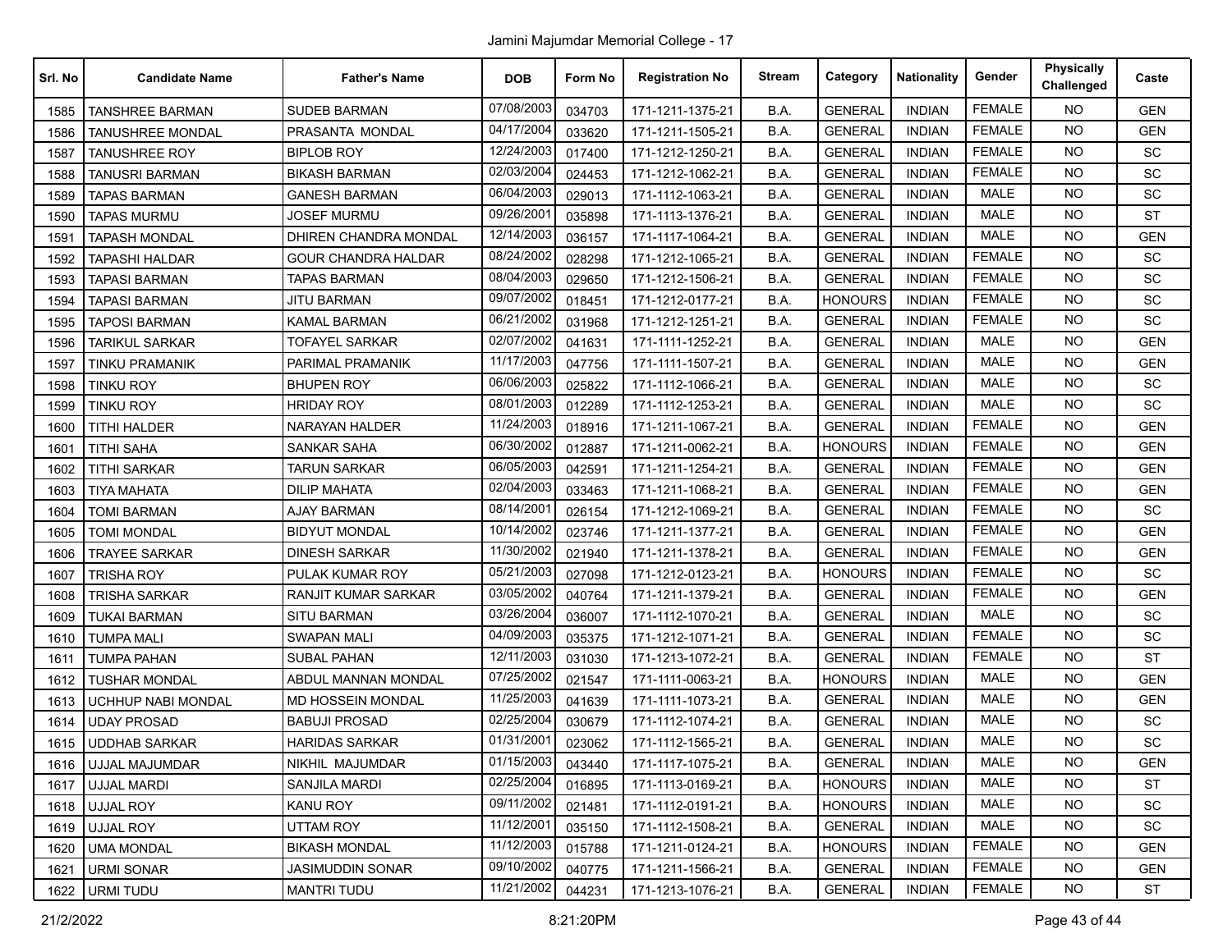Jamini Majumdar Memorial College - 17

| Srl. No | Candidate Name | Father's Name | DOB | Form No | Registration No | Stream | Category | Nationality | Gender | Physically Challenged | Caste |
|---|---|---|---|---|---|---|---|---|---|---|---|
| 1585 | TANSHREE BARMAN | SUDEB BARMAN | 07/08/2003 | 034703 | 171-1211-1375-21 | B.A. | GENERAL | INDIAN | FEMALE | NO | GEN |
| 1586 | TANUSHREE MONDAL | PRASANTA MONDAL | 04/17/2004 | 033620 | 171-1211-1505-21 | B.A. | GENERAL | INDIAN | FEMALE | NO | GEN |
| 1587 | TANUSHREE ROY | BIPLOB ROY | 12/24/2003 | 017400 | 171-1212-1250-21 | B.A. | GENERAL | INDIAN | FEMALE | NO | SC |
| 1588 | TANUSRI BARMAN | BIKASH BARMAN | 02/03/2004 | 024453 | 171-1212-1062-21 | B.A. | GENERAL | INDIAN | FEMALE | NO | SC |
| 1589 | TAPAS BARMAN | GANESH BARMAN | 06/04/2003 | 029013 | 171-1112-1063-21 | B.A. | GENERAL | INDIAN | MALE | NO | SC |
| 1590 | TAPAS MURMU | JOSEF MURMU | 09/26/2001 | 035898 | 171-1113-1376-21 | B.A. | GENERAL | INDIAN | MALE | NO | ST |
| 1591 | TAPASH MONDAL | DHIREN CHANDRA MONDAL | 12/14/2003 | 036157 | 171-1117-1064-21 | B.A. | GENERAL | INDIAN | MALE | NO | GEN |
| 1592 | TAPASHI HALDAR | GOUR CHANDRA HALDAR | 08/24/2002 | 028298 | 171-1212-1065-21 | B.A. | GENERAL | INDIAN | FEMALE | NO | SC |
| 1593 | TAPASI BARMAN | TAPAS BARMAN | 08/04/2003 | 029650 | 171-1212-1506-21 | B.A. | GENERAL | INDIAN | FEMALE | NO | SC |
| 1594 | TAPASI BARMAN | JITU BARMAN | 09/07/2002 | 018451 | 171-1212-0177-21 | B.A. | HONOURS | INDIAN | FEMALE | NO | SC |
| 1595 | TAPOSI BARMAN | KAMAL BARMAN | 06/21/2002 | 031968 | 171-1212-1251-21 | B.A. | GENERAL | INDIAN | FEMALE | NO | SC |
| 1596 | TARIKUL SARKAR | TOFAYEL SARKAR | 02/07/2002 | 041631 | 171-1111-1252-21 | B.A. | GENERAL | INDIAN | MALE | NO | GEN |
| 1597 | TINKU PRAMANIK | PARIMAL PRAMANIK | 11/17/2003 | 047756 | 171-1111-1507-21 | B.A. | GENERAL | INDIAN | MALE | NO | GEN |
| 1598 | TINKU ROY | BHUPEN ROY | 06/06/2003 | 025822 | 171-1112-1066-21 | B.A. | GENERAL | INDIAN | MALE | NO | SC |
| 1599 | TINKU ROY | HRIDAY ROY | 08/01/2003 | 012289 | 171-1112-1253-21 | B.A. | GENERAL | INDIAN | MALE | NO | SC |
| 1600 | TITHI HALDER | NARAYAN HALDER | 11/24/2003 | 018916 | 171-1211-1067-21 | B.A. | GENERAL | INDIAN | FEMALE | NO | GEN |
| 1601 | TITHI SAHA | SANKAR SAHA | 06/30/2002 | 012887 | 171-1211-0062-21 | B.A. | HONOURS | INDIAN | FEMALE | NO | GEN |
| 1602 | TITHI SARKAR | TARUN SARKAR | 06/05/2003 | 042591 | 171-1211-1254-21 | B.A. | GENERAL | INDIAN | FEMALE | NO | GEN |
| 1603 | TIYA MAHATA | DILIP MAHATA | 02/04/2003 | 033463 | 171-1211-1068-21 | B.A. | GENERAL | INDIAN | FEMALE | NO | GEN |
| 1604 | TOMI BARMAN | AJAY BARMAN | 08/14/2001 | 026154 | 171-1212-1069-21 | B.A. | GENERAL | INDIAN | FEMALE | NO | SC |
| 1605 | TOMI MONDAL | BIDYUT MONDAL | 10/14/2002 | 023746 | 171-1211-1377-21 | B.A. | GENERAL | INDIAN | FEMALE | NO | GEN |
| 1606 | TRAYEE SARKAR | DINESH SARKAR | 11/30/2002 | 021940 | 171-1211-1378-21 | B.A. | GENERAL | INDIAN | FEMALE | NO | GEN |
| 1607 | TRISHA ROY | PULAK KUMAR ROY | 05/21/2003 | 027098 | 171-1212-0123-21 | B.A. | HONOURS | INDIAN | FEMALE | NO | SC |
| 1608 | TRISHA SARKAR | RANJIT KUMAR SARKAR | 03/05/2002 | 040764 | 171-1211-1379-21 | B.A. | GENERAL | INDIAN | FEMALE | NO | GEN |
| 1609 | TUKAI BARMAN | SITU BARMAN | 03/26/2004 | 036007 | 171-1112-1070-21 | B.A. | GENERAL | INDIAN | MALE | NO | SC |
| 1610 | TUMPA MALI | SWAPAN MALI | 04/09/2003 | 035375 | 171-1212-1071-21 | B.A. | GENERAL | INDIAN | FEMALE | NO | SC |
| 1611 | TUMPA PAHAN | SUBAL PAHAN | 12/11/2003 | 031030 | 171-1213-1072-21 | B.A. | GENERAL | INDIAN | FEMALE | NO | ST |
| 1612 | TUSHAR MONDAL | ABDUL MANNAN MONDAL | 07/25/2002 | 021547 | 171-1111-0063-21 | B.A. | HONOURS | INDIAN | MALE | NO | GEN |
| 1613 | UCHHUP NABI MONDAL | MD HOSSEIN MONDAL | 11/25/2003 | 041639 | 171-1111-1073-21 | B.A. | GENERAL | INDIAN | MALE | NO | GEN |
| 1614 | UDAY PROSAD | BABUJI PROSAD | 02/25/2004 | 030679 | 171-1112-1074-21 | B.A. | GENERAL | INDIAN | MALE | NO | SC |
| 1615 | UDDHAB SARKAR | HARIDAS SARKAR | 01/31/2001 | 023062 | 171-1112-1565-21 | B.A. | GENERAL | INDIAN | MALE | NO | SC |
| 1616 | UJJAL MAJUMDAR | NIKHIL MAJUMDAR | 01/15/2003 | 043440 | 171-1117-1075-21 | B.A. | GENERAL | INDIAN | MALE | NO | GEN |
| 1617 | UJJAL MARDI | SANJILA MARDI | 02/25/2004 | 016895 | 171-1113-0169-21 | B.A. | HONOURS | INDIAN | MALE | NO | ST |
| 1618 | UJJAL ROY | KANU ROY | 09/11/2002 | 021481 | 171-1112-0191-21 | B.A. | HONOURS | INDIAN | MALE | NO | SC |
| 1619 | UJJAL ROY | UTTAM ROY | 11/12/2001 | 035150 | 171-1112-1508-21 | B.A. | GENERAL | INDIAN | MALE | NO | SC |
| 1620 | UMA MONDAL | BIKASH MONDAL | 11/12/2003 | 015788 | 171-1211-0124-21 | B.A. | HONOURS | INDIAN | FEMALE | NO | GEN |
| 1621 | URMI SONAR | JASIMUDDIN SONAR | 09/10/2002 | 040775 | 171-1211-1566-21 | B.A. | GENERAL | INDIAN | FEMALE | NO | GEN |
| 1622 | URMI TUDU | MANTRI TUDU | 11/21/2002 | 044231 | 171-1213-1076-21 | B.A. | GENERAL | INDIAN | FEMALE | NO | ST |

21/2/2022 8:21:20PM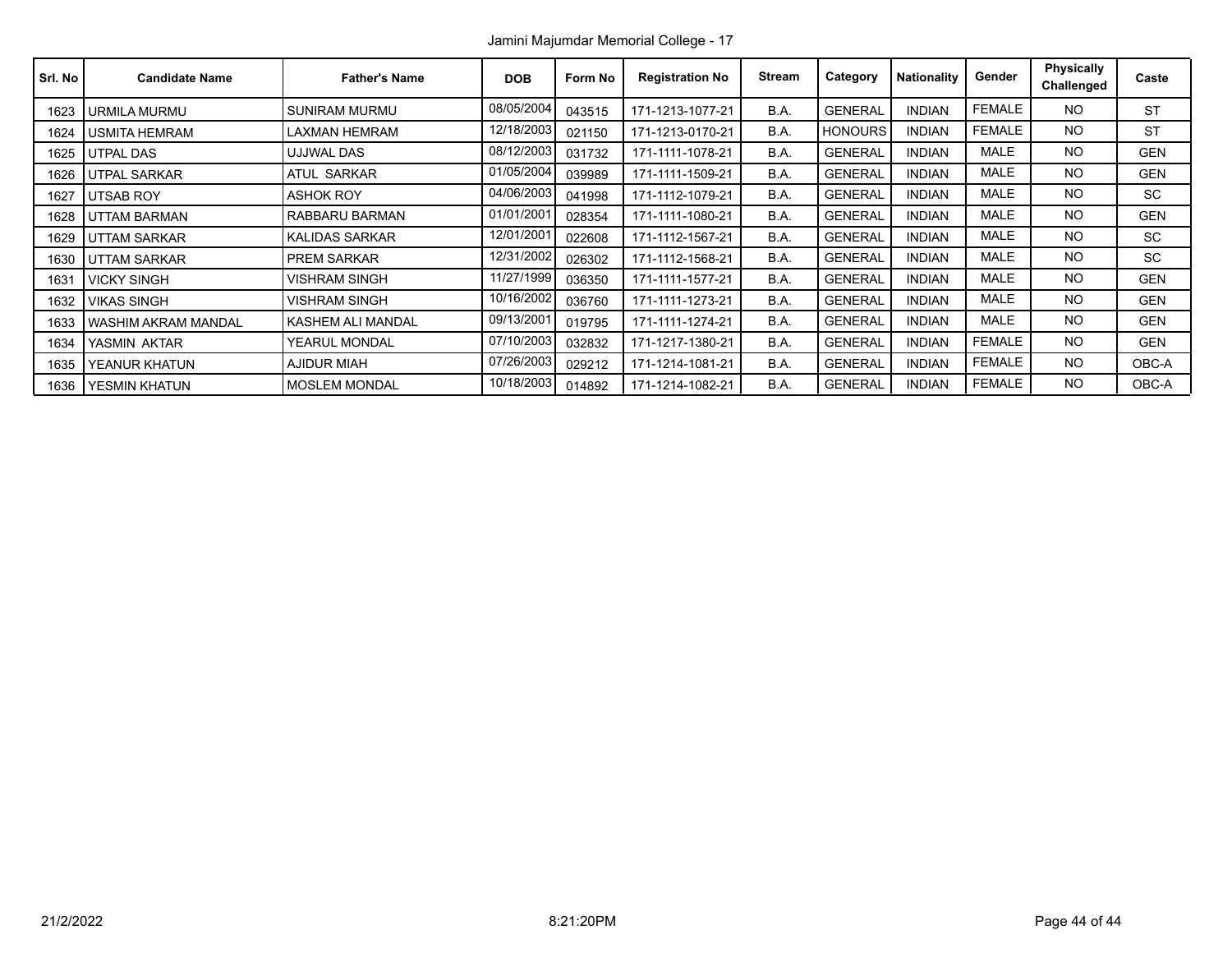Jamini Majumdar Memorial College - 17

| Srl. No | Candidate Name | Father's Name | DOB | Form No | Registration No | Stream | Category | Nationality | Gender | Physically Challenged | Caste |
|---|---|---|---|---|---|---|---|---|---|---|---|
| 1623 | URMILA MURMU | SUNIRAM MURMU | 08/05/2004 | 043515 | 171-1213-1077-21 | B.A. | GENERAL | INDIAN | FEMALE | NO | ST |
| 1624 | USMITA HEMRAM | LAXMAN HEMRAM | 12/18/2003 | 021150 | 171-1213-0170-21 | B.A. | HONOURS | INDIAN | FEMALE | NO | ST |
| 1625 | UTPAL DAS | UJJWAL DAS | 08/12/2003 | 031732 | 171-1111-1078-21 | B.A. | GENERAL | INDIAN | MALE | NO | GEN |
| 1626 | UTPAL SARKAR | ATUL SARKAR | 01/05/2004 | 039989 | 171-1111-1509-21 | B.A. | GENERAL | INDIAN | MALE | NO | GEN |
| 1627 | UTSAB ROY | ASHOK ROY | 04/06/2003 | 041998 | 171-1112-1079-21 | B.A. | GENERAL | INDIAN | MALE | NO | SC |
| 1628 | UTTAM BARMAN | RABBARU BARMAN | 01/01/2001 | 028354 | 171-1111-1080-21 | B.A. | GENERAL | INDIAN | MALE | NO | GEN |
| 1629 | UTTAM SARKAR | KALIDAS SARKAR | 12/01/2001 | 022608 | 171-1112-1567-21 | B.A. | GENERAL | INDIAN | MALE | NO | SC |
| 1630 | UTTAM SARKAR | PREM SARKAR | 12/31/2002 | 026302 | 171-1112-1568-21 | B.A. | GENERAL | INDIAN | MALE | NO | SC |
| 1631 | VICKY SINGH | VISHRAM SINGH | 11/27/1999 | 036350 | 171-1111-1577-21 | B.A. | GENERAL | INDIAN | MALE | NO | GEN |
| 1632 | VIKAS SINGH | VISHRAM SINGH | 10/16/2002 | 036760 | 171-1111-1273-21 | B.A. | GENERAL | INDIAN | MALE | NO | GEN |
| 1633 | WASHIM AKRAM MANDAL | KASHEM ALI MANDAL | 09/13/2001 | 019795 | 171-1111-1274-21 | B.A. | GENERAL | INDIAN | MALE | NO | GEN |
| 1634 | YASMIN AKTAR | YEARUL MONDAL | 07/10/2003 | 032832 | 171-1217-1380-21 | B.A. | GENERAL | INDIAN | FEMALE | NO | GEN |
| 1635 | YEANUR KHATUN | AJIDUR MIAH | 07/26/2003 | 029212 | 171-1214-1081-21 | B.A. | GENERAL | INDIAN | FEMALE | NO | OBC-A |
| 1636 | YESMIN KHATUN | MOSLEM MONDAL | 10/18/2003 | 014892 | 171-1214-1082-21 | B.A. | GENERAL | INDIAN | FEMALE | NO | OBC-A |

21/2/2022 8:21:20PM